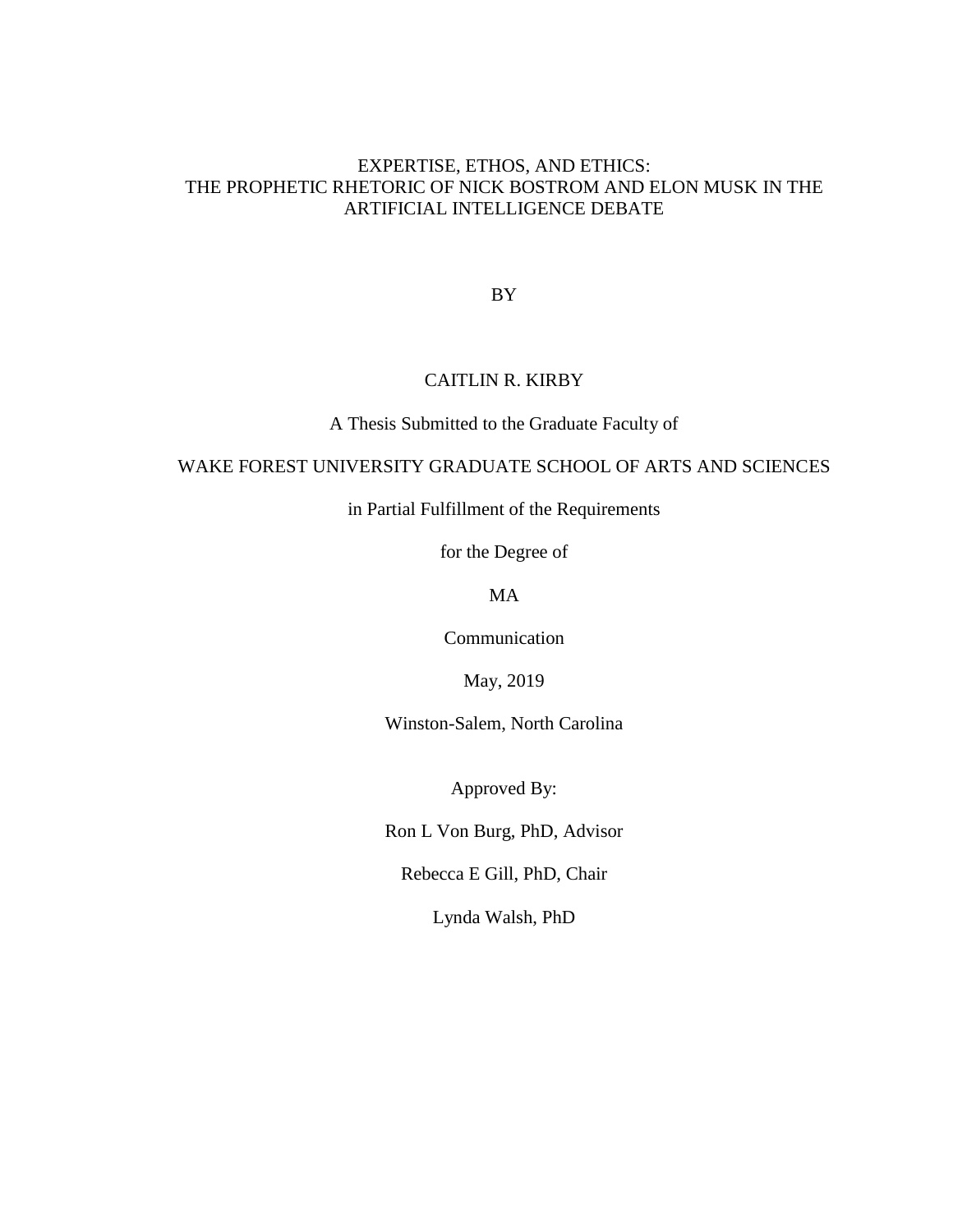# EXPERTISE, ETHOS, AND ETHICS: THE PROPHETIC RHETORIC OF NICK BOSTROM AND ELON MUSK IN THE ARTIFICIAL INTELLIGENCE DEBATE

BY

CAITLIN R. KIRBY

A Thesis Submitted to the Graduate Faculty of

WAKE FOREST UNIVERSITY GRADUATE SCHOOL OF ARTS AND SCIENCES

in Partial Fulfillment of the Requirements

for the Degree of

MA

Communication

May, 2019

Winston-Salem, North Carolina

Approved By:

Ron L Von Burg, PhD, Advisor

Rebecca E Gill, PhD, Chair

Lynda Walsh, PhD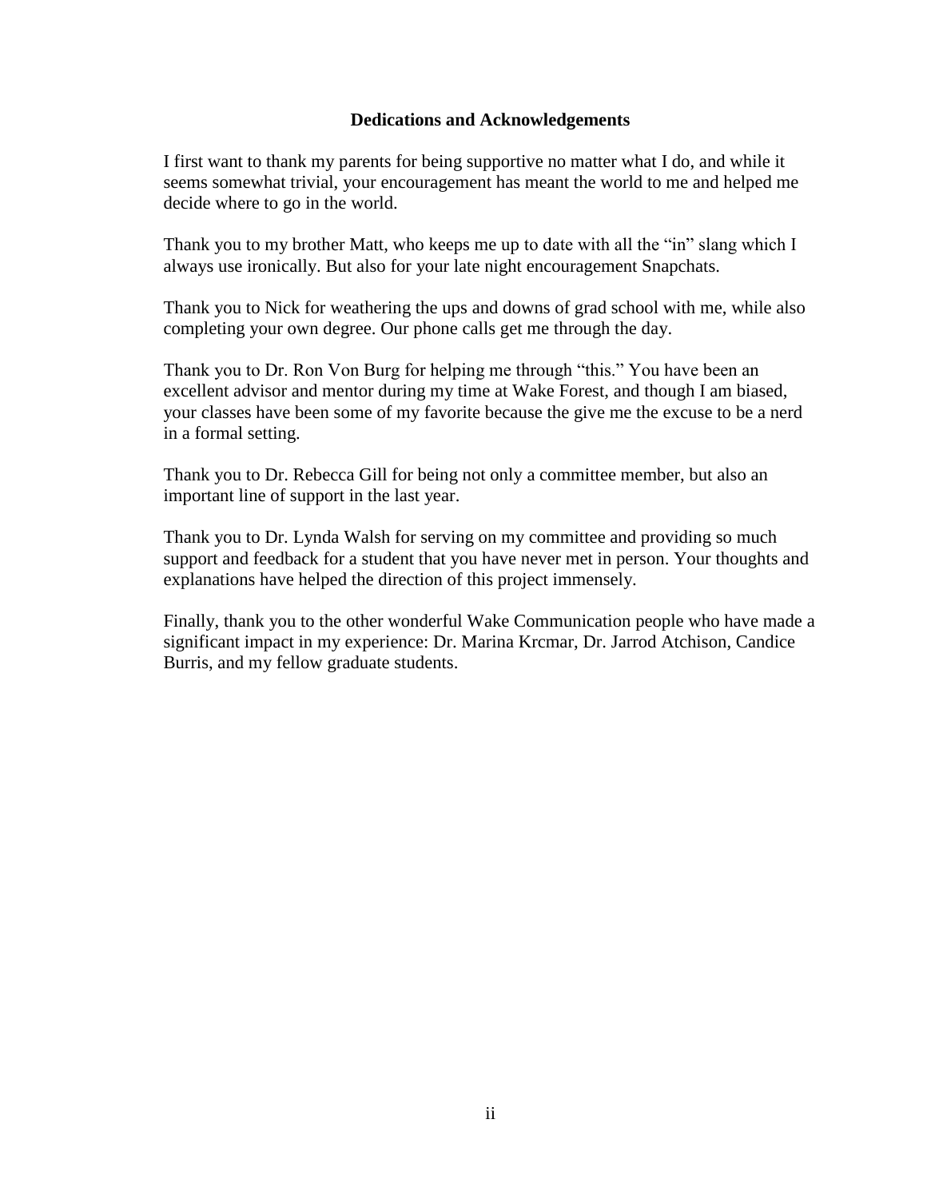## Dedications and Acknowledgements

I first want to thank my parents for being supportive no matter what I do, and while it seems somewhat trivial, your encouragement has meant the world to me and helped me decide where to go in the world.

Thank you to my brother Matt, who keeps me up to date with all the "in" slang which I always use ironically. But also for your late night encouragement Snapchats.

Thank you to Nick for weathering the ups and downs of grad school with me, while also completing your own degree. Our phone calls get me through the day.

Thank you to Dr. Ron Von Burg for helping me through "this." You have been an excellent advisor and mentor during my time at Wake Forest, and though I am biased, your classes have been some of my favorite because the give me the excuse to be a nerd in a formal setting.

Thank you to Dr. Rebecca Gill for being not only a committee member, but also an important line of support in the last year.

Thank you to Dr. Lynda Walsh for serving on my committee and providing so much support and feedback for a student that you have never met in person. Your thoughts and explanations have helped the direction of this project immensely.

Finally, thank you to the other wonderful Wake Communication people who have made a significant impact in my experience: Dr. Marina Krcmar, Dr. Jarrod Atchison, Candice Burris, and my fellow graduate students.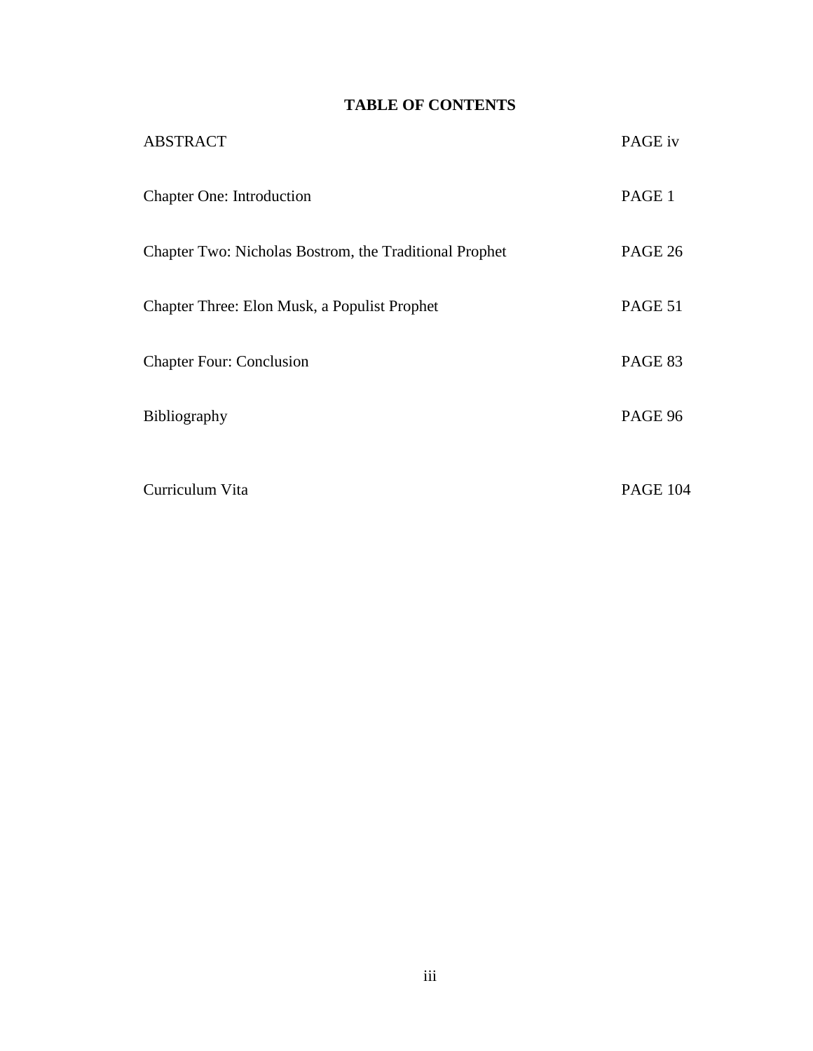# TABLE OF CONTENTS

| | |
|---|---|
| ABSTRACT | PAGE iv |
| Chapter One: Introduction | PAGE 1 |
| Chapter Two: Nicholas Bostrom, the Traditional Prophet | PAGE 26 |
| Chapter Three: Elon Musk, a Populist Prophet | PAGE 51 |
| Chapter Four: Conclusion | PAGE 83 |
| Bibliography | PAGE 96 |
| Curriculum Vita | PAGE 104 |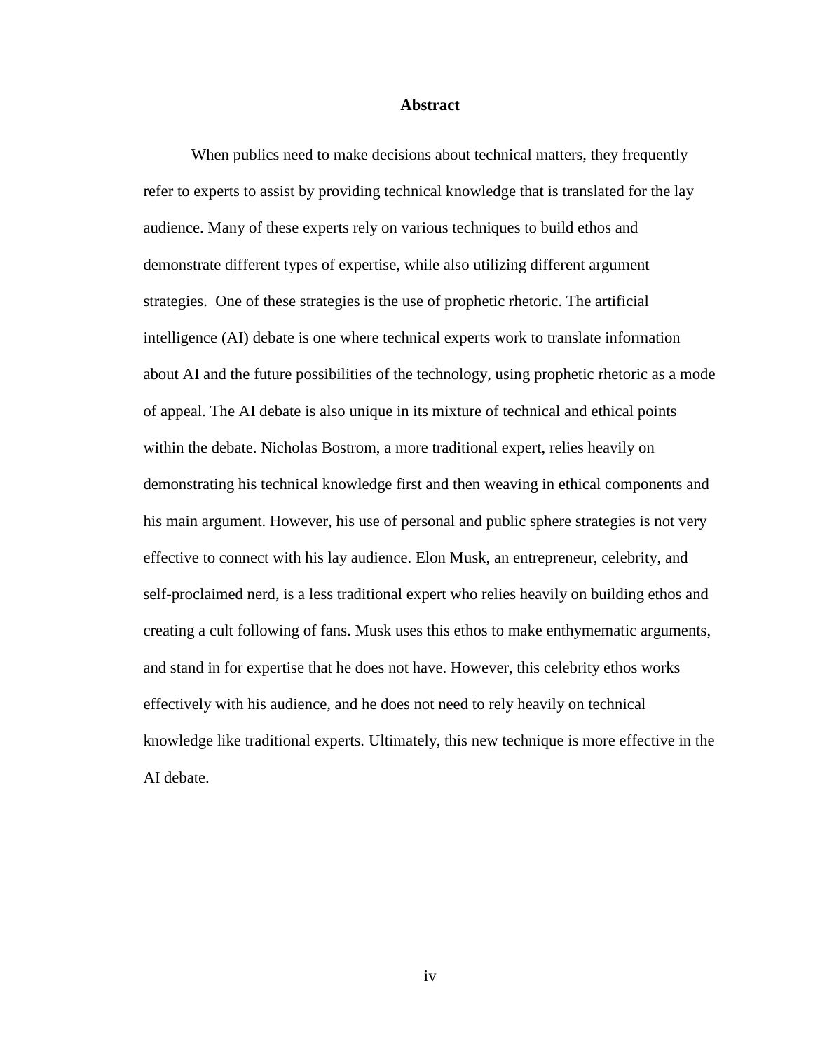## Abstract

When publics need to make decisions about technical matters, they frequently refer to experts to assist by providing technical knowledge that is translated for the lay audience. Many of these experts rely on various techniques to build ethos and demonstrate different types of expertise, while also utilizing different argument strategies. One of these strategies is the use of prophetic rhetoric. The artificial intelligence (AI) debate is one where technical experts work to translate information about AI and the future possibilities of the technology, using prophetic rhetoric as a mode of appeal. The AI debate is also unique in its mixture of technical and ethical points within the debate. Nicholas Bostrom, a more traditional expert, relies heavily on demonstrating his technical knowledge first and then weaving in ethical components and his main argument. However, his use of personal and public sphere strategies is not very effective to connect with his lay audience. Elon Musk, an entrepreneur, celebrity, and self-proclaimed nerd, is a less traditional expert who relies heavily on building ethos and creating a cult following of fans. Musk uses this ethos to make enthymematic arguments, and stand in for expertise that he does not have. However, this celebrity ethos works effectively with his audience, and he does not need to rely heavily on technical knowledge like traditional experts. Ultimately, this new technique is more effective in the AI debate.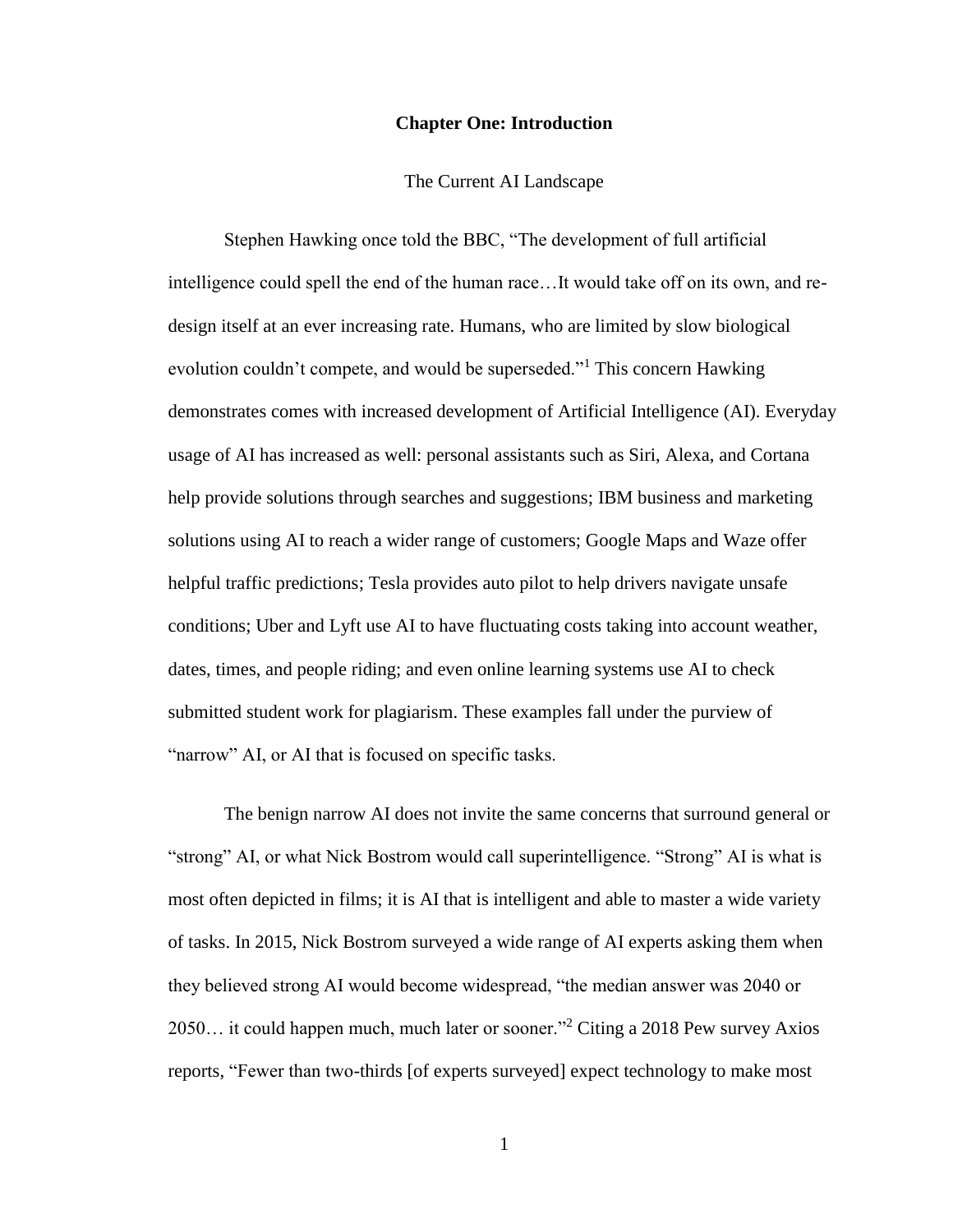# Chapter One: Introduction

## The Current AI Landscape

Stephen Hawking once told the BBC, "The development of full artificial intelligence could spell the end of the human race…It would take off on its own, and re-design itself at an ever increasing rate. Humans, who are limited by slow biological evolution couldn't compete, and would be superseded."[1] This concern Hawking demonstrates comes with increased development of Artificial Intelligence (AI). Everyday usage of AI has increased as well: personal assistants such as Siri, Alexa, and Cortana help provide solutions through searches and suggestions; IBM business and marketing solutions using AI to reach a wider range of customers; Google Maps and Waze offer helpful traffic predictions; Tesla provides auto pilot to help drivers navigate unsafe conditions; Uber and Lyft use AI to have fluctuating costs taking into account weather, dates, times, and people riding; and even online learning systems use AI to check submitted student work for plagiarism. These examples fall under the purview of "narrow" AI, or AI that is focused on specific tasks.

The benign narrow AI does not invite the same concerns that surround general or "strong" AI, or what Nick Bostrom would call superintelligence. "Strong" AI is what is most often depicted in films; it is AI that is intelligent and able to master a wide variety of tasks. In 2015, Nick Bostrom surveyed a wide range of AI experts asking them when they believed strong AI would become widespread, "the median answer was 2040 or 2050… it could happen much, much later or sooner."[2] Citing a 2018 Pew survey Axios reports, "Fewer than two-thirds [of experts surveyed] expect technology to make most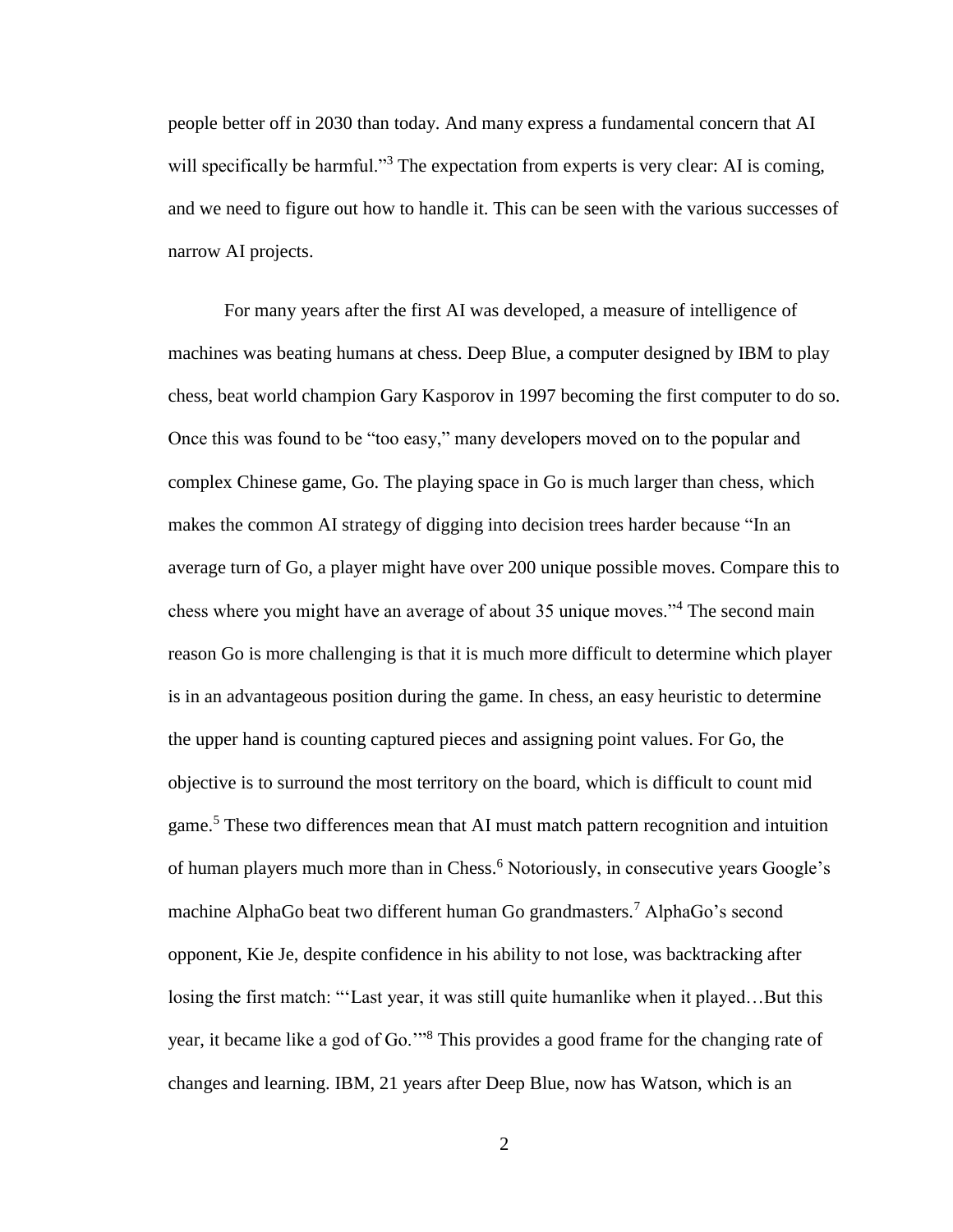people better off in 2030 than today. And many express a fundamental concern that AI will specifically be harmful."[3] The expectation from experts is very clear: AI is coming, and we need to figure out how to handle it. This can be seen with the various successes of narrow AI projects.

For many years after the first AI was developed, a measure of intelligence of machines was beating humans at chess. Deep Blue, a computer designed by IBM to play chess, beat world champion Gary Kasporov in 1997 becoming the first computer to do so. Once this was found to be "too easy," many developers moved on to the popular and complex Chinese game, Go. The playing space in Go is much larger than chess, which makes the common AI strategy of digging into decision trees harder because "In an average turn of Go, a player might have over 200 unique possible moves. Compare this to chess where you might have an average of about 35 unique moves."[4] The second main reason Go is more challenging is that it is much more difficult to determine which player is in an advantageous position during the game. In chess, an easy heuristic to determine the upper hand is counting captured pieces and assigning point values. For Go, the objective is to surround the most territory on the board, which is difficult to count mid game.[5] These two differences mean that AI must match pattern recognition and intuition of human players much more than in Chess.[6] Notoriously, in consecutive years Google's machine AlphaGo beat two different human Go grandmasters.[7] AlphaGo's second opponent, Kie Je, despite confidence in his ability to not lose, was backtracking after losing the first match: "'Last year, it was still quite humanlike when it played…But this year, it became like a god of Go.'"[8] This provides a good frame for the changing rate of changes and learning. IBM, 21 years after Deep Blue, now has Watson, which is an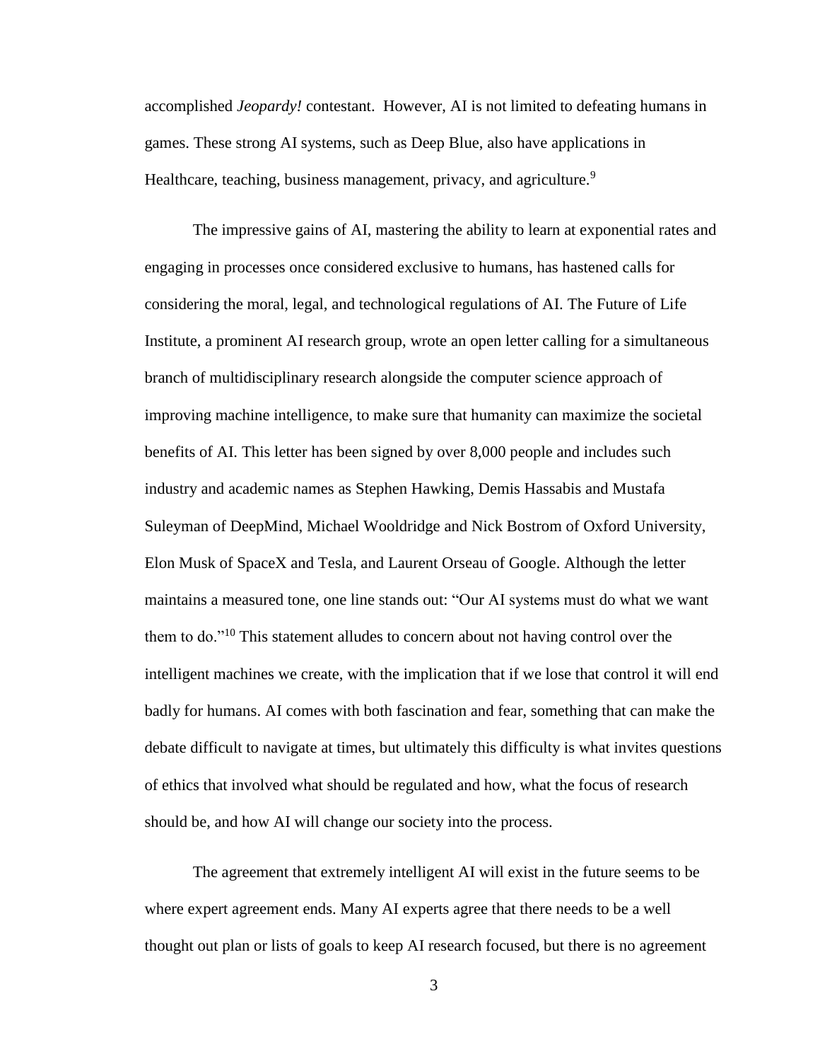accomplished *Jeopardy!* contestant. However, AI is not limited to defeating humans in games. These strong AI systems, such as Deep Blue, also have applications in Healthcare, teaching, business management, privacy, and agriculture.[9]

The impressive gains of AI, mastering the ability to learn at exponential rates and engaging in processes once considered exclusive to humans, has hastened calls for considering the moral, legal, and technological regulations of AI. The Future of Life Institute, a prominent AI research group, wrote an open letter calling for a simultaneous branch of multidisciplinary research alongside the computer science approach of improving machine intelligence, to make sure that humanity can maximize the societal benefits of AI. This letter has been signed by over 8,000 people and includes such industry and academic names as Stephen Hawking, Demis Hassabis and Mustafa Suleyman of DeepMind, Michael Wooldridge and Nick Bostrom of Oxford University, Elon Musk of SpaceX and Tesla, and Laurent Orseau of Google. Although the letter maintains a measured tone, one line stands out: "Our AI systems must do what we want them to do."[10] This statement alludes to concern about not having control over the intelligent machines we create, with the implication that if we lose that control it will end badly for humans. AI comes with both fascination and fear, something that can make the debate difficult to navigate at times, but ultimately this difficulty is what invites questions of ethics that involved what should be regulated and how, what the focus of research should be, and how AI will change our society into the process.

The agreement that extremely intelligent AI will exist in the future seems to be where expert agreement ends. Many AI experts agree that there needs to be a well thought out plan or lists of goals to keep AI research focused, but there is no agreement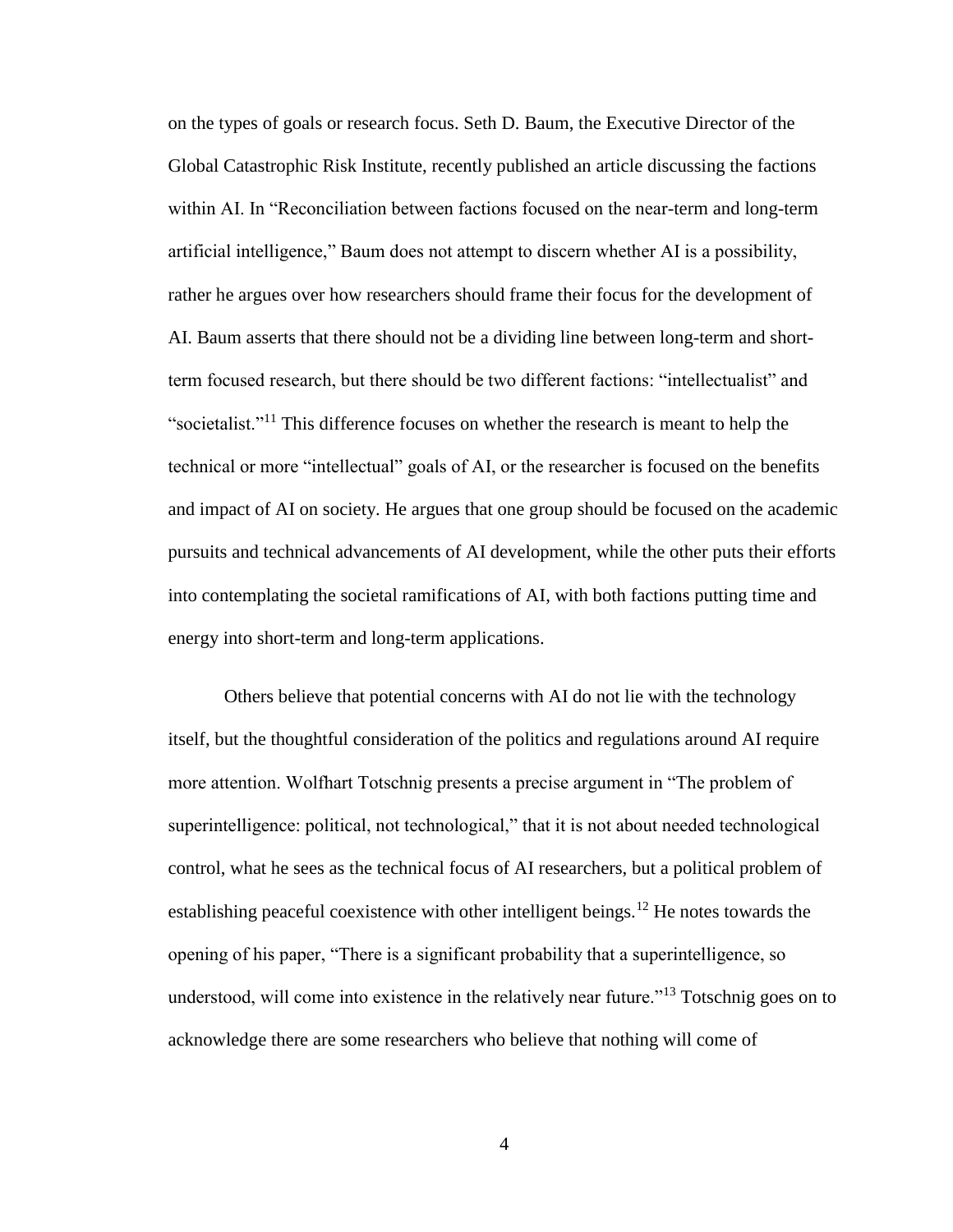on the types of goals or research focus. Seth D. Baum, the Executive Director of the Global Catastrophic Risk Institute, recently published an article discussing the factions within AI. In "Reconciliation between factions focused on the near-term and long-term artificial intelligence," Baum does not attempt to discern whether AI is a possibility, rather he argues over how researchers should frame their focus for the development of AI. Baum asserts that there should not be a dividing line between long-term and short-term focused research, but there should be two different factions: "intellectualist" and "societalist."[11] This difference focuses on whether the research is meant to help the technical or more "intellectual" goals of AI, or the researcher is focused on the benefits and impact of AI on society. He argues that one group should be focused on the academic pursuits and technical advancements of AI development, while the other puts their efforts into contemplating the societal ramifications of AI, with both factions putting time and energy into short-term and long-term applications.

Others believe that potential concerns with AI do not lie with the technology itself, but the thoughtful consideration of the politics and regulations around AI require more attention. Wolfhart Totschnig presents a precise argument in "The problem of superintelligence: political, not technological," that it is not about needed technological control, what he sees as the technical focus of AI researchers, but a political problem of establishing peaceful coexistence with other intelligent beings.[12] He notes towards the opening of his paper, "There is a significant probability that a superintelligence, so understood, will come into existence in the relatively near future."[13] Totschnig goes on to acknowledge there are some researchers who believe that nothing will come of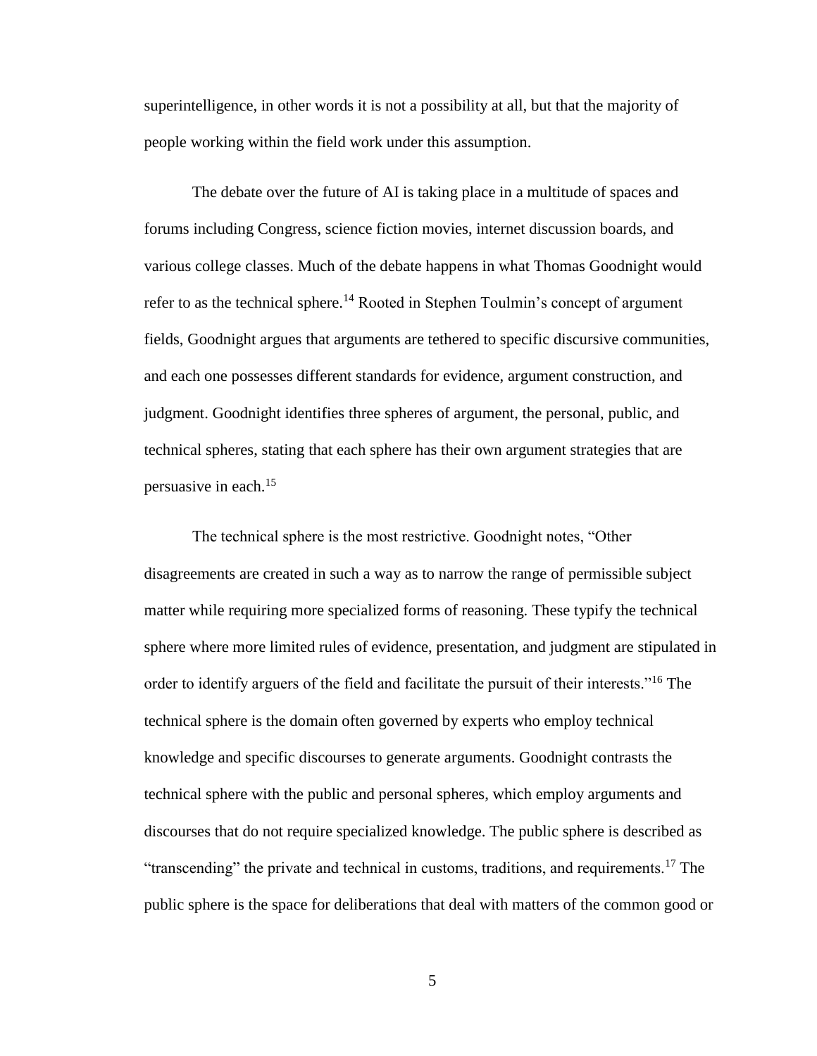superintelligence, in other words it is not a possibility at all, but that the majority of people working within the field work under this assumption.

The debate over the future of AI is taking place in a multitude of spaces and forums including Congress, science fiction movies, internet discussion boards, and various college classes. Much of the debate happens in what Thomas Goodnight would refer to as the technical sphere.[14] Rooted in Stephen Toulmin's concept of argument fields, Goodnight argues that arguments are tethered to specific discursive communities, and each one possesses different standards for evidence, argument construction, and judgment. Goodnight identifies three spheres of argument, the personal, public, and technical spheres, stating that each sphere has their own argument strategies that are persuasive in each.[15]

The technical sphere is the most restrictive. Goodnight notes, "Other disagreements are created in such a way as to narrow the range of permissible subject matter while requiring more specialized forms of reasoning. These typify the technical sphere where more limited rules of evidence, presentation, and judgment are stipulated in order to identify arguers of the field and facilitate the pursuit of their interests."[16] The technical sphere is the domain often governed by experts who employ technical knowledge and specific discourses to generate arguments. Goodnight contrasts the technical sphere with the public and personal spheres, which employ arguments and discourses that do not require specialized knowledge. The public sphere is described as "transcending" the private and technical in customs, traditions, and requirements.[17] The public sphere is the space for deliberations that deal with matters of the common good or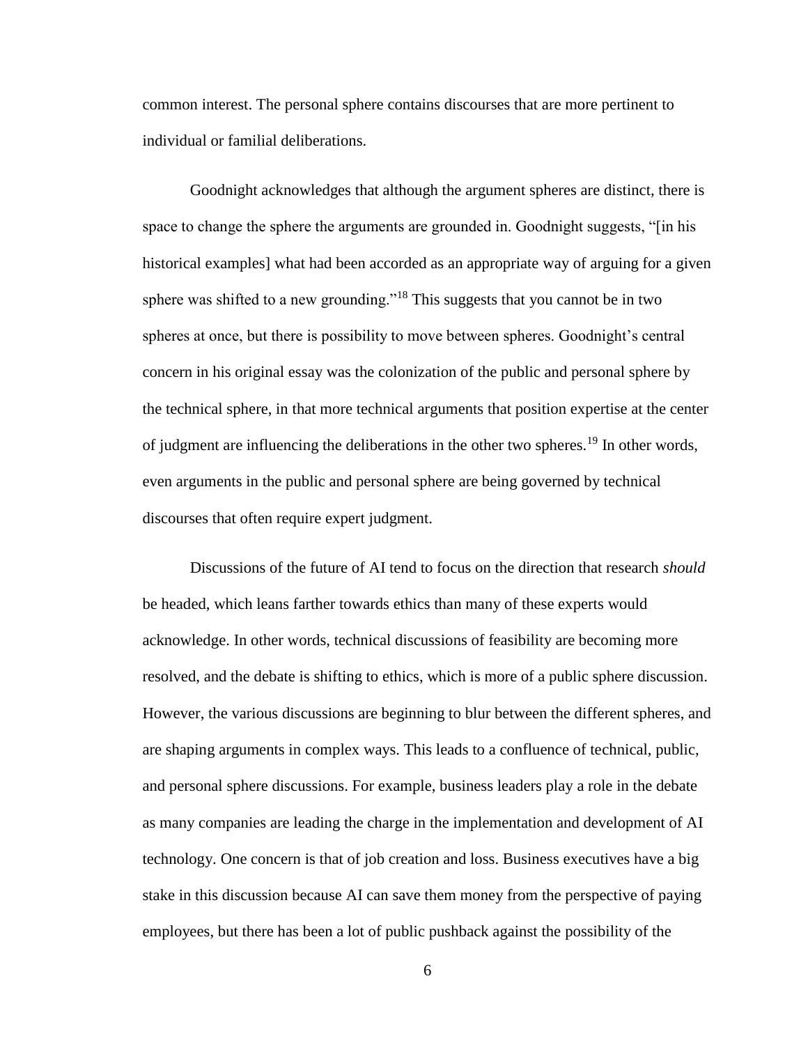common interest. The personal sphere contains discourses that are more pertinent to individual or familial deliberations.

Goodnight acknowledges that although the argument spheres are distinct, there is space to change the sphere the arguments are grounded in. Goodnight suggests, "[in his historical examples] what had been accorded as an appropriate way of arguing for a given sphere was shifted to a new grounding."[18] This suggests that you cannot be in two spheres at once, but there is possibility to move between spheres. Goodnight's central concern in his original essay was the colonization of the public and personal sphere by the technical sphere, in that more technical arguments that position expertise at the center of judgment are influencing the deliberations in the other two spheres.[19] In other words, even arguments in the public and personal sphere are being governed by technical discourses that often require expert judgment.

Discussions of the future of AI tend to focus on the direction that research *should* be headed, which leans farther towards ethics than many of these experts would acknowledge. In other words, technical discussions of feasibility are becoming more resolved, and the debate is shifting to ethics, which is more of a public sphere discussion. However, the various discussions are beginning to blur between the different spheres, and are shaping arguments in complex ways. This leads to a confluence of technical, public, and personal sphere discussions. For example, business leaders play a role in the debate as many companies are leading the charge in the implementation and development of AI technology. One concern is that of job creation and loss. Business executives have a big stake in this discussion because AI can save them money from the perspective of paying employees, but there has been a lot of public pushback against the possibility of the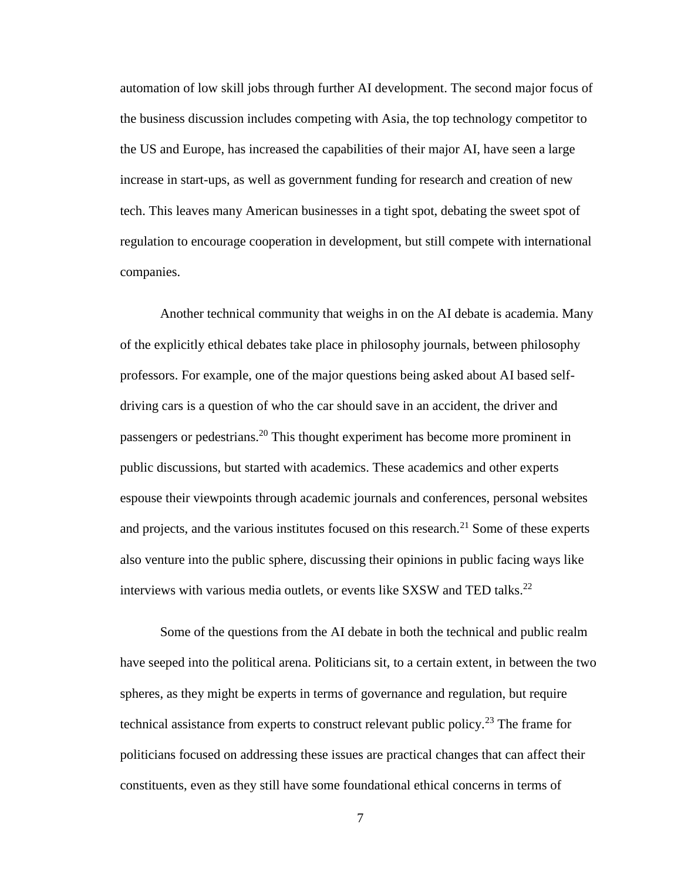automation of low skill jobs through further AI development. The second major focus of the business discussion includes competing with Asia, the top technology competitor to the US and Europe, has increased the capabilities of their major AI, have seen a large increase in start-ups, as well as government funding for research and creation of new tech. This leaves many American businesses in a tight spot, debating the sweet spot of regulation to encourage cooperation in development, but still compete with international companies.

Another technical community that weighs in on the AI debate is academia. Many of the explicitly ethical debates take place in philosophy journals, between philosophy professors. For example, one of the major questions being asked about AI based self-driving cars is a question of who the car should save in an accident, the driver and passengers or pedestrians.[20] This thought experiment has become more prominent in public discussions, but started with academics. These academics and other experts espouse their viewpoints through academic journals and conferences, personal websites and projects, and the various institutes focused on this research.[21] Some of these experts also venture into the public sphere, discussing their opinions in public facing ways like interviews with various media outlets, or events like SXSW and TED talks.[22]

Some of the questions from the AI debate in both the technical and public realm have seeped into the political arena. Politicians sit, to a certain extent, in between the two spheres, as they might be experts in terms of governance and regulation, but require technical assistance from experts to construct relevant public policy.[23] The frame for politicians focused on addressing these issues are practical changes that can affect their constituents, even as they still have some foundational ethical concerns in terms of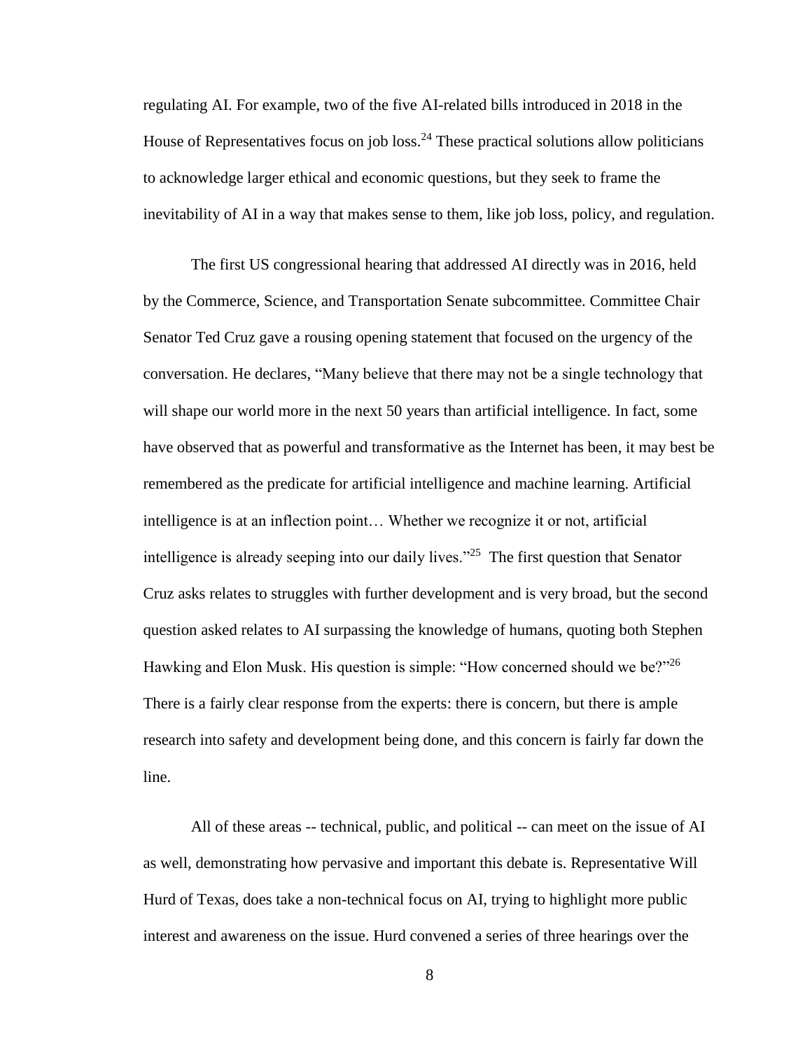regulating AI. For example, two of the five AI-related bills introduced in 2018 in the House of Representatives focus on job loss.[24] These practical solutions allow politicians to acknowledge larger ethical and economic questions, but they seek to frame the inevitability of AI in a way that makes sense to them, like job loss, policy, and regulation.

The first US congressional hearing that addressed AI directly was in 2016, held by the Commerce, Science, and Transportation Senate subcommittee. Committee Chair Senator Ted Cruz gave a rousing opening statement that focused on the urgency of the conversation. He declares, "Many believe that there may not be a single technology that will shape our world more in the next 50 years than artificial intelligence. In fact, some have observed that as powerful and transformative as the Internet has been, it may best be remembered as the predicate for artificial intelligence and machine learning. Artificial intelligence is at an inflection point… Whether we recognize it or not, artificial intelligence is already seeping into our daily lives."[25] The first question that Senator Cruz asks relates to struggles with further development and is very broad, but the second question asked relates to AI surpassing the knowledge of humans, quoting both Stephen Hawking and Elon Musk. His question is simple: "How concerned should we be?"[26] There is a fairly clear response from the experts: there is concern, but there is ample research into safety and development being done, and this concern is fairly far down the line.

All of these areas -- technical, public, and political -- can meet on the issue of AI as well, demonstrating how pervasive and important this debate is. Representative Will Hurd of Texas, does take a non-technical focus on AI, trying to highlight more public interest and awareness on the issue. Hurd convened a series of three hearings over the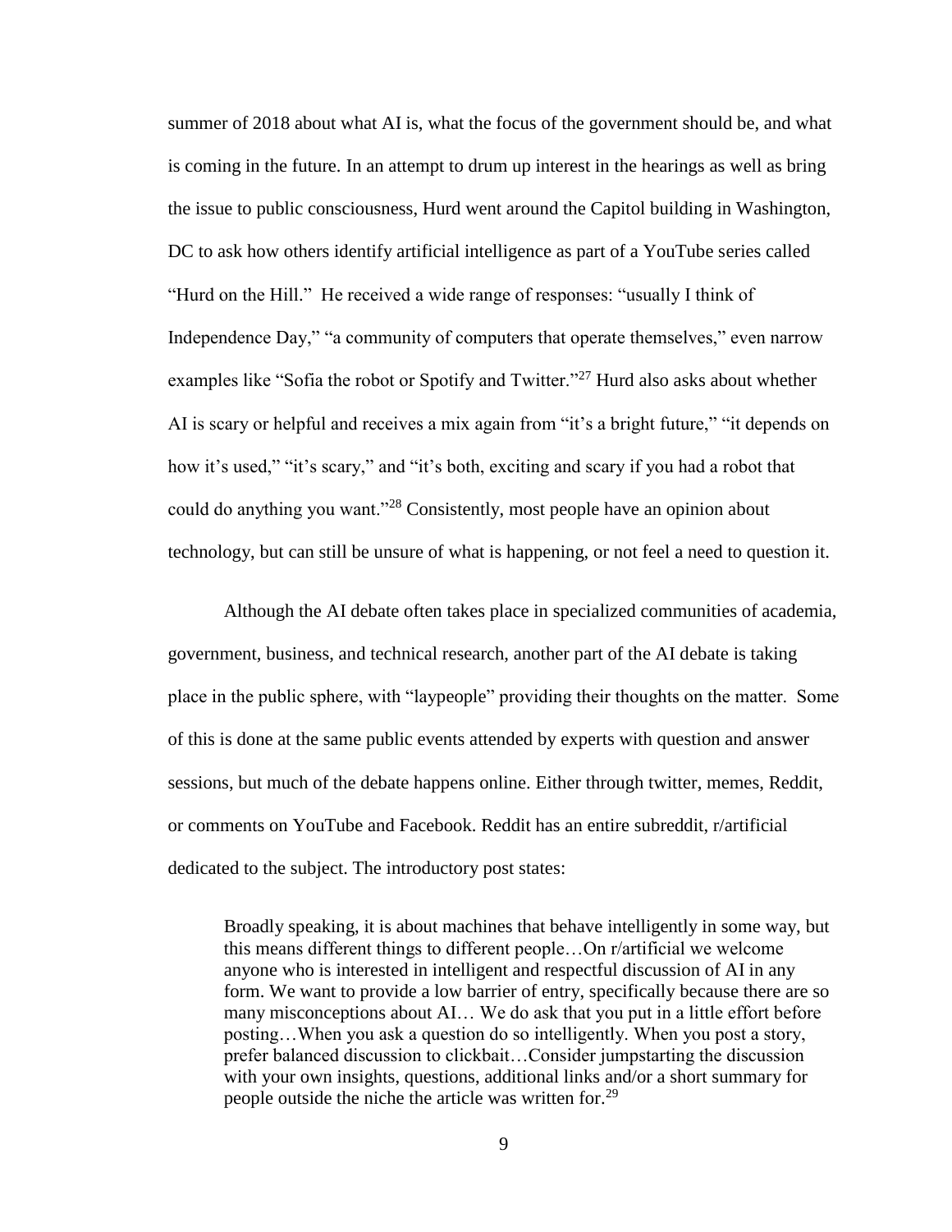summer of 2018 about what AI is, what the focus of the government should be, and what is coming in the future. In an attempt to drum up interest in the hearings as well as bring the issue to public consciousness, Hurd went around the Capitol building in Washington, DC to ask how others identify artificial intelligence as part of a YouTube series called "Hurd on the Hill." He received a wide range of responses: "usually I think of Independence Day," "a community of computers that operate themselves," even narrow examples like "Sofia the robot or Spotify and Twitter."[27] Hurd also asks about whether AI is scary or helpful and receives a mix again from "it's a bright future," "it depends on how it's used," "it's scary," and "it's both, exciting and scary if you had a robot that could do anything you want."[28] Consistently, most people have an opinion about technology, but can still be unsure of what is happening, or not feel a need to question it.

Although the AI debate often takes place in specialized communities of academia, government, business, and technical research, another part of the AI debate is taking place in the public sphere, with "laypeople" providing their thoughts on the matter. Some of this is done at the same public events attended by experts with question and answer sessions, but much of the debate happens online. Either through twitter, memes, Reddit, or comments on YouTube and Facebook. Reddit has an entire subreddit, r/artificial dedicated to the subject. The introductory post states:

> Broadly speaking, it is about machines that behave intelligently in some way, but this means different things to different people…On r/artificial we welcome anyone who is interested in intelligent and respectful discussion of AI in any form. We want to provide a low barrier of entry, specifically because there are so many misconceptions about AI… We do ask that you put in a little effort before posting…When you ask a question do so intelligently. When you post a story, prefer balanced discussion to clickbait…Consider jumpstarting the discussion with your own insights, questions, additional links and/or a short summary for people outside the niche the article was written for.[29]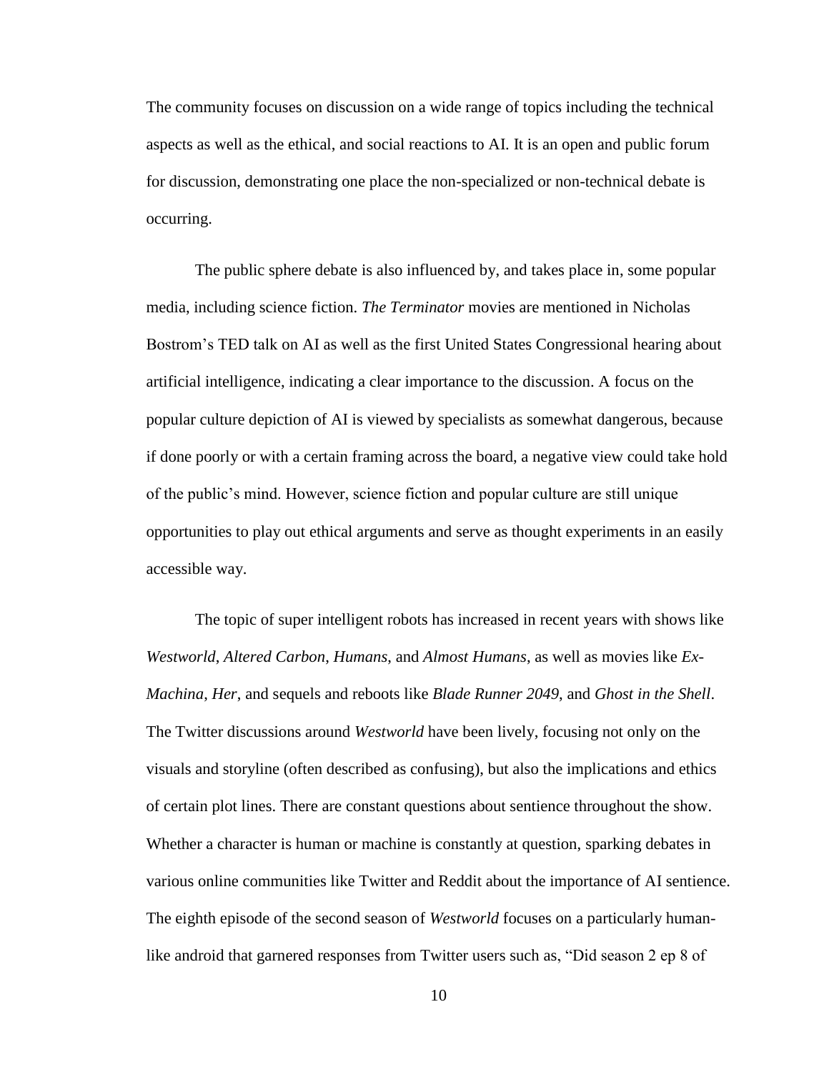The community focuses on discussion on a wide range of topics including the technical aspects as well as the ethical, and social reactions to AI. It is an open and public forum for discussion, demonstrating one place the non-specialized or non-technical debate is occurring.

The public sphere debate is also influenced by, and takes place in, some popular media, including science fiction. *The Terminator* movies are mentioned in Nicholas Bostrom's TED talk on AI as well as the first United States Congressional hearing about artificial intelligence, indicating a clear importance to the discussion. A focus on the popular culture depiction of AI is viewed by specialists as somewhat dangerous, because if done poorly or with a certain framing across the board, a negative view could take hold of the public's mind. However, science fiction and popular culture are still unique opportunities to play out ethical arguments and serve as thought experiments in an easily accessible way.

The topic of super intelligent robots has increased in recent years with shows like *Westworld*, *Altered Carbon*, *Humans*, and *Almost Humans*, as well as movies like *Ex-Machina*, *Her*, and sequels and reboots like *Blade Runner 2049*, and *Ghost in the Shell*. The Twitter discussions around *Westworld* have been lively, focusing not only on the visuals and storyline (often described as confusing), but also the implications and ethics of certain plot lines. There are constant questions about sentience throughout the show. Whether a character is human or machine is constantly at question, sparking debates in various online communities like Twitter and Reddit about the importance of AI sentience. The eighth episode of the second season of *Westworld* focuses on a particularly human-like android that garnered responses from Twitter users such as, "Did season 2 ep 8 of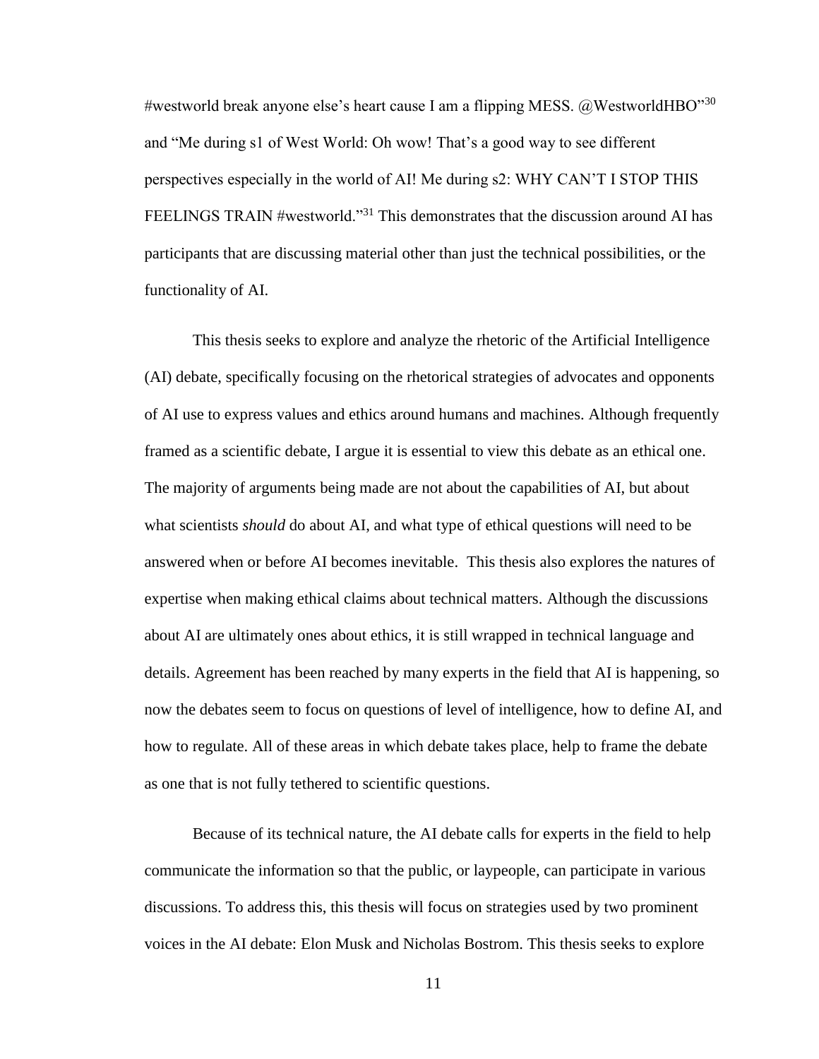#westworld break anyone else's heart cause I am a flipping MESS. @WestworldHBO"[30] and "Me during s1 of West World: Oh wow! That's a good way to see different perspectives especially in the world of AI! Me during s2: WHY CAN'T I STOP THIS FEELINGS TRAIN #westworld."[31] This demonstrates that the discussion around AI has participants that are discussing material other than just the technical possibilities, or the functionality of AI.

This thesis seeks to explore and analyze the rhetoric of the Artificial Intelligence (AI) debate, specifically focusing on the rhetorical strategies of advocates and opponents of AI use to express values and ethics around humans and machines. Although frequently framed as a scientific debate, I argue it is essential to view this debate as an ethical one. The majority of arguments being made are not about the capabilities of AI, but about what scientists *should* do about AI, and what type of ethical questions will need to be answered when or before AI becomes inevitable. This thesis also explores the natures of expertise when making ethical claims about technical matters. Although the discussions about AI are ultimately ones about ethics, it is still wrapped in technical language and details. Agreement has been reached by many experts in the field that AI is happening, so now the debates seem to focus on questions of level of intelligence, how to define AI, and how to regulate. All of these areas in which debate takes place, help to frame the debate as one that is not fully tethered to scientific questions.

Because of its technical nature, the AI debate calls for experts in the field to help communicate the information so that the public, or laypeople, can participate in various discussions. To address this, this thesis will focus on strategies used by two prominent voices in the AI debate: Elon Musk and Nicholas Bostrom. This thesis seeks to explore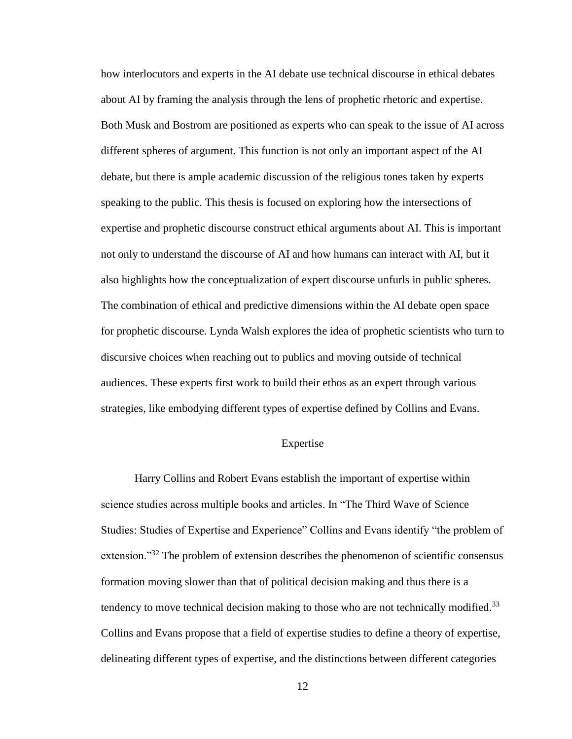how interlocutors and experts in the AI debate use technical discourse in ethical debates about AI by framing the analysis through the lens of prophetic rhetoric and expertise. Both Musk and Bostrom are positioned as experts who can speak to the issue of AI across different spheres of argument. This function is not only an important aspect of the AI debate, but there is ample academic discussion of the religious tones taken by experts speaking to the public. This thesis is focused on exploring how the intersections of expertise and prophetic discourse construct ethical arguments about AI. This is important not only to understand the discourse of AI and how humans can interact with AI, but it also highlights how the conceptualization of expert discourse unfurls in public spheres. The combination of ethical and predictive dimensions within the AI debate open space for prophetic discourse. Lynda Walsh explores the idea of prophetic scientists who turn to discursive choices when reaching out to publics and moving outside of technical audiences. These experts first work to build their ethos as an expert through various strategies, like embodying different types of expertise defined by Collins and Evans.

## Expertise

Harry Collins and Robert Evans establish the important of expertise within science studies across multiple books and articles. In "The Third Wave of Science Studies: Studies of Expertise and Experience" Collins and Evans identify "the problem of extension."[32] The problem of extension describes the phenomenon of scientific consensus formation moving slower than that of political decision making and thus there is a tendency to move technical decision making to those who are not technically modified.[33] Collins and Evans propose that a field of expertise studies to define a theory of expertise, delineating different types of expertise, and the distinctions between different categories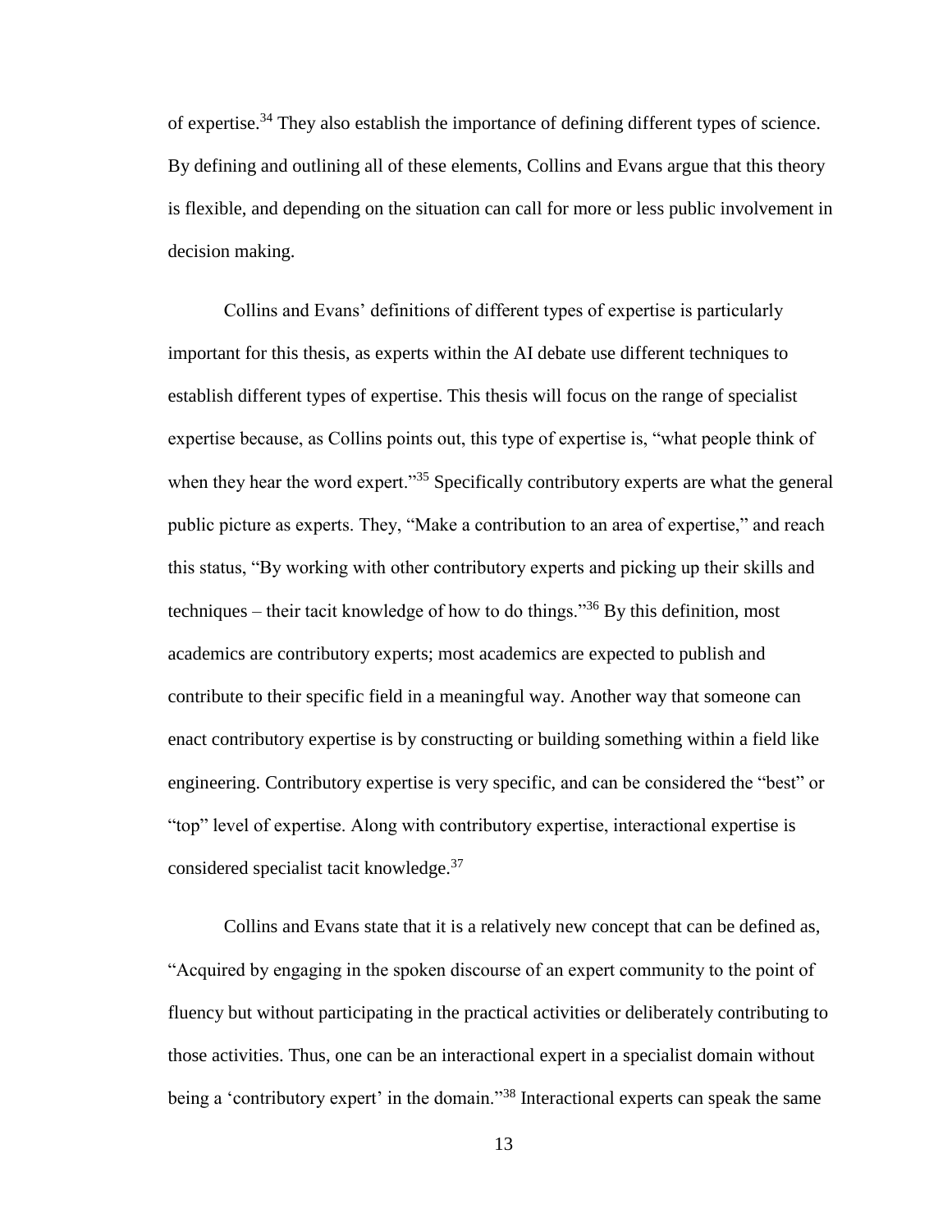of expertise.[34] They also establish the importance of defining different types of science. By defining and outlining all of these elements, Collins and Evans argue that this theory is flexible, and depending on the situation can call for more or less public involvement in decision making.

Collins and Evans' definitions of different types of expertise is particularly important for this thesis, as experts within the AI debate use different techniques to establish different types of expertise. This thesis will focus on the range of specialist expertise because, as Collins points out, this type of expertise is, "what people think of when they hear the word expert."[35] Specifically contributory experts are what the general public picture as experts. They, "Make a contribution to an area of expertise," and reach this status, "By working with other contributory experts and picking up their skills and techniques – their tacit knowledge of how to do things."[36] By this definition, most academics are contributory experts; most academics are expected to publish and contribute to their specific field in a meaningful way. Another way that someone can enact contributory expertise is by constructing or building something within a field like engineering. Contributory expertise is very specific, and can be considered the "best" or "top" level of expertise. Along with contributory expertise, interactional expertise is considered specialist tacit knowledge.[37]

Collins and Evans state that it is a relatively new concept that can be defined as, "Acquired by engaging in the spoken discourse of an expert community to the point of fluency but without participating in the practical activities or deliberately contributing to those activities. Thus, one can be an interactional expert in a specialist domain without being a 'contributory expert' in the domain."[38] Interactional experts can speak the same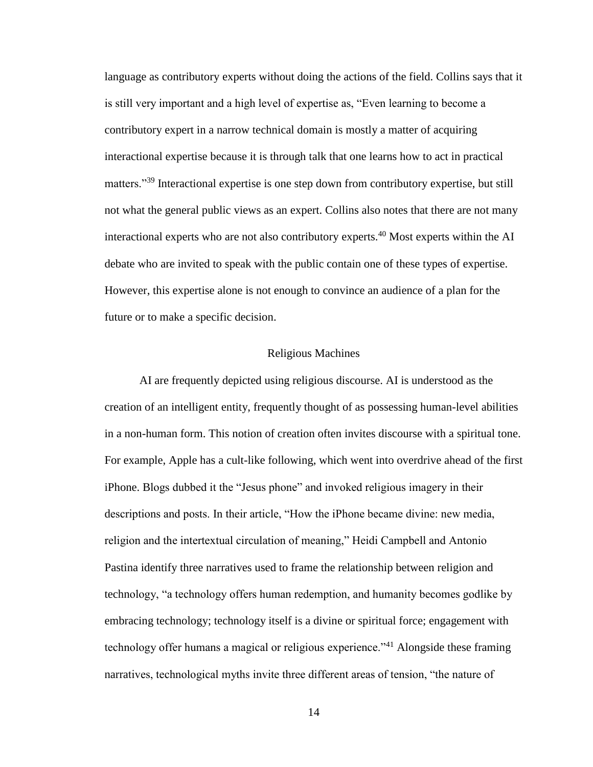language as contributory experts without doing the actions of the field. Collins says that it is still very important and a high level of expertise as, "Even learning to become a contributory expert in a narrow technical domain is mostly a matter of acquiring interactional expertise because it is through talk that one learns how to act in practical matters."[39] Interactional expertise is one step down from contributory expertise, but still not what the general public views as an expert. Collins also notes that there are not many interactional experts who are not also contributory experts.[40] Most experts within the AI debate who are invited to speak with the public contain one of these types of expertise. However, this expertise alone is not enough to convince an audience of a plan for the future or to make a specific decision.

## Religious Machines

AI are frequently depicted using religious discourse. AI is understood as the creation of an intelligent entity, frequently thought of as possessing human-level abilities in a non-human form. This notion of creation often invites discourse with a spiritual tone. For example, Apple has a cult-like following, which went into overdrive ahead of the first iPhone. Blogs dubbed it the "Jesus phone" and invoked religious imagery in their descriptions and posts. In their article, "How the iPhone became divine: new media, religion and the intertextual circulation of meaning," Heidi Campbell and Antonio Pastina identify three narratives used to frame the relationship between religion and technology, "a technology offers human redemption, and humanity becomes godlike by embracing technology; technology itself is a divine or spiritual force; engagement with technology offer humans a magical or religious experience."[41] Alongside these framing narratives, technological myths invite three different areas of tension, "the nature of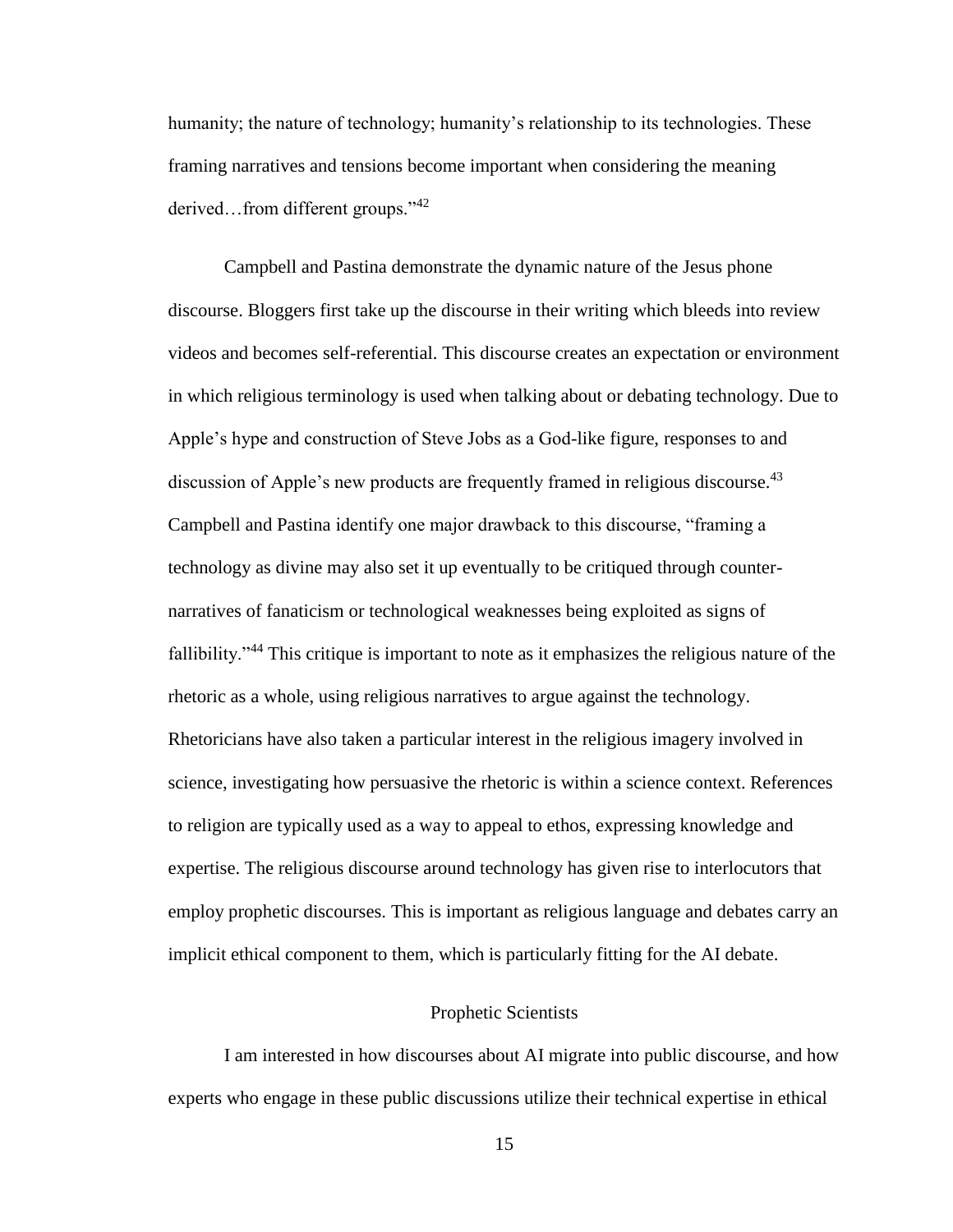humanity; the nature of technology; humanity's relationship to its technologies. These framing narratives and tensions become important when considering the meaning derived…from different groups."[42]

Campbell and Pastina demonstrate the dynamic nature of the Jesus phone discourse. Bloggers first take up the discourse in their writing which bleeds into review videos and becomes self-referential. This discourse creates an expectation or environment in which religious terminology is used when talking about or debating technology. Due to Apple's hype and construction of Steve Jobs as a God-like figure, responses to and discussion of Apple's new products are frequently framed in religious discourse.[43] Campbell and Pastina identify one major drawback to this discourse, "framing a technology as divine may also set it up eventually to be critiqued through counter-narratives of fanaticism or technological weaknesses being exploited as signs of fallibility."[44] This critique is important to note as it emphasizes the religious nature of the rhetoric as a whole, using religious narratives to argue against the technology. Rhetoricians have also taken a particular interest in the religious imagery involved in science, investigating how persuasive the rhetoric is within a science context. References to religion are typically used as a way to appeal to ethos, expressing knowledge and expertise. The religious discourse around technology has given rise to interlocutors that employ prophetic discourses. This is important as religious language and debates carry an implicit ethical component to them, which is particularly fitting for the AI debate.

## Prophetic Scientists

I am interested in how discourses about AI migrate into public discourse, and how experts who engage in these public discussions utilize their technical expertise in ethical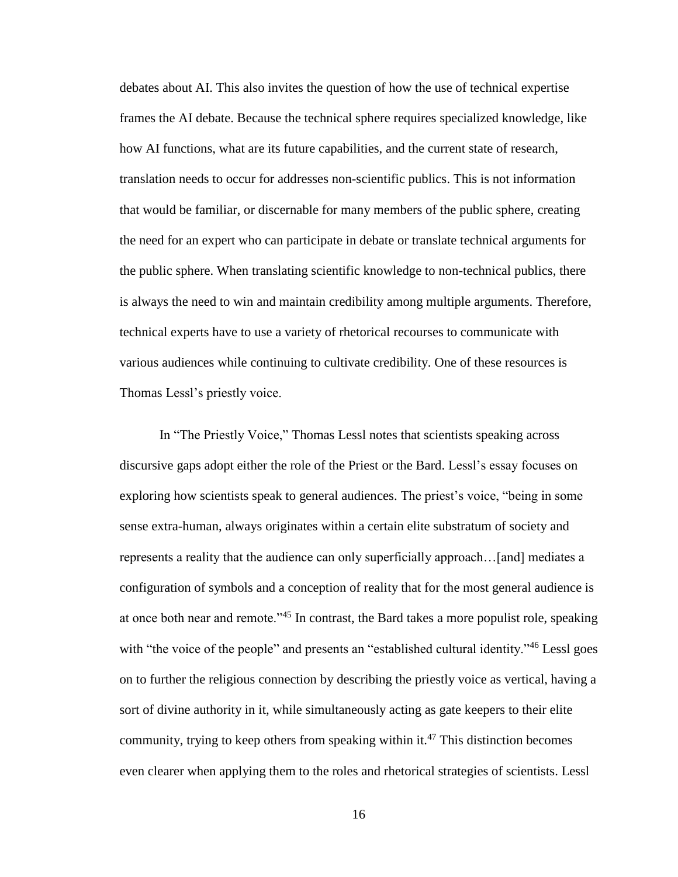debates about AI. This also invites the question of how the use of technical expertise frames the AI debate. Because the technical sphere requires specialized knowledge, like how AI functions, what are its future capabilities, and the current state of research, translation needs to occur for addresses non-scientific publics. This is not information that would be familiar, or discernable for many members of the public sphere, creating the need for an expert who can participate in debate or translate technical arguments for the public sphere. When translating scientific knowledge to non-technical publics, there is always the need to win and maintain credibility among multiple arguments. Therefore, technical experts have to use a variety of rhetorical recourses to communicate with various audiences while continuing to cultivate credibility. One of these resources is Thomas Lessl's priestly voice.

In "The Priestly Voice," Thomas Lessl notes that scientists speaking across discursive gaps adopt either the role of the Priest or the Bard. Lessl's essay focuses on exploring how scientists speak to general audiences. The priest's voice, "being in some sense extra-human, always originates within a certain elite substratum of society and represents a reality that the audience can only superficially approach…[and] mediates a configuration of symbols and a conception of reality that for the most general audience is at once both near and remote."[45] In contrast, the Bard takes a more populist role, speaking with "the voice of the people" and presents an "established cultural identity."[46] Lessl goes on to further the religious connection by describing the priestly voice as vertical, having a sort of divine authority in it, while simultaneously acting as gate keepers to their elite community, trying to keep others from speaking within it.[47] This distinction becomes even clearer when applying them to the roles and rhetorical strategies of scientists. Lessl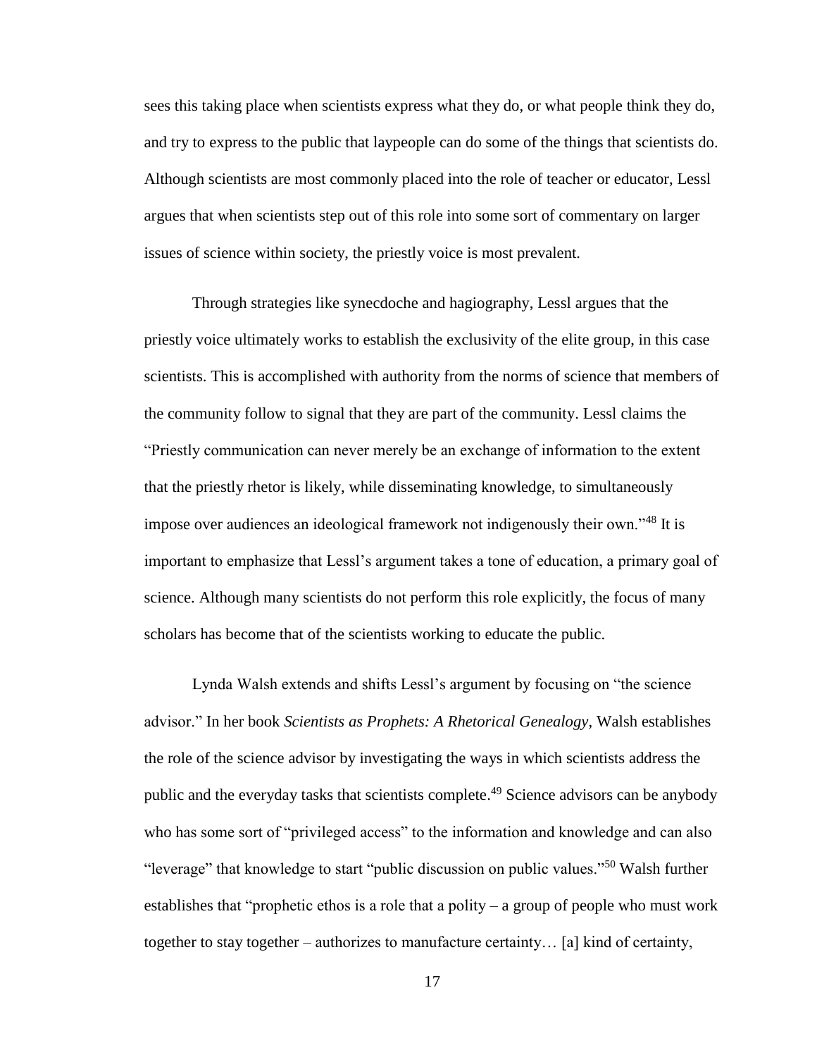sees this taking place when scientists express what they do, or what people think they do, and try to express to the public that laypeople can do some of the things that scientists do. Although scientists are most commonly placed into the role of teacher or educator, Lessl argues that when scientists step out of this role into some sort of commentary on larger issues of science within society, the priestly voice is most prevalent.

Through strategies like synecdoche and hagiography, Lessl argues that the priestly voice ultimately works to establish the exclusivity of the elite group, in this case scientists. This is accomplished with authority from the norms of science that members of the community follow to signal that they are part of the community. Lessl claims the "Priestly communication can never merely be an exchange of information to the extent that the priestly rhetor is likely, while disseminating knowledge, to simultaneously impose over audiences an ideological framework not indigenously their own."[48] It is important to emphasize that Lessl's argument takes a tone of education, a primary goal of science. Although many scientists do not perform this role explicitly, the focus of many scholars has become that of the scientists working to educate the public.

Lynda Walsh extends and shifts Lessl's argument by focusing on "the science advisor." In her book *Scientists as Prophets: A Rhetorical Genealogy*, Walsh establishes the role of the science advisor by investigating the ways in which scientists address the public and the everyday tasks that scientists complete.[49] Science advisors can be anybody who has some sort of "privileged access" to the information and knowledge and can also "leverage" that knowledge to start "public discussion on public values."[50] Walsh further establishes that "prophetic ethos is a role that a polity – a group of people who must work together to stay together – authorizes to manufacture certainty… [a] kind of certainty,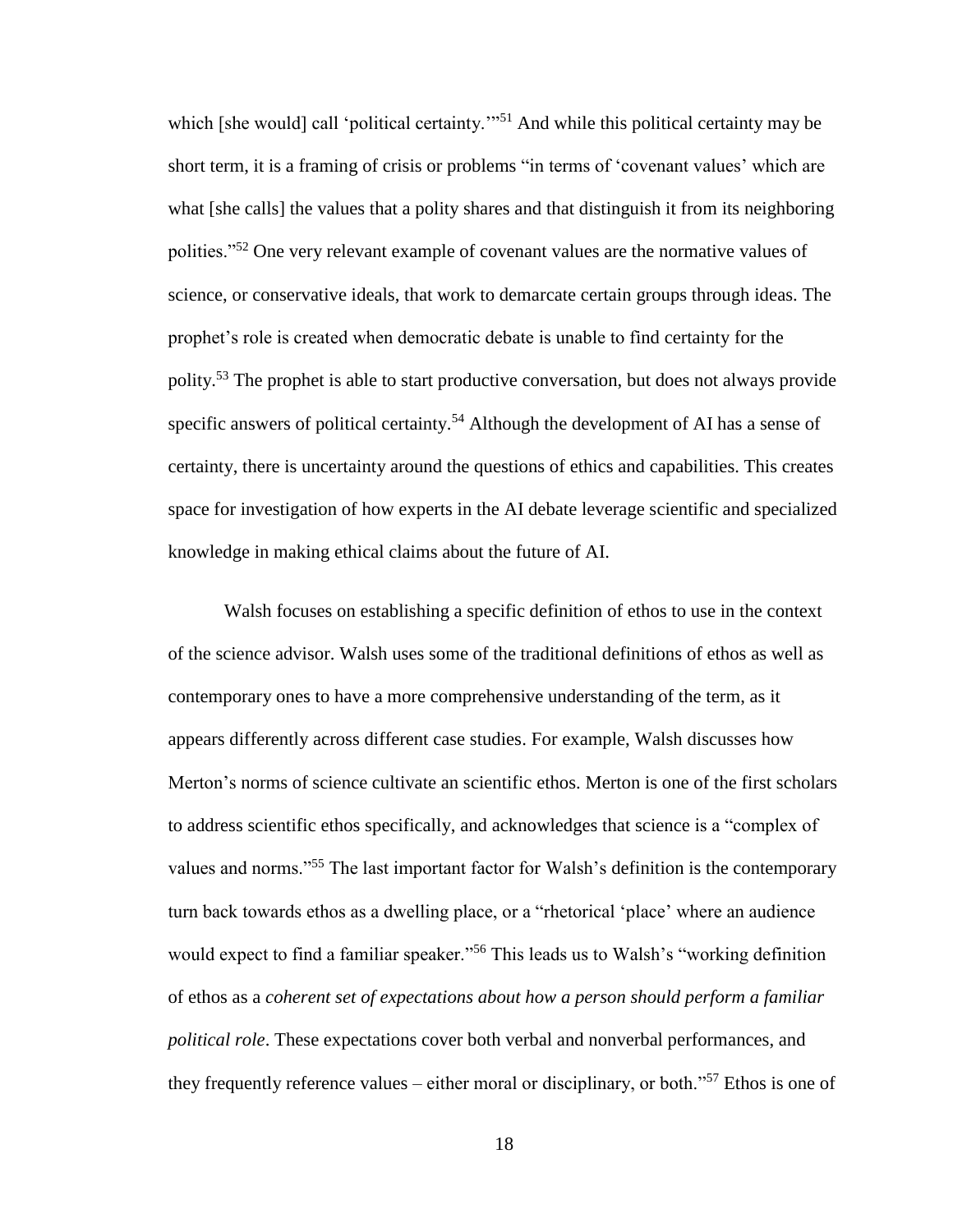which [she would] call 'political certainty.'"[51] And while this political certainty may be short term, it is a framing of crisis or problems "in terms of 'covenant values' which are what [she calls] the values that a polity shares and that distinguish it from its neighboring polities."[52] One very relevant example of covenant values are the normative values of science, or conservative ideals, that work to demarcate certain groups through ideas. The prophet's role is created when democratic debate is unable to find certainty for the polity.[53] The prophet is able to start productive conversation, but does not always provide specific answers of political certainty.[54] Although the development of AI has a sense of certainty, there is uncertainty around the questions of ethics and capabilities. This creates space for investigation of how experts in the AI debate leverage scientific and specialized knowledge in making ethical claims about the future of AI.

Walsh focuses on establishing a specific definition of ethos to use in the context of the science advisor. Walsh uses some of the traditional definitions of ethos as well as contemporary ones to have a more comprehensive understanding of the term, as it appears differently across different case studies. For example, Walsh discusses how Merton's norms of science cultivate an scientific ethos. Merton is one of the first scholars to address scientific ethos specifically, and acknowledges that science is a "complex of values and norms."[55] The last important factor for Walsh's definition is the contemporary turn back towards ethos as a dwelling place, or a "rhetorical 'place' where an audience would expect to find a familiar speaker."[56] This leads us to Walsh's "working definition of ethos as a *coherent set of expectations about how a person should perform a familiar political role*. These expectations cover both verbal and nonverbal performances, and they frequently reference values – either moral or disciplinary, or both."[57] Ethos is one of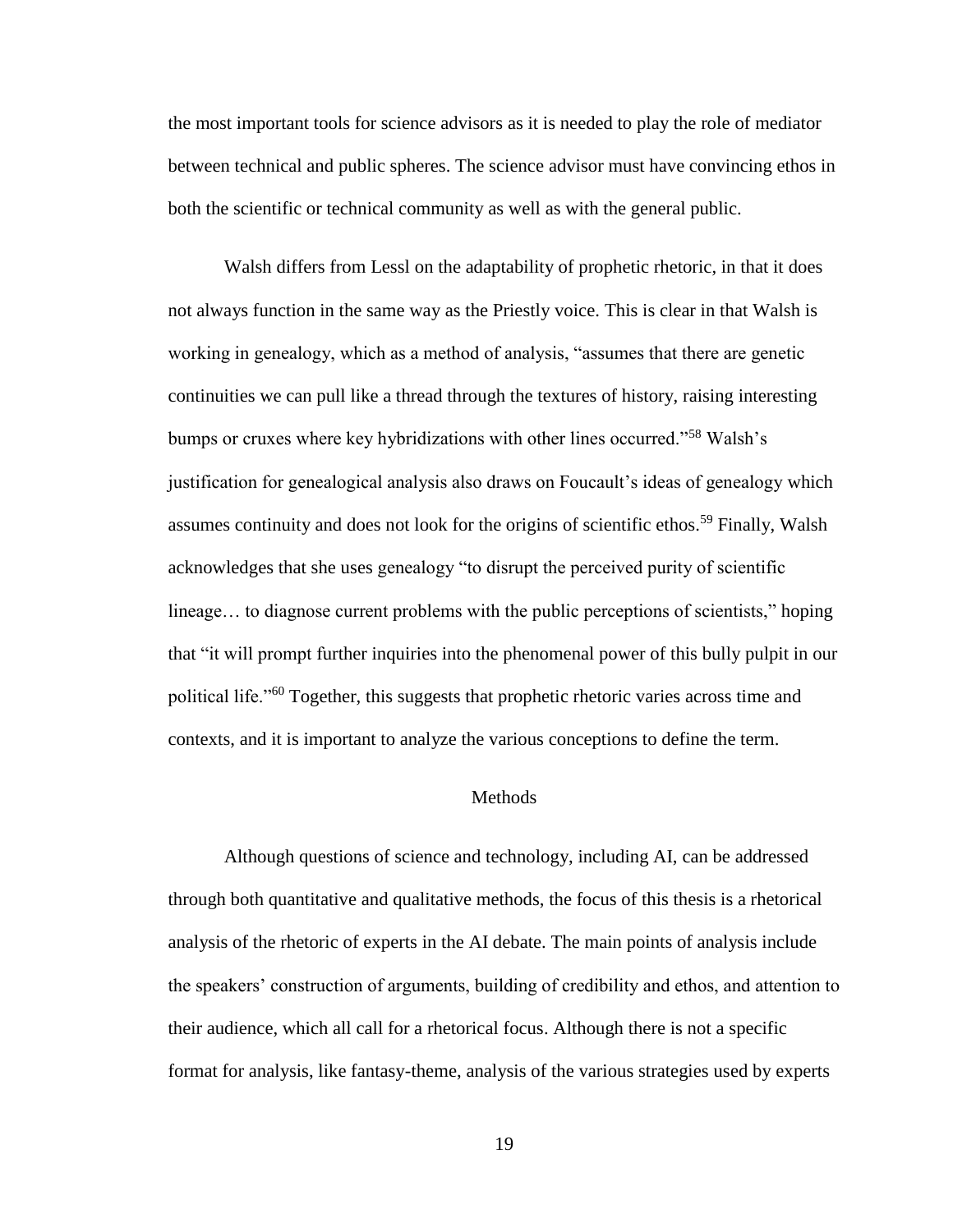the most important tools for science advisors as it is needed to play the role of mediator between technical and public spheres. The science advisor must have convincing ethos in both the scientific or technical community as well as with the general public.

Walsh differs from Lessl on the adaptability of prophetic rhetoric, in that it does not always function in the same way as the Priestly voice. This is clear in that Walsh is working in genealogy, which as a method of analysis, "assumes that there are genetic continuities we can pull like a thread through the textures of history, raising interesting bumps or cruxes where key hybridizations with other lines occurred."[58] Walsh's justification for genealogical analysis also draws on Foucault's ideas of genealogy which assumes continuity and does not look for the origins of scientific ethos.[59] Finally, Walsh acknowledges that she uses genealogy "to disrupt the perceived purity of scientific lineage… to diagnose current problems with the public perceptions of scientists," hoping that "it will prompt further inquiries into the phenomenal power of this bully pulpit in our political life."[60] Together, this suggests that prophetic rhetoric varies across time and contexts, and it is important to analyze the various conceptions to define the term.

## Methods

Although questions of science and technology, including AI, can be addressed through both quantitative and qualitative methods, the focus of this thesis is a rhetorical analysis of the rhetoric of experts in the AI debate. The main points of analysis include the speakers' construction of arguments, building of credibility and ethos, and attention to their audience, which all call for a rhetorical focus. Although there is not a specific format for analysis, like fantasy-theme, analysis of the various strategies used by experts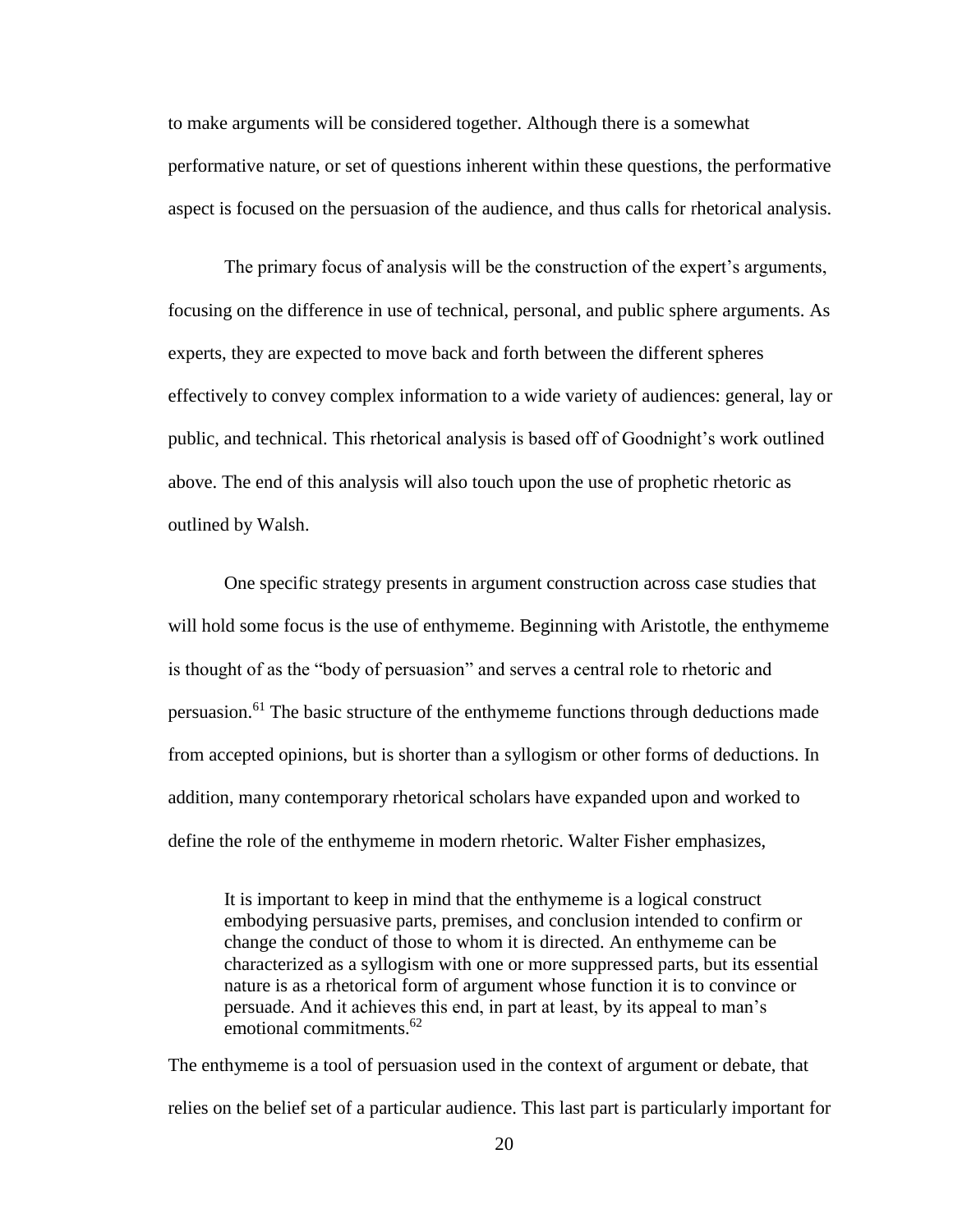to make arguments will be considered together. Although there is a somewhat performative nature, or set of questions inherent within these questions, the performative aspect is focused on the persuasion of the audience, and thus calls for rhetorical analysis.

The primary focus of analysis will be the construction of the expert's arguments, focusing on the difference in use of technical, personal, and public sphere arguments. As experts, they are expected to move back and forth between the different spheres effectively to convey complex information to a wide variety of audiences: general, lay or public, and technical. This rhetorical analysis is based off of Goodnight's work outlined above. The end of this analysis will also touch upon the use of prophetic rhetoric as outlined by Walsh.

One specific strategy presents in argument construction across case studies that will hold some focus is the use of enthymeme. Beginning with Aristotle, the enthymeme is thought of as the "body of persuasion" and serves a central role to rhetoric and persuasion.[61] The basic structure of the enthymeme functions through deductions made from accepted opinions, but is shorter than a syllogism or other forms of deductions. In addition, many contemporary rhetorical scholars have expanded upon and worked to define the role of the enthymeme in modern rhetoric. Walter Fisher emphasizes,

> It is important to keep in mind that the enthymeme is a logical construct embodying persuasive parts, premises, and conclusion intended to confirm or change the conduct of those to whom it is directed. An enthymeme can be characterized as a syllogism with one or more suppressed parts, but its essential nature is as a rhetorical form of argument whose function it is to convince or persuade. And it achieves this end, in part at least, by its appeal to man's emotional commitments.[62]

The enthymeme is a tool of persuasion used in the context of argument or debate, that relies on the belief set of a particular audience. This last part is particularly important for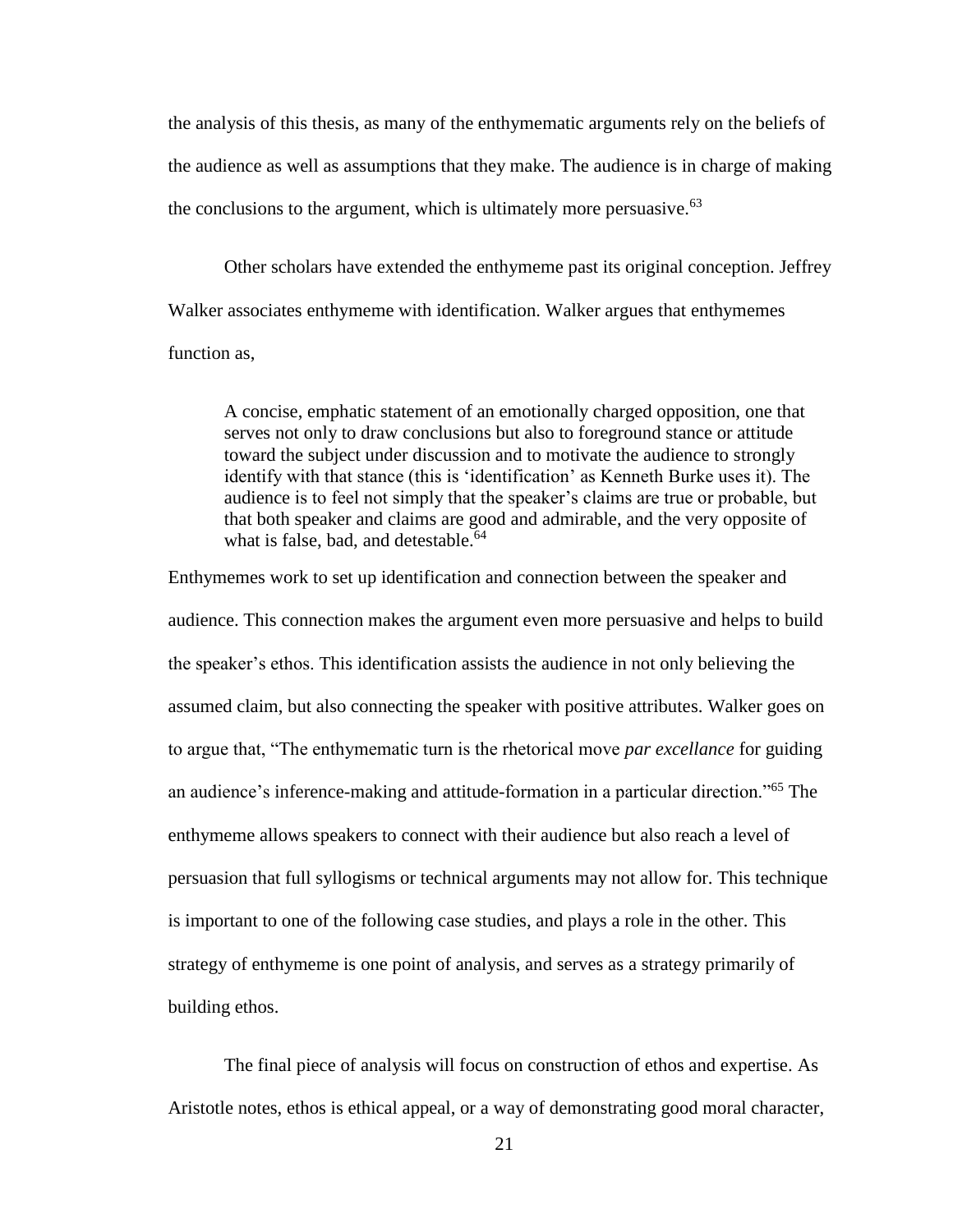the analysis of this thesis, as many of the enthymematic arguments rely on the beliefs of the audience as well as assumptions that they make. The audience is in charge of making the conclusions to the argument, which is ultimately more persuasive.[63]

Other scholars have extended the enthymeme past its original conception. Jeffrey Walker associates enthymeme with identification. Walker argues that enthymemes function as,

> A concise, emphatic statement of an emotionally charged opposition, one that serves not only to draw conclusions but also to foreground stance or attitude toward the subject under discussion and to motivate the audience to strongly identify with that stance (this is 'identification' as Kenneth Burke uses it). The audience is to feel not simply that the speaker's claims are true or probable, but that both speaker and claims are good and admirable, and the very opposite of what is false, bad, and detestable.[64]

Enthymemes work to set up identification and connection between the speaker and audience. This connection makes the argument even more persuasive and helps to build the speaker's ethos. This identification assists the audience in not only believing the assumed claim, but also connecting the speaker with positive attributes. Walker goes on to argue that, "The enthymematic turn is the rhetorical move *par excellance* for guiding an audience's inference-making and attitude-formation in a particular direction."[65] The enthymeme allows speakers to connect with their audience but also reach a level of persuasion that full syllogisms or technical arguments may not allow for. This technique is important to one of the following case studies, and plays a role in the other. This strategy of enthymeme is one point of analysis, and serves as a strategy primarily of building ethos.

The final piece of analysis will focus on construction of ethos and expertise. As Aristotle notes, ethos is ethical appeal, or a way of demonstrating good moral character,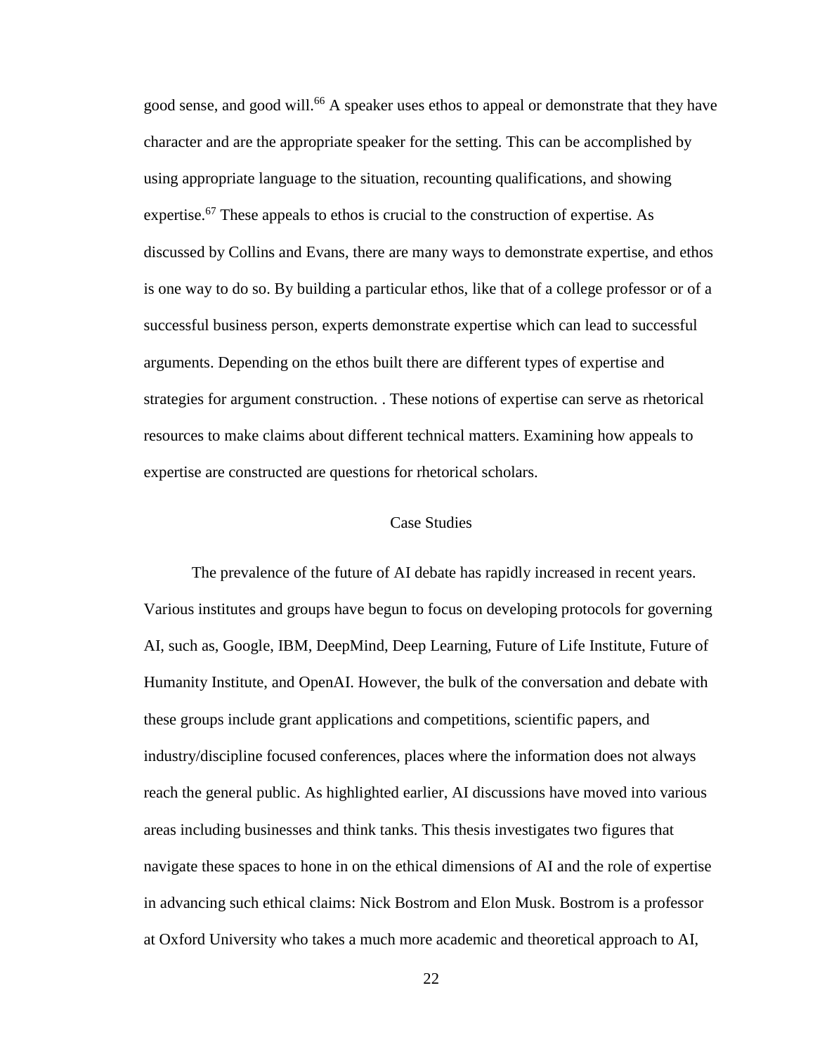good sense, and good will.[66] A speaker uses ethos to appeal or demonstrate that they have character and are the appropriate speaker for the setting. This can be accomplished by using appropriate language to the situation, recounting qualifications, and showing expertise.[67] These appeals to ethos is crucial to the construction of expertise. As discussed by Collins and Evans, there are many ways to demonstrate expertise, and ethos is one way to do so. By building a particular ethos, like that of a college professor or of a successful business person, experts demonstrate expertise which can lead to successful arguments. Depending on the ethos built there are different types of expertise and strategies for argument construction. . These notions of expertise can serve as rhetorical resources to make claims about different technical matters. Examining how appeals to expertise are constructed are questions for rhetorical scholars.

## Case Studies

The prevalence of the future of AI debate has rapidly increased in recent years. Various institutes and groups have begun to focus on developing protocols for governing AI, such as, Google, IBM, DeepMind, Deep Learning, Future of Life Institute, Future of Humanity Institute, and OpenAI. However, the bulk of the conversation and debate with these groups include grant applications and competitions, scientific papers, and industry/discipline focused conferences, places where the information does not always reach the general public. As highlighted earlier, AI discussions have moved into various areas including businesses and think tanks. This thesis investigates two figures that navigate these spaces to hone in on the ethical dimensions of AI and the role of expertise in advancing such ethical claims: Nick Bostrom and Elon Musk. Bostrom is a professor at Oxford University who takes a much more academic and theoretical approach to AI,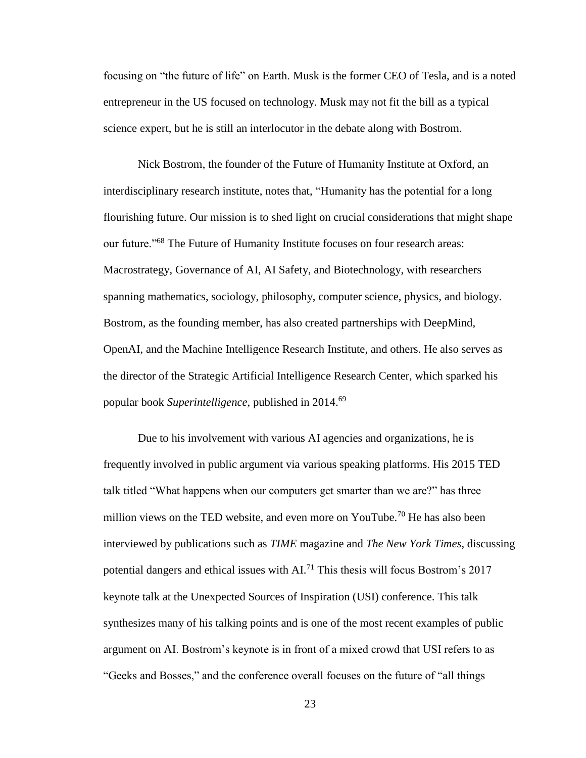focusing on "the future of life" on Earth. Musk is the former CEO of Tesla, and is a noted entrepreneur in the US focused on technology. Musk may not fit the bill as a typical science expert, but he is still an interlocutor in the debate along with Bostrom.

Nick Bostrom, the founder of the Future of Humanity Institute at Oxford, an interdisciplinary research institute, notes that, "Humanity has the potential for a long flourishing future. Our mission is to shed light on crucial considerations that might shape our future."[68] The Future of Humanity Institute focuses on four research areas: Macrostrategy, Governance of AI, AI Safety, and Biotechnology, with researchers spanning mathematics, sociology, philosophy, computer science, physics, and biology. Bostrom, as the founding member, has also created partnerships with DeepMind, OpenAI, and the Machine Intelligence Research Institute, and others. He also serves as the director of the Strategic Artificial Intelligence Research Center, which sparked his popular book *Superintelligence*, published in 2014.[69]

Due to his involvement with various AI agencies and organizations, he is frequently involved in public argument via various speaking platforms. His 2015 TED talk titled "What happens when our computers get smarter than we are?" has three million views on the TED website, and even more on YouTube.[70] He has also been interviewed by publications such as *TIME* magazine and *The New York Times*, discussing potential dangers and ethical issues with AI.[71] This thesis will focus Bostrom's 2017 keynote talk at the Unexpected Sources of Inspiration (USI) conference. This talk synthesizes many of his talking points and is one of the most recent examples of public argument on AI. Bostrom's keynote is in front of a mixed crowd that USI refers to as "Geeks and Bosses," and the conference overall focuses on the future of "all things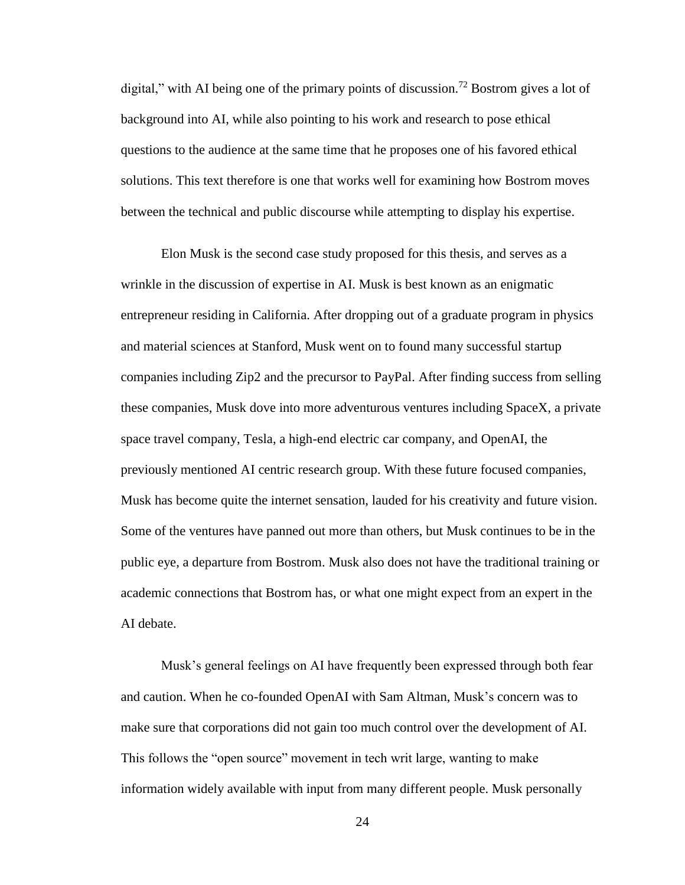digital," with AI being one of the primary points of discussion.[72] Bostrom gives a lot of background into AI, while also pointing to his work and research to pose ethical questions to the audience at the same time that he proposes one of his favored ethical solutions. This text therefore is one that works well for examining how Bostrom moves between the technical and public discourse while attempting to display his expertise.

Elon Musk is the second case study proposed for this thesis, and serves as a wrinkle in the discussion of expertise in AI. Musk is best known as an enigmatic entrepreneur residing in California. After dropping out of a graduate program in physics and material sciences at Stanford, Musk went on to found many successful startup companies including Zip2 and the precursor to PayPal. After finding success from selling these companies, Musk dove into more adventurous ventures including SpaceX, a private space travel company, Tesla, a high-end electric car company, and OpenAI, the previously mentioned AI centric research group. With these future focused companies, Musk has become quite the internet sensation, lauded for his creativity and future vision. Some of the ventures have panned out more than others, but Musk continues to be in the public eye, a departure from Bostrom. Musk also does not have the traditional training or academic connections that Bostrom has, or what one might expect from an expert in the AI debate.

Musk's general feelings on AI have frequently been expressed through both fear and caution. When he co-founded OpenAI with Sam Altman, Musk's concern was to make sure that corporations did not gain too much control over the development of AI. This follows the "open source" movement in tech writ large, wanting to make information widely available with input from many different people. Musk personally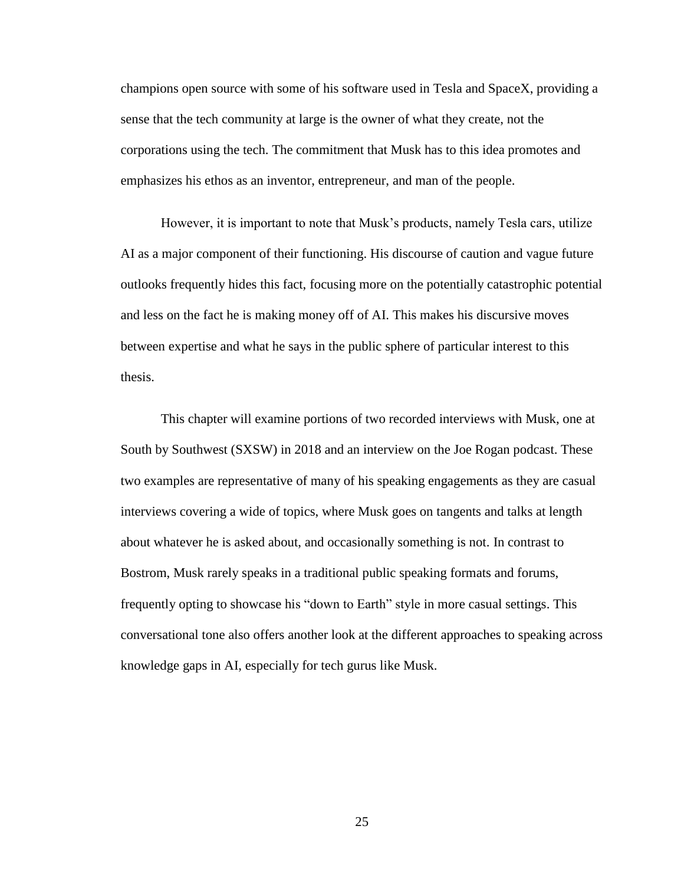champions open source with some of his software used in Tesla and SpaceX, providing a sense that the tech community at large is the owner of what they create, not the corporations using the tech. The commitment that Musk has to this idea promotes and emphasizes his ethos as an inventor, entrepreneur, and man of the people.

However, it is important to note that Musk's products, namely Tesla cars, utilize AI as a major component of their functioning. His discourse of caution and vague future outlooks frequently hides this fact, focusing more on the potentially catastrophic potential and less on the fact he is making money off of AI. This makes his discursive moves between expertise and what he says in the public sphere of particular interest to this thesis.

This chapter will examine portions of two recorded interviews with Musk, one at South by Southwest (SXSW) in 2018 and an interview on the Joe Rogan podcast. These two examples are representative of many of his speaking engagements as they are casual interviews covering a wide of topics, where Musk goes on tangents and talks at length about whatever he is asked about, and occasionally something is not. In contrast to Bostrom, Musk rarely speaks in a traditional public speaking formats and forums, frequently opting to showcase his "down to Earth" style in more casual settings. This conversational tone also offers another look at the different approaches to speaking across knowledge gaps in AI, especially for tech gurus like Musk.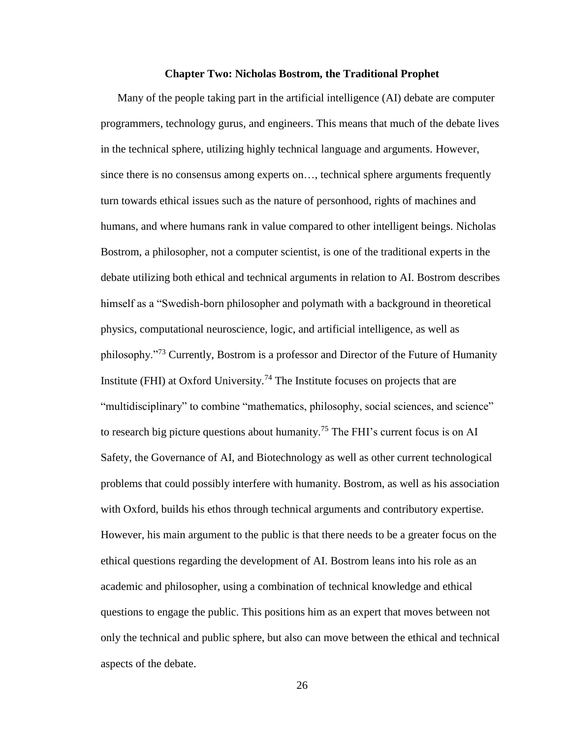## Chapter Two: Nicholas Bostrom, the Traditional Prophet

Many of the people taking part in the artificial intelligence (AI) debate are computer programmers, technology gurus, and engineers. This means that much of the debate lives in the technical sphere, utilizing highly technical language and arguments. However, since there is no consensus among experts on…, technical sphere arguments frequently turn towards ethical issues such as the nature of personhood, rights of machines and humans, and where humans rank in value compared to other intelligent beings. Nicholas Bostrom, a philosopher, not a computer scientist, is one of the traditional experts in the debate utilizing both ethical and technical arguments in relation to AI. Bostrom describes himself as a "Swedish-born philosopher and polymath with a background in theoretical physics, computational neuroscience, logic, and artificial intelligence, as well as philosophy."[73] Currently, Bostrom is a professor and Director of the Future of Humanity Institute (FHI) at Oxford University.[74] The Institute focuses on projects that are "multidisciplinary" to combine "mathematics, philosophy, social sciences, and science" to research big picture questions about humanity.[75] The FHI's current focus is on AI Safety, the Governance of AI, and Biotechnology as well as other current technological problems that could possibly interfere with humanity. Bostrom, as well as his association with Oxford, builds his ethos through technical arguments and contributory expertise. However, his main argument to the public is that there needs to be a greater focus on the ethical questions regarding the development of AI. Bostrom leans into his role as an academic and philosopher, using a combination of technical knowledge and ethical questions to engage the public. This positions him as an expert that moves between not only the technical and public sphere, but also can move between the ethical and technical aspects of the debate.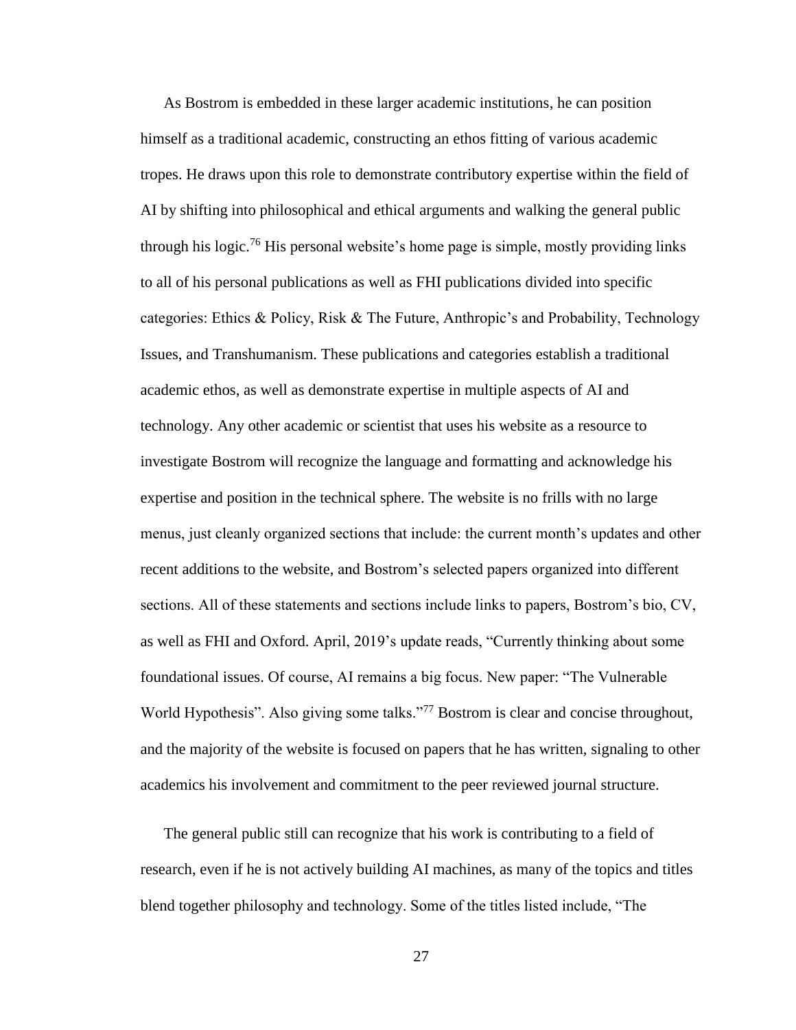As Bostrom is embedded in these larger academic institutions, he can position himself as a traditional academic, constructing an ethos fitting of various academic tropes. He draws upon this role to demonstrate contributory expertise within the field of AI by shifting into philosophical and ethical arguments and walking the general public through his logic.[76] His personal website's home page is simple, mostly providing links to all of his personal publications as well as FHI publications divided into specific categories: Ethics & Policy, Risk & The Future, Anthropic's and Probability, Technology Issues, and Transhumanism. These publications and categories establish a traditional academic ethos, as well as demonstrate expertise in multiple aspects of AI and technology. Any other academic or scientist that uses his website as a resource to investigate Bostrom will recognize the language and formatting and acknowledge his expertise and position in the technical sphere. The website is no frills with no large menus, just cleanly organized sections that include: the current month's updates and other recent additions to the website, and Bostrom's selected papers organized into different sections. All of these statements and sections include links to papers, Bostrom's bio, CV, as well as FHI and Oxford. April, 2019's update reads, "Currently thinking about some foundational issues. Of course, AI remains a big focus. New paper: "The Vulnerable World Hypothesis". Also giving some talks."[77] Bostrom is clear and concise throughout, and the majority of the website is focused on papers that he has written, signaling to other academics his involvement and commitment to the peer reviewed journal structure.

The general public still can recognize that his work is contributing to a field of research, even if he is not actively building AI machines, as many of the topics and titles blend together philosophy and technology. Some of the titles listed include, "The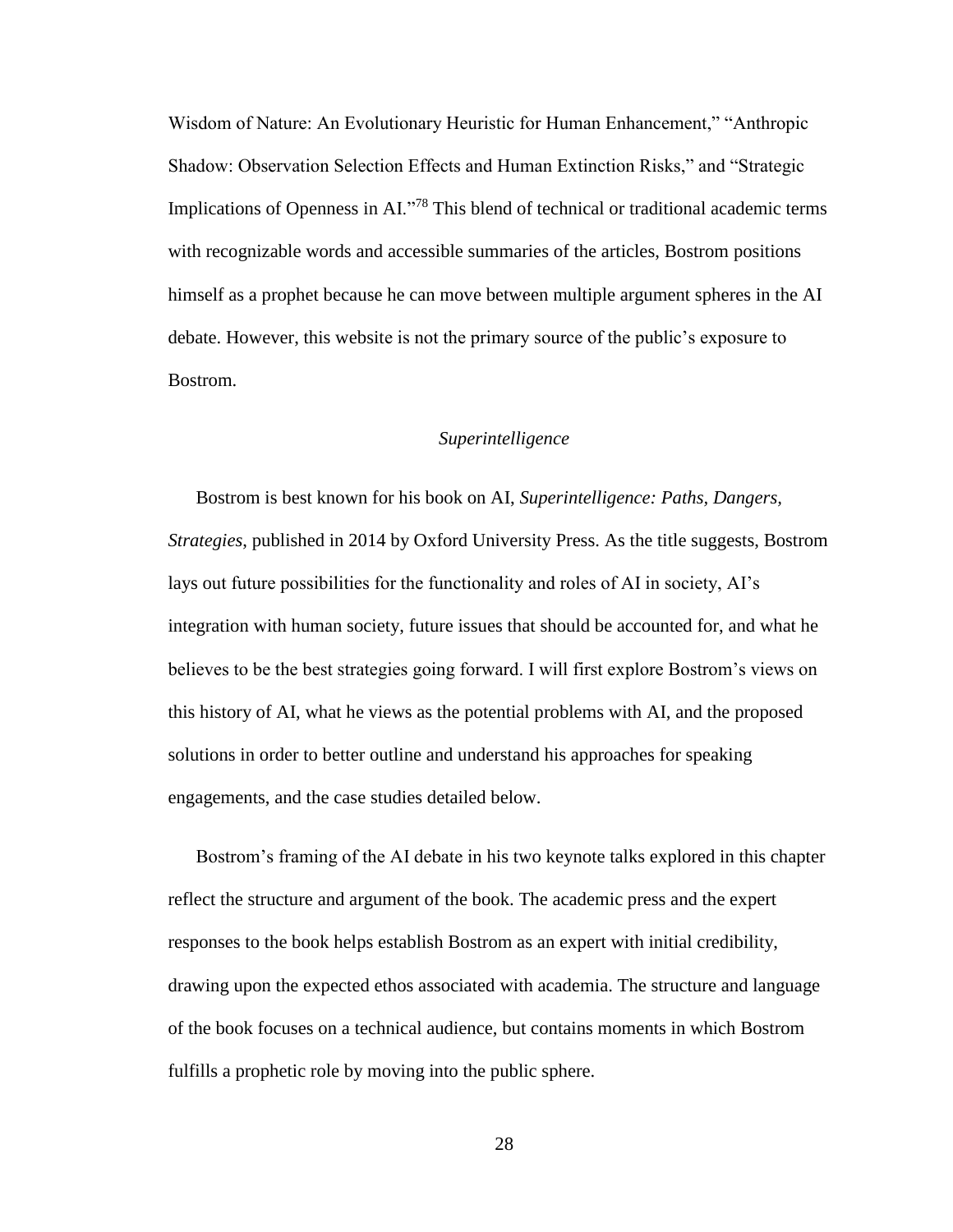Wisdom of Nature: An Evolutionary Heuristic for Human Enhancement," "Anthropic Shadow: Observation Selection Effects and Human Extinction Risks," and "Strategic Implications of Openness in AI."[78] This blend of technical or traditional academic terms with recognizable words and accessible summaries of the articles, Bostrom positions himself as a prophet because he can move between multiple argument spheres in the AI debate. However, this website is not the primary source of the public's exposure to Bostrom.

### *Superintelligence*

Bostrom is best known for his book on AI, *Superintelligence: Paths, Dangers, Strategies*, published in 2014 by Oxford University Press. As the title suggests, Bostrom lays out future possibilities for the functionality and roles of AI in society, AI's integration with human society, future issues that should be accounted for, and what he believes to be the best strategies going forward. I will first explore Bostrom's views on this history of AI, what he views as the potential problems with AI, and the proposed solutions in order to better outline and understand his approaches for speaking engagements, and the case studies detailed below.

Bostrom's framing of the AI debate in his two keynote talks explored in this chapter reflect the structure and argument of the book. The academic press and the expert responses to the book helps establish Bostrom as an expert with initial credibility, drawing upon the expected ethos associated with academia. The structure and language of the book focuses on a technical audience, but contains moments in which Bostrom fulfills a prophetic role by moving into the public sphere.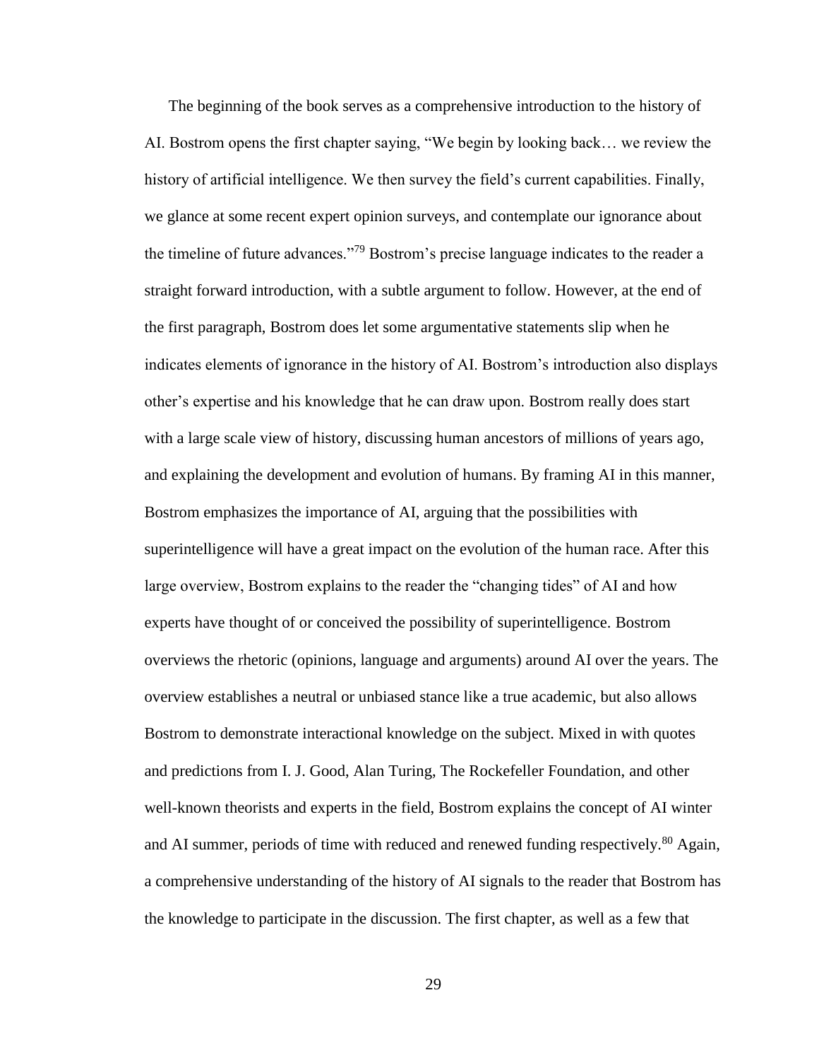The beginning of the book serves as a comprehensive introduction to the history of AI. Bostrom opens the first chapter saying, "We begin by looking back… we review the history of artificial intelligence. We then survey the field's current capabilities. Finally, we glance at some recent expert opinion surveys, and contemplate our ignorance about the timeline of future advances."[79] Bostrom's precise language indicates to the reader a straight forward introduction, with a subtle argument to follow. However, at the end of the first paragraph, Bostrom does let some argumentative statements slip when he indicates elements of ignorance in the history of AI. Bostrom's introduction also displays other's expertise and his knowledge that he can draw upon. Bostrom really does start with a large scale view of history, discussing human ancestors of millions of years ago, and explaining the development and evolution of humans. By framing AI in this manner, Bostrom emphasizes the importance of AI, arguing that the possibilities with superintelligence will have a great impact on the evolution of the human race. After this large overview, Bostrom explains to the reader the "changing tides" of AI and how experts have thought of or conceived the possibility of superintelligence. Bostrom overviews the rhetoric (opinions, language and arguments) around AI over the years. The overview establishes a neutral or unbiased stance like a true academic, but also allows Bostrom to demonstrate interactional knowledge on the subject. Mixed in with quotes and predictions from I. J. Good, Alan Turing, The Rockefeller Foundation, and other well-known theorists and experts in the field, Bostrom explains the concept of AI winter and AI summer, periods of time with reduced and renewed funding respectively.[80] Again, a comprehensive understanding of the history of AI signals to the reader that Bostrom has the knowledge to participate in the discussion. The first chapter, as well as a few that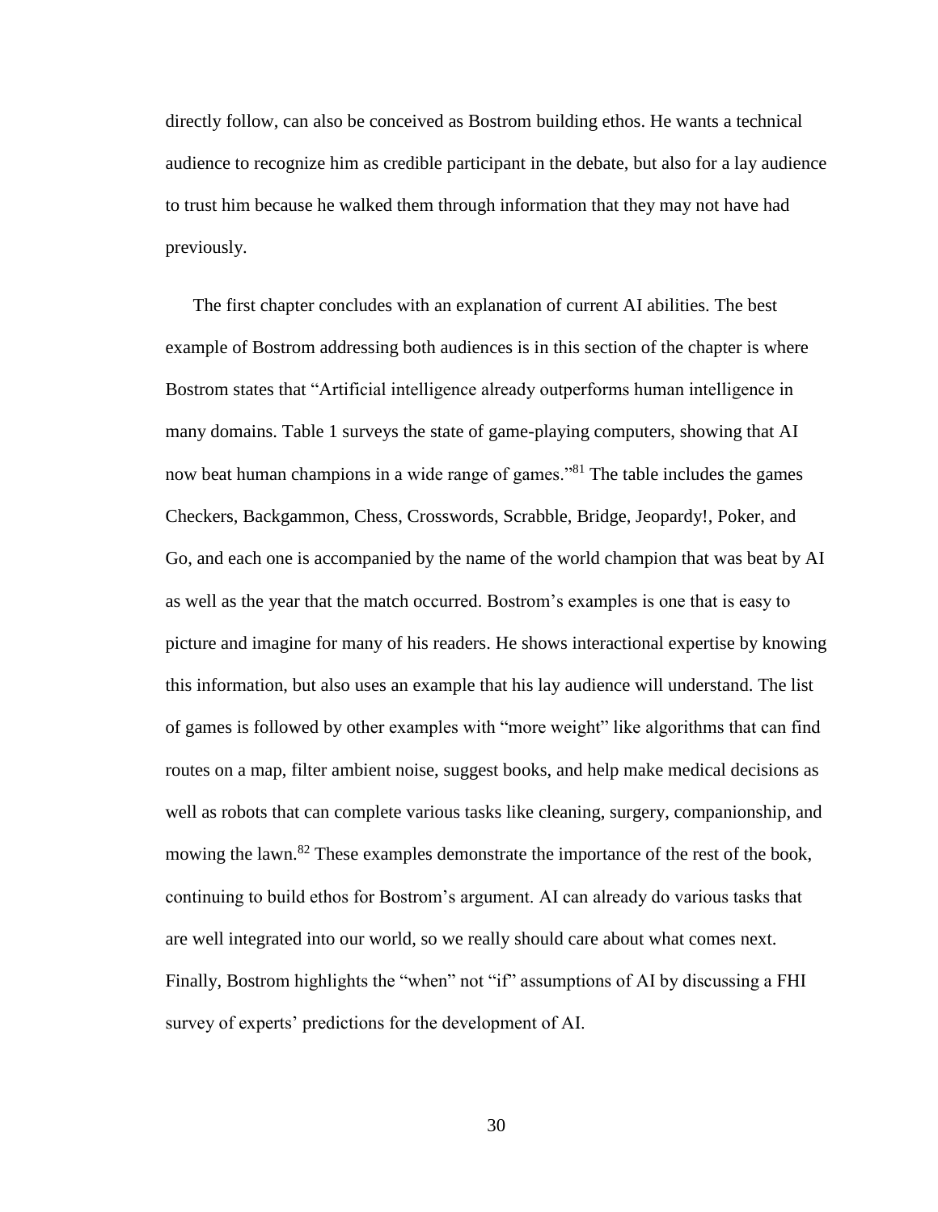directly follow, can also be conceived as Bostrom building ethos. He wants a technical audience to recognize him as credible participant in the debate, but also for a lay audience to trust him because he walked them through information that they may not have had previously.

The first chapter concludes with an explanation of current AI abilities. The best example of Bostrom addressing both audiences is in this section of the chapter is where Bostrom states that "Artificial intelligence already outperforms human intelligence in many domains. Table 1 surveys the state of game-playing computers, showing that AI now beat human champions in a wide range of games."[81] The table includes the games Checkers, Backgammon, Chess, Crosswords, Scrabble, Bridge, Jeopardy!, Poker, and Go, and each one is accompanied by the name of the world champion that was beat by AI as well as the year that the match occurred. Bostrom's examples is one that is easy to picture and imagine for many of his readers. He shows interactional expertise by knowing this information, but also uses an example that his lay audience will understand. The list of games is followed by other examples with "more weight" like algorithms that can find routes on a map, filter ambient noise, suggest books, and help make medical decisions as well as robots that can complete various tasks like cleaning, surgery, companionship, and mowing the lawn.[82] These examples demonstrate the importance of the rest of the book, continuing to build ethos for Bostrom's argument. AI can already do various tasks that are well integrated into our world, so we really should care about what comes next. Finally, Bostrom highlights the "when" not "if" assumptions of AI by discussing a FHI survey of experts' predictions for the development of AI.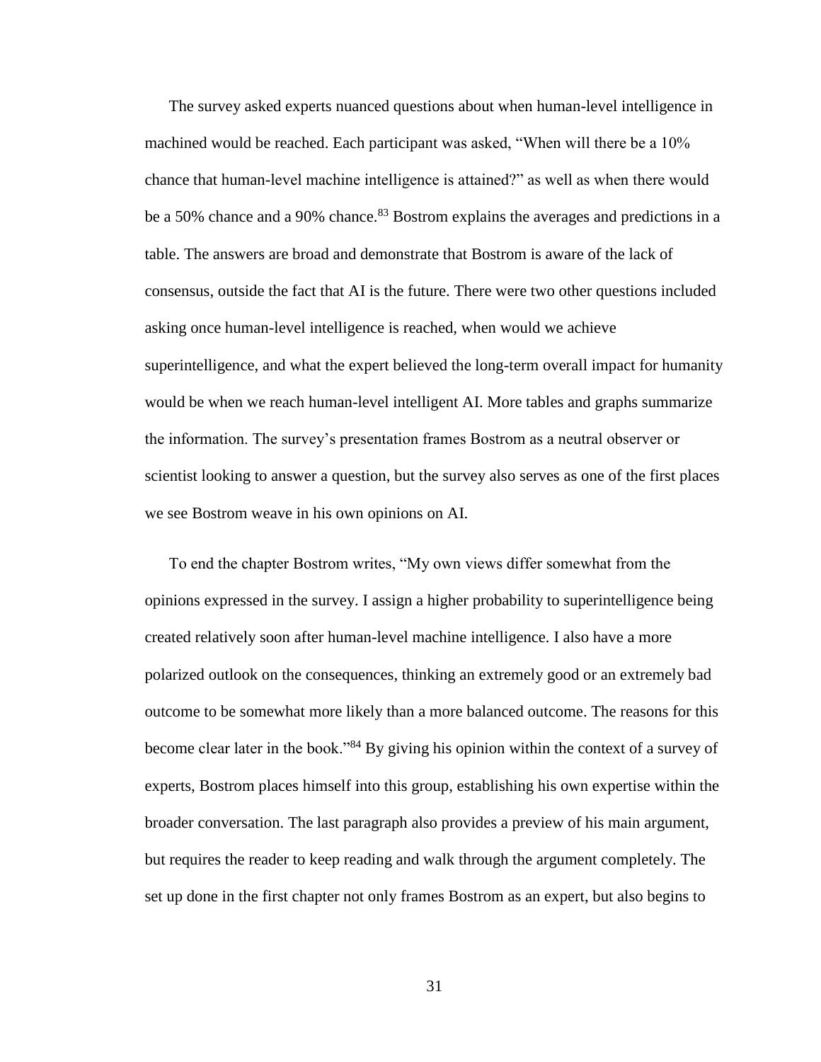The survey asked experts nuanced questions about when human-level intelligence in machined would be reached. Each participant was asked, "When will there be a 10% chance that human-level machine intelligence is attained?" as well as when there would be a 50% chance and a 90% chance.[83] Bostrom explains the averages and predictions in a table. The answers are broad and demonstrate that Bostrom is aware of the lack of consensus, outside the fact that AI is the future. There were two other questions included asking once human-level intelligence is reached, when would we achieve superintelligence, and what the expert believed the long-term overall impact for humanity would be when we reach human-level intelligent AI. More tables and graphs summarize the information. The survey's presentation frames Bostrom as a neutral observer or scientist looking to answer a question, but the survey also serves as one of the first places we see Bostrom weave in his own opinions on AI.

To end the chapter Bostrom writes, "My own views differ somewhat from the opinions expressed in the survey. I assign a higher probability to superintelligence being created relatively soon after human-level machine intelligence. I also have a more polarized outlook on the consequences, thinking an extremely good or an extremely bad outcome to be somewhat more likely than a more balanced outcome. The reasons for this become clear later in the book."[84] By giving his opinion within the context of a survey of experts, Bostrom places himself into this group, establishing his own expertise within the broader conversation. The last paragraph also provides a preview of his main argument, but requires the reader to keep reading and walk through the argument completely. The set up done in the first chapter not only frames Bostrom as an expert, but also begins to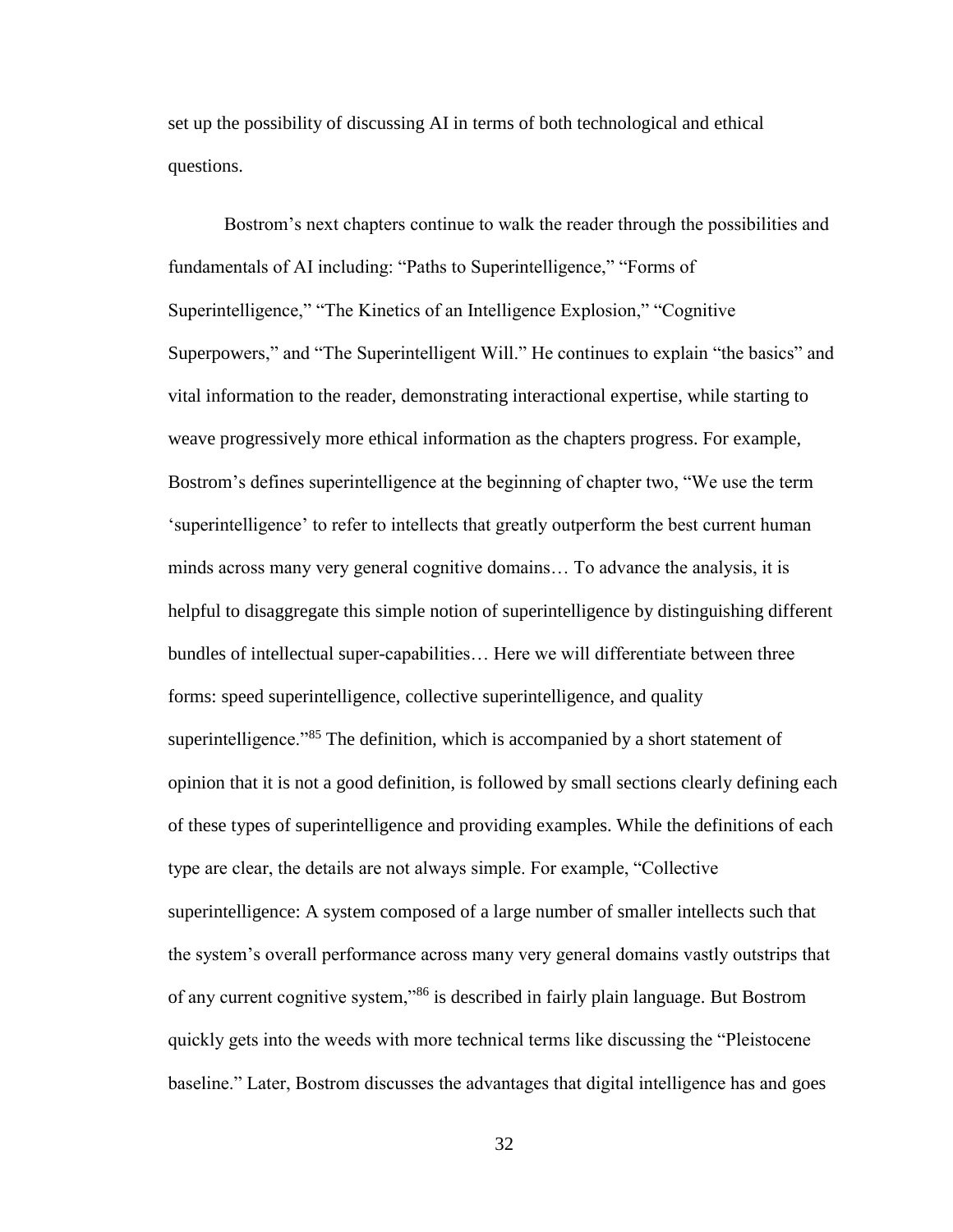set up the possibility of discussing AI in terms of both technological and ethical questions.

Bostrom's next chapters continue to walk the reader through the possibilities and fundamentals of AI including: "Paths to Superintelligence," "Forms of Superintelligence," "The Kinetics of an Intelligence Explosion," "Cognitive Superpowers," and "The Superintelligent Will." He continues to explain "the basics" and vital information to the reader, demonstrating interactional expertise, while starting to weave progressively more ethical information as the chapters progress. For example, Bostrom's defines superintelligence at the beginning of chapter two, "We use the term 'superintelligence' to refer to intellects that greatly outperform the best current human minds across many very general cognitive domains… To advance the analysis, it is helpful to disaggregate this simple notion of superintelligence by distinguishing different bundles of intellectual super-capabilities… Here we will differentiate between three forms: speed superintelligence, collective superintelligence, and quality superintelligence."[85] The definition, which is accompanied by a short statement of opinion that it is not a good definition, is followed by small sections clearly defining each of these types of superintelligence and providing examples. While the definitions of each type are clear, the details are not always simple. For example, "Collective superintelligence: A system composed of a large number of smaller intellects such that the system's overall performance across many very general domains vastly outstrips that of any current cognitive system,"[86] is described in fairly plain language. But Bostrom quickly gets into the weeds with more technical terms like discussing the "Pleistocene baseline." Later, Bostrom discusses the advantages that digital intelligence has and goes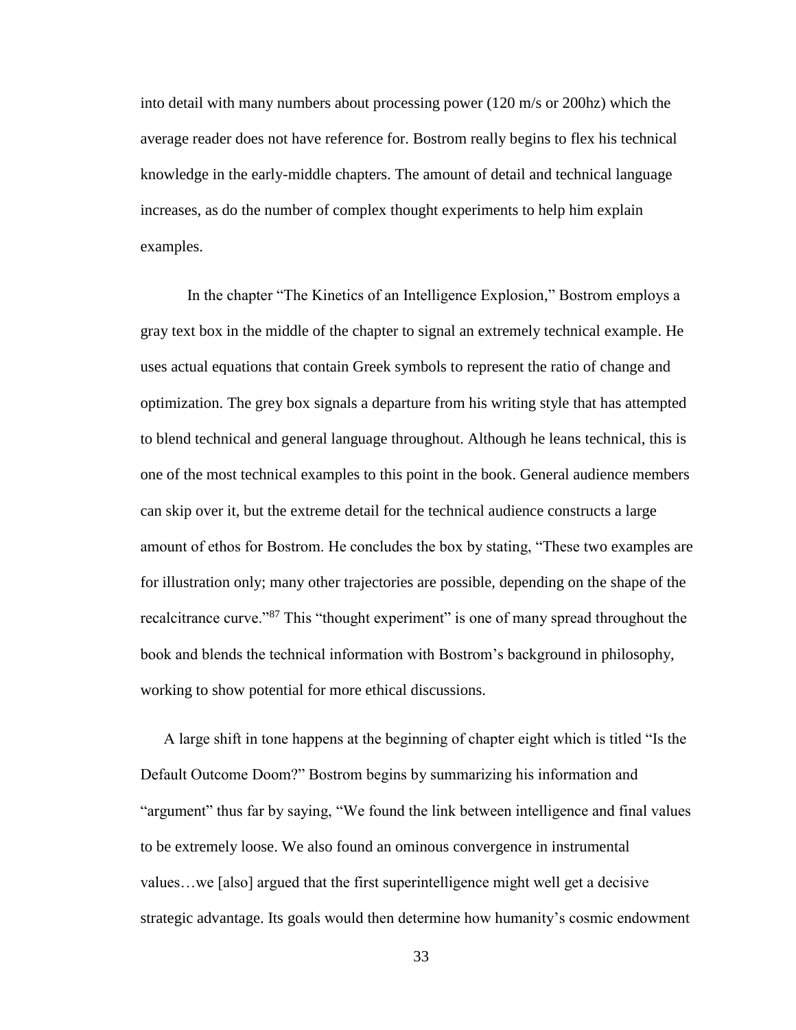into detail with many numbers about processing power (120 m/s or 200hz) which the average reader does not have reference for. Bostrom really begins to flex his technical knowledge in the early-middle chapters. The amount of detail and technical language increases, as do the number of complex thought experiments to help him explain examples.

In the chapter "The Kinetics of an Intelligence Explosion," Bostrom employs a gray text box in the middle of the chapter to signal an extremely technical example. He uses actual equations that contain Greek symbols to represent the ratio of change and optimization. The grey box signals a departure from his writing style that has attempted to blend technical and general language throughout. Although he leans technical, this is one of the most technical examples to this point in the book. General audience members can skip over it, but the extreme detail for the technical audience constructs a large amount of ethos for Bostrom. He concludes the box by stating, "These two examples are for illustration only; many other trajectories are possible, depending on the shape of the recalcitrance curve."[87] This "thought experiment" is one of many spread throughout the book and blends the technical information with Bostrom's background in philosophy, working to show potential for more ethical discussions.

A large shift in tone happens at the beginning of chapter eight which is titled "Is the Default Outcome Doom?" Bostrom begins by summarizing his information and "argument" thus far by saying, "We found the link between intelligence and final values to be extremely loose. We also found an ominous convergence in instrumental values…we [also] argued that the first superintelligence might well get a decisive strategic advantage. Its goals would then determine how humanity's cosmic endowment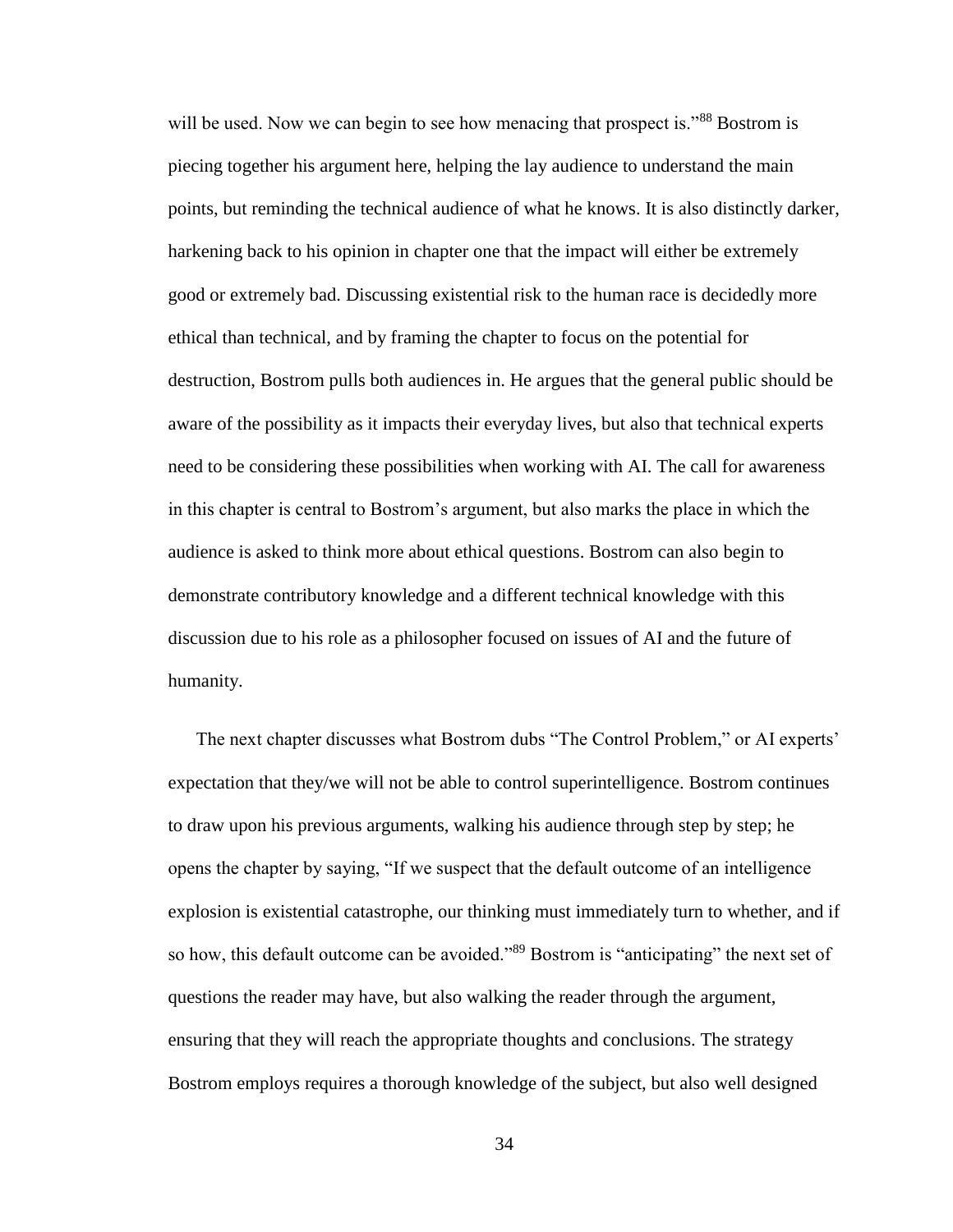will be used. Now we can begin to see how menacing that prospect is."[88] Bostrom is piecing together his argument here, helping the lay audience to understand the main points, but reminding the technical audience of what he knows. It is also distinctly darker, harkening back to his opinion in chapter one that the impact will either be extremely good or extremely bad. Discussing existential risk to the human race is decidedly more ethical than technical, and by framing the chapter to focus on the potential for destruction, Bostrom pulls both audiences in. He argues that the general public should be aware of the possibility as it impacts their everyday lives, but also that technical experts need to be considering these possibilities when working with AI. The call for awareness in this chapter is central to Bostrom's argument, but also marks the place in which the audience is asked to think more about ethical questions. Bostrom can also begin to demonstrate contributory knowledge and a different technical knowledge with this discussion due to his role as a philosopher focused on issues of AI and the future of humanity.

The next chapter discusses what Bostrom dubs "The Control Problem," or AI experts' expectation that they/we will not be able to control superintelligence. Bostrom continues to draw upon his previous arguments, walking his audience through step by step; he opens the chapter by saying, "If we suspect that the default outcome of an intelligence explosion is existential catastrophe, our thinking must immediately turn to whether, and if so how, this default outcome can be avoided."[89] Bostrom is "anticipating" the next set of questions the reader may have, but also walking the reader through the argument, ensuring that they will reach the appropriate thoughts and conclusions. The strategy Bostrom employs requires a thorough knowledge of the subject, but also well designed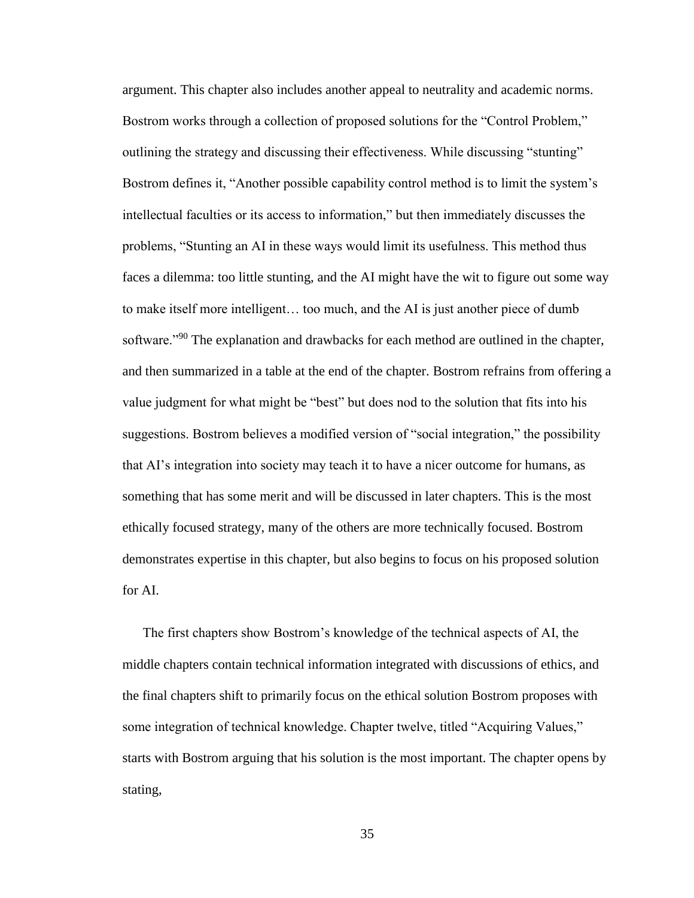argument. This chapter also includes another appeal to neutrality and academic norms. Bostrom works through a collection of proposed solutions for the "Control Problem," outlining the strategy and discussing their effectiveness. While discussing "stunting" Bostrom defines it, "Another possible capability control method is to limit the system's intellectual faculties or its access to information," but then immediately discusses the problems, "Stunting an AI in these ways would limit its usefulness. This method thus faces a dilemma: too little stunting, and the AI might have the wit to figure out some way to make itself more intelligent… too much, and the AI is just another piece of dumb software."[90] The explanation and drawbacks for each method are outlined in the chapter, and then summarized in a table at the end of the chapter. Bostrom refrains from offering a value judgment for what might be "best" but does nod to the solution that fits into his suggestions. Bostrom believes a modified version of "social integration," the possibility that AI's integration into society may teach it to have a nicer outcome for humans, as something that has some merit and will be discussed in later chapters. This is the most ethically focused strategy, many of the others are more technically focused. Bostrom demonstrates expertise in this chapter, but also begins to focus on his proposed solution for AI.

The first chapters show Bostrom's knowledge of the technical aspects of AI, the middle chapters contain technical information integrated with discussions of ethics, and the final chapters shift to primarily focus on the ethical solution Bostrom proposes with some integration of technical knowledge. Chapter twelve, titled "Acquiring Values," starts with Bostrom arguing that his solution is the most important. The chapter opens by stating,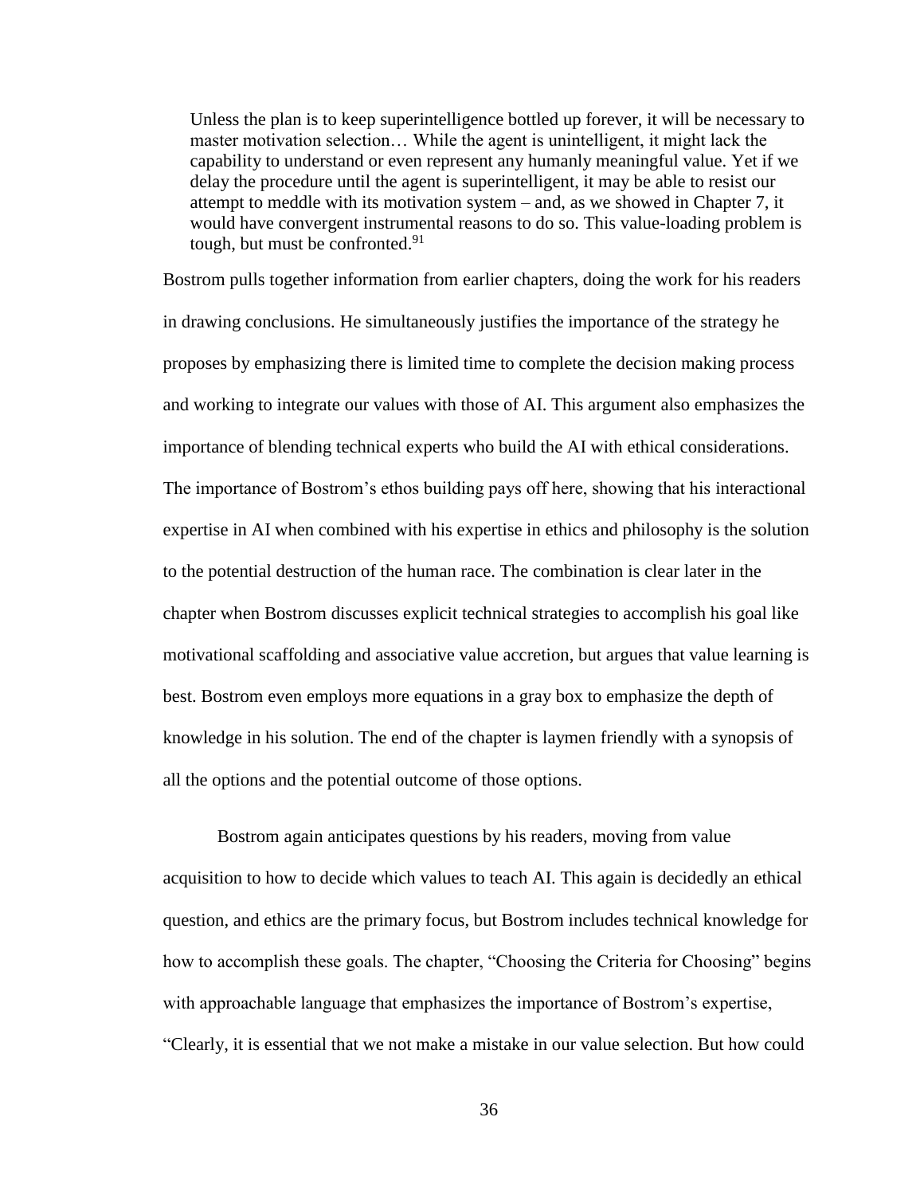> Unless the plan is to keep superintelligence bottled up forever, it will be necessary to master motivation selection… While the agent is unintelligent, it might lack the capability to understand or even represent any humanly meaningful value. Yet if we delay the procedure until the agent is superintelligent, it may be able to resist our attempt to meddle with its motivation system – and, as we showed in Chapter 7, it would have convergent instrumental reasons to do so. This value-loading problem is tough, but must be confronted.[91]

Bostrom pulls together information from earlier chapters, doing the work for his readers in drawing conclusions. He simultaneously justifies the importance of the strategy he proposes by emphasizing there is limited time to complete the decision making process and working to integrate our values with those of AI. This argument also emphasizes the importance of blending technical experts who build the AI with ethical considerations. The importance of Bostrom's ethos building pays off here, showing that his interactional expertise in AI when combined with his expertise in ethics and philosophy is the solution to the potential destruction of the human race. The combination is clear later in the chapter when Bostrom discusses explicit technical strategies to accomplish his goal like motivational scaffolding and associative value accretion, but argues that value learning is best. Bostrom even employs more equations in a gray box to emphasize the depth of knowledge in his solution. The end of the chapter is laymen friendly with a synopsis of all the options and the potential outcome of those options.

Bostrom again anticipates questions by his readers, moving from value acquisition to how to decide which values to teach AI. This again is decidedly an ethical question, and ethics are the primary focus, but Bostrom includes technical knowledge for how to accomplish these goals. The chapter, "Choosing the Criteria for Choosing" begins with approachable language that emphasizes the importance of Bostrom's expertise, "Clearly, it is essential that we not make a mistake in our value selection. But how could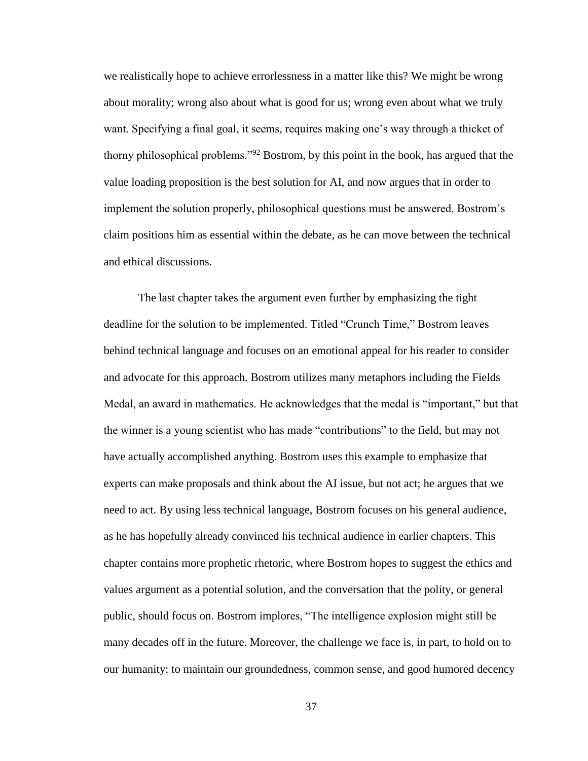we realistically hope to achieve errorlessness in a matter like this? We might be wrong about morality; wrong also about what is good for us; wrong even about what we truly want. Specifying a final goal, it seems, requires making one's way through a thicket of thorny philosophical problems."[92] Bostrom, by this point in the book, has argued that the value loading proposition is the best solution for AI, and now argues that in order to implement the solution properly, philosophical questions must be answered. Bostrom's claim positions him as essential within the debate, as he can move between the technical and ethical discussions.

The last chapter takes the argument even further by emphasizing the tight deadline for the solution to be implemented. Titled "Crunch Time," Bostrom leaves behind technical language and focuses on an emotional appeal for his reader to consider and advocate for this approach. Bostrom utilizes many metaphors including the Fields Medal, an award in mathematics. He acknowledges that the medal is "important," but that the winner is a young scientist who has made "contributions" to the field, but may not have actually accomplished anything. Bostrom uses this example to emphasize that experts can make proposals and think about the AI issue, but not act; he argues that we need to act. By using less technical language, Bostrom focuses on his general audience, as he has hopefully already convinced his technical audience in earlier chapters. This chapter contains more prophetic rhetoric, where Bostrom hopes to suggest the ethics and values argument as a potential solution, and the conversation that the polity, or general public, should focus on. Bostrom implores, "The intelligence explosion might still be many decades off in the future. Moreover, the challenge we face is, in part, to hold on to our humanity: to maintain our groundedness, common sense, and good humored decency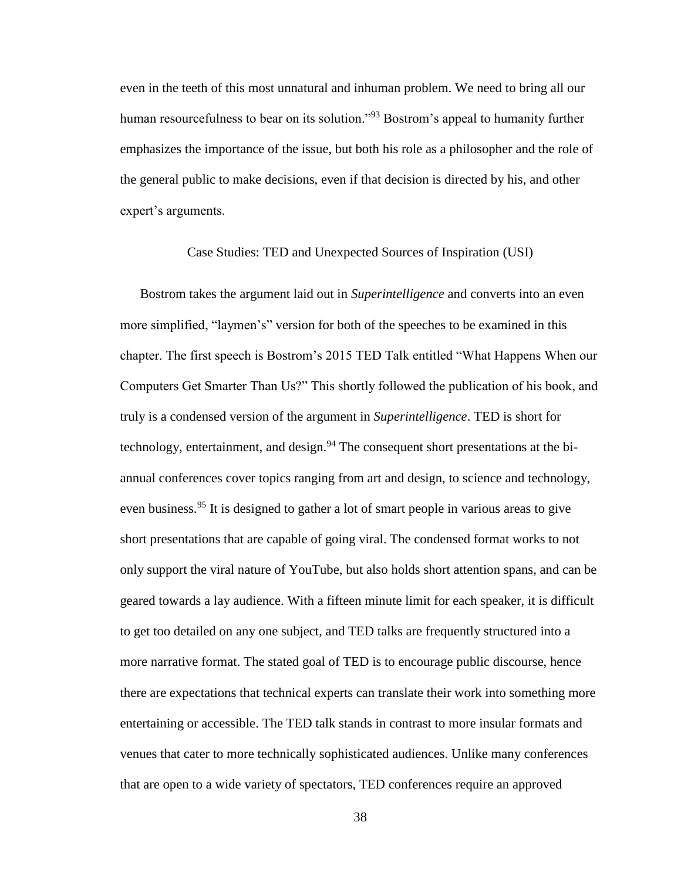even in the teeth of this most unnatural and inhuman problem. We need to bring all our human resourcefulness to bear on its solution."[93] Bostrom's appeal to humanity further emphasizes the importance of the issue, but both his role as a philosopher and the role of the general public to make decisions, even if that decision is directed by his, and other expert's arguments.

## Case Studies: TED and Unexpected Sources of Inspiration (USI)

Bostrom takes the argument laid out in *Superintelligence* and converts into an even more simplified, "laymen's" version for both of the speeches to be examined in this chapter. The first speech is Bostrom's 2015 TED Talk entitled "What Happens When our Computers Get Smarter Than Us?" This shortly followed the publication of his book, and truly is a condensed version of the argument in *Superintelligence*. TED is short for technology, entertainment, and design.[94] The consequent short presentations at the bi-annual conferences cover topics ranging from art and design, to science and technology, even business.[95] It is designed to gather a lot of smart people in various areas to give short presentations that are capable of going viral. The condensed format works to not only support the viral nature of YouTube, but also holds short attention spans, and can be geared towards a lay audience. With a fifteen minute limit for each speaker, it is difficult to get too detailed on any one subject, and TED talks are frequently structured into a more narrative format. The stated goal of TED is to encourage public discourse, hence there are expectations that technical experts can translate their work into something more entertaining or accessible. The TED talk stands in contrast to more insular formats and venues that cater to more technically sophisticated audiences. Unlike many conferences that are open to a wide variety of spectators, TED conferences require an approved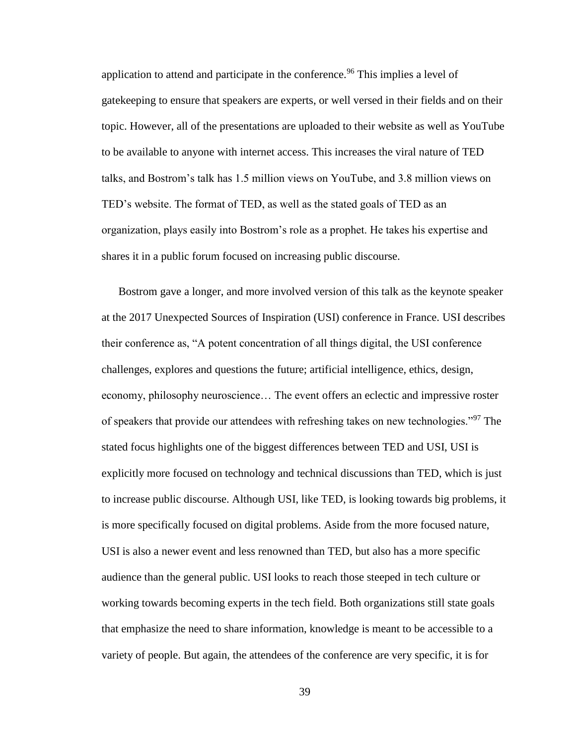application to attend and participate in the conference.[96] This implies a level of gatekeeping to ensure that speakers are experts, or well versed in their fields and on their topic. However, all of the presentations are uploaded to their website as well as YouTube to be available to anyone with internet access. This increases the viral nature of TED talks, and Bostrom's talk has 1.5 million views on YouTube, and 3.8 million views on TED's website. The format of TED, as well as the stated goals of TED as an organization, plays easily into Bostrom's role as a prophet. He takes his expertise and shares it in a public forum focused on increasing public discourse.

Bostrom gave a longer, and more involved version of this talk as the keynote speaker at the 2017 Unexpected Sources of Inspiration (USI) conference in France. USI describes their conference as, "A potent concentration of all things digital, the USI conference challenges, explores and questions the future; artificial intelligence, ethics, design, economy, philosophy neuroscience… The event offers an eclectic and impressive roster of speakers that provide our attendees with refreshing takes on new technologies."[97] The stated focus highlights one of the biggest differences between TED and USI, USI is explicitly more focused on technology and technical discussions than TED, which is just to increase public discourse. Although USI, like TED, is looking towards big problems, it is more specifically focused on digital problems. Aside from the more focused nature, USI is also a newer event and less renowned than TED, but also has a more specific audience than the general public. USI looks to reach those steeped in tech culture or working towards becoming experts in the tech field. Both organizations still state goals that emphasize the need to share information, knowledge is meant to be accessible to a variety of people. But again, the attendees of the conference are very specific, it is for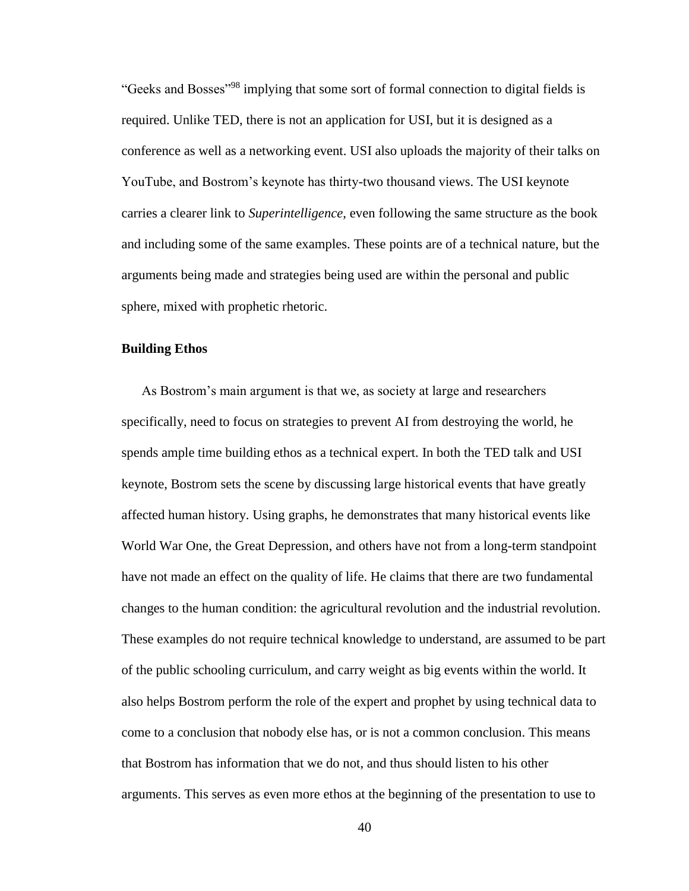"Geeks and Bosses"[98] implying that some sort of formal connection to digital fields is required. Unlike TED, there is not an application for USI, but it is designed as a conference as well as a networking event. USI also uploads the majority of their talks on YouTube, and Bostrom's keynote has thirty-two thousand views. The USI keynote carries a clearer link to *Superintelligence*, even following the same structure as the book and including some of the same examples. These points are of a technical nature, but the arguments being made and strategies being used are within the personal and public sphere, mixed with prophetic rhetoric.

### Building Ethos

As Bostrom's main argument is that we, as society at large and researchers specifically, need to focus on strategies to prevent AI from destroying the world, he spends ample time building ethos as a technical expert. In both the TED talk and USI keynote, Bostrom sets the scene by discussing large historical events that have greatly affected human history. Using graphs, he demonstrates that many historical events like World War One, the Great Depression, and others have not from a long-term standpoint have not made an effect on the quality of life. He claims that there are two fundamental changes to the human condition: the agricultural revolution and the industrial revolution. These examples do not require technical knowledge to understand, are assumed to be part of the public schooling curriculum, and carry weight as big events within the world. It also helps Bostrom perform the role of the expert and prophet by using technical data to come to a conclusion that nobody else has, or is not a common conclusion. This means that Bostrom has information that we do not, and thus should listen to his other arguments. This serves as even more ethos at the beginning of the presentation to use to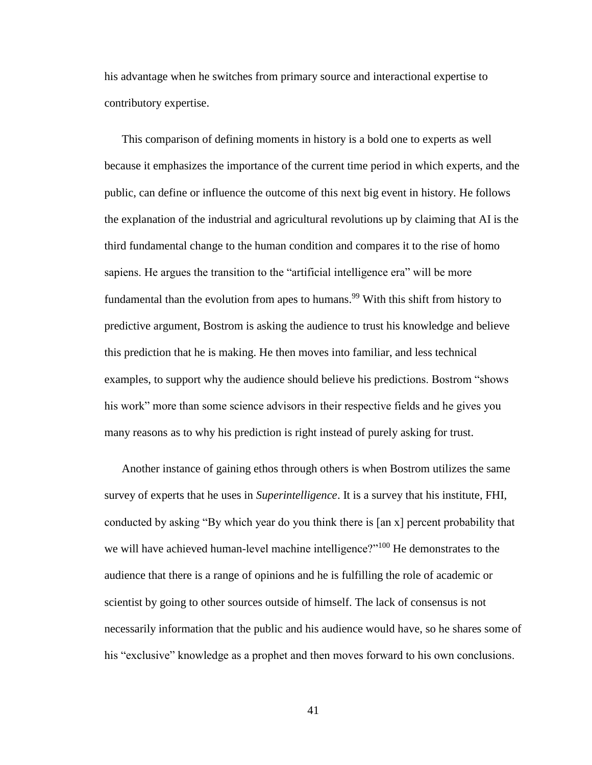his advantage when he switches from primary source and interactional expertise to contributory expertise.

This comparison of defining moments in history is a bold one to experts as well because it emphasizes the importance of the current time period in which experts, and the public, can define or influence the outcome of this next big event in history. He follows the explanation of the industrial and agricultural revolutions up by claiming that AI is the third fundamental change to the human condition and compares it to the rise of homo sapiens. He argues the transition to the "artificial intelligence era" will be more fundamental than the evolution from apes to humans.[99] With this shift from history to predictive argument, Bostrom is asking the audience to trust his knowledge and believe this prediction that he is making. He then moves into familiar, and less technical examples, to support why the audience should believe his predictions. Bostrom "shows his work" more than some science advisors in their respective fields and he gives you many reasons as to why his prediction is right instead of purely asking for trust.

Another instance of gaining ethos through others is when Bostrom utilizes the same survey of experts that he uses in *Superintelligence*. It is a survey that his institute, FHI, conducted by asking "By which year do you think there is [an x] percent probability that we will have achieved human-level machine intelligence?"[100] He demonstrates to the audience that there is a range of opinions and he is fulfilling the role of academic or scientist by going to other sources outside of himself. The lack of consensus is not necessarily information that the public and his audience would have, so he shares some of his "exclusive" knowledge as a prophet and then moves forward to his own conclusions.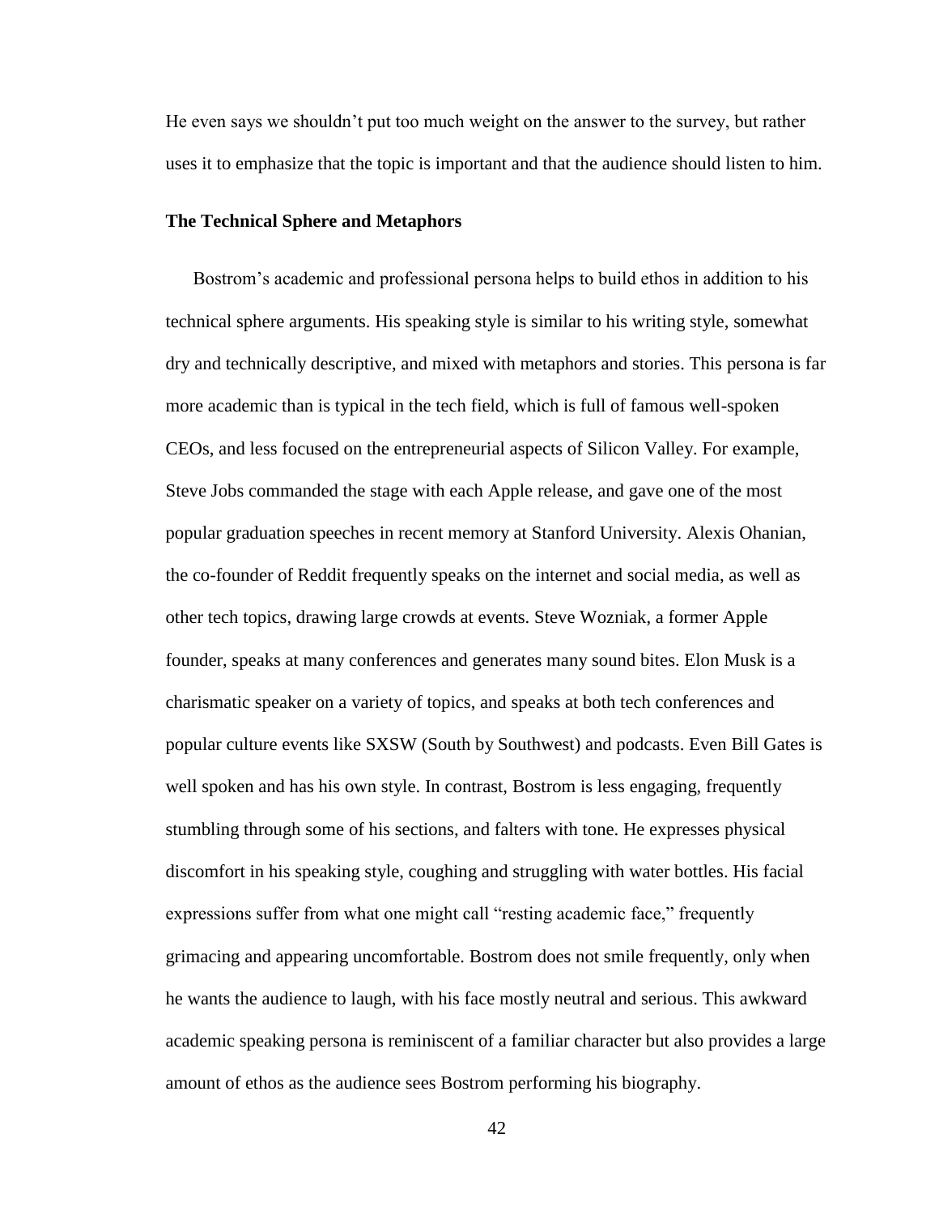He even says we shouldn't put too much weight on the answer to the survey, but rather uses it to emphasize that the topic is important and that the audience should listen to him.

### The Technical Sphere and Metaphors

Bostrom's academic and professional persona helps to build ethos in addition to his technical sphere arguments. His speaking style is similar to his writing style, somewhat dry and technically descriptive, and mixed with metaphors and stories. This persona is far more academic than is typical in the tech field, which is full of famous well-spoken CEOs, and less focused on the entrepreneurial aspects of Silicon Valley. For example, Steve Jobs commanded the stage with each Apple release, and gave one of the most popular graduation speeches in recent memory at Stanford University. Alexis Ohanian, the co-founder of Reddit frequently speaks on the internet and social media, as well as other tech topics, drawing large crowds at events. Steve Wozniak, a former Apple founder, speaks at many conferences and generates many sound bites. Elon Musk is a charismatic speaker on a variety of topics, and speaks at both tech conferences and popular culture events like SXSW (South by Southwest) and podcasts. Even Bill Gates is well spoken and has his own style. In contrast, Bostrom is less engaging, frequently stumbling through some of his sections, and falters with tone. He expresses physical discomfort in his speaking style, coughing and struggling with water bottles. His facial expressions suffer from what one might call "resting academic face," frequently grimacing and appearing uncomfortable. Bostrom does not smile frequently, only when he wants the audience to laugh, with his face mostly neutral and serious. This awkward academic speaking persona is reminiscent of a familiar character but also provides a large amount of ethos as the audience sees Bostrom performing his biography.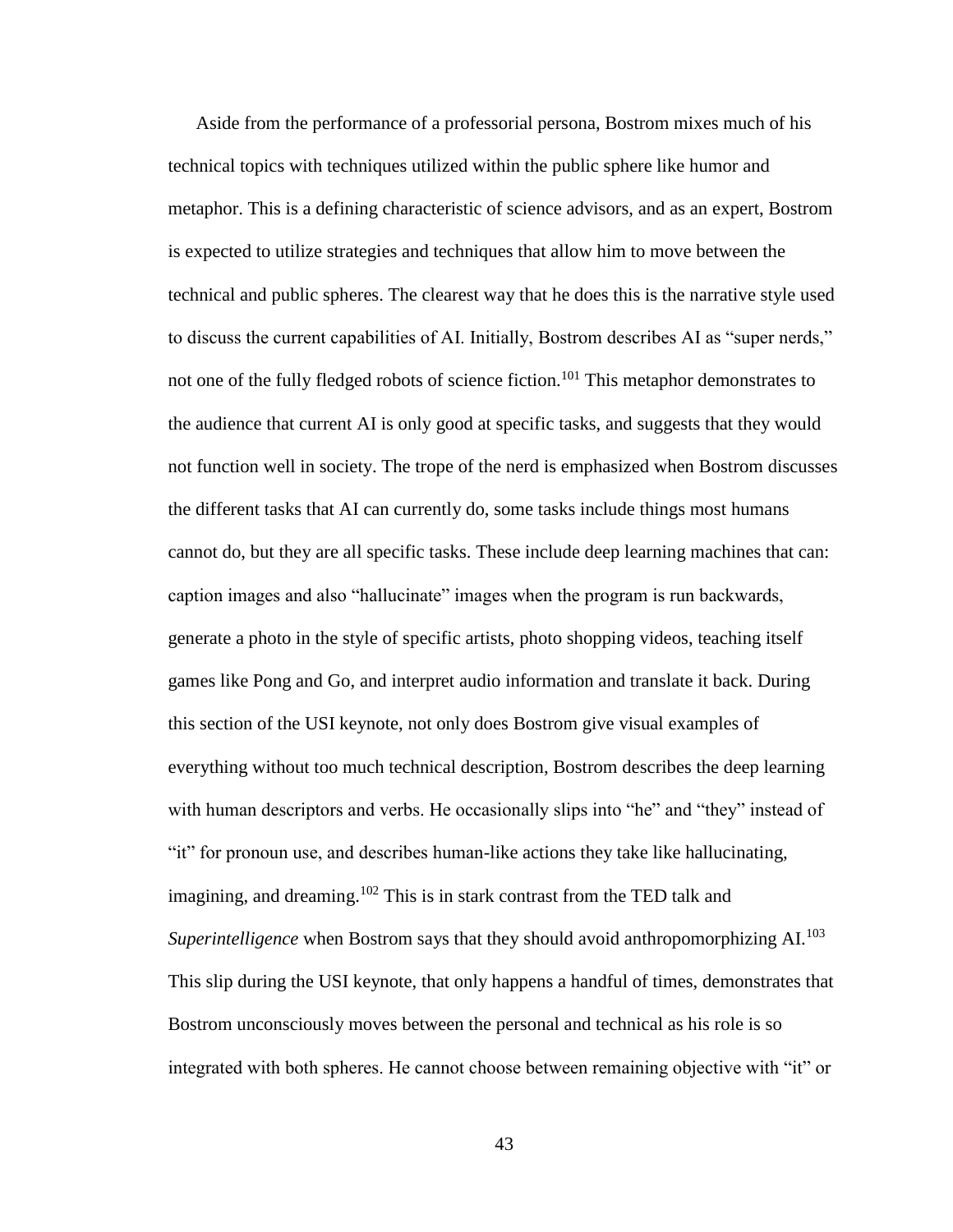Aside from the performance of a professorial persona, Bostrom mixes much of his technical topics with techniques utilized within the public sphere like humor and metaphor. This is a defining characteristic of science advisors, and as an expert, Bostrom is expected to utilize strategies and techniques that allow him to move between the technical and public spheres. The clearest way that he does this is the narrative style used to discuss the current capabilities of AI. Initially, Bostrom describes AI as "super nerds," not one of the fully fledged robots of science fiction.[101] This metaphor demonstrates to the audience that current AI is only good at specific tasks, and suggests that they would not function well in society. The trope of the nerd is emphasized when Bostrom discusses the different tasks that AI can currently do, some tasks include things most humans cannot do, but they are all specific tasks. These include deep learning machines that can: caption images and also "hallucinate" images when the program is run backwards, generate a photo in the style of specific artists, photo shopping videos, teaching itself games like Pong and Go, and interpret audio information and translate it back. During this section of the USI keynote, not only does Bostrom give visual examples of everything without too much technical description, Bostrom describes the deep learning with human descriptors and verbs. He occasionally slips into "he" and "they" instead of "it" for pronoun use, and describes human-like actions they take like hallucinating, imagining, and dreaming.[102] This is in stark contrast from the TED talk and *Superintelligence* when Bostrom says that they should avoid anthropomorphizing AI.[103] This slip during the USI keynote, that only happens a handful of times, demonstrates that Bostrom unconsciously moves between the personal and technical as his role is so integrated with both spheres. He cannot choose between remaining objective with "it" or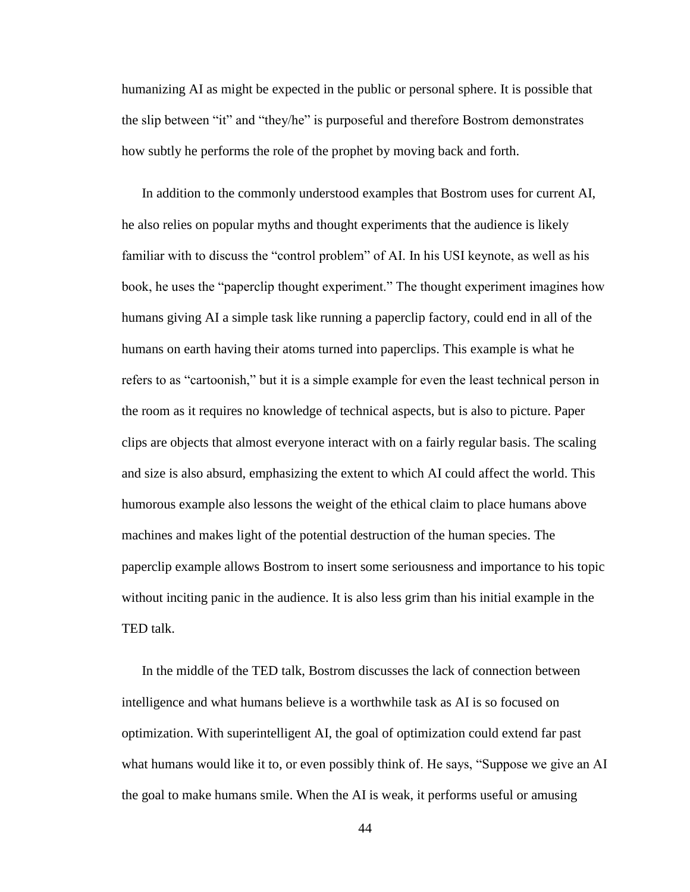humanizing AI as might be expected in the public or personal sphere. It is possible that the slip between "it" and "they/he" is purposeful and therefore Bostrom demonstrates how subtly he performs the role of the prophet by moving back and forth.

In addition to the commonly understood examples that Bostrom uses for current AI, he also relies on popular myths and thought experiments that the audience is likely familiar with to discuss the "control problem" of AI. In his USI keynote, as well as his book, he uses the "paperclip thought experiment." The thought experiment imagines how humans giving AI a simple task like running a paperclip factory, could end in all of the humans on earth having their atoms turned into paperclips. This example is what he refers to as "cartoonish," but it is a simple example for even the least technical person in the room as it requires no knowledge of technical aspects, but is also to picture. Paper clips are objects that almost everyone interact with on a fairly regular basis. The scaling and size is also absurd, emphasizing the extent to which AI could affect the world. This humorous example also lessons the weight of the ethical claim to place humans above machines and makes light of the potential destruction of the human species. The paperclip example allows Bostrom to insert some seriousness and importance to his topic without inciting panic in the audience. It is also less grim than his initial example in the TED talk.

In the middle of the TED talk, Bostrom discusses the lack of connection between intelligence and what humans believe is a worthwhile task as AI is so focused on optimization. With superintelligent AI, the goal of optimization could extend far past what humans would like it to, or even possibly think of. He says, "Suppose we give an AI the goal to make humans smile. When the AI is weak, it performs useful or amusing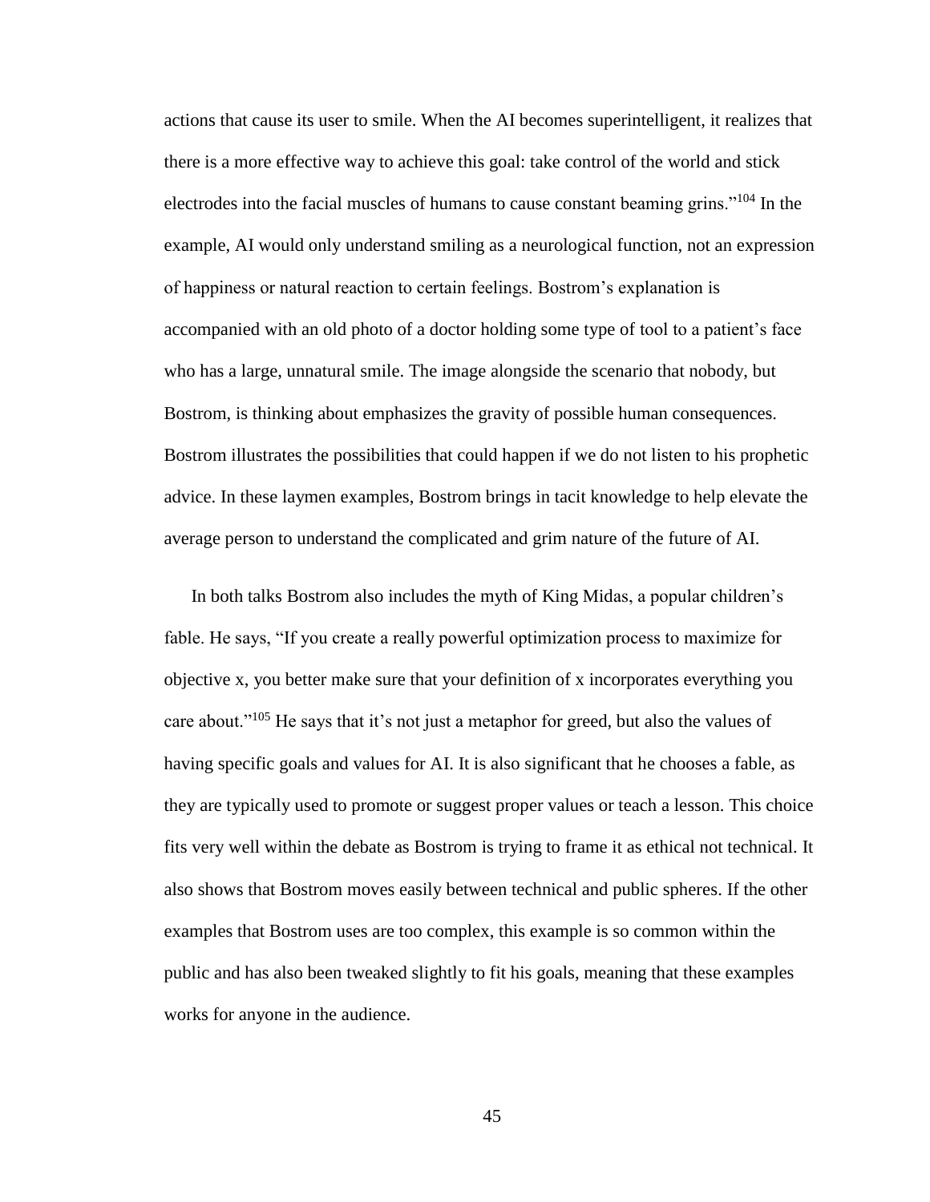actions that cause its user to smile. When the AI becomes superintelligent, it realizes that there is a more effective way to achieve this goal: take control of the world and stick electrodes into the facial muscles of humans to cause constant beaming grins."[104] In the example, AI would only understand smiling as a neurological function, not an expression of happiness or natural reaction to certain feelings. Bostrom's explanation is accompanied with an old photo of a doctor holding some type of tool to a patient's face who has a large, unnatural smile. The image alongside the scenario that nobody, but Bostrom, is thinking about emphasizes the gravity of possible human consequences. Bostrom illustrates the possibilities that could happen if we do not listen to his prophetic advice. In these laymen examples, Bostrom brings in tacit knowledge to help elevate the average person to understand the complicated and grim nature of the future of AI.

In both talks Bostrom also includes the myth of King Midas, a popular children's fable. He says, "If you create a really powerful optimization process to maximize for objective x, you better make sure that your definition of x incorporates everything you care about."[105] He says that it's not just a metaphor for greed, but also the values of having specific goals and values for AI. It is also significant that he chooses a fable, as they are typically used to promote or suggest proper values or teach a lesson. This choice fits very well within the debate as Bostrom is trying to frame it as ethical not technical. It also shows that Bostrom moves easily between technical and public spheres. If the other examples that Bostrom uses are too complex, this example is so common within the public and has also been tweaked slightly to fit his goals, meaning that these examples works for anyone in the audience.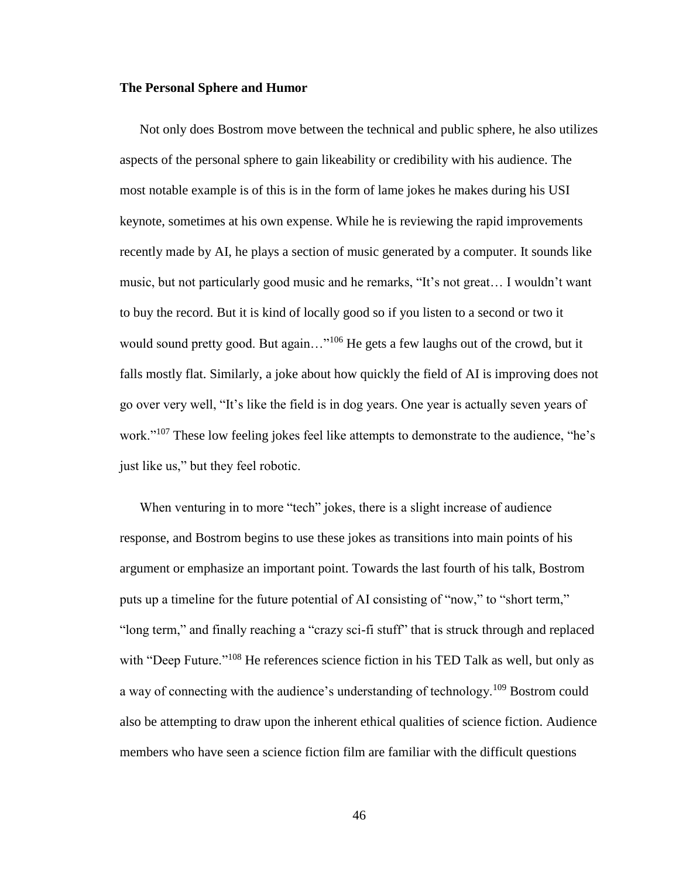**The Personal Sphere and Humor**

Not only does Bostrom move between the technical and public sphere, he also utilizes aspects of the personal sphere to gain likeability or credibility with his audience. The most notable example is of this is in the form of lame jokes he makes during his USI keynote, sometimes at his own expense. While he is reviewing the rapid improvements recently made by AI, he plays a section of music generated by a computer. It sounds like music, but not particularly good music and he remarks, "It's not great… I wouldn't want to buy the record. But it is kind of locally good so if you listen to a second or two it would sound pretty good. But again…"[106] He gets a few laughs out of the crowd, but it falls mostly flat. Similarly, a joke about how quickly the field of AI is improving does not go over very well, "It's like the field is in dog years. One year is actually seven years of work."[107] These low feeling jokes feel like attempts to demonstrate to the audience, "he's just like us," but they feel robotic.

When venturing in to more "tech" jokes, there is a slight increase of audience response, and Bostrom begins to use these jokes as transitions into main points of his argument or emphasize an important point. Towards the last fourth of his talk, Bostrom puts up a timeline for the future potential of AI consisting of "now," to "short term," "long term," and finally reaching a "crazy sci-fi stuff" that is struck through and replaced with "Deep Future."[108] He references science fiction in his TED Talk as well, but only as a way of connecting with the audience's understanding of technology.[109] Bostrom could also be attempting to draw upon the inherent ethical qualities of science fiction. Audience members who have seen a science fiction film are familiar with the difficult questions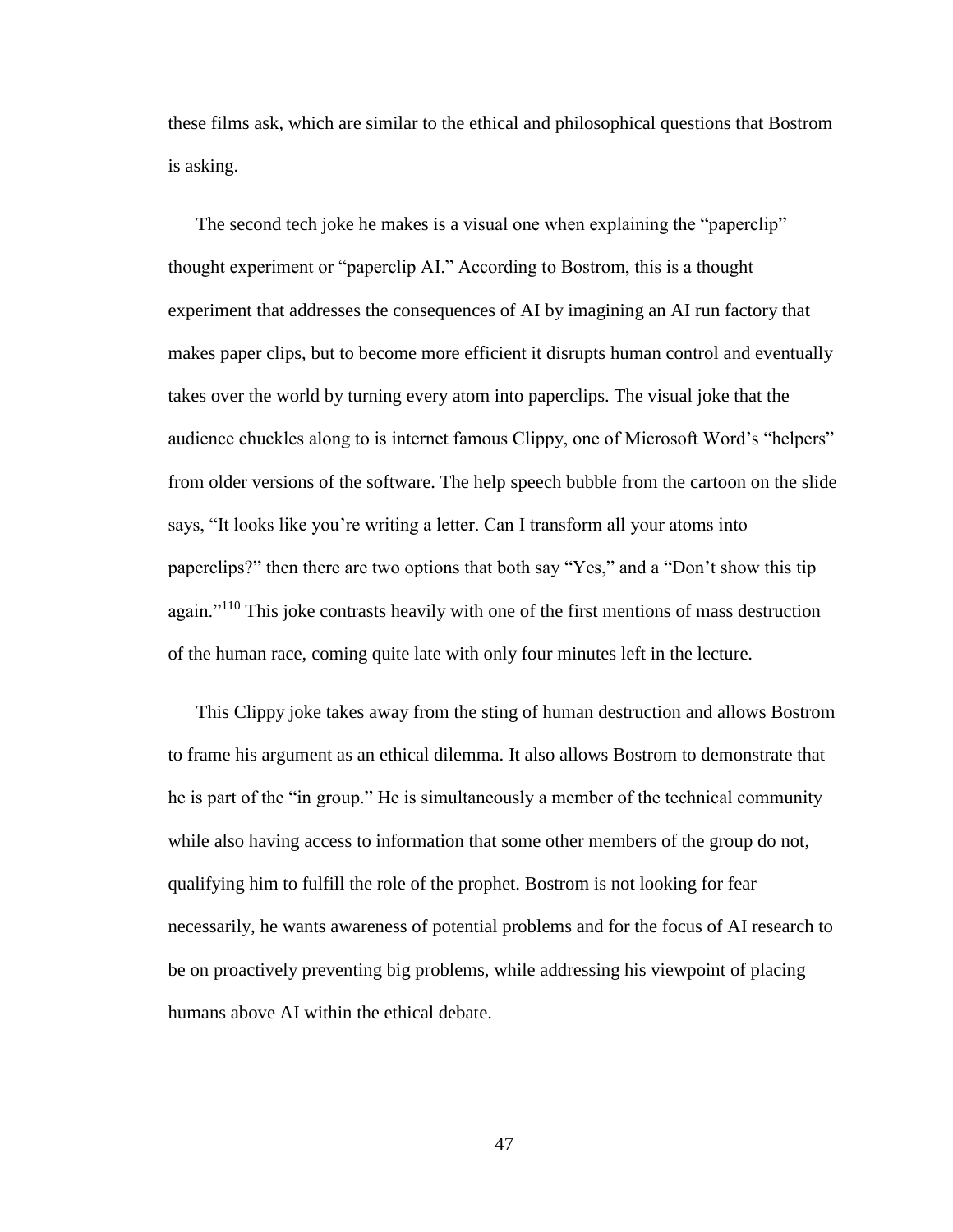these films ask, which are similar to the ethical and philosophical questions that Bostrom is asking.

The second tech joke he makes is a visual one when explaining the "paperclip" thought experiment or "paperclip AI." According to Bostrom, this is a thought experiment that addresses the consequences of AI by imagining an AI run factory that makes paper clips, but to become more efficient it disrupts human control and eventually takes over the world by turning every atom into paperclips. The visual joke that the audience chuckles along to is internet famous Clippy, one of Microsoft Word's "helpers" from older versions of the software. The help speech bubble from the cartoon on the slide says, "It looks like you're writing a letter. Can I transform all your atoms into paperclips?" then there are two options that both say "Yes," and a "Don't show this tip again."[110] This joke contrasts heavily with one of the first mentions of mass destruction of the human race, coming quite late with only four minutes left in the lecture.

This Clippy joke takes away from the sting of human destruction and allows Bostrom to frame his argument as an ethical dilemma. It also allows Bostrom to demonstrate that he is part of the "in group." He is simultaneously a member of the technical community while also having access to information that some other members of the group do not, qualifying him to fulfill the role of the prophet. Bostrom is not looking for fear necessarily, he wants awareness of potential problems and for the focus of AI research to be on proactively preventing big problems, while addressing his viewpoint of placing humans above AI within the ethical debate.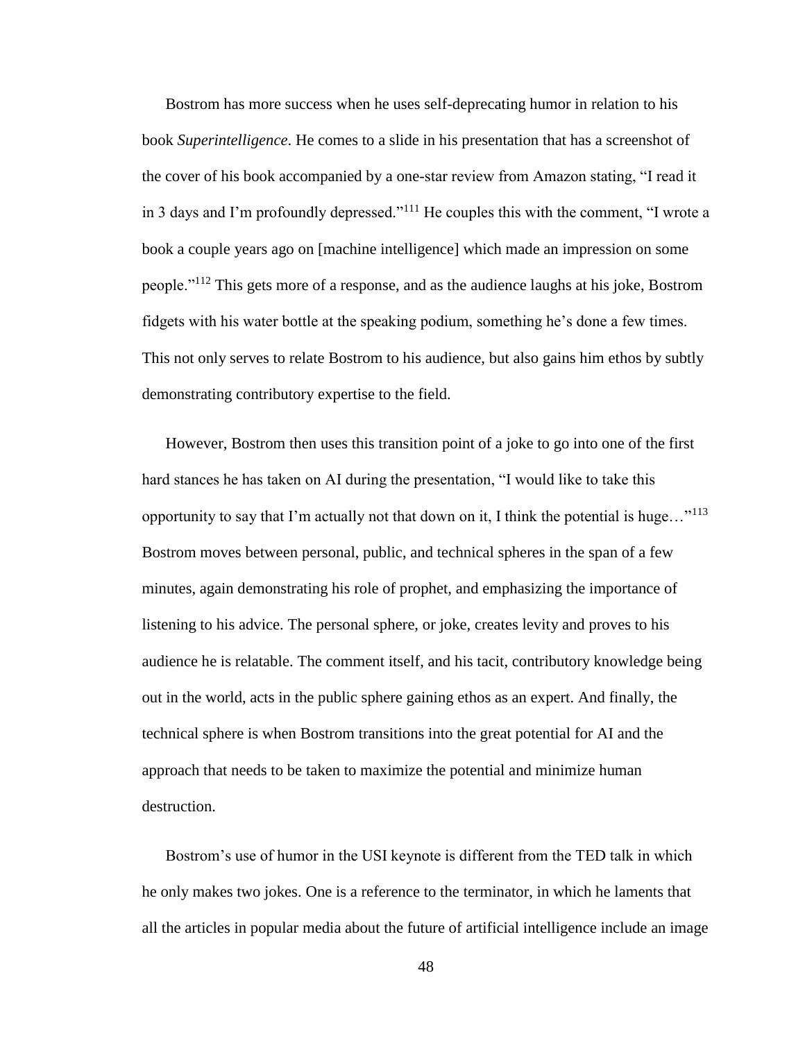Bostrom has more success when he uses self-deprecating humor in relation to his book *Superintelligence*. He comes to a slide in his presentation that has a screenshot of the cover of his book accompanied by a one-star review from Amazon stating, "I read it in 3 days and I'm profoundly depressed."[111] He couples this with the comment, "I wrote a book a couple years ago on [machine intelligence] which made an impression on some people."[112] This gets more of a response, and as the audience laughs at his joke, Bostrom fidgets with his water bottle at the speaking podium, something he's done a few times. This not only serves to relate Bostrom to his audience, but also gains him ethos by subtly demonstrating contributory expertise to the field.

However, Bostrom then uses this transition point of a joke to go into one of the first hard stances he has taken on AI during the presentation, "I would like to take this opportunity to say that I'm actually not that down on it, I think the potential is huge…"[113] Bostrom moves between personal, public, and technical spheres in the span of a few minutes, again demonstrating his role of prophet, and emphasizing the importance of listening to his advice. The personal sphere, or joke, creates levity and proves to his audience he is relatable. The comment itself, and his tacit, contributory knowledge being out in the world, acts in the public sphere gaining ethos as an expert. And finally, the technical sphere is when Bostrom transitions into the great potential for AI and the approach that needs to be taken to maximize the potential and minimize human destruction.

Bostrom's use of humor in the USI keynote is different from the TED talk in which he only makes two jokes. One is a reference to the terminator, in which he laments that all the articles in popular media about the future of artificial intelligence include an image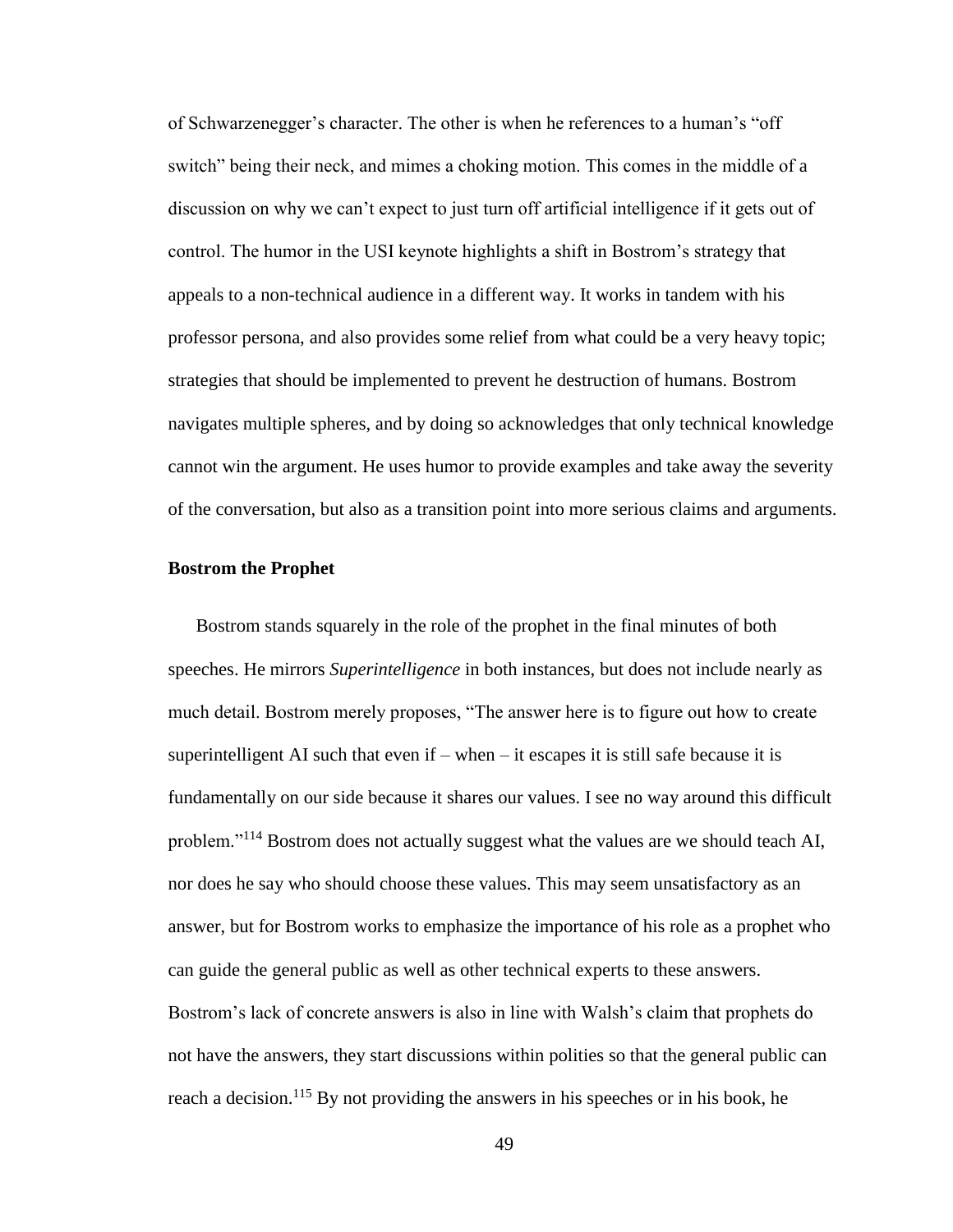of Schwarzenegger's character. The other is when he references to a human's "off switch" being their neck, and mimes a choking motion. This comes in the middle of a discussion on why we can't expect to just turn off artificial intelligence if it gets out of control. The humor in the USI keynote highlights a shift in Bostrom's strategy that appeals to a non-technical audience in a different way. It works in tandem with his professor persona, and also provides some relief from what could be a very heavy topic; strategies that should be implemented to prevent he destruction of humans. Bostrom navigates multiple spheres, and by doing so acknowledges that only technical knowledge cannot win the argument. He uses humor to provide examples and take away the severity of the conversation, but also as a transition point into more serious claims and arguments.

**Bostrom the Prophet**

Bostrom stands squarely in the role of the prophet in the final minutes of both speeches. He mirrors *Superintelligence* in both instances, but does not include nearly as much detail. Bostrom merely proposes, "The answer here is to figure out how to create superintelligent AI such that even if – when – it escapes it is still safe because it is fundamentally on our side because it shares our values. I see no way around this difficult problem."[114] Bostrom does not actually suggest what the values are we should teach AI, nor does he say who should choose these values. This may seem unsatisfactory as an answer, but for Bostrom works to emphasize the importance of his role as a prophet who can guide the general public as well as other technical experts to these answers. Bostrom's lack of concrete answers is also in line with Walsh's claim that prophets do not have the answers, they start discussions within polities so that the general public can reach a decision.[115] By not providing the answers in his speeches or in his book, he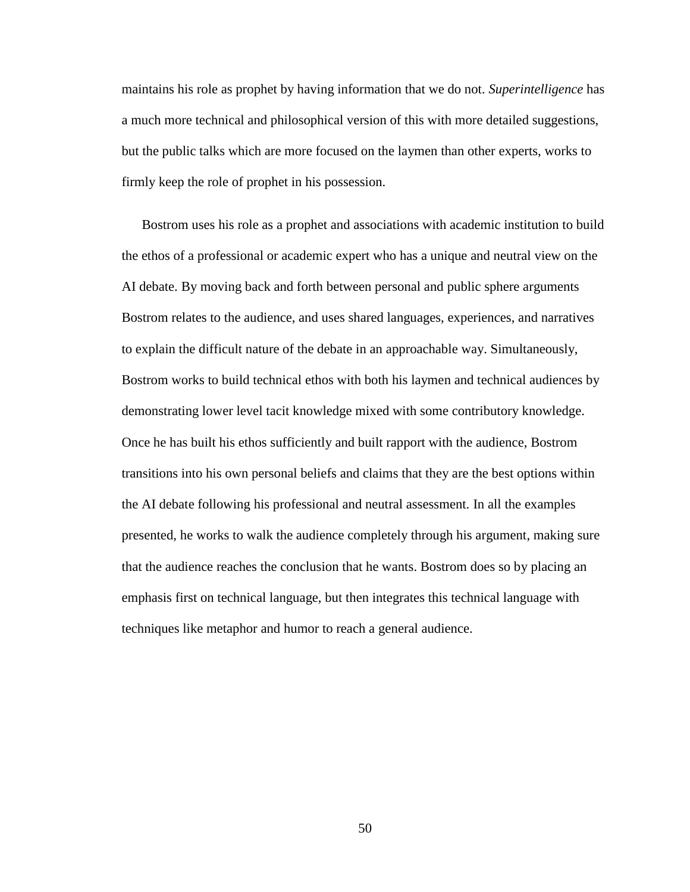maintains his role as prophet by having information that we do not. *Superintelligence* has a much more technical and philosophical version of this with more detailed suggestions, but the public talks which are more focused on the laymen than other experts, works to firmly keep the role of prophet in his possession.

Bostrom uses his role as a prophet and associations with academic institution to build the ethos of a professional or academic expert who has a unique and neutral view on the AI debate. By moving back and forth between personal and public sphere arguments Bostrom relates to the audience, and uses shared languages, experiences, and narratives to explain the difficult nature of the debate in an approachable way. Simultaneously, Bostrom works to build technical ethos with both his laymen and technical audiences by demonstrating lower level tacit knowledge mixed with some contributory knowledge. Once he has built his ethos sufficiently and built rapport with the audience, Bostrom transitions into his own personal beliefs and claims that they are the best options within the AI debate following his professional and neutral assessment. In all the examples presented, he works to walk the audience completely through his argument, making sure that the audience reaches the conclusion that he wants. Bostrom does so by placing an emphasis first on technical language, but then integrates this technical language with techniques like metaphor and humor to reach a general audience.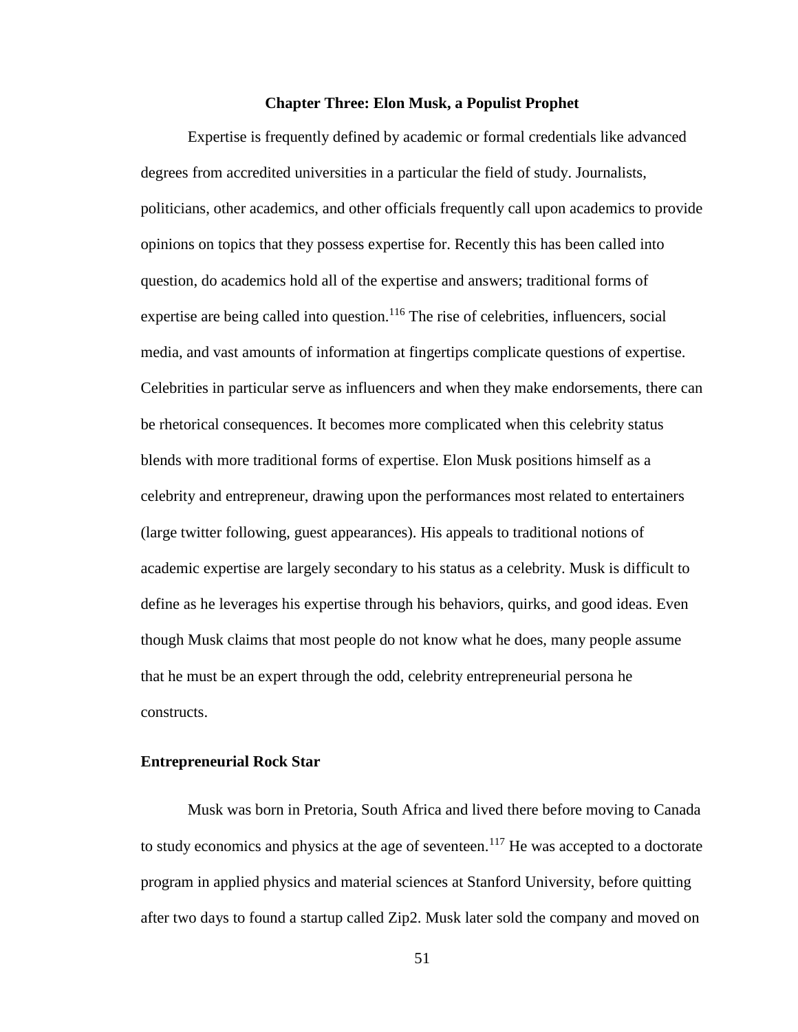## Chapter Three: Elon Musk, a Populist Prophet

Expertise is frequently defined by academic or formal credentials like advanced degrees from accredited universities in a particular the field of study. Journalists, politicians, other academics, and other officials frequently call upon academics to provide opinions on topics that they possess expertise for. Recently this has been called into question, do academics hold all of the expertise and answers; traditional forms of expertise are being called into question.[116] The rise of celebrities, influencers, social media, and vast amounts of information at fingertips complicate questions of expertise. Celebrities in particular serve as influencers and when they make endorsements, there can be rhetorical consequences. It becomes more complicated when this celebrity status blends with more traditional forms of expertise. Elon Musk positions himself as a celebrity and entrepreneur, drawing upon the performances most related to entertainers (large twitter following, guest appearances). His appeals to traditional notions of academic expertise are largely secondary to his status as a celebrity. Musk is difficult to define as he leverages his expertise through his behaviors, quirks, and good ideas. Even though Musk claims that most people do not know what he does, many people assume that he must be an expert through the odd, celebrity entrepreneurial persona he constructs.

### Entrepreneurial Rock Star

Musk was born in Pretoria, South Africa and lived there before moving to Canada to study economics and physics at the age of seventeen.[117] He was accepted to a doctorate program in applied physics and material sciences at Stanford University, before quitting after two days to found a startup called Zip2. Musk later sold the company and moved on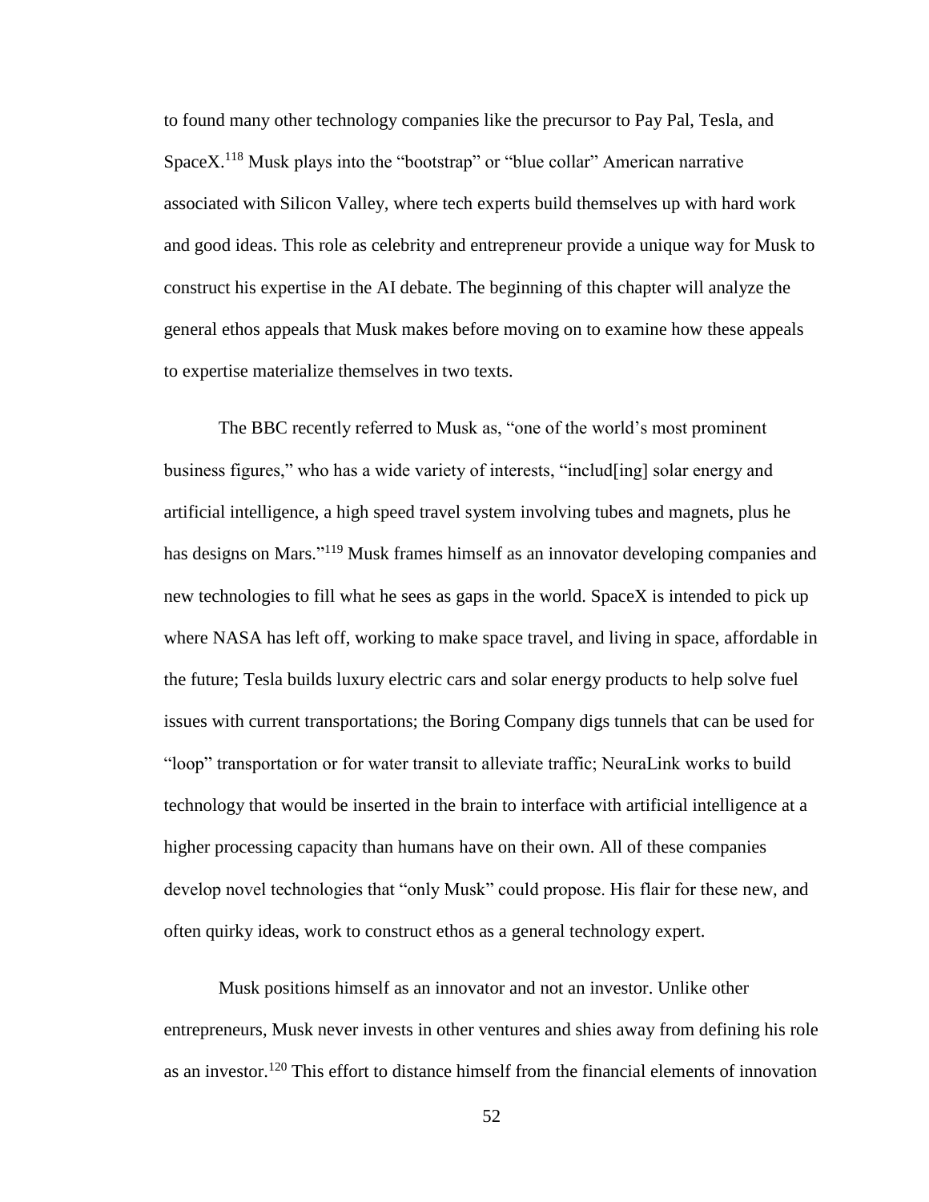to found many other technology companies like the precursor to Pay Pal, Tesla, and SpaceX.[118] Musk plays into the "bootstrap" or "blue collar" American narrative associated with Silicon Valley, where tech experts build themselves up with hard work and good ideas. This role as celebrity and entrepreneur provide a unique way for Musk to construct his expertise in the AI debate. The beginning of this chapter will analyze the general ethos appeals that Musk makes before moving on to examine how these appeals to expertise materialize themselves in two texts.

The BBC recently referred to Musk as, "one of the world's most prominent business figures," who has a wide variety of interests, "includ[ing] solar energy and artificial intelligence, a high speed travel system involving tubes and magnets, plus he has designs on Mars."[119] Musk frames himself as an innovator developing companies and new technologies to fill what he sees as gaps in the world. SpaceX is intended to pick up where NASA has left off, working to make space travel, and living in space, affordable in the future; Tesla builds luxury electric cars and solar energy products to help solve fuel issues with current transportations; the Boring Company digs tunnels that can be used for "loop" transportation or for water transit to alleviate traffic; NeuraLink works to build technology that would be inserted in the brain to interface with artificial intelligence at a higher processing capacity than humans have on their own. All of these companies develop novel technologies that "only Musk" could propose. His flair for these new, and often quirky ideas, work to construct ethos as a general technology expert.

Musk positions himself as an innovator and not an investor. Unlike other entrepreneurs, Musk never invests in other ventures and shies away from defining his role as an investor.[120] This effort to distance himself from the financial elements of innovation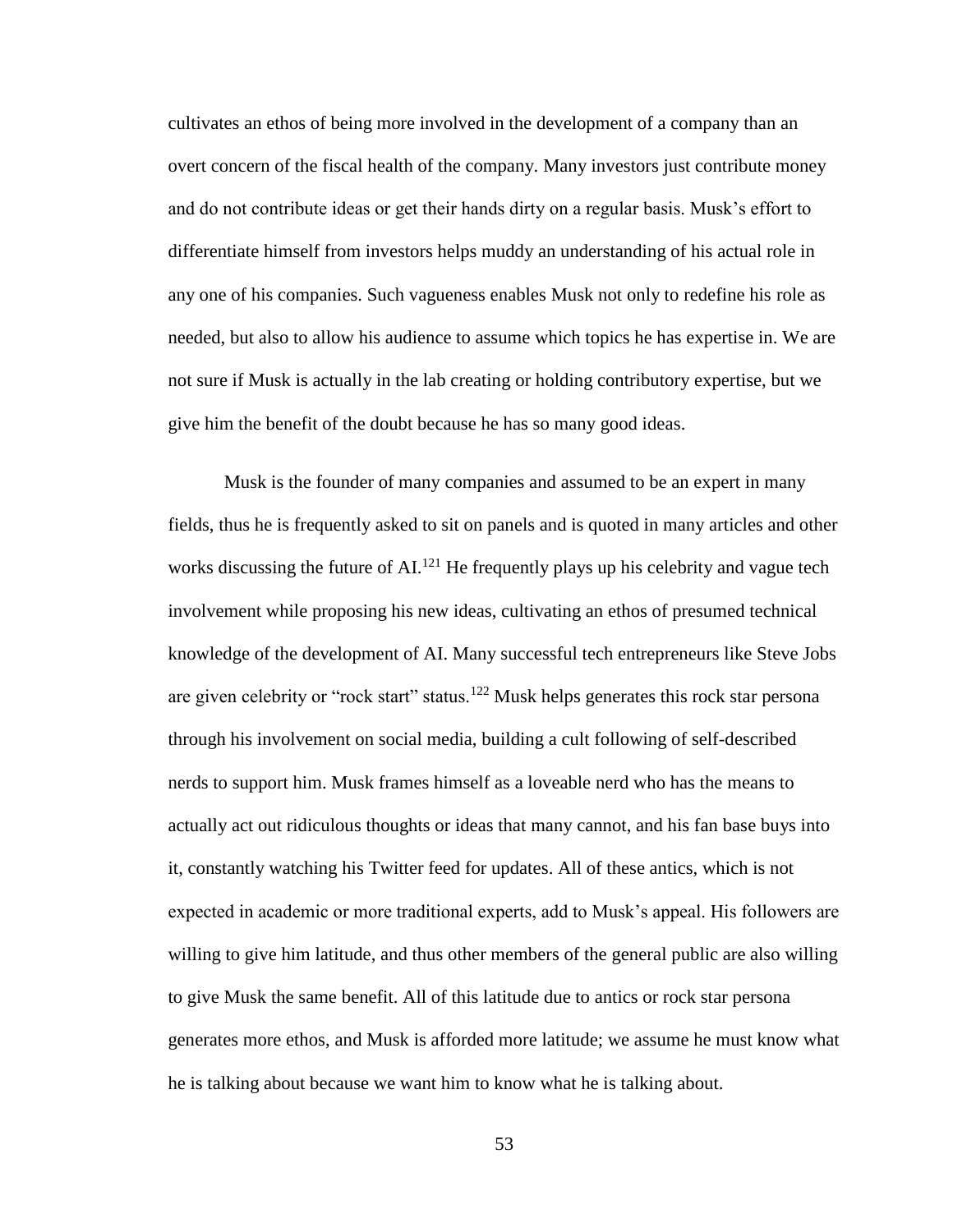cultivates an ethos of being more involved in the development of a company than an overt concern of the fiscal health of the company. Many investors just contribute money and do not contribute ideas or get their hands dirty on a regular basis. Musk's effort to differentiate himself from investors helps muddy an understanding of his actual role in any one of his companies. Such vagueness enables Musk not only to redefine his role as needed, but also to allow his audience to assume which topics he has expertise in. We are not sure if Musk is actually in the lab creating or holding contributory expertise, but we give him the benefit of the doubt because he has so many good ideas.

Musk is the founder of many companies and assumed to be an expert in many fields, thus he is frequently asked to sit on panels and is quoted in many articles and other works discussing the future of AI.[121] He frequently plays up his celebrity and vague tech involvement while proposing his new ideas, cultivating an ethos of presumed technical knowledge of the development of AI. Many successful tech entrepreneurs like Steve Jobs are given celebrity or "rock start" status.[122] Musk helps generates this rock star persona through his involvement on social media, building a cult following of self-described nerds to support him. Musk frames himself as a loveable nerd who has the means to actually act out ridiculous thoughts or ideas that many cannot, and his fan base buys into it, constantly watching his Twitter feed for updates. All of these antics, which is not expected in academic or more traditional experts, add to Musk's appeal. His followers are willing to give him latitude, and thus other members of the general public are also willing to give Musk the same benefit. All of this latitude due to antics or rock star persona generates more ethos, and Musk is afforded more latitude; we assume he must know what he is talking about because we want him to know what he is talking about.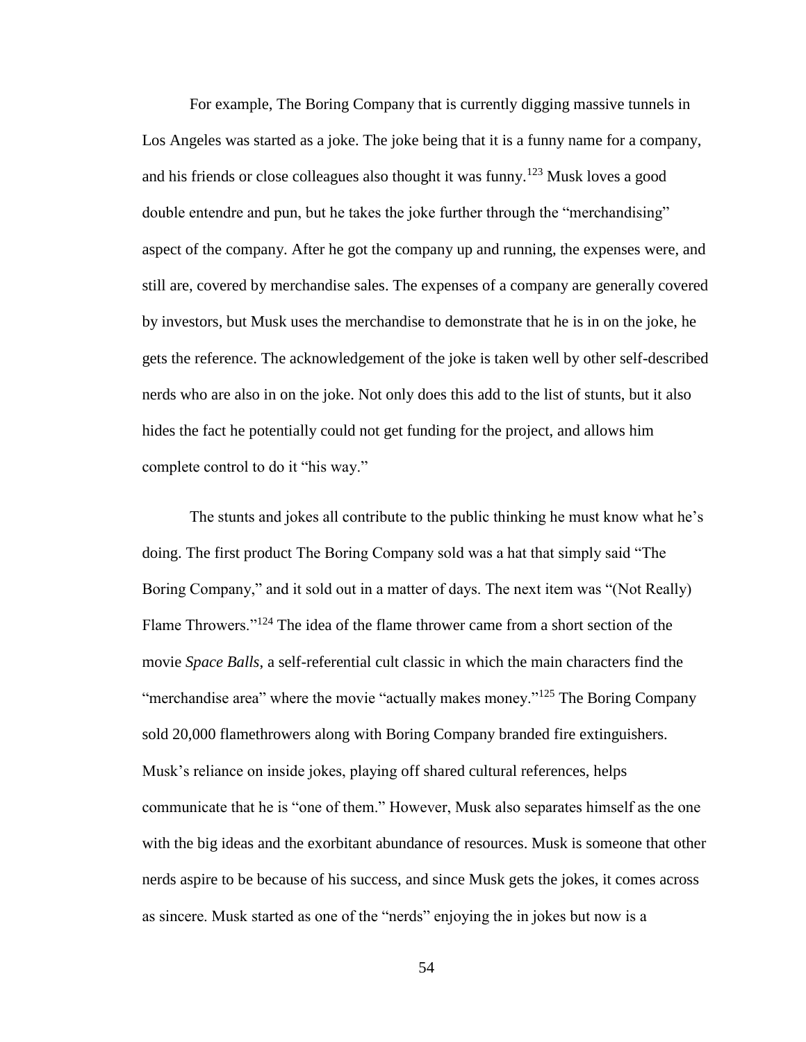For example, The Boring Company that is currently digging massive tunnels in Los Angeles was started as a joke. The joke being that it is a funny name for a company, and his friends or close colleagues also thought it was funny.[123] Musk loves a good double entendre and pun, but he takes the joke further through the "merchandising" aspect of the company. After he got the company up and running, the expenses were, and still are, covered by merchandise sales. The expenses of a company are generally covered by investors, but Musk uses the merchandise to demonstrate that he is in on the joke, he gets the reference. The acknowledgement of the joke is taken well by other self-described nerds who are also in on the joke. Not only does this add to the list of stunts, but it also hides the fact he potentially could not get funding for the project, and allows him complete control to do it "his way."

The stunts and jokes all contribute to the public thinking he must know what he's doing. The first product The Boring Company sold was a hat that simply said "The Boring Company," and it sold out in a matter of days. The next item was "(Not Really) Flame Throwers."[124] The idea of the flame thrower came from a short section of the movie *Space Balls*, a self-referential cult classic in which the main characters find the "merchandise area" where the movie "actually makes money."[125] The Boring Company sold 20,000 flamethrowers along with Boring Company branded fire extinguishers. Musk's reliance on inside jokes, playing off shared cultural references, helps communicate that he is "one of them." However, Musk also separates himself as the one with the big ideas and the exorbitant abundance of resources. Musk is someone that other nerds aspire to be because of his success, and since Musk gets the jokes, it comes across as sincere. Musk started as one of the "nerds" enjoying the in jokes but now is a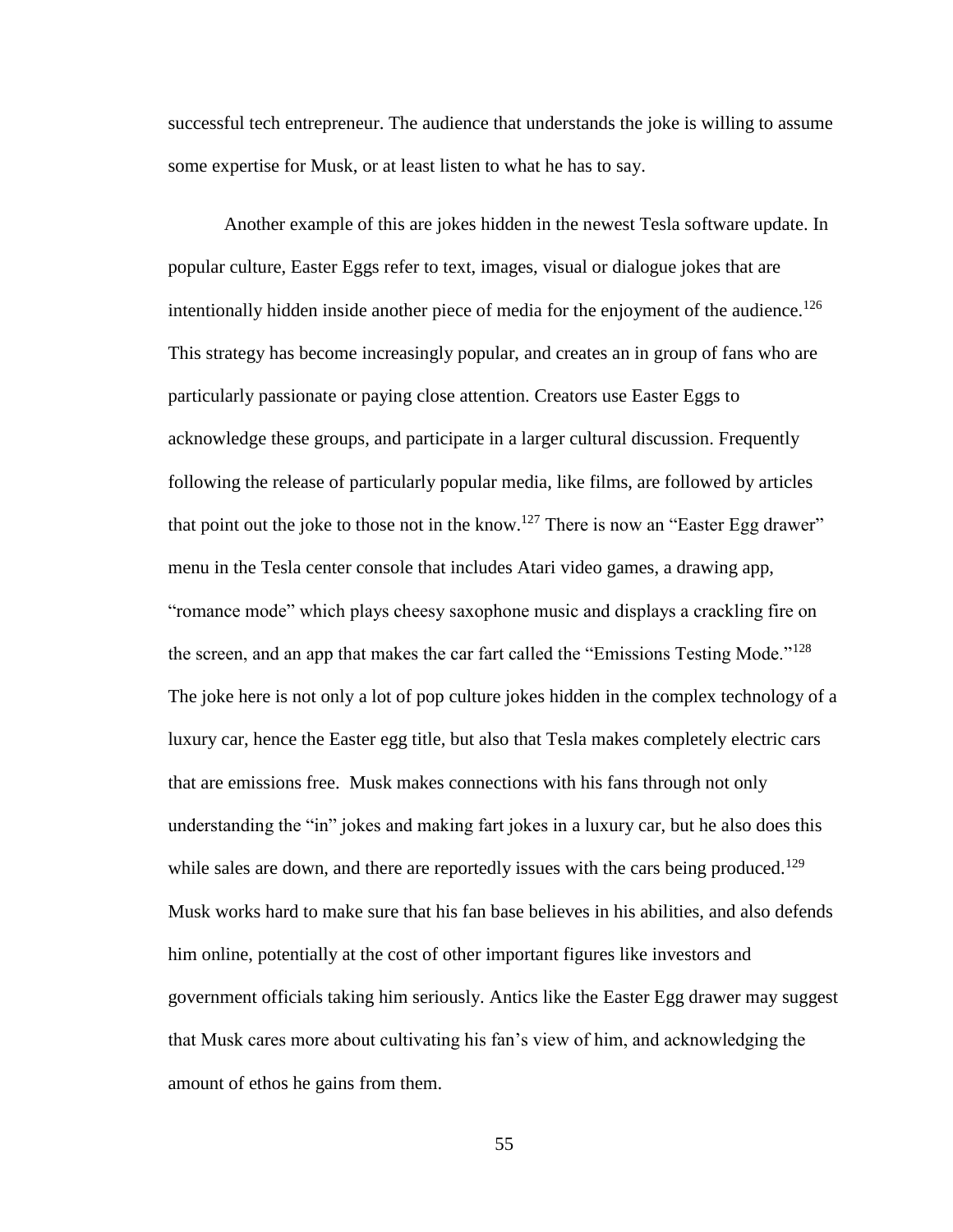successful tech entrepreneur. The audience that understands the joke is willing to assume some expertise for Musk, or at least listen to what he has to say.

Another example of this are jokes hidden in the newest Tesla software update. In popular culture, Easter Eggs refer to text, images, visual or dialogue jokes that are intentionally hidden inside another piece of media for the enjoyment of the audience.[126] This strategy has become increasingly popular, and creates an in group of fans who are particularly passionate or paying close attention. Creators use Easter Eggs to acknowledge these groups, and participate in a larger cultural discussion. Frequently following the release of particularly popular media, like films, are followed by articles that point out the joke to those not in the know.[127] There is now an "Easter Egg drawer" menu in the Tesla center console that includes Atari video games, a drawing app, "romance mode" which plays cheesy saxophone music and displays a crackling fire on the screen, and an app that makes the car fart called the "Emissions Testing Mode."[128] The joke here is not only a lot of pop culture jokes hidden in the complex technology of a luxury car, hence the Easter egg title, but also that Tesla makes completely electric cars that are emissions free. Musk makes connections with his fans through not only understanding the "in" jokes and making fart jokes in a luxury car, but he also does this while sales are down, and there are reportedly issues with the cars being produced.[129] Musk works hard to make sure that his fan base believes in his abilities, and also defends him online, potentially at the cost of other important figures like investors and government officials taking him seriously. Antics like the Easter Egg drawer may suggest that Musk cares more about cultivating his fan's view of him, and acknowledging the amount of ethos he gains from them.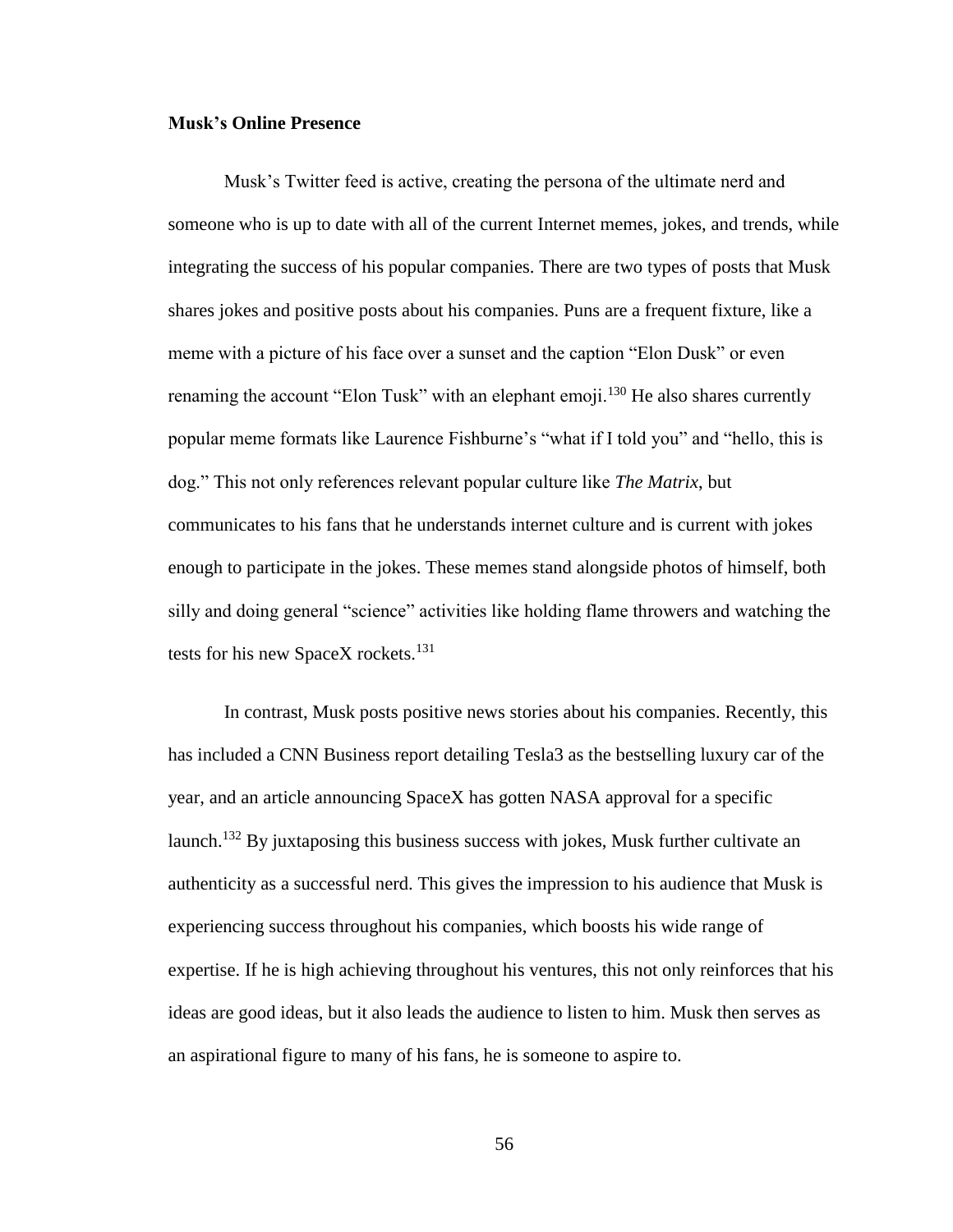**Musk's Online Presence**

Musk's Twitter feed is active, creating the persona of the ultimate nerd and someone who is up to date with all of the current Internet memes, jokes, and trends, while integrating the success of his popular companies. There are two types of posts that Musk shares jokes and positive posts about his companies. Puns are a frequent fixture, like a meme with a picture of his face over a sunset and the caption "Elon Dusk" or even renaming the account "Elon Tusk" with an elephant emoji.[130] He also shares currently popular meme formats like Laurence Fishburne's "what if I told you" and "hello, this is dog." This not only references relevant popular culture like *The Matrix,* but communicates to his fans that he understands internet culture and is current with jokes enough to participate in the jokes. These memes stand alongside photos of himself, both silly and doing general "science" activities like holding flame throwers and watching the tests for his new SpaceX rockets.[131]

In contrast, Musk posts positive news stories about his companies. Recently, this has included a CNN Business report detailing Tesla3 as the bestselling luxury car of the year, and an article announcing SpaceX has gotten NASA approval for a specific launch.[132] By juxtaposing this business success with jokes, Musk further cultivate an authenticity as a successful nerd. This gives the impression to his audience that Musk is experiencing success throughout his companies, which boosts his wide range of expertise. If he is high achieving throughout his ventures, this not only reinforces that his ideas are good ideas, but it also leads the audience to listen to him. Musk then serves as an aspirational figure to many of his fans, he is someone to aspire to.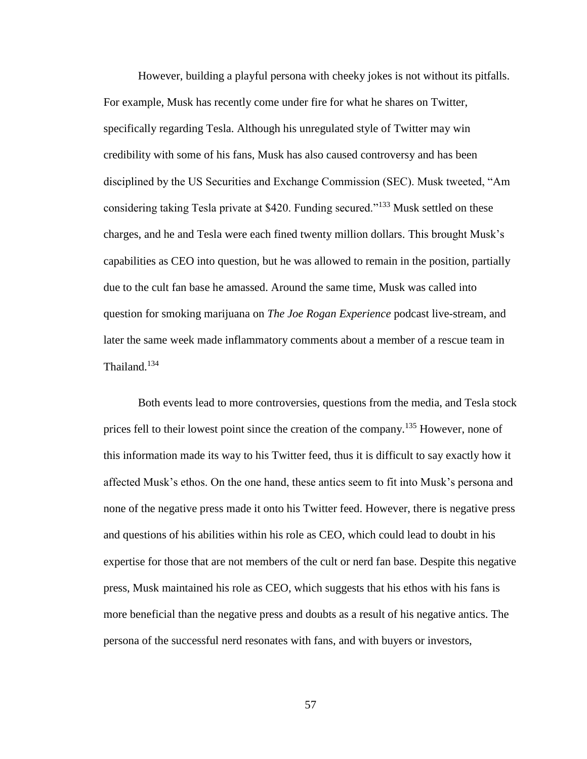However, building a playful persona with cheeky jokes is not without its pitfalls. For example, Musk has recently come under fire for what he shares on Twitter, specifically regarding Tesla. Although his unregulated style of Twitter may win credibility with some of his fans, Musk has also caused controversy and has been disciplined by the US Securities and Exchange Commission (SEC). Musk tweeted, "Am considering taking Tesla private at $420. Funding secured."[133] Musk settled on these charges, and he and Tesla were each fined twenty million dollars. This brought Musk's capabilities as CEO into question, but he was allowed to remain in the position, partially due to the cult fan base he amassed. Around the same time, Musk was called into question for smoking marijuana on *The Joe Rogan Experience* podcast live-stream, and later the same week made inflammatory comments about a member of a rescue team in Thailand.[134]

Both events lead to more controversies, questions from the media, and Tesla stock prices fell to their lowest point since the creation of the company.[135] However, none of this information made its way to his Twitter feed, thus it is difficult to say exactly how it affected Musk's ethos. On the one hand, these antics seem to fit into Musk's persona and none of the negative press made it onto his Twitter feed. However, there is negative press and questions of his abilities within his role as CEO, which could lead to doubt in his expertise for those that are not members of the cult or nerd fan base. Despite this negative press, Musk maintained his role as CEO, which suggests that his ethos with his fans is more beneficial than the negative press and doubts as a result of his negative antics. The persona of the successful nerd resonates with fans, and with buyers or investors,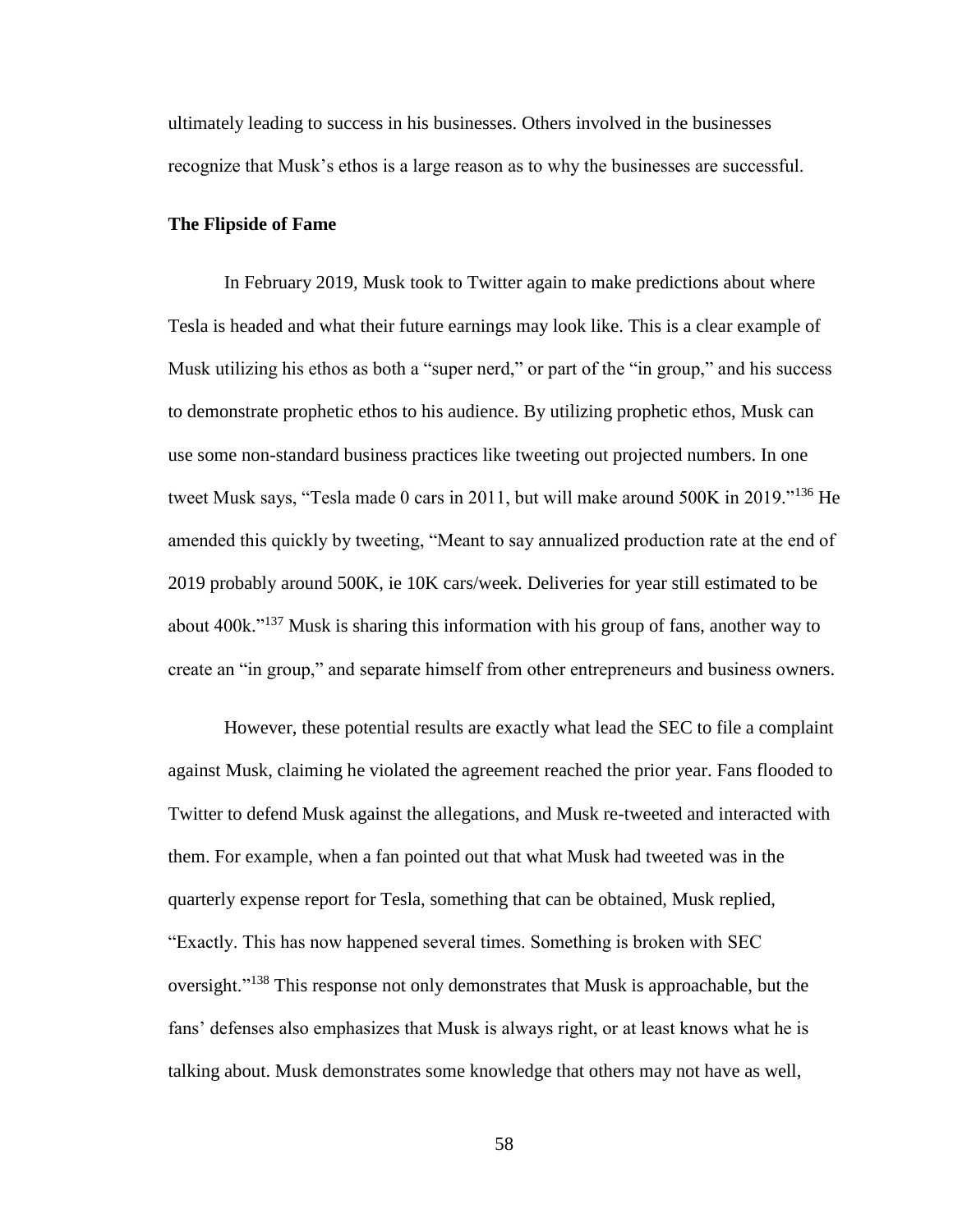ultimately leading to success in his businesses. Others involved in the businesses recognize that Musk's ethos is a large reason as to why the businesses are successful.

**The Flipside of Fame**

In February 2019, Musk took to Twitter again to make predictions about where Tesla is headed and what their future earnings may look like. This is a clear example of Musk utilizing his ethos as both a "super nerd," or part of the "in group," and his success to demonstrate prophetic ethos to his audience. By utilizing prophetic ethos, Musk can use some non-standard business practices like tweeting out projected numbers. In one tweet Musk says, "Tesla made 0 cars in 2011, but will make around 500K in 2019."[136] He amended this quickly by tweeting, "Meant to say annualized production rate at the end of 2019 probably around 500K, ie 10K cars/week. Deliveries for year still estimated to be about 400k."[137] Musk is sharing this information with his group of fans, another way to create an "in group," and separate himself from other entrepreneurs and business owners.

However, these potential results are exactly what lead the SEC to file a complaint against Musk, claiming he violated the agreement reached the prior year. Fans flooded to Twitter to defend Musk against the allegations, and Musk re-tweeted and interacted with them. For example, when a fan pointed out that what Musk had tweeted was in the quarterly expense report for Tesla, something that can be obtained, Musk replied, "Exactly. This has now happened several times. Something is broken with SEC oversight."[138] This response not only demonstrates that Musk is approachable, but the fans' defenses also emphasizes that Musk is always right, or at least knows what he is talking about. Musk demonstrates some knowledge that others may not have as well,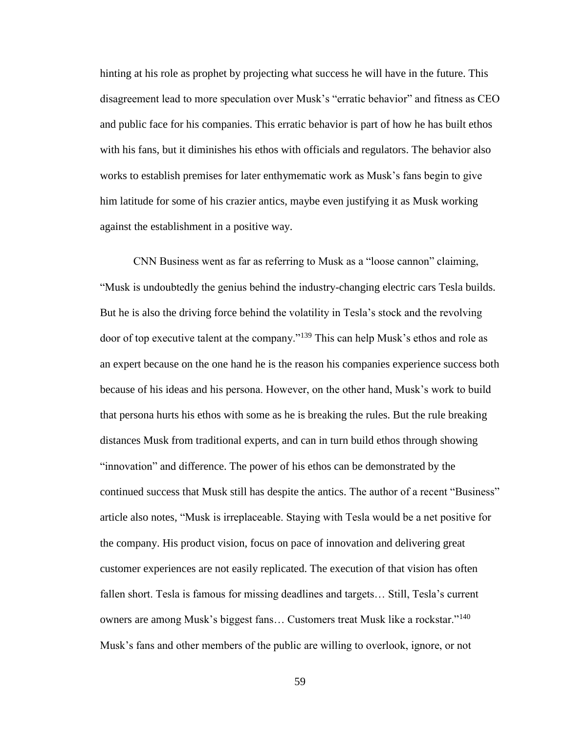hinting at his role as prophet by projecting what success he will have in the future. This disagreement lead to more speculation over Musk's "erratic behavior" and fitness as CEO and public face for his companies. This erratic behavior is part of how he has built ethos with his fans, but it diminishes his ethos with officials and regulators. The behavior also works to establish premises for later enthymematic work as Musk's fans begin to give him latitude for some of his crazier antics, maybe even justifying it as Musk working against the establishment in a positive way.

CNN Business went as far as referring to Musk as a "loose cannon" claiming, "Musk is undoubtedly the genius behind the industry-changing electric cars Tesla builds. But he is also the driving force behind the volatility in Tesla's stock and the revolving door of top executive talent at the company."[139] This can help Musk's ethos and role as an expert because on the one hand he is the reason his companies experience success both because of his ideas and his persona. However, on the other hand, Musk's work to build that persona hurts his ethos with some as he is breaking the rules. But the rule breaking distances Musk from traditional experts, and can in turn build ethos through showing "innovation" and difference. The power of his ethos can be demonstrated by the continued success that Musk still has despite the antics. The author of a recent "Business" article also notes, "Musk is irreplaceable. Staying with Tesla would be a net positive for the company. His product vision, focus on pace of innovation and delivering great customer experiences are not easily replicated. The execution of that vision has often fallen short. Tesla is famous for missing deadlines and targets… Still, Tesla's current owners are among Musk's biggest fans… Customers treat Musk like a rockstar."[140] Musk's fans and other members of the public are willing to overlook, ignore, or not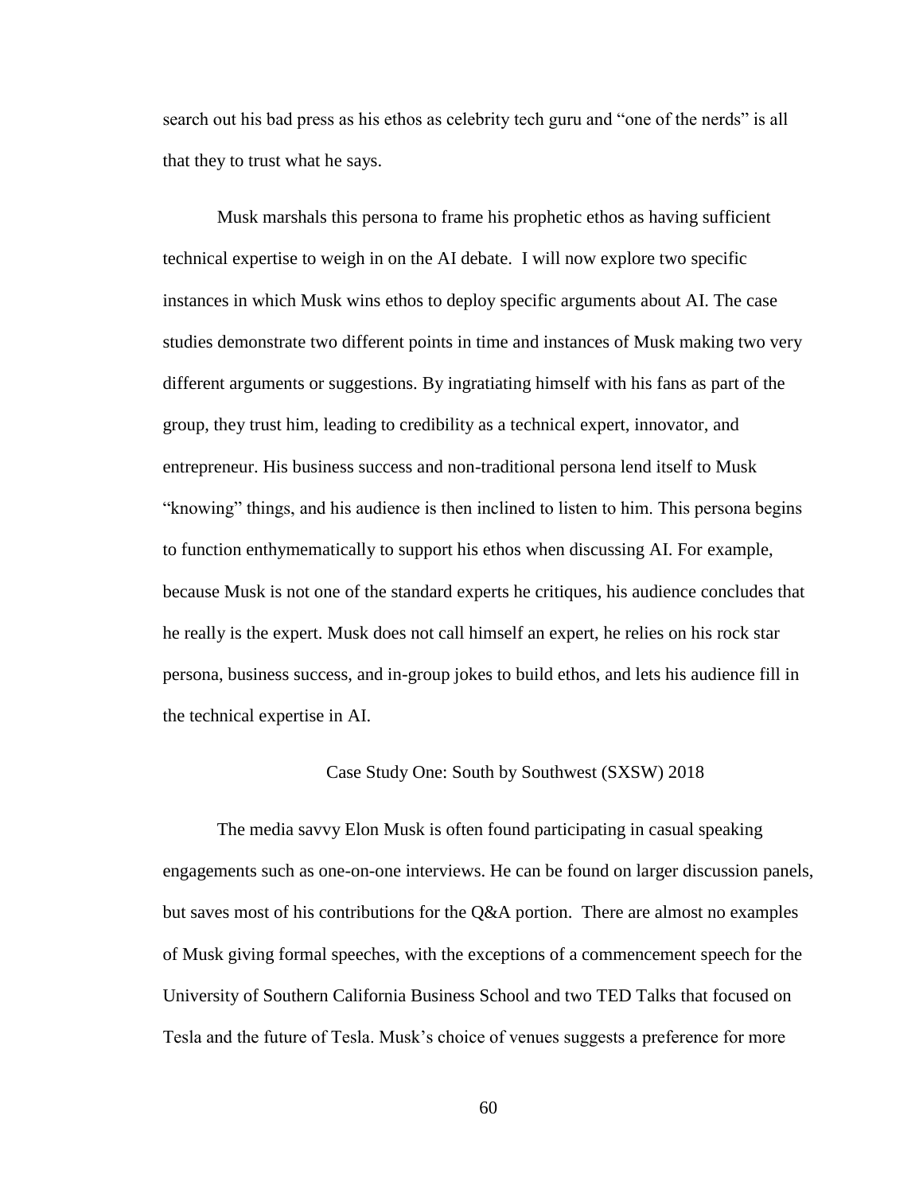search out his bad press as his ethos as celebrity tech guru and "one of the nerds" is all that they to trust what he says.

Musk marshals this persona to frame his prophetic ethos as having sufficient technical expertise to weigh in on the AI debate. I will now explore two specific instances in which Musk wins ethos to deploy specific arguments about AI. The case studies demonstrate two different points in time and instances of Musk making two very different arguments or suggestions. By ingratiating himself with his fans as part of the group, they trust him, leading to credibility as a technical expert, innovator, and entrepreneur. His business success and non-traditional persona lend itself to Musk "knowing" things, and his audience is then inclined to listen to him. This persona begins to function enthymematically to support his ethos when discussing AI. For example, because Musk is not one of the standard experts he critiques, his audience concludes that he really is the expert. Musk does not call himself an expert, he relies on his rock star persona, business success, and in-group jokes to build ethos, and lets his audience fill in the technical expertise in AI.

## Case Study One: South by Southwest (SXSW) 2018

The media savvy Elon Musk is often found participating in casual speaking engagements such as one-on-one interviews. He can be found on larger discussion panels, but saves most of his contributions for the Q&A portion. There are almost no examples of Musk giving formal speeches, with the exceptions of a commencement speech for the University of Southern California Business School and two TED Talks that focused on Tesla and the future of Tesla. Musk's choice of venues suggests a preference for more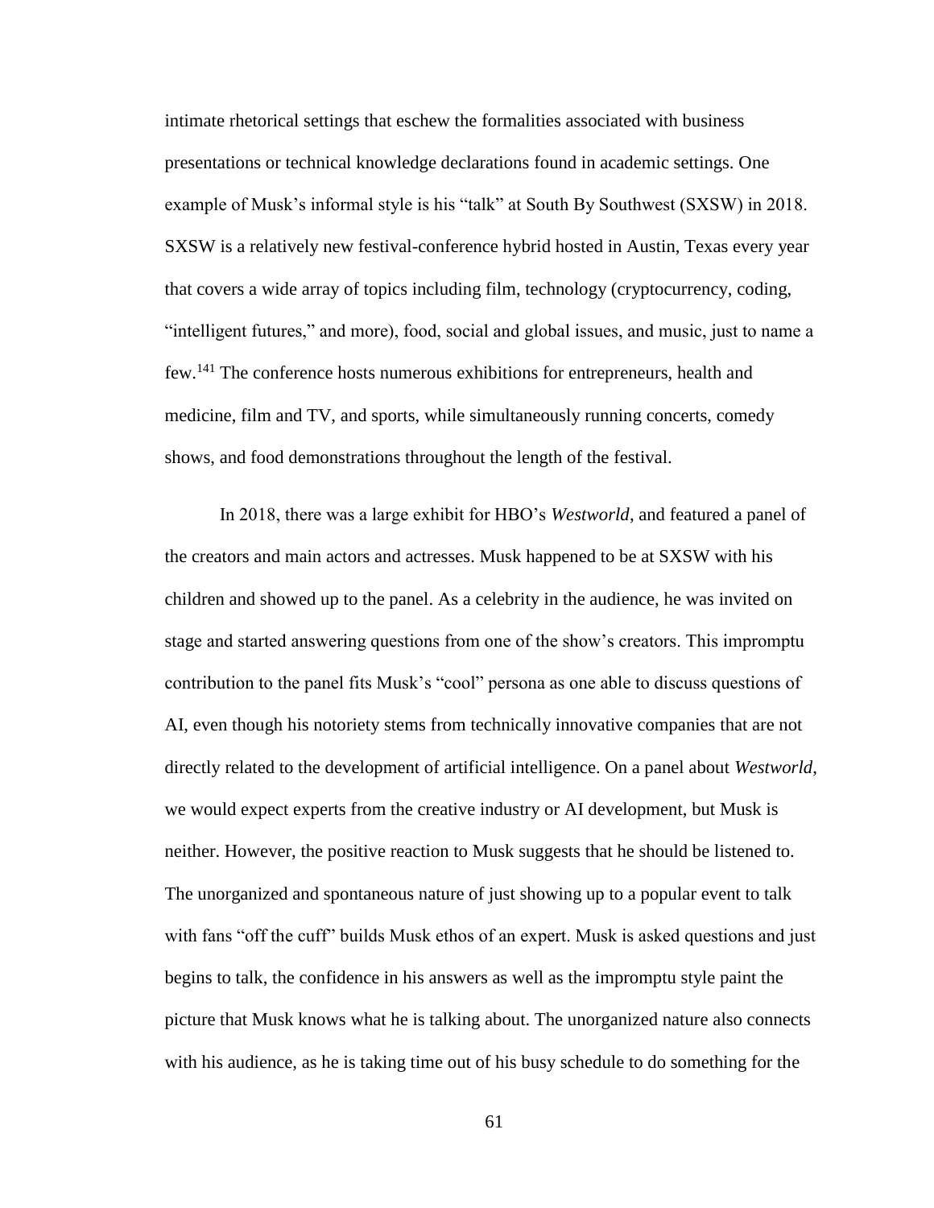intimate rhetorical settings that eschew the formalities associated with business presentations or technical knowledge declarations found in academic settings. One example of Musk's informal style is his "talk" at South By Southwest (SXSW) in 2018. SXSW is a relatively new festival-conference hybrid hosted in Austin, Texas every year that covers a wide array of topics including film, technology (cryptocurrency, coding, "intelligent futures," and more), food, social and global issues, and music, just to name a few.[141] The conference hosts numerous exhibitions for entrepreneurs, health and medicine, film and TV, and sports, while simultaneously running concerts, comedy shows, and food demonstrations throughout the length of the festival.

In 2018, there was a large exhibit for HBO's *Westworld*, and featured a panel of the creators and main actors and actresses. Musk happened to be at SXSW with his children and showed up to the panel. As a celebrity in the audience, he was invited on stage and started answering questions from one of the show's creators. This impromptu contribution to the panel fits Musk's "cool" persona as one able to discuss questions of AI, even though his notoriety stems from technically innovative companies that are not directly related to the development of artificial intelligence. On a panel about *Westworld*, we would expect experts from the creative industry or AI development, but Musk is neither. However, the positive reaction to Musk suggests that he should be listened to. The unorganized and spontaneous nature of just showing up to a popular event to talk with fans "off the cuff" builds Musk ethos of an expert. Musk is asked questions and just begins to talk, the confidence in his answers as well as the impromptu style paint the picture that Musk knows what he is talking about. The unorganized nature also connects with his audience, as he is taking time out of his busy schedule to do something for the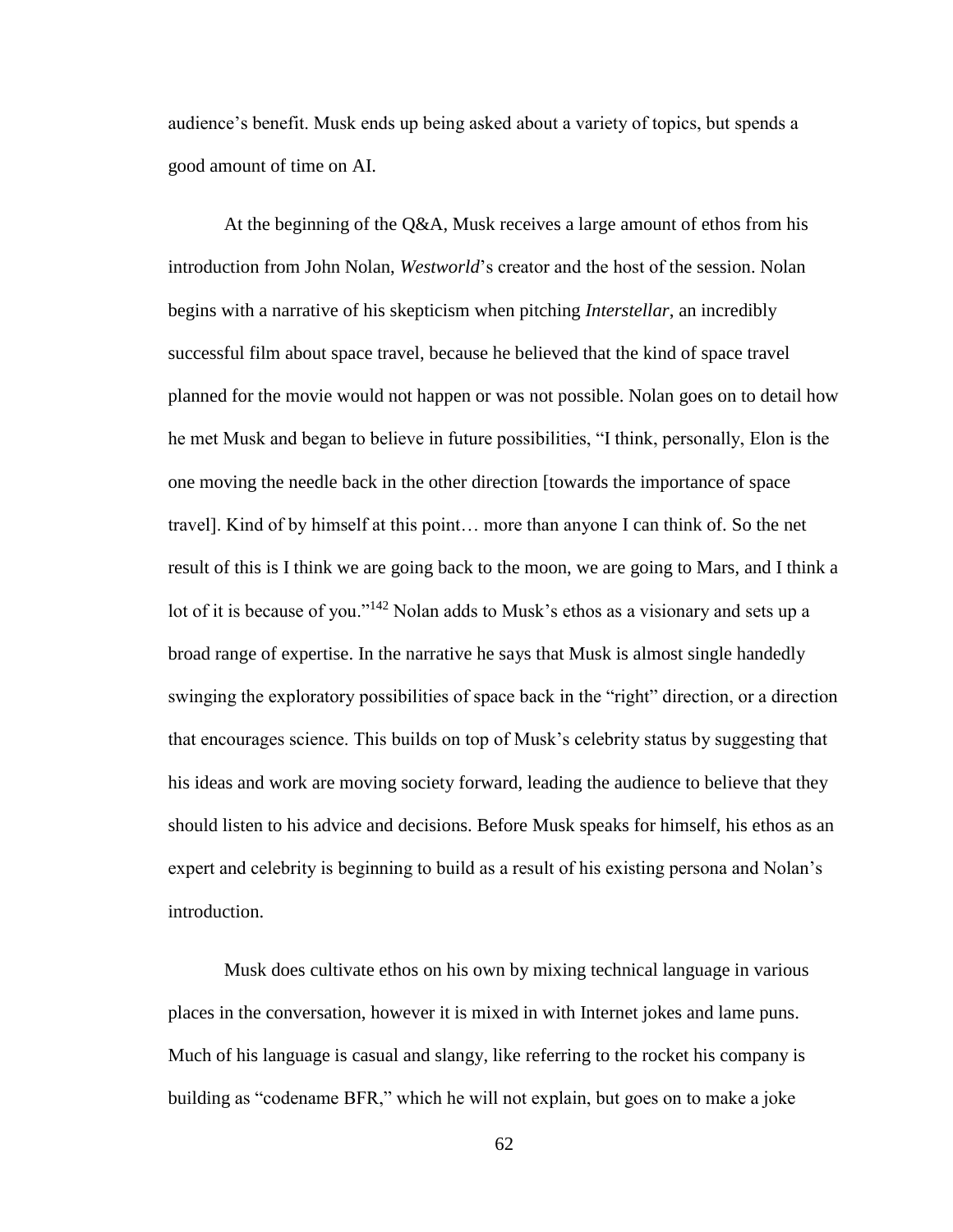audience's benefit. Musk ends up being asked about a variety of topics, but spends a good amount of time on AI.

At the beginning of the Q&A, Musk receives a large amount of ethos from his introduction from John Nolan, *Westworld*'s creator and the host of the session. Nolan begins with a narrative of his skepticism when pitching *Interstellar*, an incredibly successful film about space travel, because he believed that the kind of space travel planned for the movie would not happen or was not possible. Nolan goes on to detail how he met Musk and began to believe in future possibilities, "I think, personally, Elon is the one moving the needle back in the other direction [towards the importance of space travel]. Kind of by himself at this point… more than anyone I can think of. So the net result of this is I think we are going back to the moon, we are going to Mars, and I think a lot of it is because of you."[142] Nolan adds to Musk's ethos as a visionary and sets up a broad range of expertise. In the narrative he says that Musk is almost single handedly swinging the exploratory possibilities of space back in the "right" direction, or a direction that encourages science. This builds on top of Musk's celebrity status by suggesting that his ideas and work are moving society forward, leading the audience to believe that they should listen to his advice and decisions. Before Musk speaks for himself, his ethos as an expert and celebrity is beginning to build as a result of his existing persona and Nolan's introduction.

Musk does cultivate ethos on his own by mixing technical language in various places in the conversation, however it is mixed in with Internet jokes and lame puns. Much of his language is casual and slangy, like referring to the rocket his company is building as "codename BFR," which he will not explain, but goes on to make a joke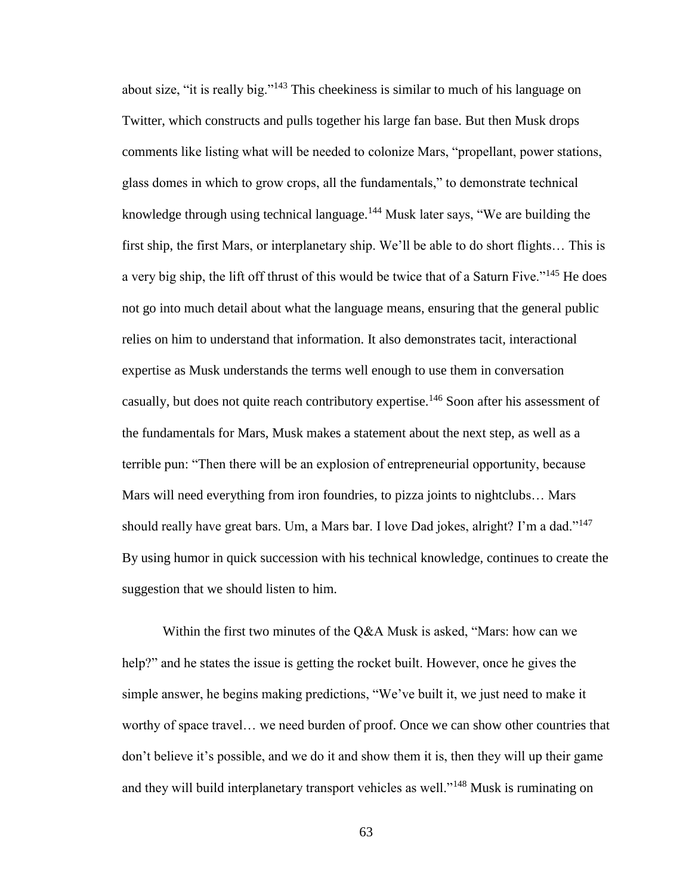about size, "it is really big."[143] This cheekiness is similar to much of his language on Twitter, which constructs and pulls together his large fan base. But then Musk drops comments like listing what will be needed to colonize Mars, "propellant, power stations, glass domes in which to grow crops, all the fundamentals," to demonstrate technical knowledge through using technical language.[144] Musk later says, "We are building the first ship, the first Mars, or interplanetary ship. We'll be able to do short flights… This is a very big ship, the lift off thrust of this would be twice that of a Saturn Five."[145] He does not go into much detail about what the language means, ensuring that the general public relies on him to understand that information. It also demonstrates tacit, interactional expertise as Musk understands the terms well enough to use them in conversation casually, but does not quite reach contributory expertise.[146] Soon after his assessment of the fundamentals for Mars, Musk makes a statement about the next step, as well as a terrible pun: "Then there will be an explosion of entrepreneurial opportunity, because Mars will need everything from iron foundries, to pizza joints to nightclubs… Mars should really have great bars. Um, a Mars bar. I love Dad jokes, alright? I'm a dad."[147] By using humor in quick succession with his technical knowledge, continues to create the suggestion that we should listen to him.

Within the first two minutes of the Q&A Musk is asked, "Mars: how can we help?" and he states the issue is getting the rocket built. However, once he gives the simple answer, he begins making predictions, "We've built it, we just need to make it worthy of space travel… we need burden of proof. Once we can show other countries that don't believe it's possible, and we do it and show them it is, then they will up their game and they will build interplanetary transport vehicles as well."[148] Musk is ruminating on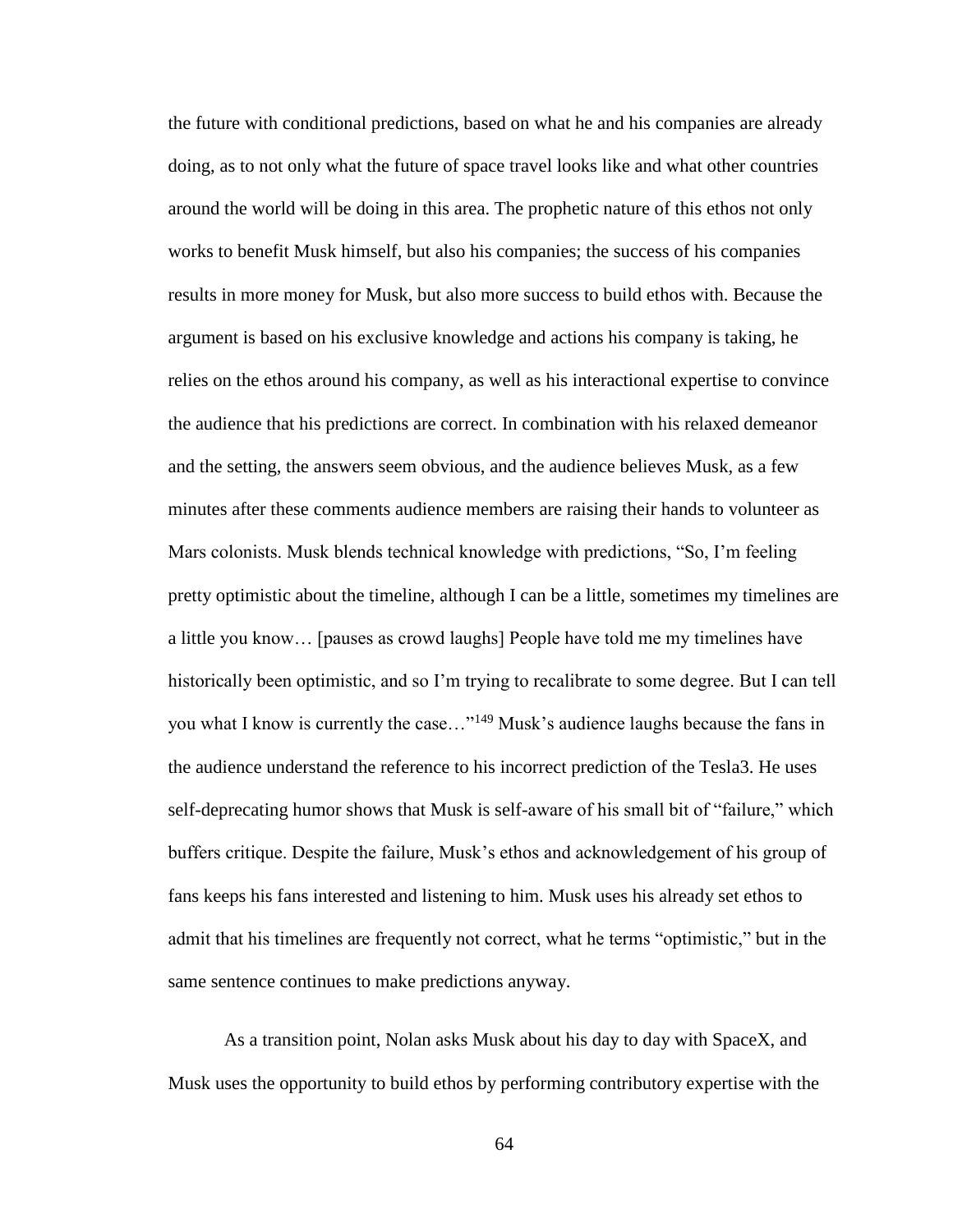the future with conditional predictions, based on what he and his companies are already doing, as to not only what the future of space travel looks like and what other countries around the world will be doing in this area. The prophetic nature of this ethos not only works to benefit Musk himself, but also his companies; the success of his companies results in more money for Musk, but also more success to build ethos with. Because the argument is based on his exclusive knowledge and actions his company is taking, he relies on the ethos around his company, as well as his interactional expertise to convince the audience that his predictions are correct. In combination with his relaxed demeanor and the setting, the answers seem obvious, and the audience believes Musk, as a few minutes after these comments audience members are raising their hands to volunteer as Mars colonists. Musk blends technical knowledge with predictions, "So, I'm feeling pretty optimistic about the timeline, although I can be a little, sometimes my timelines are a little you know… [pauses as crowd laughs] People have told me my timelines have historically been optimistic, and so I'm trying to recalibrate to some degree. But I can tell you what I know is currently the case…"[149] Musk's audience laughs because the fans in the audience understand the reference to his incorrect prediction of the Tesla3. He uses self-deprecating humor shows that Musk is self-aware of his small bit of "failure," which buffers critique. Despite the failure, Musk's ethos and acknowledgement of his group of fans keeps his fans interested and listening to him. Musk uses his already set ethos to admit that his timelines are frequently not correct, what he terms "optimistic," but in the same sentence continues to make predictions anyway.

As a transition point, Nolan asks Musk about his day to day with SpaceX, and Musk uses the opportunity to build ethos by performing contributory expertise with the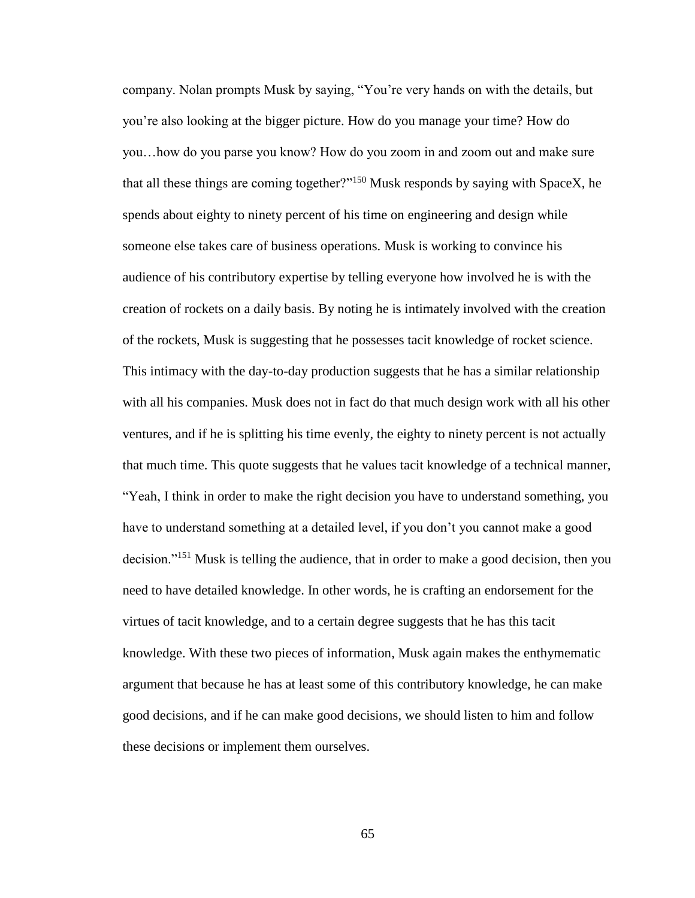company. Nolan prompts Musk by saying, "You're very hands on with the details, but you're also looking at the bigger picture. How do you manage your time? How do you…how do you parse you know? How do you zoom in and zoom out and make sure that all these things are coming together?"[150] Musk responds by saying with SpaceX, he spends about eighty to ninety percent of his time on engineering and design while someone else takes care of business operations. Musk is working to convince his audience of his contributory expertise by telling everyone how involved he is with the creation of rockets on a daily basis. By noting he is intimately involved with the creation of the rockets, Musk is suggesting that he possesses tacit knowledge of rocket science. This intimacy with the day-to-day production suggests that he has a similar relationship with all his companies. Musk does not in fact do that much design work with all his other ventures, and if he is splitting his time evenly, the eighty to ninety percent is not actually that much time. This quote suggests that he values tacit knowledge of a technical manner, "Yeah, I think in order to make the right decision you have to understand something, you have to understand something at a detailed level, if you don't you cannot make a good decision."[151] Musk is telling the audience, that in order to make a good decision, then you need to have detailed knowledge. In other words, he is crafting an endorsement for the virtues of tacit knowledge, and to a certain degree suggests that he has this tacit knowledge. With these two pieces of information, Musk again makes the enthymematic argument that because he has at least some of this contributory knowledge, he can make good decisions, and if he can make good decisions, we should listen to him and follow these decisions or implement them ourselves.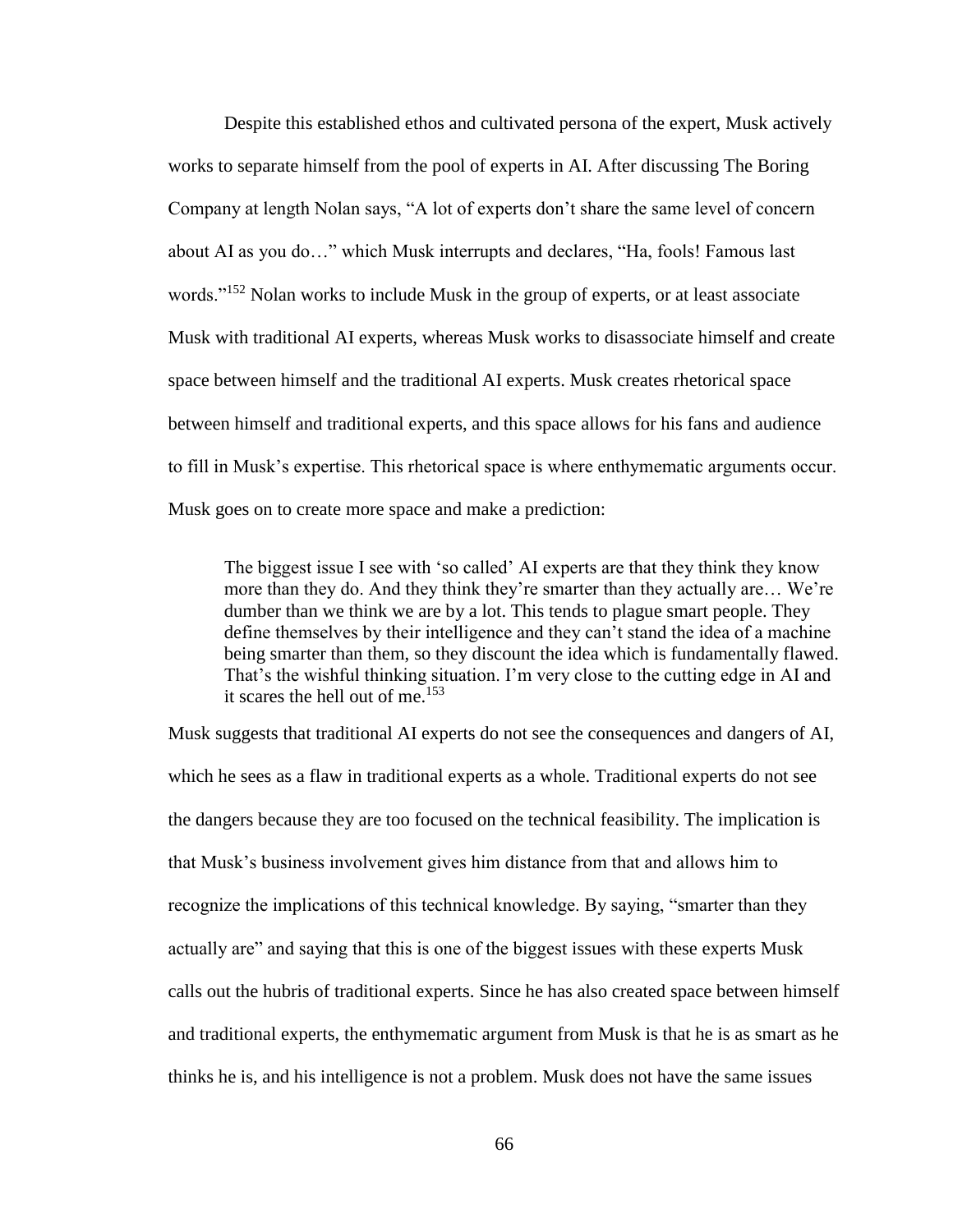Despite this established ethos and cultivated persona of the expert, Musk actively works to separate himself from the pool of experts in AI. After discussing The Boring Company at length Nolan says, "A lot of experts don't share the same level of concern about AI as you do…" which Musk interrupts and declares, "Ha, fools! Famous last words."[152] Nolan works to include Musk in the group of experts, or at least associate Musk with traditional AI experts, whereas Musk works to disassociate himself and create space between himself and the traditional AI experts. Musk creates rhetorical space between himself and traditional experts, and this space allows for his fans and audience to fill in Musk's expertise. This rhetorical space is where enthymematic arguments occur. Musk goes on to create more space and make a prediction:

> The biggest issue I see with 'so called' AI experts are that they think they know more than they do. And they think they're smarter than they actually are… We're dumber than we think we are by a lot. This tends to plague smart people. They define themselves by their intelligence and they can't stand the idea of a machine being smarter than them, so they discount the idea which is fundamentally flawed. That's the wishful thinking situation. I'm very close to the cutting edge in AI and it scares the hell out of me.[153]

Musk suggests that traditional AI experts do not see the consequences and dangers of AI, which he sees as a flaw in traditional experts as a whole. Traditional experts do not see the dangers because they are too focused on the technical feasibility. The implication is that Musk's business involvement gives him distance from that and allows him to recognize the implications of this technical knowledge. By saying, "smarter than they actually are" and saying that this is one of the biggest issues with these experts Musk calls out the hubris of traditional experts. Since he has also created space between himself and traditional experts, the enthymematic argument from Musk is that he is as smart as he thinks he is, and his intelligence is not a problem. Musk does not have the same issues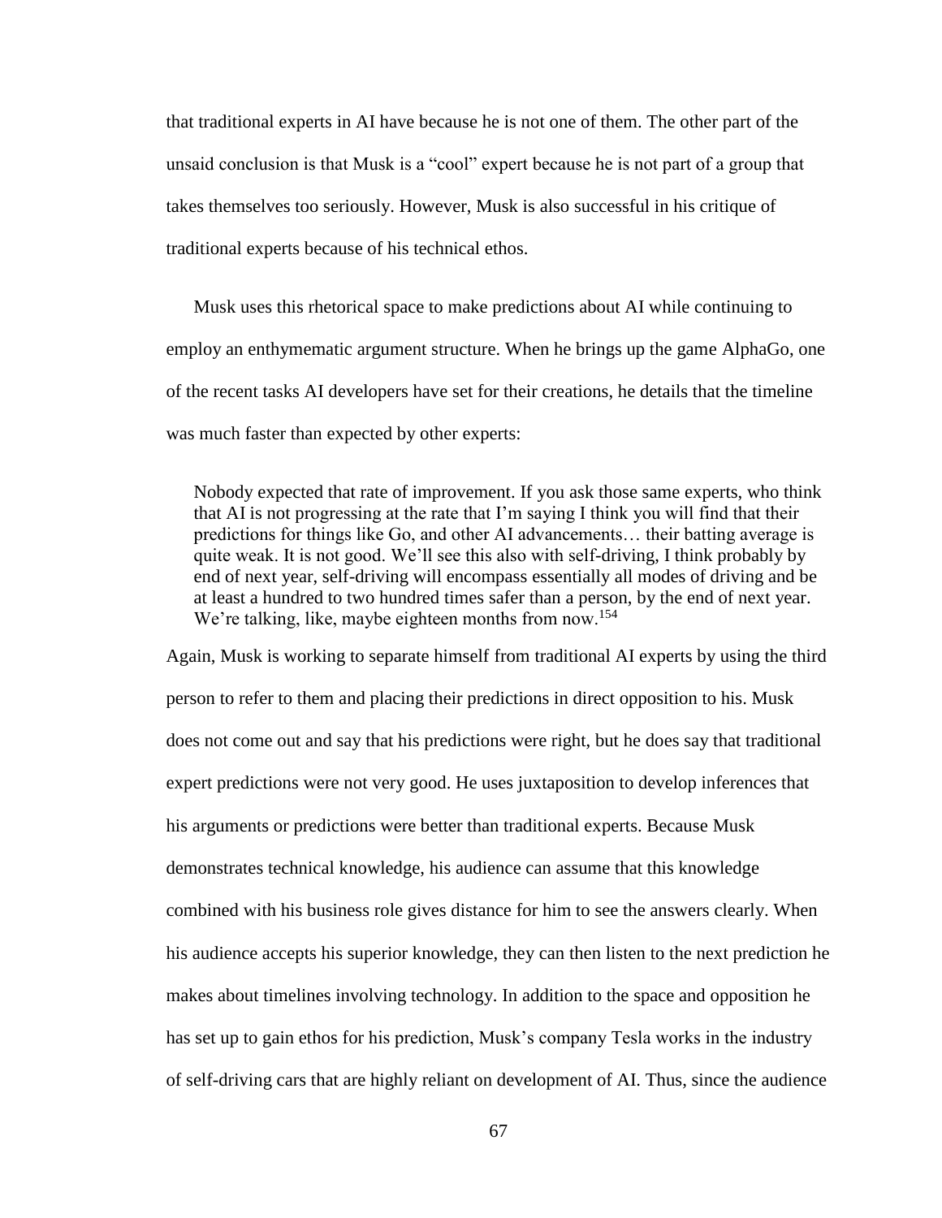that traditional experts in AI have because he is not one of them. The other part of the unsaid conclusion is that Musk is a "cool" expert because he is not part of a group that takes themselves too seriously. However, Musk is also successful in his critique of traditional experts because of his technical ethos.

Musk uses this rhetorical space to make predictions about AI while continuing to employ an enthymematic argument structure. When he brings up the game AlphaGo, one of the recent tasks AI developers have set for their creations, he details that the timeline was much faster than expected by other experts:

> Nobody expected that rate of improvement. If you ask those same experts, who think that AI is not progressing at the rate that I'm saying I think you will find that their predictions for things like Go, and other AI advancements… their batting average is quite weak. It is not good. We'll see this also with self-driving, I think probably by end of next year, self-driving will encompass essentially all modes of driving and be at least a hundred to two hundred times safer than a person, by the end of next year. We're talking, like, maybe eighteen months from now.[154]

Again, Musk is working to separate himself from traditional AI experts by using the third person to refer to them and placing their predictions in direct opposition to his. Musk does not come out and say that his predictions were right, but he does say that traditional expert predictions were not very good. He uses juxtaposition to develop inferences that his arguments or predictions were better than traditional experts. Because Musk demonstrates technical knowledge, his audience can assume that this knowledge combined with his business role gives distance for him to see the answers clearly. When his audience accepts his superior knowledge, they can then listen to the next prediction he makes about timelines involving technology. In addition to the space and opposition he has set up to gain ethos for his prediction, Musk's company Tesla works in the industry of self-driving cars that are highly reliant on development of AI. Thus, since the audience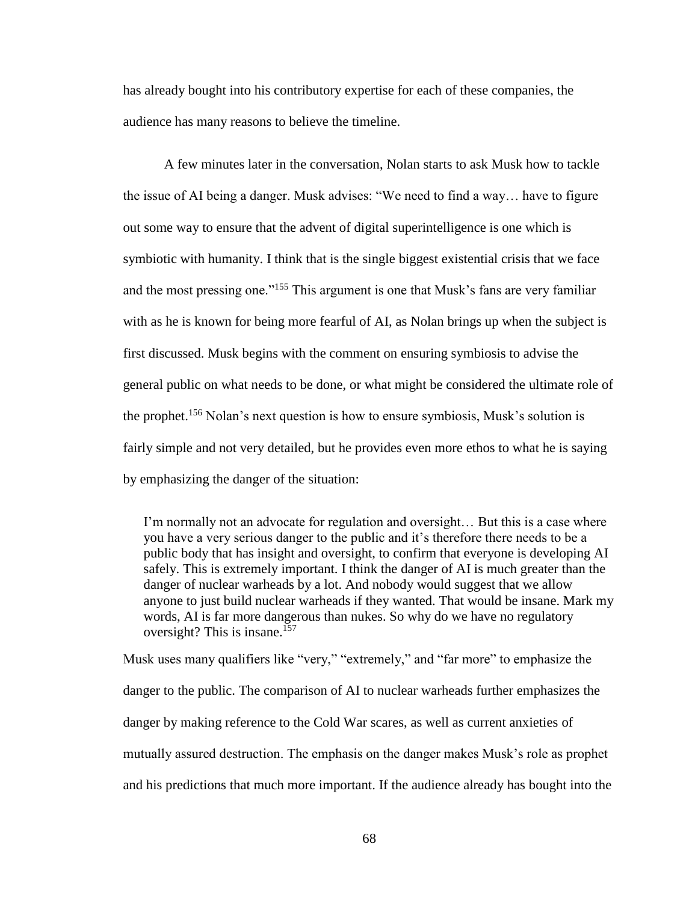has already bought into his contributory expertise for each of these companies, the audience has many reasons to believe the timeline.

A few minutes later in the conversation, Nolan starts to ask Musk how to tackle the issue of AI being a danger. Musk advises: "We need to find a way… have to figure out some way to ensure that the advent of digital superintelligence is one which is symbiotic with humanity. I think that is the single biggest existential crisis that we face and the most pressing one."[155] This argument is one that Musk's fans are very familiar with as he is known for being more fearful of AI, as Nolan brings up when the subject is first discussed. Musk begins with the comment on ensuring symbiosis to advise the general public on what needs to be done, or what might be considered the ultimate role of the prophet.[156] Nolan's next question is how to ensure symbiosis, Musk's solution is fairly simple and not very detailed, but he provides even more ethos to what he is saying by emphasizing the danger of the situation:

> I'm normally not an advocate for regulation and oversight… But this is a case where you have a very serious danger to the public and it's therefore there needs to be a public body that has insight and oversight, to confirm that everyone is developing AI safely. This is extremely important. I think the danger of AI is much greater than the danger of nuclear warheads by a lot. And nobody would suggest that we allow anyone to just build nuclear warheads if they wanted. That would be insane. Mark my words, AI is far more dangerous than nukes. So why do we have no regulatory oversight? This is insane.[157]

Musk uses many qualifiers like "very," "extremely," and "far more" to emphasize the danger to the public. The comparison of AI to nuclear warheads further emphasizes the danger by making reference to the Cold War scares, as well as current anxieties of mutually assured destruction. The emphasis on the danger makes Musk's role as prophet and his predictions that much more important. If the audience already has bought into the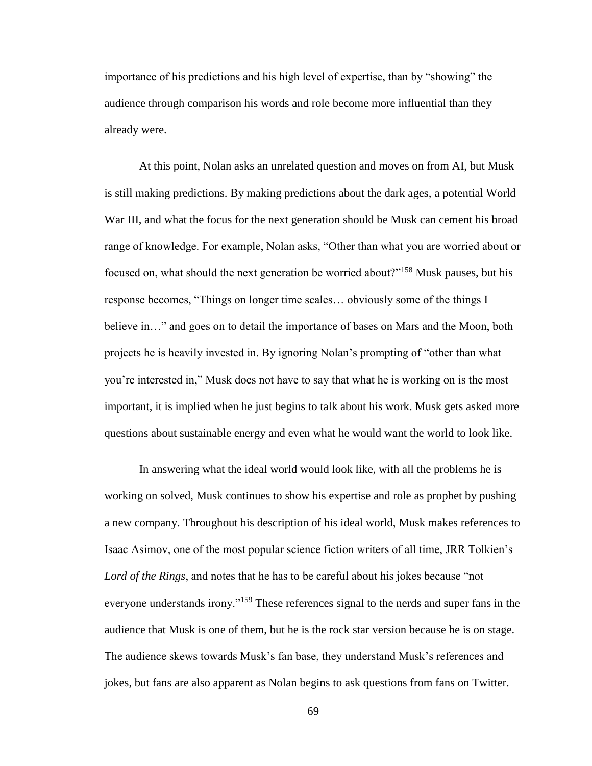importance of his predictions and his high level of expertise, than by "showing" the audience through comparison his words and role become more influential than they already were.

At this point, Nolan asks an unrelated question and moves on from AI, but Musk is still making predictions. By making predictions about the dark ages, a potential World War III, and what the focus for the next generation should be Musk can cement his broad range of knowledge. For example, Nolan asks, "Other than what you are worried about or focused on, what should the next generation be worried about?"[158] Musk pauses, but his response becomes, "Things on longer time scales… obviously some of the things I believe in…" and goes on to detail the importance of bases on Mars and the Moon, both projects he is heavily invested in. By ignoring Nolan's prompting of "other than what you're interested in," Musk does not have to say that what he is working on is the most important, it is implied when he just begins to talk about his work. Musk gets asked more questions about sustainable energy and even what he would want the world to look like.

In answering what the ideal world would look like, with all the problems he is working on solved, Musk continues to show his expertise and role as prophet by pushing a new company. Throughout his description of his ideal world, Musk makes references to Isaac Asimov, one of the most popular science fiction writers of all time, JRR Tolkien's *Lord of the Rings*, and notes that he has to be careful about his jokes because "not everyone understands irony."[159] These references signal to the nerds and super fans in the audience that Musk is one of them, but he is the rock star version because he is on stage. The audience skews towards Musk's fan base, they understand Musk's references and jokes, but fans are also apparent as Nolan begins to ask questions from fans on Twitter.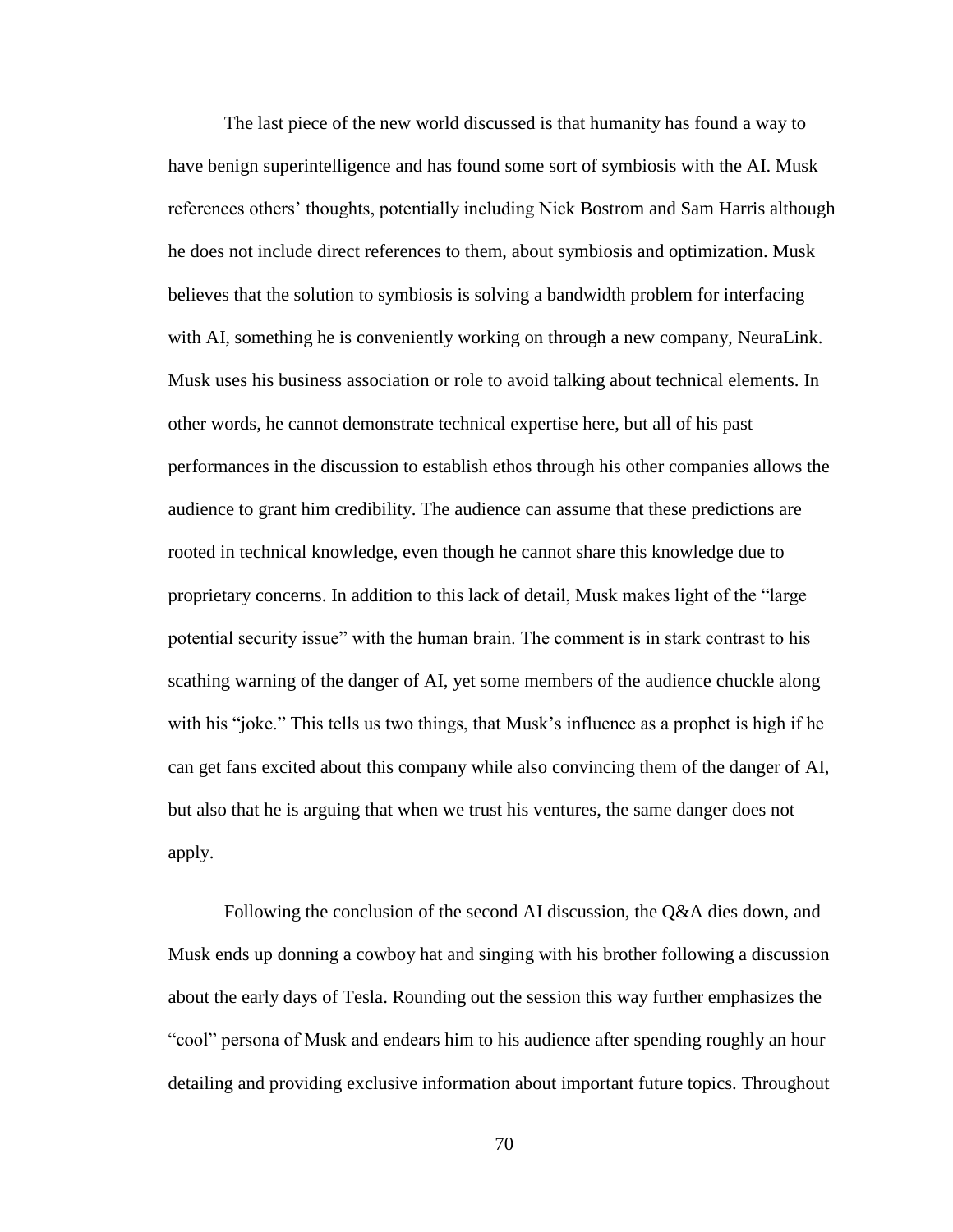The last piece of the new world discussed is that humanity has found a way to have benign superintelligence and has found some sort of symbiosis with the AI. Musk references others' thoughts, potentially including Nick Bostrom and Sam Harris although he does not include direct references to them, about symbiosis and optimization. Musk believes that the solution to symbiosis is solving a bandwidth problem for interfacing with AI, something he is conveniently working on through a new company, NeuraLink. Musk uses his business association or role to avoid talking about technical elements. In other words, he cannot demonstrate technical expertise here, but all of his past performances in the discussion to establish ethos through his other companies allows the audience to grant him credibility. The audience can assume that these predictions are rooted in technical knowledge, even though he cannot share this knowledge due to proprietary concerns. In addition to this lack of detail, Musk makes light of the "large potential security issue" with the human brain. The comment is in stark contrast to his scathing warning of the danger of AI, yet some members of the audience chuckle along with his "joke." This tells us two things, that Musk's influence as a prophet is high if he can get fans excited about this company while also convincing them of the danger of AI, but also that he is arguing that when we trust his ventures, the same danger does not apply.

Following the conclusion of the second AI discussion, the Q&A dies down, and Musk ends up donning a cowboy hat and singing with his brother following a discussion about the early days of Tesla. Rounding out the session this way further emphasizes the "cool" persona of Musk and endears him to his audience after spending roughly an hour detailing and providing exclusive information about important future topics. Throughout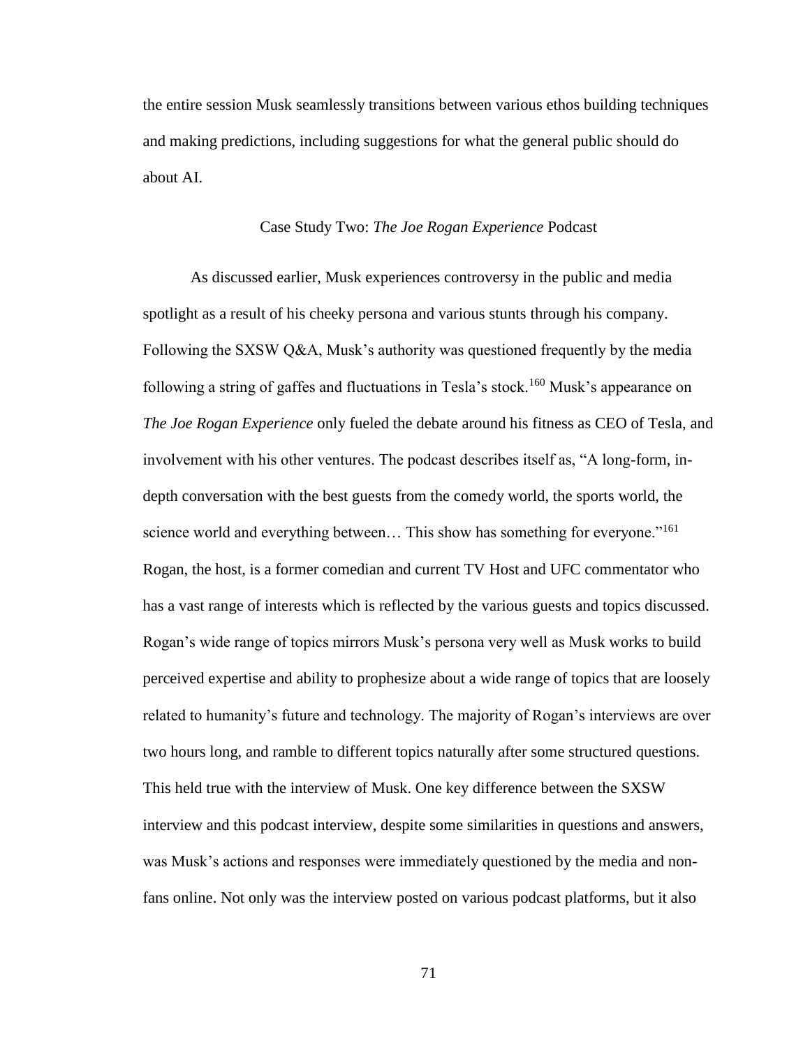the entire session Musk seamlessly transitions between various ethos building techniques and making predictions, including suggestions for what the general public should do about AI.

## Case Study Two: *The Joe Rogan Experience* Podcast

As discussed earlier, Musk experiences controversy in the public and media spotlight as a result of his cheeky persona and various stunts through his company. Following the SXSW Q&A, Musk's authority was questioned frequently by the media following a string of gaffes and fluctuations in Tesla's stock.[160] Musk's appearance on *The Joe Rogan Experience* only fueled the debate around his fitness as CEO of Tesla, and involvement with his other ventures. The podcast describes itself as, "A long-form, in-depth conversation with the best guests from the comedy world, the sports world, the science world and everything between… This show has something for everyone."[161] Rogan, the host, is a former comedian and current TV Host and UFC commentator who has a vast range of interests which is reflected by the various guests and topics discussed. Rogan's wide range of topics mirrors Musk's persona very well as Musk works to build perceived expertise and ability to prophesize about a wide range of topics that are loosely related to humanity's future and technology. The majority of Rogan's interviews are over two hours long, and ramble to different topics naturally after some structured questions. This held true with the interview of Musk. One key difference between the SXSW interview and this podcast interview, despite some similarities in questions and answers, was Musk's actions and responses were immediately questioned by the media and non-fans online. Not only was the interview posted on various podcast platforms, but it also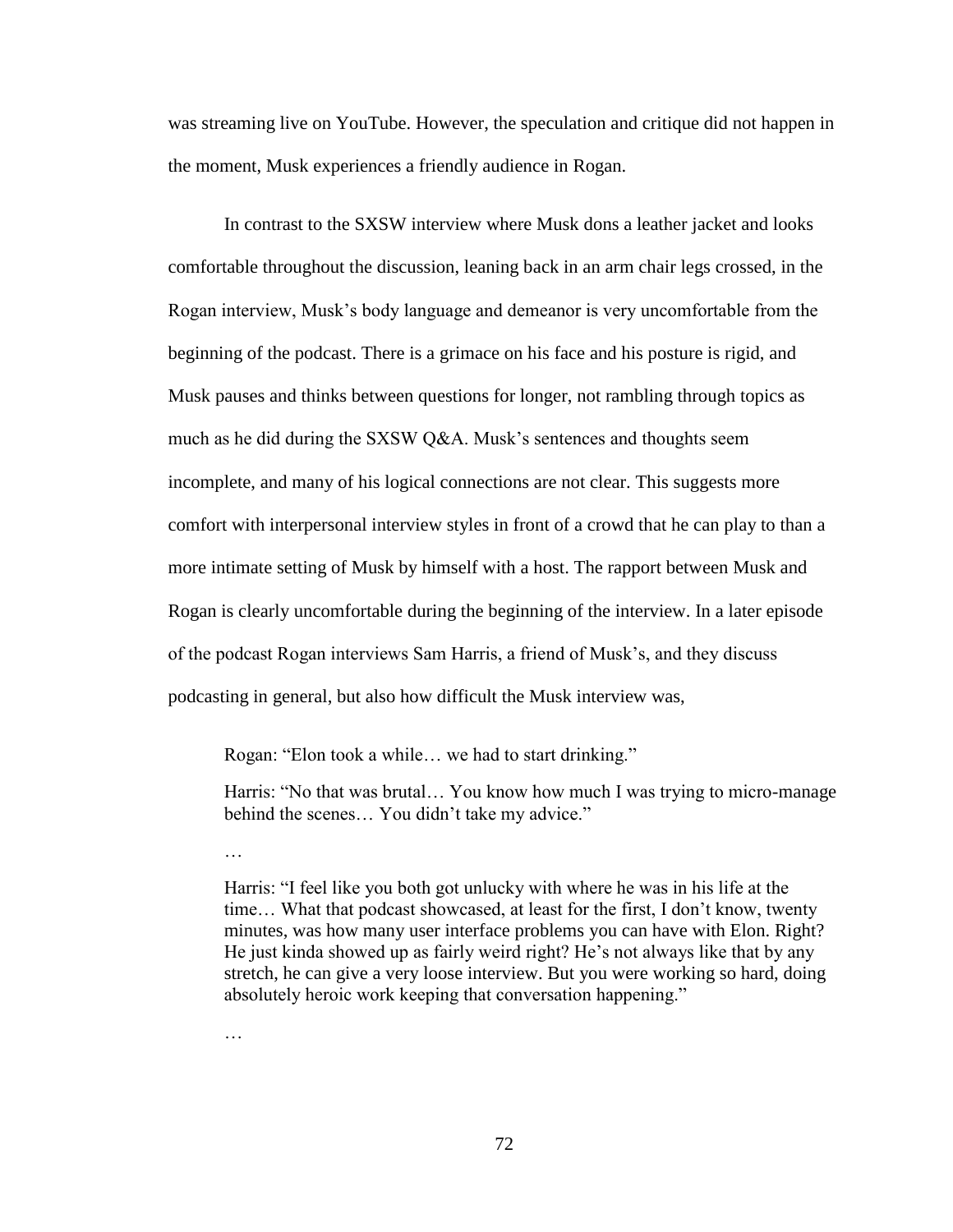was streaming live on YouTube. However, the speculation and critique did not happen in the moment, Musk experiences a friendly audience in Rogan.

In contrast to the SXSW interview where Musk dons a leather jacket and looks comfortable throughout the discussion, leaning back in an arm chair legs crossed, in the Rogan interview, Musk's body language and demeanor is very uncomfortable from the beginning of the podcast. There is a grimace on his face and his posture is rigid, and Musk pauses and thinks between questions for longer, not rambling through topics as much as he did during the SXSW Q&A. Musk's sentences and thoughts seem incomplete, and many of his logical connections are not clear. This suggests more comfort with interpersonal interview styles in front of a crowd that he can play to than a more intimate setting of Musk by himself with a host. The rapport between Musk and Rogan is clearly uncomfortable during the beginning of the interview. In a later episode of the podcast Rogan interviews Sam Harris, a friend of Musk's, and they discuss podcasting in general, but also how difficult the Musk interview was,

> Rogan: "Elon took a while… we had to start drinking."
>
> Harris: "No that was brutal… You know how much I was trying to micro-manage behind the scenes… You didn't take my advice."
>
> …
>
> Harris: "I feel like you both got unlucky with where he was in his life at the time… What that podcast showcased, at least for the first, I don't know, twenty minutes, was how many user interface problems you can have with Elon. Right? He just kinda showed up as fairly weird right? He's not always like that by any stretch, he can give a very loose interview. But you were working so hard, doing absolutely heroic work keeping that conversation happening."
>
> …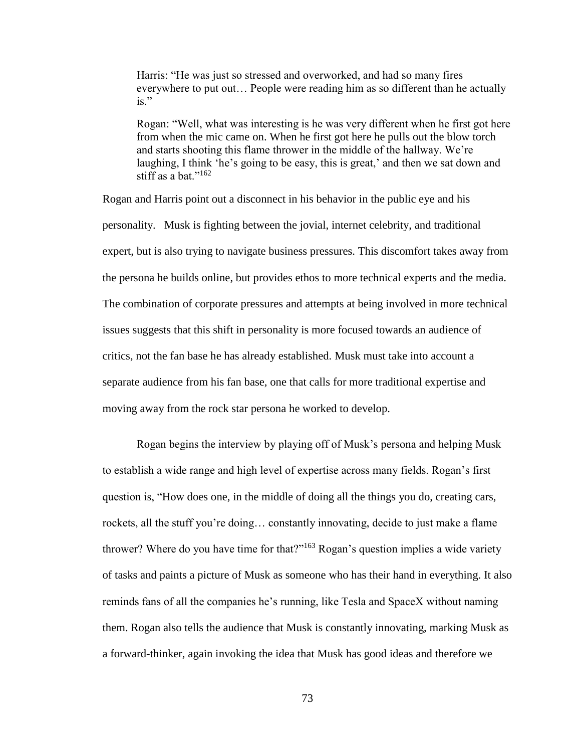> Harris: “He was just so stressed and overworked, and had so many fires everywhere to put out… People were reading him as so different than he actually is.”
>
> Rogan: “Well, what was interesting is he was very different when he first got here from when the mic came on. When he first got here he pulls out the blow torch and starts shooting this flame thrower in the middle of the hallway. We’re laughing, I think ‘he’s going to be easy, this is great,’ and then we sat down and stiff as a bat.”[162]

Rogan and Harris point out a disconnect in his behavior in the public eye and his personality. Musk is fighting between the jovial, internet celebrity, and traditional expert, but is also trying to navigate business pressures. This discomfort takes away from the persona he builds online, but provides ethos to more technical experts and the media. The combination of corporate pressures and attempts at being involved in more technical issues suggests that this shift in personality is more focused towards an audience of critics, not the fan base he has already established. Musk must take into account a separate audience from his fan base, one that calls for more traditional expertise and moving away from the rock star persona he worked to develop.

Rogan begins the interview by playing off of Musk’s persona and helping Musk to establish a wide range and high level of expertise across many fields. Rogan’s first question is, “How does one, in the middle of doing all the things you do, creating cars, rockets, all the stuff you’re doing… constantly innovating, decide to just make a flame thrower? Where do you have time for that?”[163] Rogan’s question implies a wide variety of tasks and paints a picture of Musk as someone who has their hand in everything. It also reminds fans of all the companies he’s running, like Tesla and SpaceX without naming them. Rogan also tells the audience that Musk is constantly innovating, marking Musk as a forward-thinker, again invoking the idea that Musk has good ideas and therefore we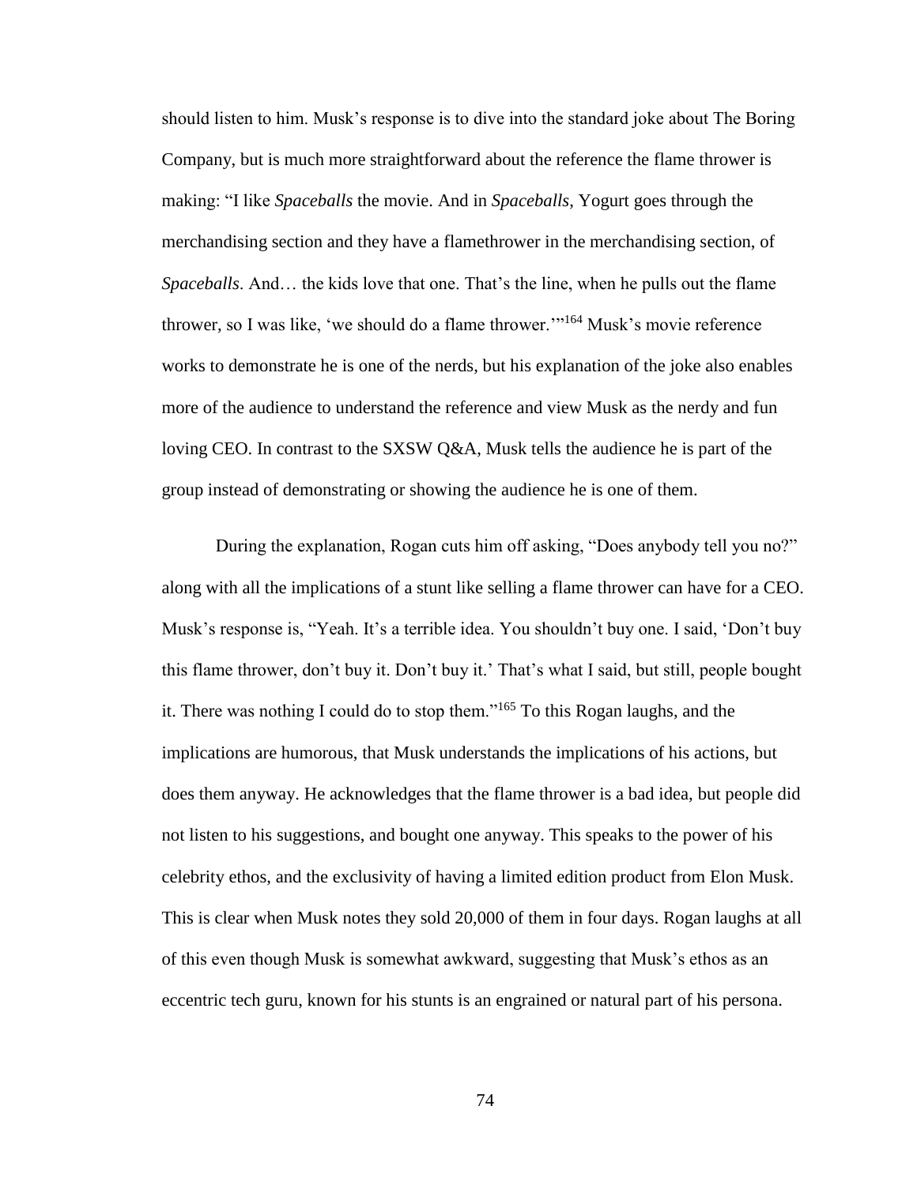should listen to him. Musk's response is to dive into the standard joke about The Boring Company, but is much more straightforward about the reference the flame thrower is making: "I like *Spaceballs* the movie. And in *Spaceballs*, Yogurt goes through the merchandising section and they have a flamethrower in the merchandising section, of *Spaceballs*. And… the kids love that one. That's the line, when he pulls out the flame thrower, so I was like, 'we should do a flame thrower.'"[164] Musk's movie reference works to demonstrate he is one of the nerds, but his explanation of the joke also enables more of the audience to understand the reference and view Musk as the nerdy and fun loving CEO. In contrast to the SXSW Q&A, Musk tells the audience he is part of the group instead of demonstrating or showing the audience he is one of them.

During the explanation, Rogan cuts him off asking, "Does anybody tell you no?" along with all the implications of a stunt like selling a flame thrower can have for a CEO. Musk's response is, "Yeah. It's a terrible idea. You shouldn't buy one. I said, 'Don't buy this flame thrower, don't buy it. Don't buy it.' That's what I said, but still, people bought it. There was nothing I could do to stop them."[165] To this Rogan laughs, and the implications are humorous, that Musk understands the implications of his actions, but does them anyway. He acknowledges that the flame thrower is a bad idea, but people did not listen to his suggestions, and bought one anyway. This speaks to the power of his celebrity ethos, and the exclusivity of having a limited edition product from Elon Musk. This is clear when Musk notes they sold 20,000 of them in four days. Rogan laughs at all of this even though Musk is somewhat awkward, suggesting that Musk's ethos as an eccentric tech guru, known for his stunts is an engrained or natural part of his persona.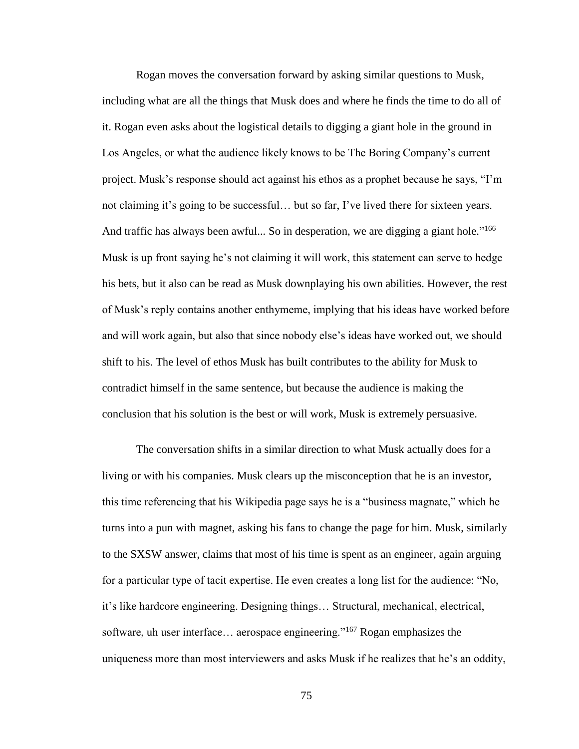Rogan moves the conversation forward by asking similar questions to Musk, including what are all the things that Musk does and where he finds the time to do all of it. Rogan even asks about the logistical details to digging a giant hole in the ground in Los Angeles, or what the audience likely knows to be The Boring Company's current project. Musk's response should act against his ethos as a prophet because he says, "I'm not claiming it's going to be successful… but so far, I've lived there for sixteen years. And traffic has always been awful... So in desperation, we are digging a giant hole."[166] Musk is up front saying he's not claiming it will work, this statement can serve to hedge his bets, but it also can be read as Musk downplaying his own abilities. However, the rest of Musk's reply contains another enthymeme, implying that his ideas have worked before and will work again, but also that since nobody else's ideas have worked out, we should shift to his. The level of ethos Musk has built contributes to the ability for Musk to contradict himself in the same sentence, but because the audience is making the conclusion that his solution is the best or will work, Musk is extremely persuasive.

The conversation shifts in a similar direction to what Musk actually does for a living or with his companies. Musk clears up the misconception that he is an investor, this time referencing that his Wikipedia page says he is a "business magnate," which he turns into a pun with magnet, asking his fans to change the page for him. Musk, similarly to the SXSW answer, claims that most of his time is spent as an engineer, again arguing for a particular type of tacit expertise. He even creates a long list for the audience: "No, it's like hardcore engineering. Designing things… Structural, mechanical, electrical, software, uh user interface… aerospace engineering."[167] Rogan emphasizes the uniqueness more than most interviewers and asks Musk if he realizes that he's an oddity,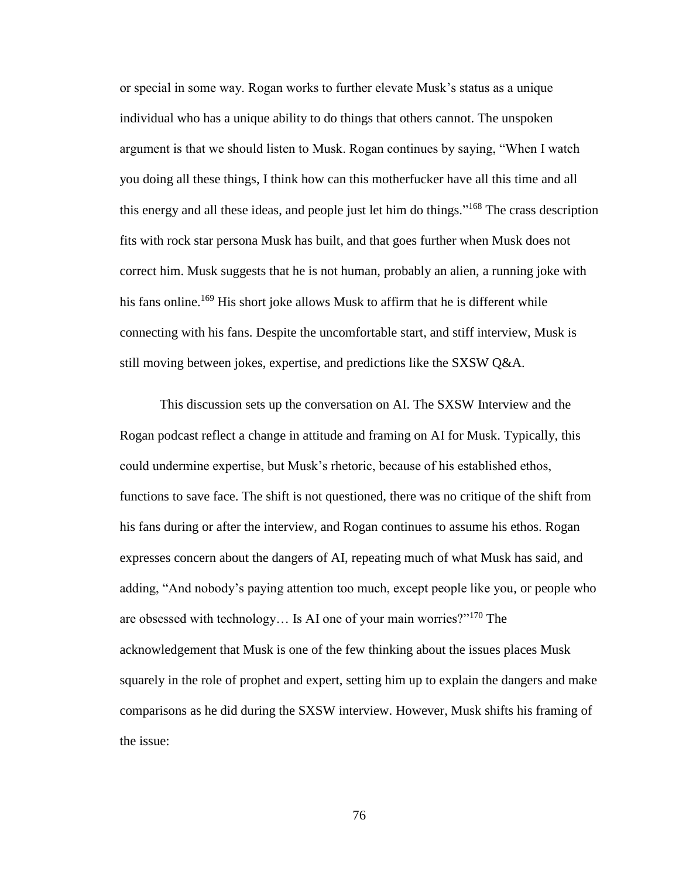or special in some way. Rogan works to further elevate Musk's status as a unique individual who has a unique ability to do things that others cannot. The unspoken argument is that we should listen to Musk. Rogan continues by saying, "When I watch you doing all these things, I think how can this motherfucker have all this time and all this energy and all these ideas, and people just let him do things."[168] The crass description fits with rock star persona Musk has built, and that goes further when Musk does not correct him. Musk suggests that he is not human, probably an alien, a running joke with his fans online.[169] His short joke allows Musk to affirm that he is different while connecting with his fans. Despite the uncomfortable start, and stiff interview, Musk is still moving between jokes, expertise, and predictions like the SXSW Q&A.

This discussion sets up the conversation on AI. The SXSW Interview and the Rogan podcast reflect a change in attitude and framing on AI for Musk. Typically, this could undermine expertise, but Musk's rhetoric, because of his established ethos, functions to save face. The shift is not questioned, there was no critique of the shift from his fans during or after the interview, and Rogan continues to assume his ethos. Rogan expresses concern about the dangers of AI, repeating much of what Musk has said, and adding, "And nobody's paying attention too much, except people like you, or people who are obsessed with technology… Is AI one of your main worries?"[170] The acknowledgement that Musk is one of the few thinking about the issues places Musk squarely in the role of prophet and expert, setting him up to explain the dangers and make comparisons as he did during the SXSW interview. However, Musk shifts his framing of the issue: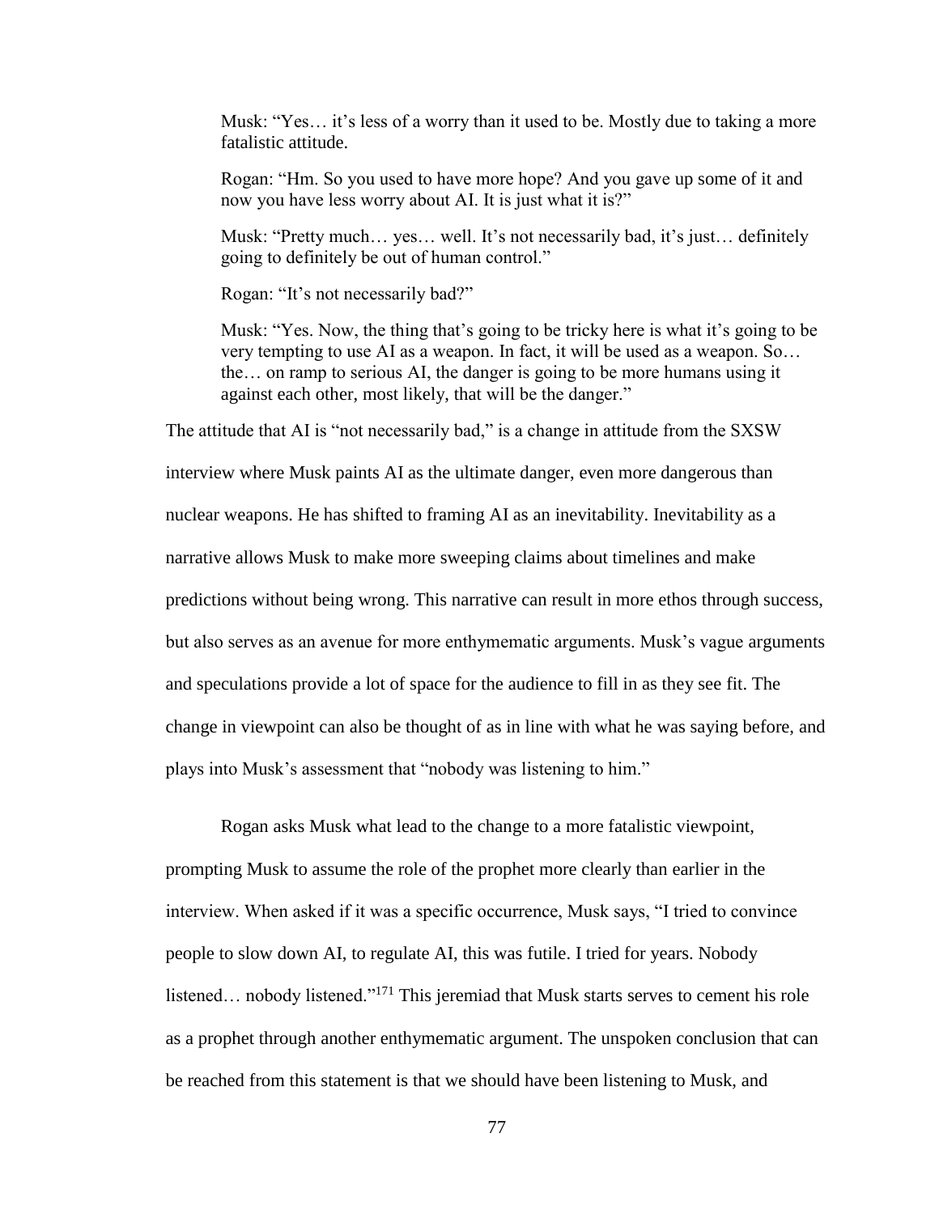> Musk: “Yes… it’s less of a worry than it used to be. Mostly due to taking a more fatalistic attitude.
>
> Rogan: “Hm. So you used to have more hope? And you gave up some of it and now you have less worry about AI. It is just what it is?”
>
> Musk: “Pretty much… yes… well. It’s not necessarily bad, it’s just… definitely going to definitely be out of human control.”
>
> Rogan: “It’s not necessarily bad?”
>
> Musk: “Yes. Now, the thing that’s going to be tricky here is what it’s going to be very tempting to use AI as a weapon. In fact, it will be used as a weapon. So… the… on ramp to serious AI, the danger is going to be more humans using it against each other, most likely, that will be the danger.”

The attitude that AI is “not necessarily bad,” is a change in attitude from the SXSW interview where Musk paints AI as the ultimate danger, even more dangerous than nuclear weapons. He has shifted to framing AI as an inevitability. Inevitability as a narrative allows Musk to make more sweeping claims about timelines and make predictions without being wrong. This narrative can result in more ethos through success, but also serves as an avenue for more enthymematic arguments. Musk’s vague arguments and speculations provide a lot of space for the audience to fill in as they see fit. The change in viewpoint can also be thought of as in line with what he was saying before, and plays into Musk’s assessment that “nobody was listening to him.”

Rogan asks Musk what lead to the change to a more fatalistic viewpoint, prompting Musk to assume the role of the prophet more clearly than earlier in the interview. When asked if it was a specific occurrence, Musk says, “I tried to convince people to slow down AI, to regulate AI, this was futile. I tried for years. Nobody listened… nobody listened.”[171] This jeremiad that Musk starts serves to cement his role as a prophet through another enthymematic argument. The unspoken conclusion that can be reached from this statement is that we should have been listening to Musk, and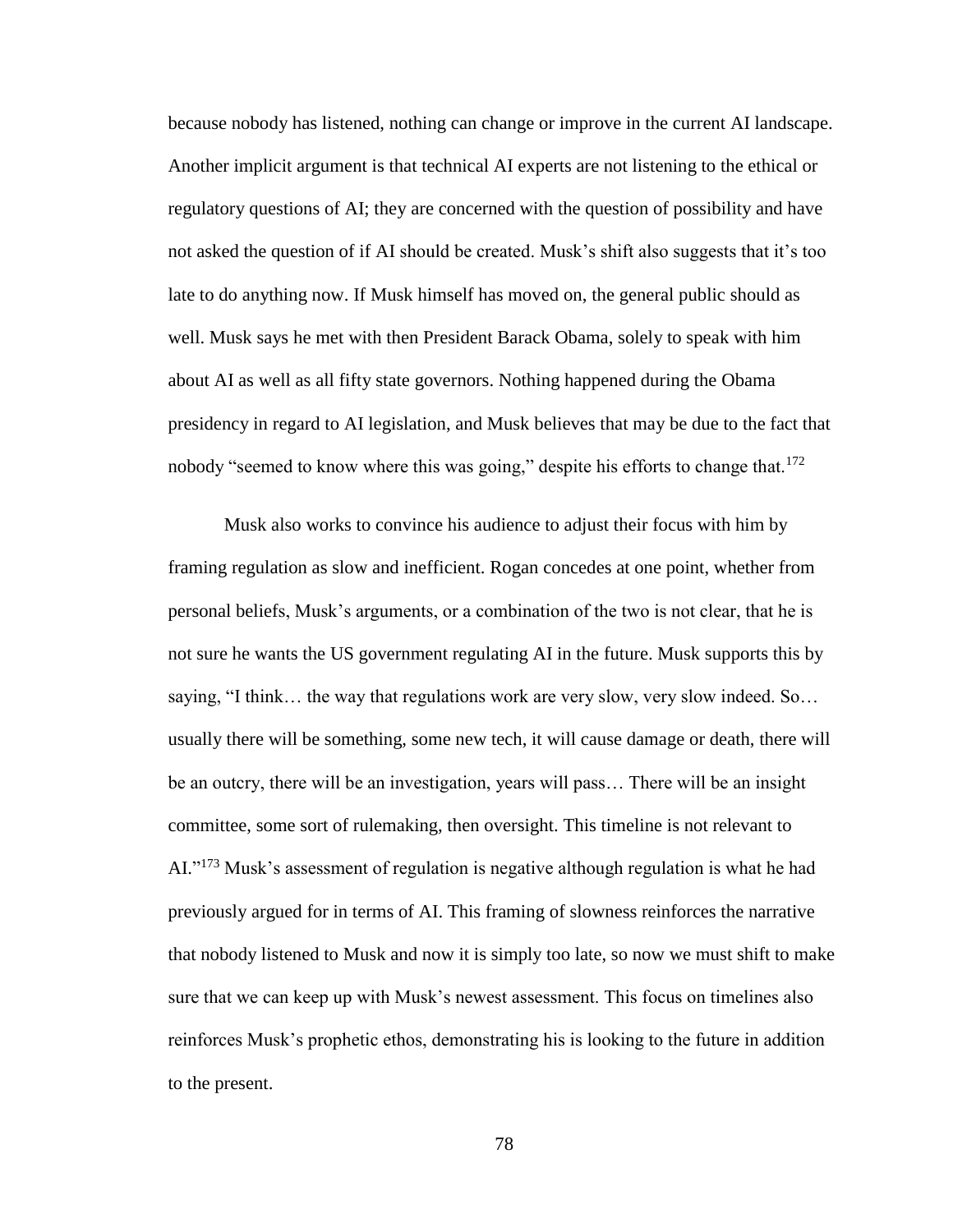because nobody has listened, nothing can change or improve in the current AI landscape. Another implicit argument is that technical AI experts are not listening to the ethical or regulatory questions of AI; they are concerned with the question of possibility and have not asked the question of if AI should be created. Musk's shift also suggests that it's too late to do anything now. If Musk himself has moved on, the general public should as well. Musk says he met with then President Barack Obama, solely to speak with him about AI as well as all fifty state governors. Nothing happened during the Obama presidency in regard to AI legislation, and Musk believes that may be due to the fact that nobody "seemed to know where this was going," despite his efforts to change that.[172]

Musk also works to convince his audience to adjust their focus with him by framing regulation as slow and inefficient. Rogan concedes at one point, whether from personal beliefs, Musk's arguments, or a combination of the two is not clear, that he is not sure he wants the US government regulating AI in the future. Musk supports this by saying, "I think… the way that regulations work are very slow, very slow indeed. So… usually there will be something, some new tech, it will cause damage or death, there will be an outcry, there will be an investigation, years will pass… There will be an insight committee, some sort of rulemaking, then oversight. This timeline is not relevant to AI."[173] Musk's assessment of regulation is negative although regulation is what he had previously argued for in terms of AI. This framing of slowness reinforces the narrative that nobody listened to Musk and now it is simply too late, so now we must shift to make sure that we can keep up with Musk's newest assessment. This focus on timelines also reinforces Musk's prophetic ethos, demonstrating his is looking to the future in addition to the present.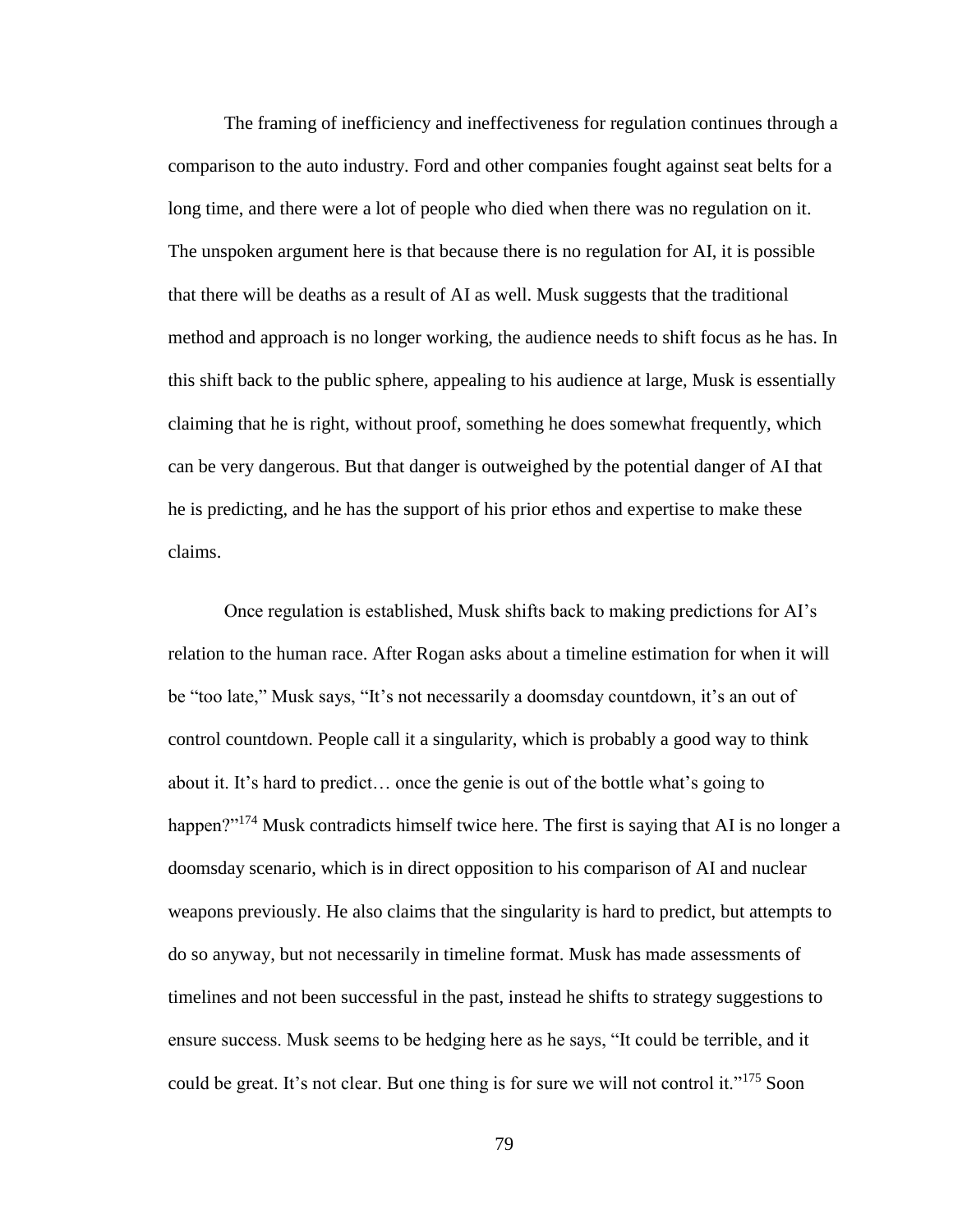The framing of inefficiency and ineffectiveness for regulation continues through a comparison to the auto industry. Ford and other companies fought against seat belts for a long time, and there were a lot of people who died when there was no regulation on it. The unspoken argument here is that because there is no regulation for AI, it is possible that there will be deaths as a result of AI as well. Musk suggests that the traditional method and approach is no longer working, the audience needs to shift focus as he has. In this shift back to the public sphere, appealing to his audience at large, Musk is essentially claiming that he is right, without proof, something he does somewhat frequently, which can be very dangerous. But that danger is outweighed by the potential danger of AI that he is predicting, and he has the support of his prior ethos and expertise to make these claims.

Once regulation is established, Musk shifts back to making predictions for AI's relation to the human race. After Rogan asks about a timeline estimation for when it will be "too late," Musk says, "It's not necessarily a doomsday countdown, it's an out of control countdown. People call it a singularity, which is probably a good way to think about it. It's hard to predict… once the genie is out of the bottle what's going to happen?"[174] Musk contradicts himself twice here. The first is saying that AI is no longer a doomsday scenario, which is in direct opposition to his comparison of AI and nuclear weapons previously. He also claims that the singularity is hard to predict, but attempts to do so anyway, but not necessarily in timeline format. Musk has made assessments of timelines and not been successful in the past, instead he shifts to strategy suggestions to ensure success. Musk seems to be hedging here as he says, "It could be terrible, and it could be great. It's not clear. But one thing is for sure we will not control it."[175] Soon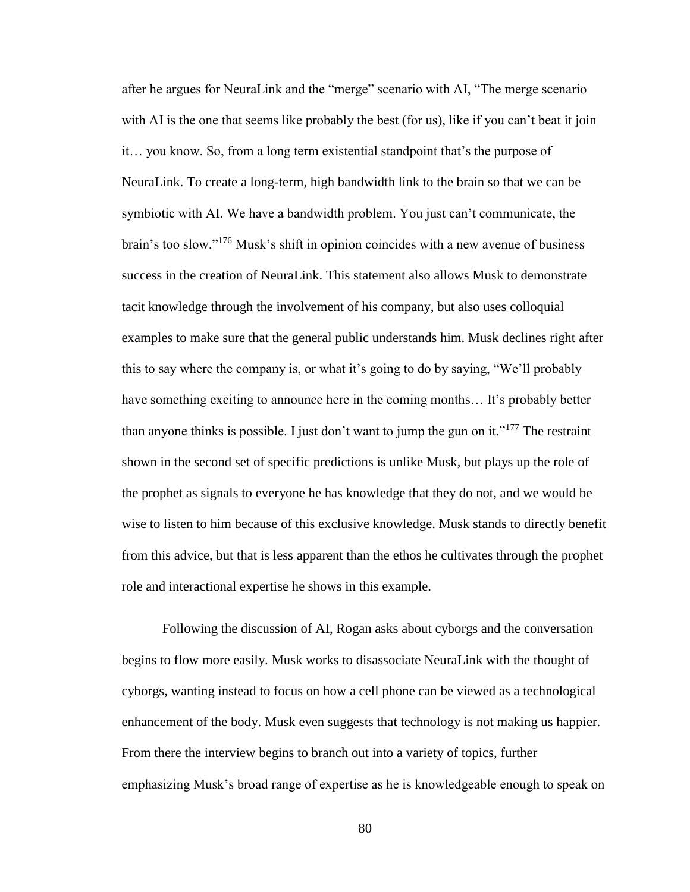after he argues for NeuraLink and the "merge" scenario with AI, "The merge scenario with AI is the one that seems like probably the best (for us), like if you can't beat it join it… you know. So, from a long term existential standpoint that's the purpose of NeuraLink. To create a long-term, high bandwidth link to the brain so that we can be symbiotic with AI. We have a bandwidth problem. You just can't communicate, the brain's too slow."[176] Musk's shift in opinion coincides with a new avenue of business success in the creation of NeuraLink. This statement also allows Musk to demonstrate tacit knowledge through the involvement of his company, but also uses colloquial examples to make sure that the general public understands him. Musk declines right after this to say where the company is, or what it's going to do by saying, "We'll probably have something exciting to announce here in the coming months… It's probably better than anyone thinks is possible. I just don't want to jump the gun on it."[177] The restraint shown in the second set of specific predictions is unlike Musk, but plays up the role of the prophet as signals to everyone he has knowledge that they do not, and we would be wise to listen to him because of this exclusive knowledge. Musk stands to directly benefit from this advice, but that is less apparent than the ethos he cultivates through the prophet role and interactional expertise he shows in this example.

Following the discussion of AI, Rogan asks about cyborgs and the conversation begins to flow more easily. Musk works to disassociate NeuraLink with the thought of cyborgs, wanting instead to focus on how a cell phone can be viewed as a technological enhancement of the body. Musk even suggests that technology is not making us happier. From there the interview begins to branch out into a variety of topics, further emphasizing Musk's broad range of expertise as he is knowledgeable enough to speak on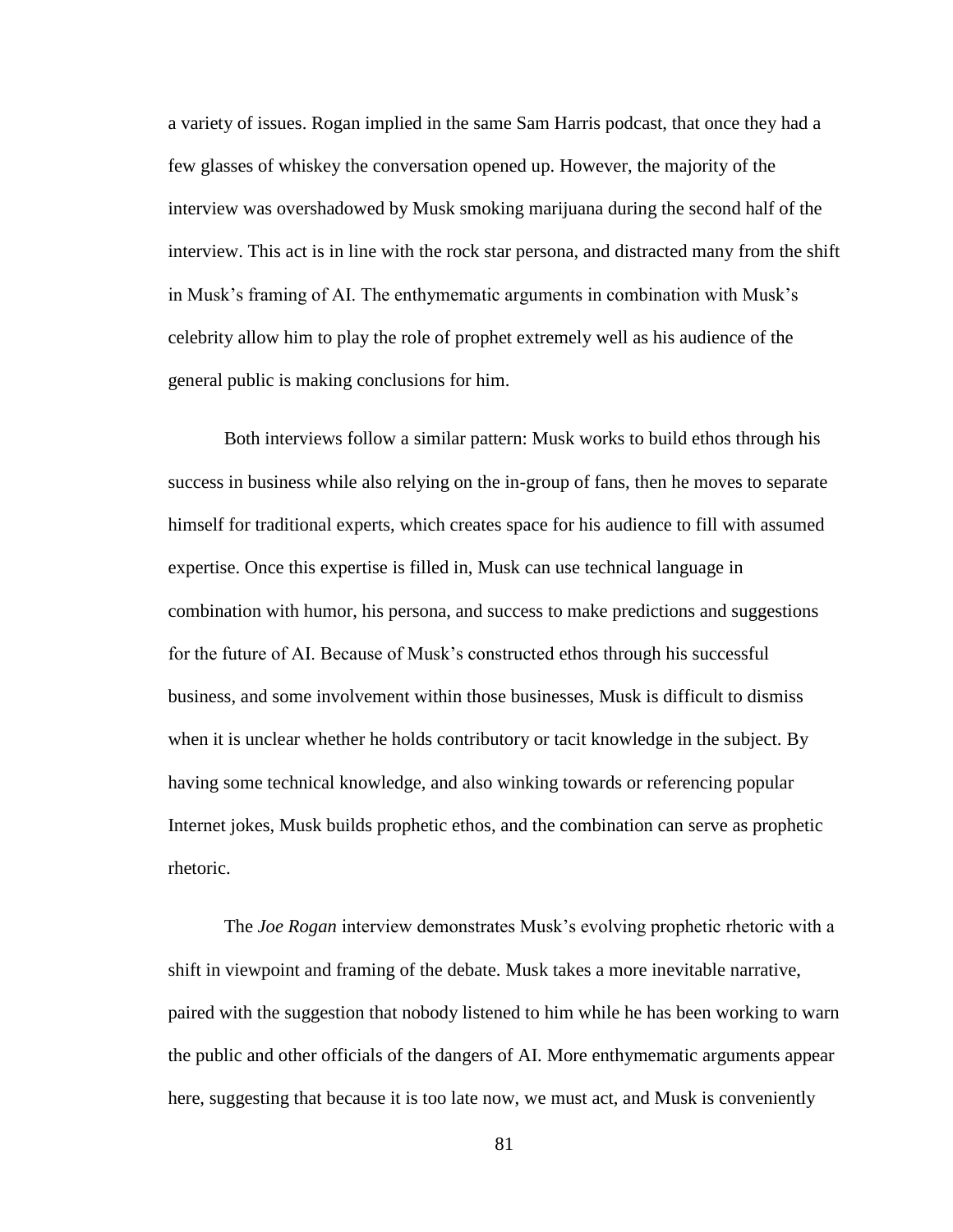a variety of issues. Rogan implied in the same Sam Harris podcast, that once they had a few glasses of whiskey the conversation opened up. However, the majority of the interview was overshadowed by Musk smoking marijuana during the second half of the interview. This act is in line with the rock star persona, and distracted many from the shift in Musk's framing of AI. The enthymematic arguments in combination with Musk's celebrity allow him to play the role of prophet extremely well as his audience of the general public is making conclusions for him.

Both interviews follow a similar pattern: Musk works to build ethos through his success in business while also relying on the in-group of fans, then he moves to separate himself for traditional experts, which creates space for his audience to fill with assumed expertise. Once this expertise is filled in, Musk can use technical language in combination with humor, his persona, and success to make predictions and suggestions for the future of AI. Because of Musk's constructed ethos through his successful business, and some involvement within those businesses, Musk is difficult to dismiss when it is unclear whether he holds contributory or tacit knowledge in the subject. By having some technical knowledge, and also winking towards or referencing popular Internet jokes, Musk builds prophetic ethos, and the combination can serve as prophetic rhetoric.

The *Joe Rogan* interview demonstrates Musk's evolving prophetic rhetoric with a shift in viewpoint and framing of the debate. Musk takes a more inevitable narrative, paired with the suggestion that nobody listened to him while he has been working to warn the public and other officials of the dangers of AI. More enthymematic arguments appear here, suggesting that because it is too late now, we must act, and Musk is conveniently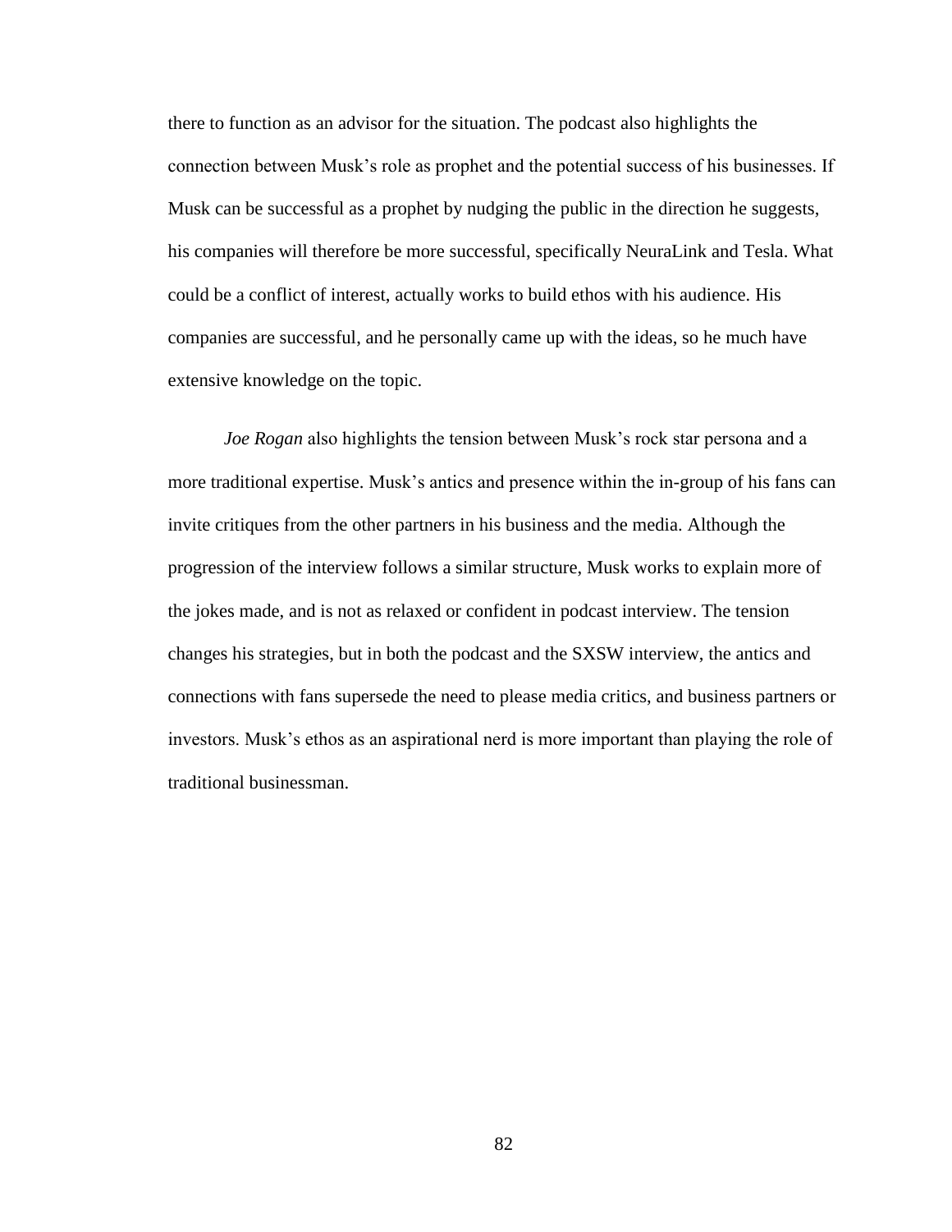there to function as an advisor for the situation. The podcast also highlights the connection between Musk's role as prophet and the potential success of his businesses. If Musk can be successful as a prophet by nudging the public in the direction he suggests, his companies will therefore be more successful, specifically NeuraLink and Tesla. What could be a conflict of interest, actually works to build ethos with his audience. His companies are successful, and he personally came up with the ideas, so he much have extensive knowledge on the topic.

*Joe Rogan* also highlights the tension between Musk's rock star persona and a more traditional expertise. Musk's antics and presence within the in-group of his fans can invite critiques from the other partners in his business and the media. Although the progression of the interview follows a similar structure, Musk works to explain more of the jokes made, and is not as relaxed or confident in podcast interview. The tension changes his strategies, but in both the podcast and the SXSW interview, the antics and connections with fans supersede the need to please media critics, and business partners or investors. Musk's ethos as an aspirational nerd is more important than playing the role of traditional businessman.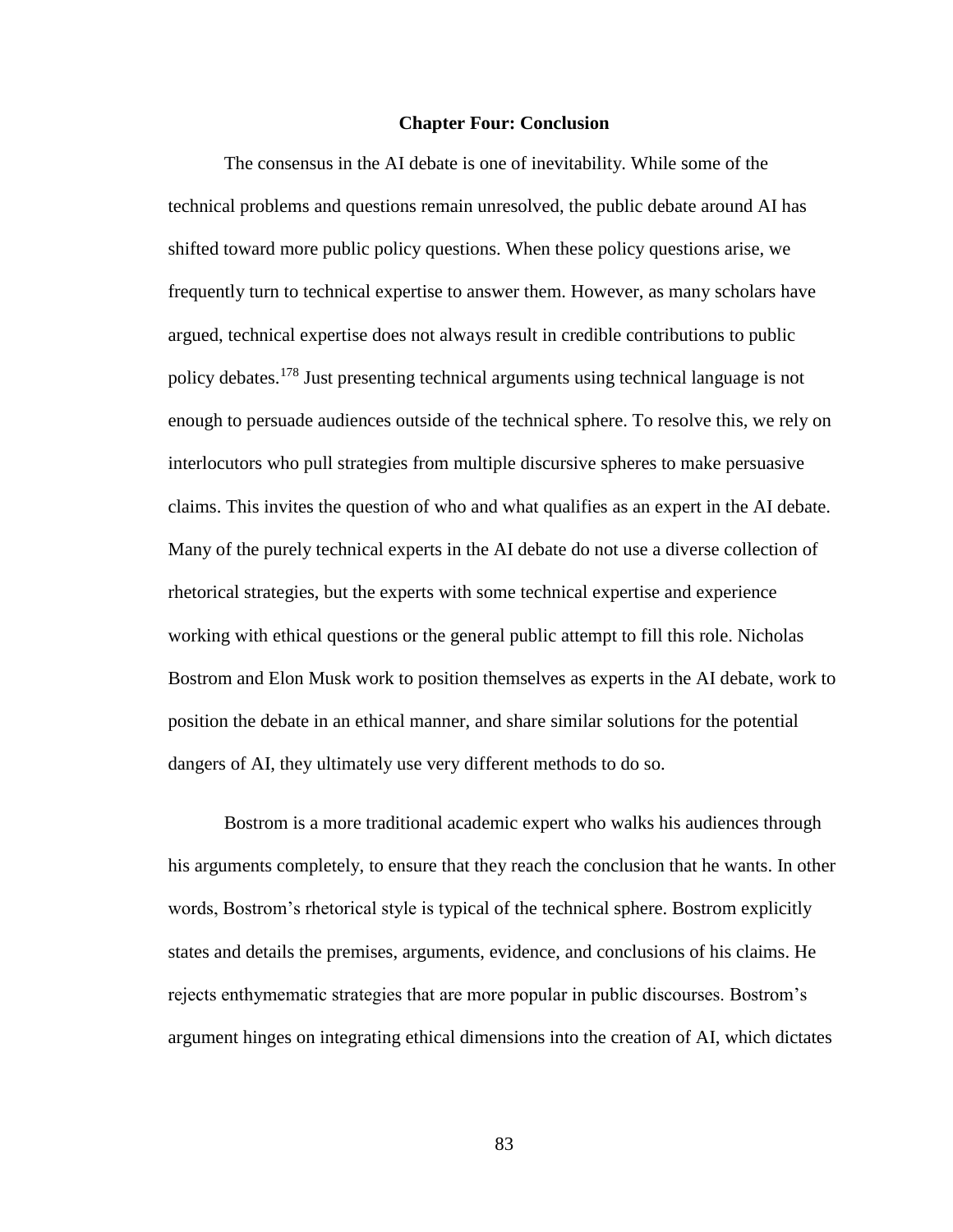# Chapter Four: Conclusion

The consensus in the AI debate is one of inevitability. While some of the technical problems and questions remain unresolved, the public debate around AI has shifted toward more public policy questions. When these policy questions arise, we frequently turn to technical expertise to answer them. However, as many scholars have argued, technical expertise does not always result in credible contributions to public policy debates.[178] Just presenting technical arguments using technical language is not enough to persuade audiences outside of the technical sphere. To resolve this, we rely on interlocutors who pull strategies from multiple discursive spheres to make persuasive claims. This invites the question of who and what qualifies as an expert in the AI debate. Many of the purely technical experts in the AI debate do not use a diverse collection of rhetorical strategies, but the experts with some technical expertise and experience working with ethical questions or the general public attempt to fill this role. Nicholas Bostrom and Elon Musk work to position themselves as experts in the AI debate, work to position the debate in an ethical manner, and share similar solutions for the potential dangers of AI, they ultimately use very different methods to do so.

Bostrom is a more traditional academic expert who walks his audiences through his arguments completely, to ensure that they reach the conclusion that he wants. In other words, Bostrom's rhetorical style is typical of the technical sphere. Bostrom explicitly states and details the premises, arguments, evidence, and conclusions of his claims. He rejects enthymematic strategies that are more popular in public discourses. Bostrom's argument hinges on integrating ethical dimensions into the creation of AI, which dictates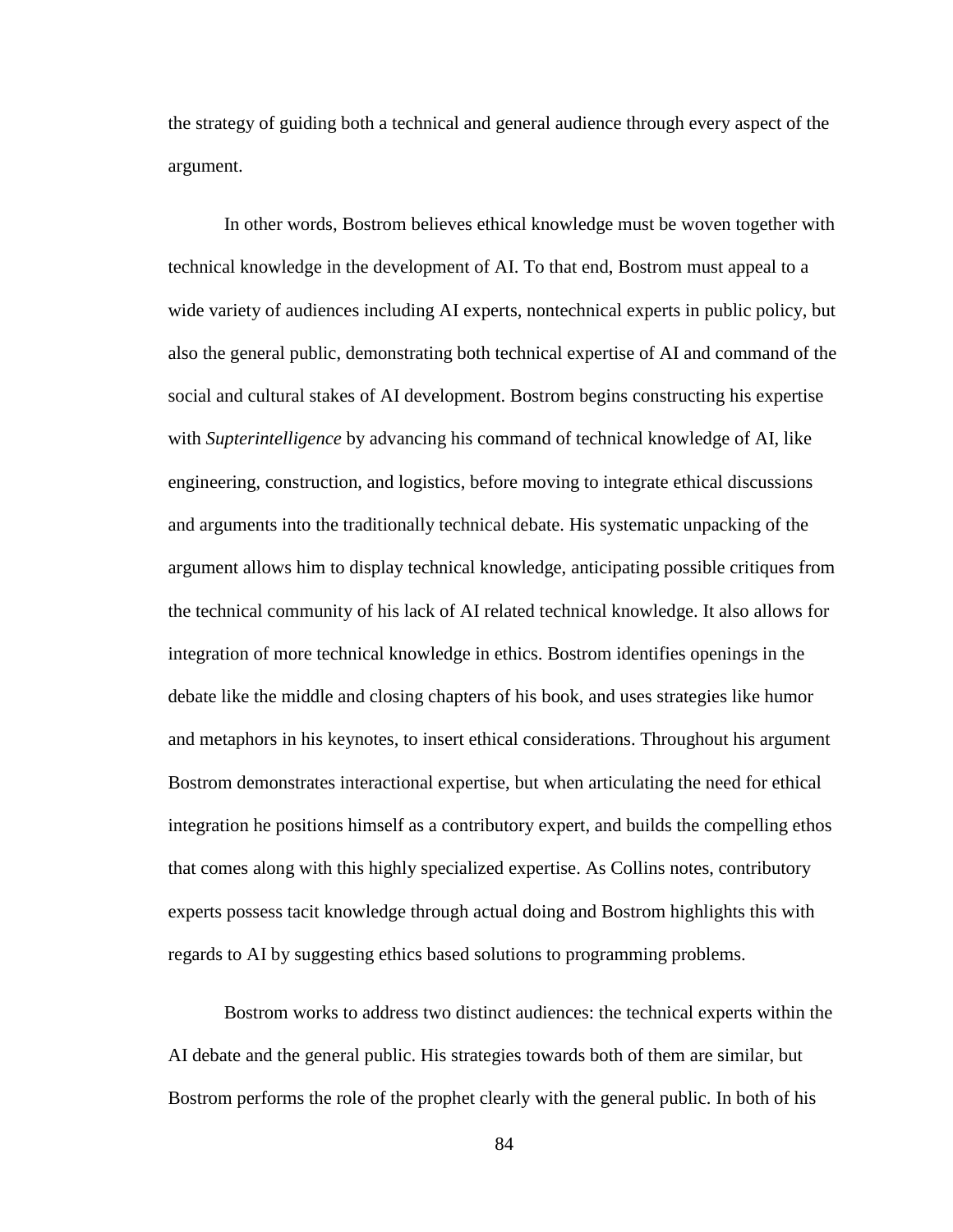the strategy of guiding both a technical and general audience through every aspect of the argument.

In other words, Bostrom believes ethical knowledge must be woven together with technical knowledge in the development of AI. To that end, Bostrom must appeal to a wide variety of audiences including AI experts, nontechnical experts in public policy, but also the general public, demonstrating both technical expertise of AI and command of the social and cultural stakes of AI development. Bostrom begins constructing his expertise with *Supterintelligence* by advancing his command of technical knowledge of AI, like engineering, construction, and logistics, before moving to integrate ethical discussions and arguments into the traditionally technical debate. His systematic unpacking of the argument allows him to display technical knowledge, anticipating possible critiques from the technical community of his lack of AI related technical knowledge. It also allows for integration of more technical knowledge in ethics. Bostrom identifies openings in the debate like the middle and closing chapters of his book, and uses strategies like humor and metaphors in his keynotes, to insert ethical considerations. Throughout his argument Bostrom demonstrates interactional expertise, but when articulating the need for ethical integration he positions himself as a contributory expert, and builds the compelling ethos that comes along with this highly specialized expertise. As Collins notes, contributory experts possess tacit knowledge through actual doing and Bostrom highlights this with regards to AI by suggesting ethics based solutions to programming problems.

Bostrom works to address two distinct audiences: the technical experts within the AI debate and the general public. His strategies towards both of them are similar, but Bostrom performs the role of the prophet clearly with the general public. In both of his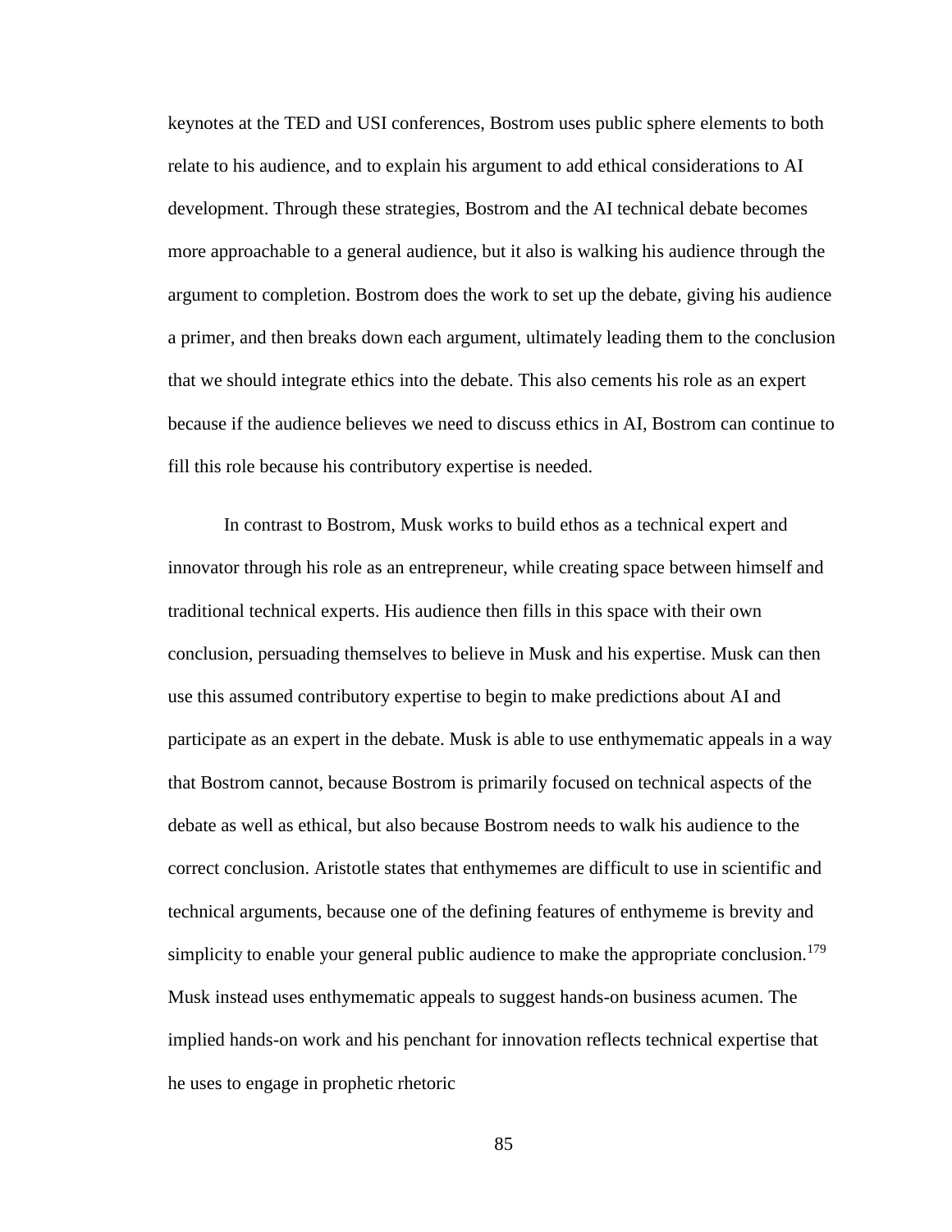keynotes at the TED and USI conferences, Bostrom uses public sphere elements to both relate to his audience, and to explain his argument to add ethical considerations to AI development. Through these strategies, Bostrom and the AI technical debate becomes more approachable to a general audience, but it also is walking his audience through the argument to completion. Bostrom does the work to set up the debate, giving his audience a primer, and then breaks down each argument, ultimately leading them to the conclusion that we should integrate ethics into the debate. This also cements his role as an expert because if the audience believes we need to discuss ethics in AI, Bostrom can continue to fill this role because his contributory expertise is needed.

In contrast to Bostrom, Musk works to build ethos as a technical expert and innovator through his role as an entrepreneur, while creating space between himself and traditional technical experts. His audience then fills in this space with their own conclusion, persuading themselves to believe in Musk and his expertise. Musk can then use this assumed contributory expertise to begin to make predictions about AI and participate as an expert in the debate. Musk is able to use enthymematic appeals in a way that Bostrom cannot, because Bostrom is primarily focused on technical aspects of the debate as well as ethical, but also because Bostrom needs to walk his audience to the correct conclusion. Aristotle states that enthymemes are difficult to use in scientific and technical arguments, because one of the defining features of enthymeme is brevity and simplicity to enable your general public audience to make the appropriate conclusion.[179] Musk instead uses enthymematic appeals to suggest hands-on business acumen. The implied hands-on work and his penchant for innovation reflects technical expertise that he uses to engage in prophetic rhetoric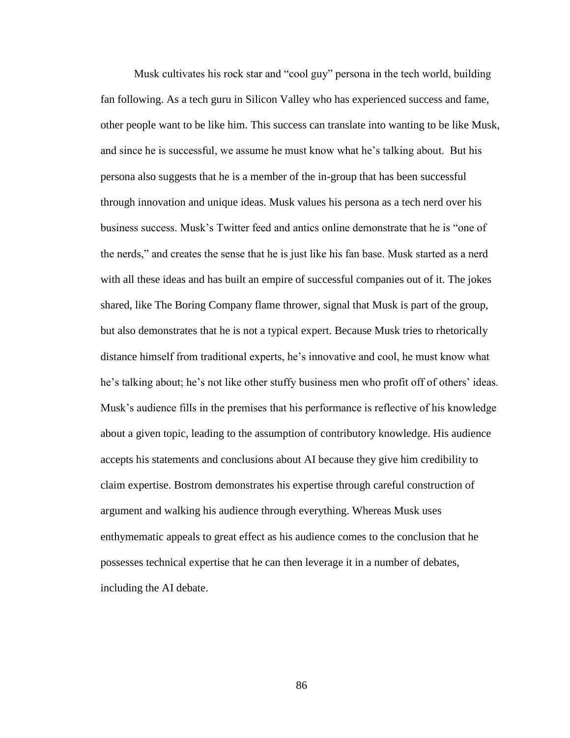Musk cultivates his rock star and "cool guy" persona in the tech world, building fan following. As a tech guru in Silicon Valley who has experienced success and fame, other people want to be like him. This success can translate into wanting to be like Musk, and since he is successful, we assume he must know what he's talking about. But his persona also suggests that he is a member of the in-group that has been successful through innovation and unique ideas. Musk values his persona as a tech nerd over his business success. Musk's Twitter feed and antics online demonstrate that he is "one of the nerds," and creates the sense that he is just like his fan base. Musk started as a nerd with all these ideas and has built an empire of successful companies out of it. The jokes shared, like The Boring Company flame thrower, signal that Musk is part of the group, but also demonstrates that he is not a typical expert. Because Musk tries to rhetorically distance himself from traditional experts, he's innovative and cool, he must know what he's talking about; he's not like other stuffy business men who profit off of others' ideas. Musk's audience fills in the premises that his performance is reflective of his knowledge about a given topic, leading to the assumption of contributory knowledge. His audience accepts his statements and conclusions about AI because they give him credibility to claim expertise. Bostrom demonstrates his expertise through careful construction of argument and walking his audience through everything. Whereas Musk uses enthymematic appeals to great effect as his audience comes to the conclusion that he possesses technical expertise that he can then leverage it in a number of debates, including the AI debate.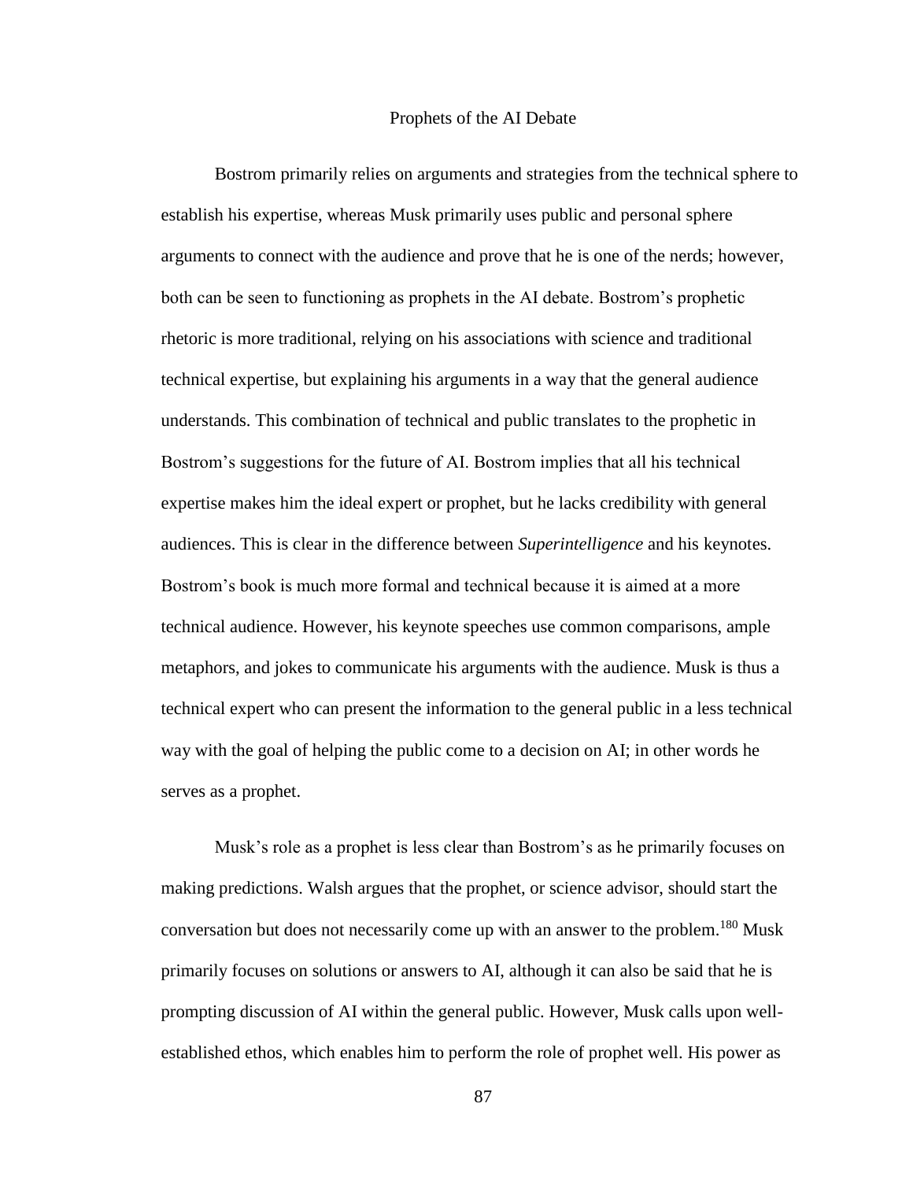## Prophets of the AI Debate

Bostrom primarily relies on arguments and strategies from the technical sphere to establish his expertise, whereas Musk primarily uses public and personal sphere arguments to connect with the audience and prove that he is one of the nerds; however, both can be seen to functioning as prophets in the AI debate. Bostrom's prophetic rhetoric is more traditional, relying on his associations with science and traditional technical expertise, but explaining his arguments in a way that the general audience understands. This combination of technical and public translates to the prophetic in Bostrom's suggestions for the future of AI. Bostrom implies that all his technical expertise makes him the ideal expert or prophet, but he lacks credibility with general audiences. This is clear in the difference between *Superintelligence* and his keynotes. Bostrom's book is much more formal and technical because it is aimed at a more technical audience. However, his keynote speeches use common comparisons, ample metaphors, and jokes to communicate his arguments with the audience. Musk is thus a technical expert who can present the information to the general public in a less technical way with the goal of helping the public come to a decision on AI; in other words he serves as a prophet.

Musk's role as a prophet is less clear than Bostrom's as he primarily focuses on making predictions. Walsh argues that the prophet, or science advisor, should start the conversation but does not necessarily come up with an answer to the problem.[180] Musk primarily focuses on solutions or answers to AI, although it can also be said that he is prompting discussion of AI within the general public. However, Musk calls upon well-established ethos, which enables him to perform the role of prophet well. His power as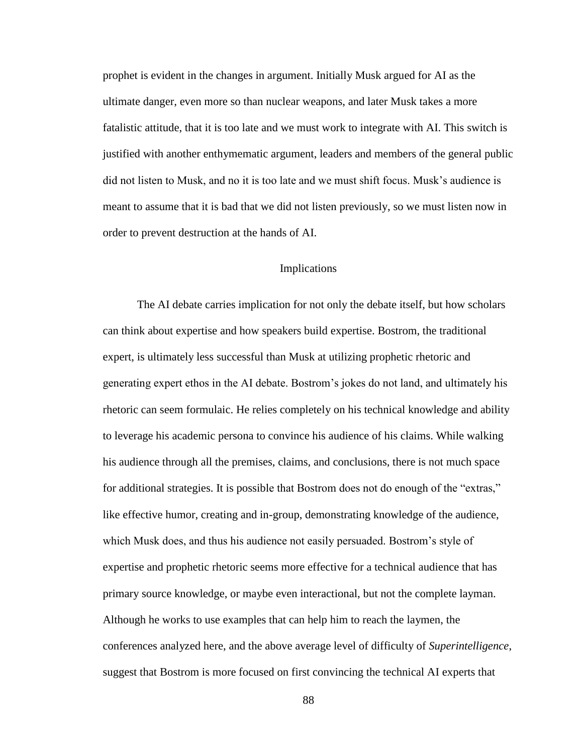prophet is evident in the changes in argument. Initially Musk argued for AI as the ultimate danger, even more so than nuclear weapons, and later Musk takes a more fatalistic attitude, that it is too late and we must work to integrate with AI. This switch is justified with another enthymematic argument, leaders and members of the general public did not listen to Musk, and no it is too late and we must shift focus. Musk's audience is meant to assume that it is bad that we did not listen previously, so we must listen now in order to prevent destruction at the hands of AI.

## Implications

The AI debate carries implication for not only the debate itself, but how scholars can think about expertise and how speakers build expertise. Bostrom, the traditional expert, is ultimately less successful than Musk at utilizing prophetic rhetoric and generating expert ethos in the AI debate. Bostrom's jokes do not land, and ultimately his rhetoric can seem formulaic. He relies completely on his technical knowledge and ability to leverage his academic persona to convince his audience of his claims. While walking his audience through all the premises, claims, and conclusions, there is not much space for additional strategies. It is possible that Bostrom does not do enough of the "extras," like effective humor, creating and in-group, demonstrating knowledge of the audience, which Musk does, and thus his audience not easily persuaded. Bostrom's style of expertise and prophetic rhetoric seems more effective for a technical audience that has primary source knowledge, or maybe even interactional, but not the complete layman. Although he works to use examples that can help him to reach the laymen, the conferences analyzed here, and the above average level of difficulty of *Superintelligence*, suggest that Bostrom is more focused on first convincing the technical AI experts that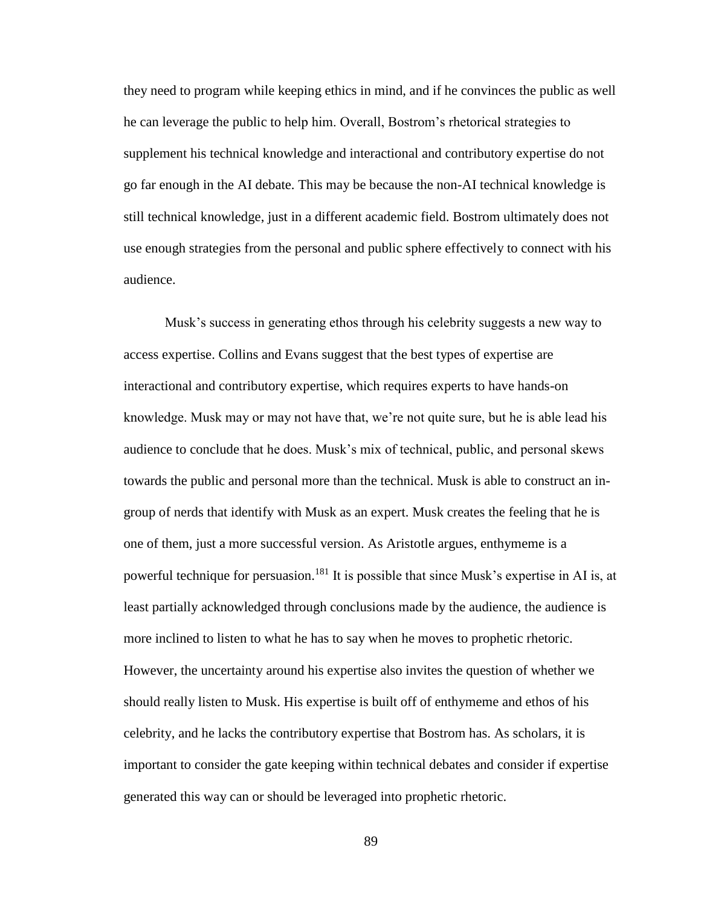they need to program while keeping ethics in mind, and if he convinces the public as well he can leverage the public to help him. Overall, Bostrom's rhetorical strategies to supplement his technical knowledge and interactional and contributory expertise do not go far enough in the AI debate. This may be because the non-AI technical knowledge is still technical knowledge, just in a different academic field. Bostrom ultimately does not use enough strategies from the personal and public sphere effectively to connect with his audience.

Musk's success in generating ethos through his celebrity suggests a new way to access expertise. Collins and Evans suggest that the best types of expertise are interactional and contributory expertise, which requires experts to have hands-on knowledge. Musk may or may not have that, we're not quite sure, but he is able lead his audience to conclude that he does. Musk's mix of technical, public, and personal skews towards the public and personal more than the technical. Musk is able to construct an in-group of nerds that identify with Musk as an expert. Musk creates the feeling that he is one of them, just a more successful version. As Aristotle argues, enthymeme is a powerful technique for persuasion.[181] It is possible that since Musk's expertise in AI is, at least partially acknowledged through conclusions made by the audience, the audience is more inclined to listen to what he has to say when he moves to prophetic rhetoric. However, the uncertainty around his expertise also invites the question of whether we should really listen to Musk. His expertise is built off of enthymeme and ethos of his celebrity, and he lacks the contributory expertise that Bostrom has. As scholars, it is important to consider the gate keeping within technical debates and consider if expertise generated this way can or should be leveraged into prophetic rhetoric.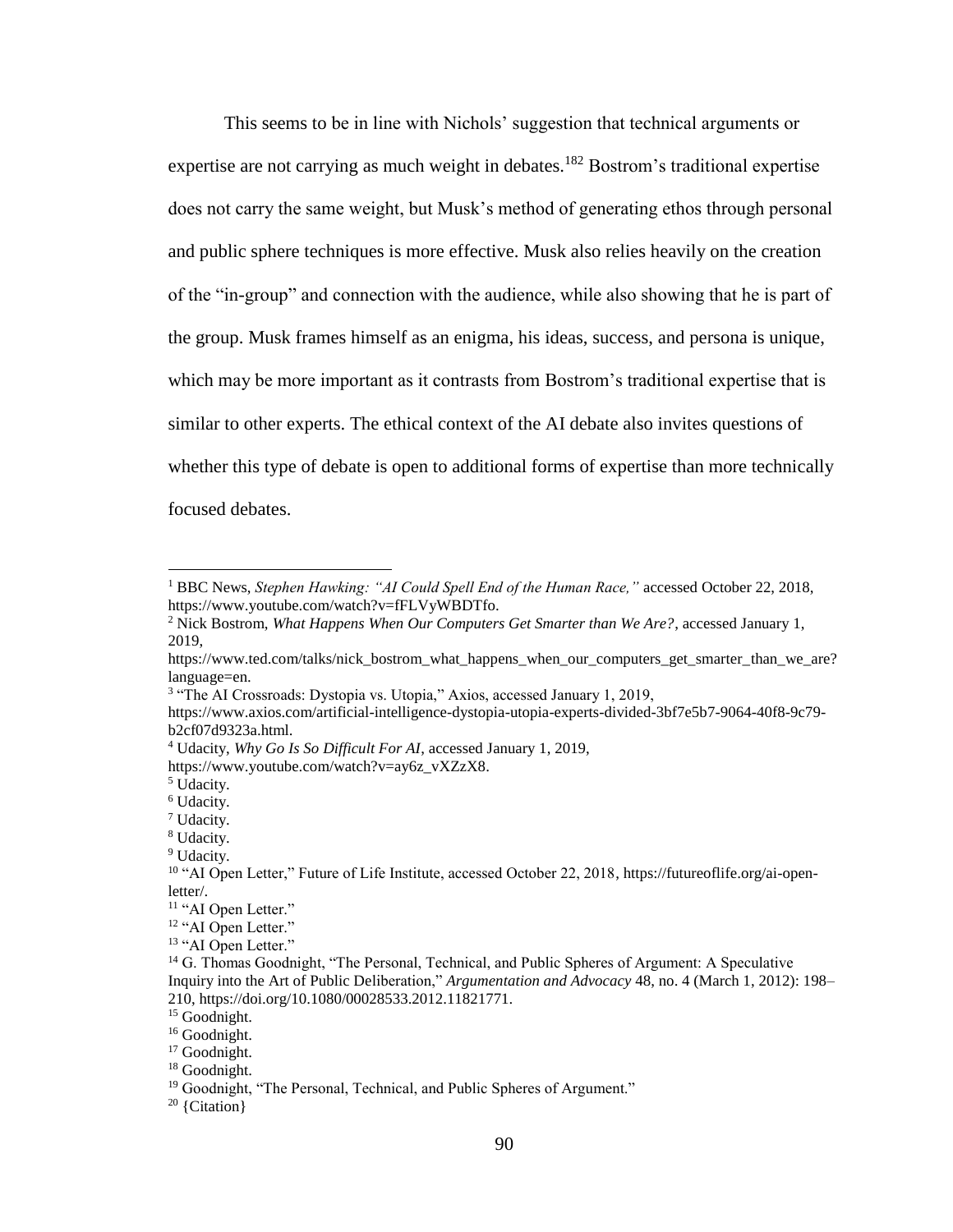This seems to be in line with Nichols' suggestion that technical arguments or expertise are not carrying as much weight in debates.[182] Bostrom's traditional expertise does not carry the same weight, but Musk's method of generating ethos through personal and public sphere techniques is more effective. Musk also relies heavily on the creation of the "in-group" and connection with the audience, while also showing that he is part of the group. Musk frames himself as an enigma, his ideas, success, and persona is unique, which may be more important as it contrasts from Bostrom's traditional expertise that is similar to other experts. The ethical context of the AI debate also invites questions of whether this type of debate is open to additional forms of expertise than more technically focused debates.

---

[1] BBC News, *Stephen Hawking: "AI Could Spell End of the Human Race,"* accessed October 22, 2018, https://www.youtube.com/watch?v=fFLVyWBDTfo.

[2] Nick Bostrom, *What Happens When Our Computers Get Smarter than We Are?*, accessed January 1, 2019, https://www.ted.com/talks/nick_bostrom_what_happens_when_our_computers_get_smarter_than_we_are?language=en.

[3] "The AI Crossroads: Dystopia vs. Utopia," Axios, accessed January 1, 2019, https://www.axios.com/artificial-intelligence-dystopia-utopia-experts-divided-3bf7e5b7-9064-40f8-9c79-b2cf07d9323a.html.

[4] Udacity, *Why Go Is So Difficult For AI*, accessed January 1, 2019, https://www.youtube.com/watch?v=ay6z_vXZzX8.

[5] Udacity.

[6] Udacity.

[7] Udacity.

[8] Udacity.

[9] Udacity.

[10] "AI Open Letter," Future of Life Institute, accessed October 22, 2018, https://futureoflife.org/ai-open-letter/.

[11] "AI Open Letter."

[12] "AI Open Letter."

[13] "AI Open Letter."

[14] G. Thomas Goodnight, "The Personal, Technical, and Public Spheres of Argument: A Speculative Inquiry into the Art of Public Deliberation," *Argumentation and Advocacy* 48, no. 4 (March 1, 2012): 198–210, https://doi.org/10.1080/00028533.2012.11821771.

[15] Goodnight.

[16] Goodnight.

[17] Goodnight.

[18] Goodnight.

[19] Goodnight, "The Personal, Technical, and Public Spheres of Argument."

[20] {Citation}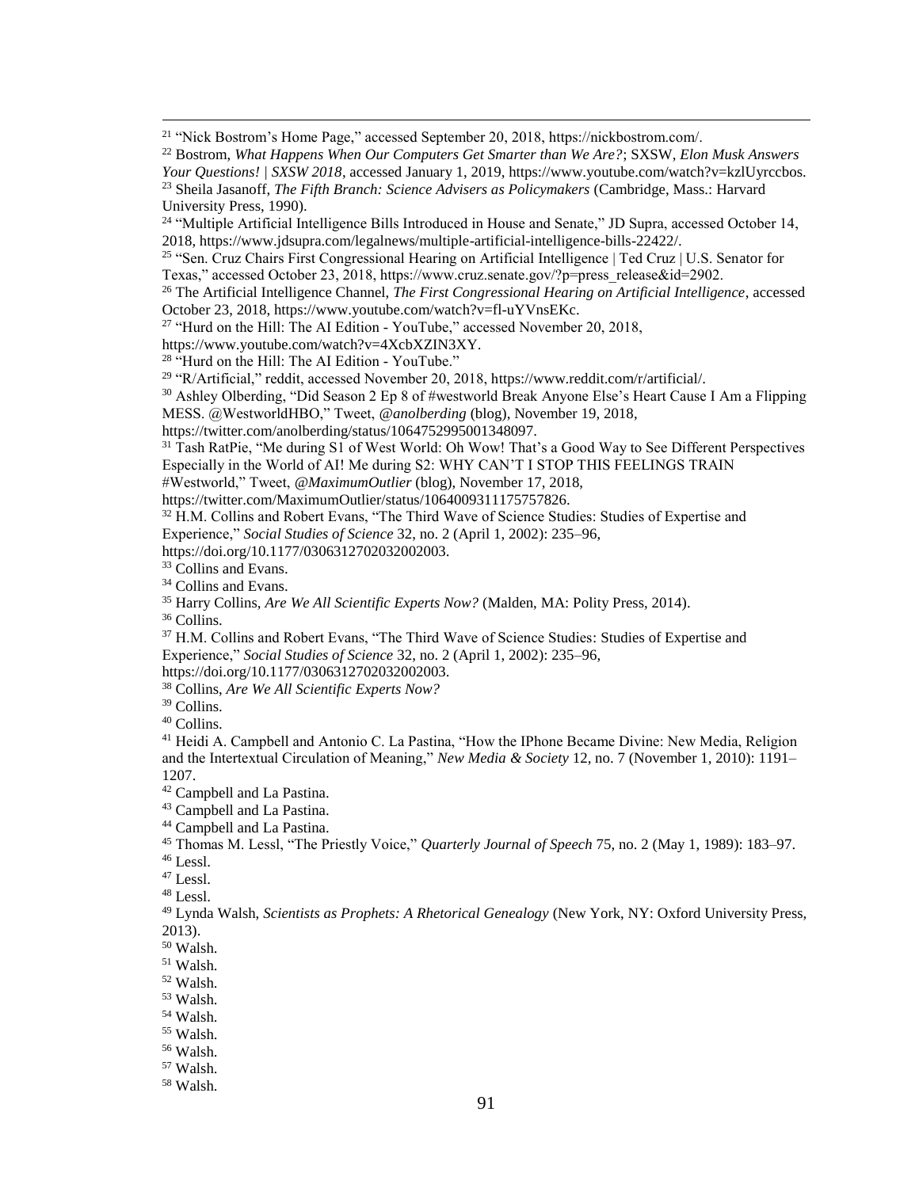[21] "Nick Bostrom's Home Page," accessed September 20, 2018, https://nickbostrom.com/.

[22] Bostrom, *What Happens When Our Computers Get Smarter than We Are?*; SXSW, *Elon Musk Answers Your Questions! | SXSW 2018*, accessed January 1, 2019, https://www.youtube.com/watch?v=kzlUyrccbos.

[23] Sheila Jasanoff, *The Fifth Branch: Science Advisers as Policymakers* (Cambridge, Mass.: Harvard University Press, 1990).

[24] "Multiple Artificial Intelligence Bills Introduced in House and Senate," JD Supra, accessed October 14, 2018, https://www.jdsupra.com/legalnews/multiple-artificial-intelligence-bills-22422/.

[25] "Sen. Cruz Chairs First Congressional Hearing on Artificial Intelligence | Ted Cruz | U.S. Senator for Texas," accessed October 23, 2018, https://www.cruz.senate.gov/?p=press_release&id=2902.

[26] The Artificial Intelligence Channel, *The First Congressional Hearing on Artificial Intelligence*, accessed October 23, 2018, https://www.youtube.com/watch?v=fl-uYVnsEKc.

[27] "Hurd on the Hill: The AI Edition - YouTube," accessed November 20, 2018, https://www.youtube.com/watch?v=4XcbXZIN3XY.

[28] "Hurd on the Hill: The AI Edition - YouTube."

[29] "R/Artificial," reddit, accessed November 20, 2018, https://www.reddit.com/r/artificial/.

[30] Ashley Olberding, "Did Season 2 Ep 8 of #westworld Break Anyone Else's Heart Cause I Am a Flipping MESS. @WestworldHBO," Tweet, *@anolberding* (blog), November 19, 2018, https://twitter.com/anolberding/status/1064752995001348097.

[31] Tash RatPie, "Me during S1 of West World: Oh Wow! That's a Good Way to See Different Perspectives Especially in the World of AI! Me during S2: WHY CAN'T I STOP THIS FEELINGS TRAIN #Westworld," Tweet, *@MaximumOutlier* (blog), November 17, 2018, https://twitter.com/MaximumOutlier/status/1064009311175757826.

[32] H.M. Collins and Robert Evans, "The Third Wave of Science Studies: Studies of Expertise and Experience," *Social Studies of Science* 32, no. 2 (April 1, 2002): 235–96, https://doi.org/10.1177/0306312702032002003.

[33] Collins and Evans.

[34] Collins and Evans.

[35] Harry Collins, *Are We All Scientific Experts Now?* (Malden, MA: Polity Press, 2014).

[36] Collins.

[37] H.M. Collins and Robert Evans, "The Third Wave of Science Studies: Studies of Expertise and Experience," *Social Studies of Science* 32, no. 2 (April 1, 2002): 235–96, https://doi.org/10.1177/0306312702032002003.

[38] Collins, *Are We All Scientific Experts Now?*

[39] Collins.

[40] Collins.

[41] Heidi A. Campbell and Antonio C. La Pastina, "How the IPhone Became Divine: New Media, Religion and the Intertextual Circulation of Meaning," *New Media & Society* 12, no. 7 (November 1, 2010): 1191–1207.

[42] Campbell and La Pastina.

[43] Campbell and La Pastina.

[44] Campbell and La Pastina.

[45] Thomas M. Lessl, "The Priestly Voice," *Quarterly Journal of Speech* 75, no. 2 (May 1, 1989): 183–97.

[46] Lessl.

[47] Lessl.

[48] Lessl.

[49] Lynda Walsh, *Scientists as Prophets: A Rhetorical Genealogy* (New York, NY: Oxford University Press, 2013).

[50] Walsh.

[51] Walsh.

[52] Walsh.

[53] Walsh.

[54] Walsh.

[55] Walsh.

[56] Walsh.

[57] Walsh.

[58] Walsh.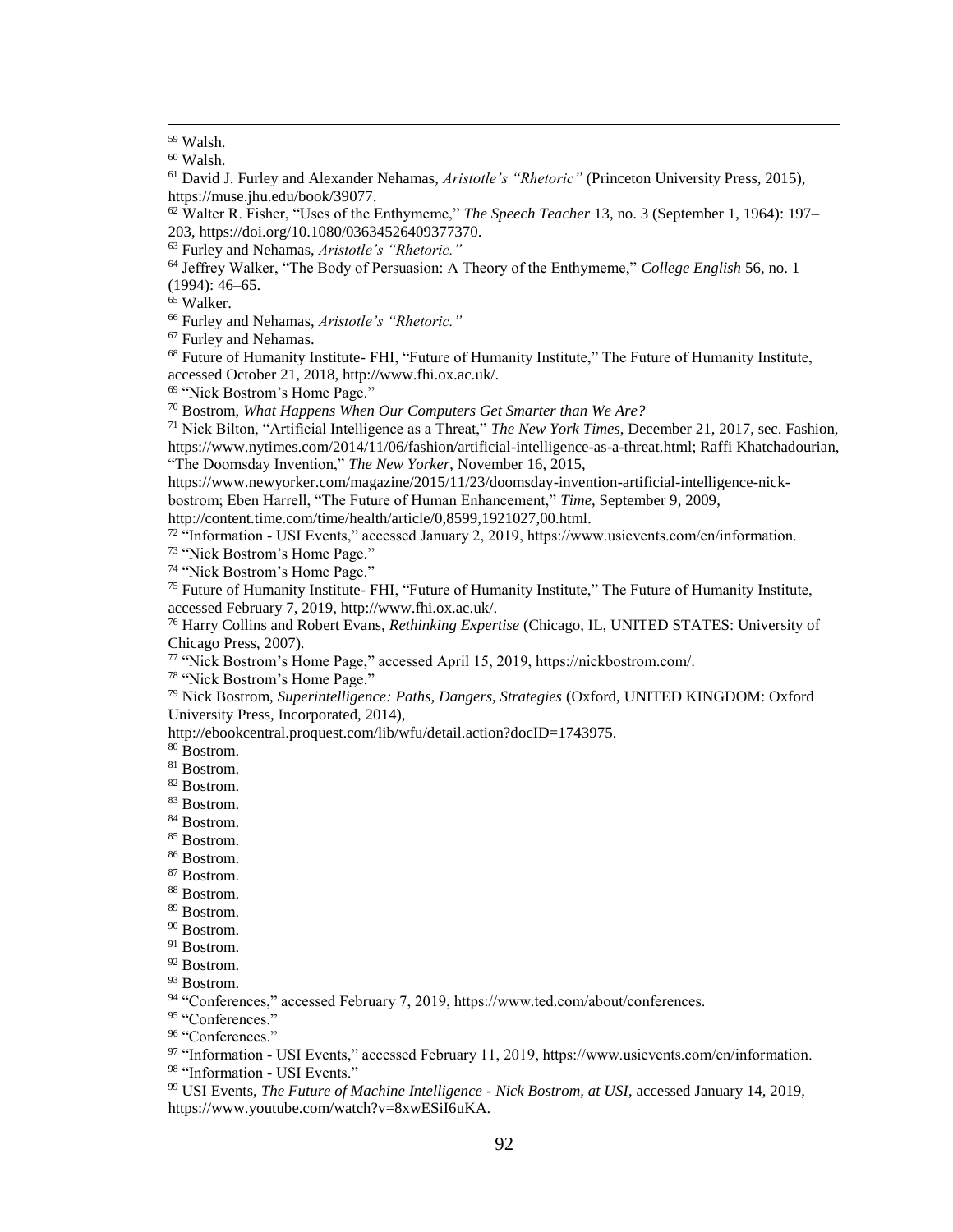[59] Walsh.

[60] Walsh.

[61] David J. Furley and Alexander Nehamas, *Aristotle's "Rhetoric"* (Princeton University Press, 2015), https://muse.jhu.edu/book/39077.

[62] Walter R. Fisher, "Uses of the Enthymeme," *The Speech Teacher* 13, no. 3 (September 1, 1964): 197–203, https://doi.org/10.1080/03634526409377370.

[63] Furley and Nehamas, *Aristotle's "Rhetoric."*

[64] Jeffrey Walker, "The Body of Persuasion: A Theory of the Enthymeme," *College English* 56, no. 1 (1994): 46–65.

[65] Walker.

[66] Furley and Nehamas, *Aristotle's "Rhetoric."*

[67] Furley and Nehamas.

[68] Future of Humanity Institute- FHI, "Future of Humanity Institute," The Future of Humanity Institute, accessed October 21, 2018, http://www.fhi.ox.ac.uk/.

[69] "Nick Bostrom's Home Page."

[70] Bostrom, *What Happens When Our Computers Get Smarter than We Are?*

[71] Nick Bilton, "Artificial Intelligence as a Threat," *The New York Times*, December 21, 2017, sec. Fashion, https://www.nytimes.com/2014/11/06/fashion/artificial-intelligence-as-a-threat.html; Raffi Khatchadourian, "The Doomsday Invention," *The New Yorker*, November 16, 2015, https://www.newyorker.com/magazine/2015/11/23/doomsday-invention-artificial-intelligence-nick-bostrom; Eben Harrell, "The Future of Human Enhancement," *Time*, September 9, 2009, http://content.time.com/time/health/article/0,8599,1921027,00.html.

[72] "Information - USI Events," accessed January 2, 2019, https://www.usievents.com/en/information.

[73] "Nick Bostrom's Home Page."

[74] "Nick Bostrom's Home Page."

[75] Future of Humanity Institute- FHI, "Future of Humanity Institute," The Future of Humanity Institute, accessed February 7, 2019, http://www.fhi.ox.ac.uk/.

[76] Harry Collins and Robert Evans, *Rethinking Expertise* (Chicago, IL, UNITED STATES: University of Chicago Press, 2007).

[77] "Nick Bostrom's Home Page," accessed April 15, 2019, https://nickbostrom.com/.

[78] "Nick Bostrom's Home Page."

[79] Nick Bostrom, *Superintelligence: Paths, Dangers, Strategies* (Oxford, UNITED KINGDOM: Oxford University Press, Incorporated, 2014), http://ebookcentral.proquest.com/lib/wfu/detail.action?docID=1743975.

[80] Bostrom.

[81] Bostrom.

[82] Bostrom.

[83] Bostrom.

[84] Bostrom.

[85] Bostrom.

[86] Bostrom.

[87] Bostrom.

[88] Bostrom.

[89] Bostrom.

[90] Bostrom.

[91] Bostrom.

[92] Bostrom.

[93] Bostrom.

[94] "Conferences," accessed February 7, 2019, https://www.ted.com/about/conferences.

[95] "Conferences."

[96] "Conferences."

[97] "Information - USI Events," accessed February 11, 2019, https://www.usievents.com/en/information.

[98] "Information - USI Events."

[99] USI Events, *The Future of Machine Intelligence - Nick Bostrom, at USI*, accessed January 14, 2019, https://www.youtube.com/watch?v=8xwESiI6uKA.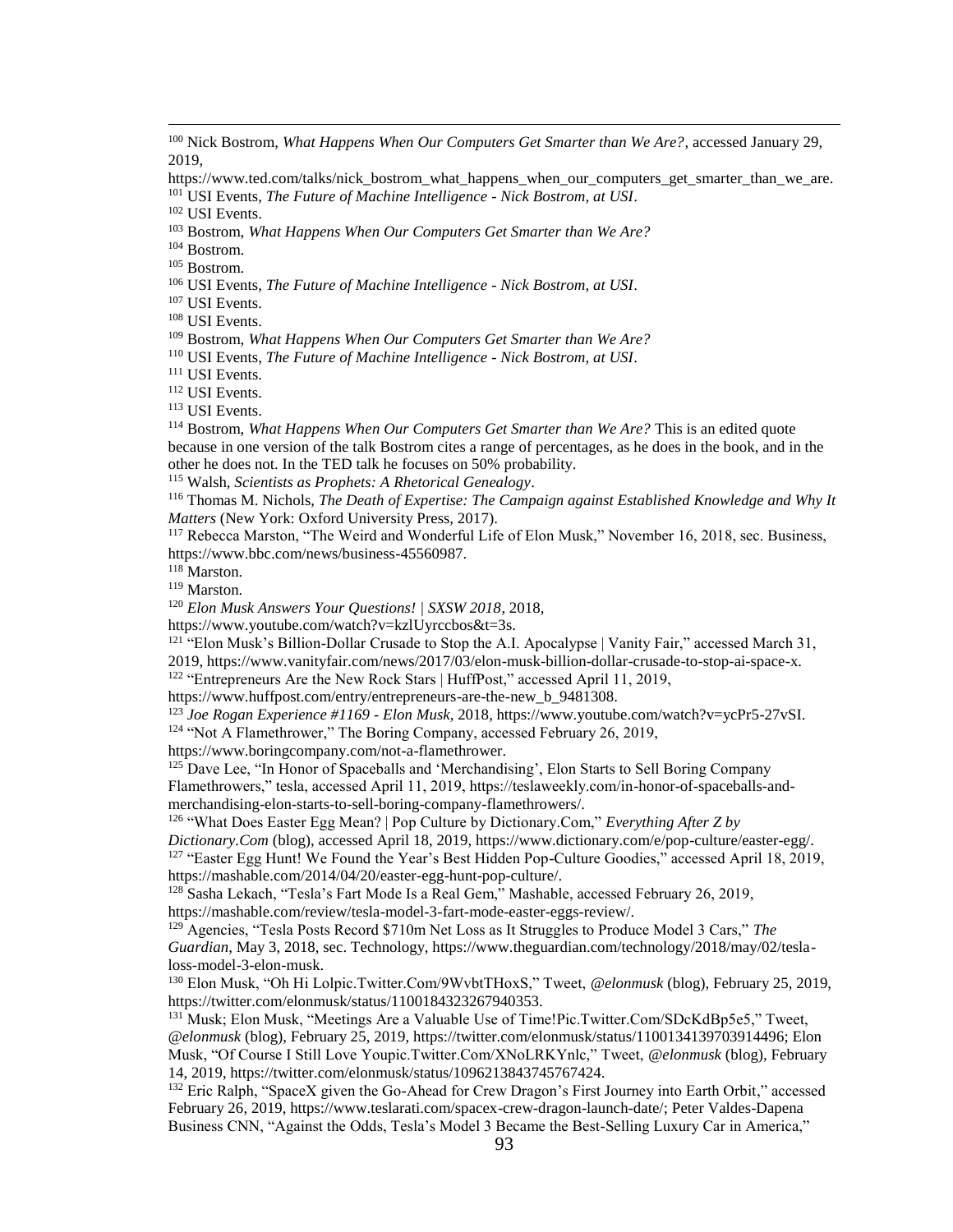[100] Nick Bostrom, *What Happens When Our Computers Get Smarter than We Are?*, accessed January 29, 2019, https://www.ted.com/talks/nick_bostrom_what_happens_when_our_computers_get_smarter_than_we_are.

[101] USI Events, *The Future of Machine Intelligence - Nick Bostrom, at USI*.

[102] USI Events.

[103] Bostrom, *What Happens When Our Computers Get Smarter than We Are?*

[104] Bostrom.

[105] Bostrom.

[106] USI Events, *The Future of Machine Intelligence - Nick Bostrom, at USI*.

[107] USI Events.

[108] USI Events.

[109] Bostrom, *What Happens When Our Computers Get Smarter than We Are?*

[110] USI Events, *The Future of Machine Intelligence - Nick Bostrom, at USI*.

[111] USI Events.

[112] USI Events.

[113] USI Events.

[114] Bostrom, *What Happens When Our Computers Get Smarter than We Are?* This is an edited quote because in one version of the talk Bostrom cites a range of percentages, as he does in the book, and in the other he does not. In the TED talk he focuses on 50% probability.

[115] Walsh, *Scientists as Prophets: A Rhetorical Genealogy*.

[116] Thomas M. Nichols, *The Death of Expertise: The Campaign against Established Knowledge and Why It Matters* (New York: Oxford University Press, 2017).

[117] Rebecca Marston, "The Weird and Wonderful Life of Elon Musk," November 16, 2018, sec. Business, https://www.bbc.com/news/business-45560987.

[118] Marston.

[119] Marston.

[120] *Elon Musk Answers Your Questions! | SXSW 2018*, 2018, https://www.youtube.com/watch?v=kzlUyrccbos&t=3s.

[121] "Elon Musk's Billion-Dollar Crusade to Stop the A.I. Apocalypse | Vanity Fair," accessed March 31, 2019, https://www.vanityfair.com/news/2017/03/elon-musk-billion-dollar-crusade-to-stop-ai-space-x.

[122] "Entrepreneurs Are the New Rock Stars | HuffPost," accessed April 11, 2019, https://www.huffpost.com/entry/entrepreneurs-are-the-new_b_9481308.

[123] *Joe Rogan Experience #1169 - Elon Musk*, 2018, https://www.youtube.com/watch?v=ycPr5-27vSI.

[124] "Not A Flamethrower," The Boring Company, accessed February 26, 2019, https://www.boringcompany.com/not-a-flamethrower.

[125] Dave Lee, "In Honor of Spaceballs and 'Merchandising', Elon Starts to Sell Boring Company Flamethrowers," tesla, accessed April 11, 2019, https://teslaweekly.com/in-honor-of-spaceballs-and-merchandising-elon-starts-to-sell-boring-company-flamethrowers/.

[126] "What Does Easter Egg Mean? | Pop Culture by Dictionary.Com," *Everything After Z by Dictionary.Com* (blog), accessed April 18, 2019, https://www.dictionary.com/e/pop-culture/easter-egg/.

[127] "Easter Egg Hunt! We Found the Year's Best Hidden Pop-Culture Goodies," accessed April 18, 2019, https://mashable.com/2014/04/20/easter-egg-hunt-pop-culture/.

[128] Sasha Lekach, "Tesla's Fart Mode Is a Real Gem," Mashable, accessed February 26, 2019, https://mashable.com/review/tesla-model-3-fart-mode-easter-eggs-review/.

[129] Agencies, "Tesla Posts Record $710m Net Loss as It Struggles to Produce Model 3 Cars," *The Guardian*, May 3, 2018, sec. Technology, https://www.theguardian.com/technology/2018/may/02/tesla-loss-model-3-elon-musk.

[130] Elon Musk, "Oh Hi Lolpic.Twitter.Com/9WvbtTHoxS," Tweet, *@elonmusk* (blog), February 25, 2019, https://twitter.com/elonmusk/status/1100184323267940353.

[131] Musk; Elon Musk, "Meetings Are a Valuable Use of Time!Pic.Twitter.Com/SDcKdBp5e5," Tweet, *@elonmusk* (blog), February 25, 2019, https://twitter.com/elonmusk/status/1100134139703914496; Elon Musk, "Of Course I Still Love Youpic.Twitter.Com/XNoLRKYnlc," Tweet, *@elonmusk* (blog), February 14, 2019, https://twitter.com/elonmusk/status/1096213843745767424.

[132] Eric Ralph, "SpaceX given the Go-Ahead for Crew Dragon's First Journey into Earth Orbit," accessed February 26, 2019, https://www.teslarati.com/spacex-crew-dragon-launch-date/; Peter Valdes-Dapena Business CNN, "Against the Odds, Tesla's Model 3 Became the Best-Selling Luxury Car in America,"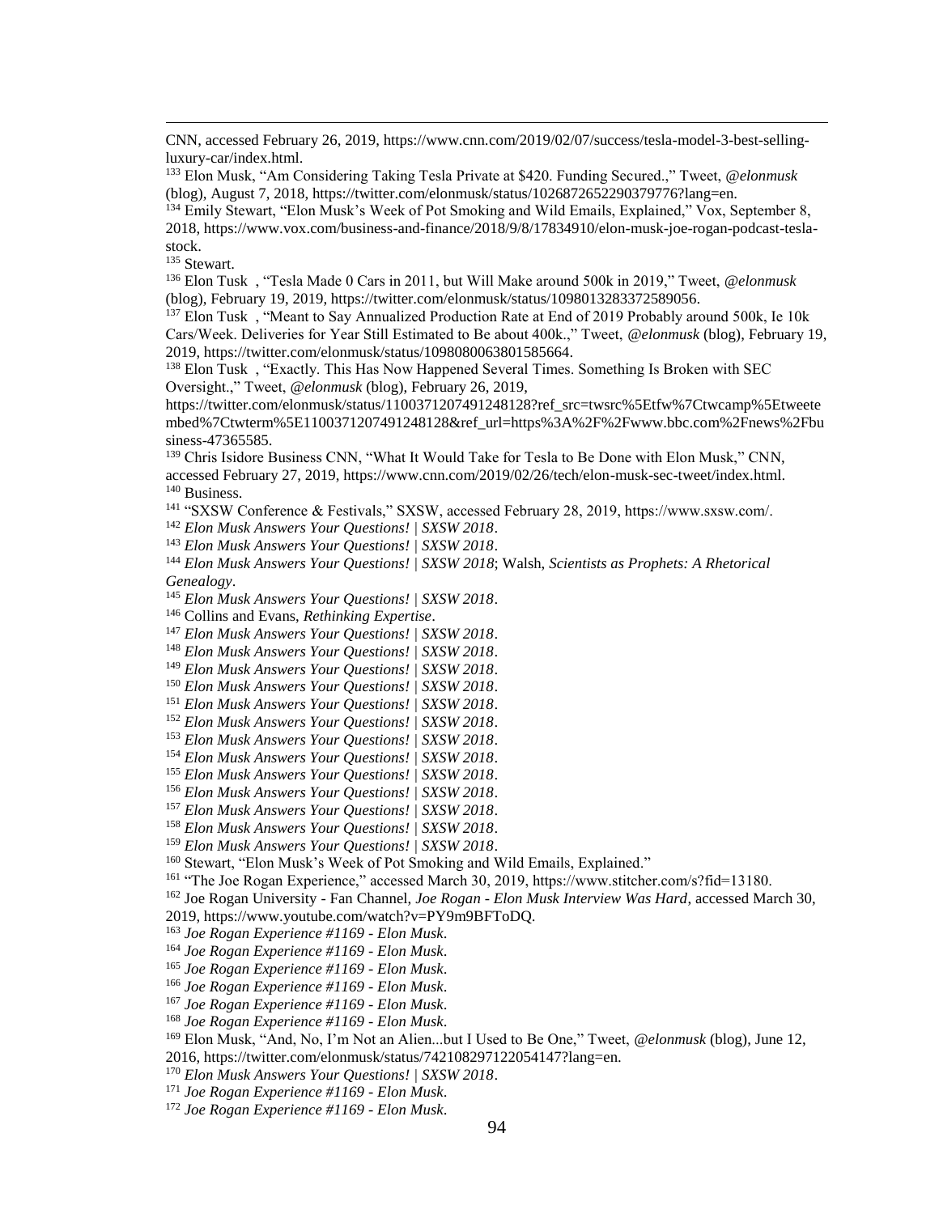CNN, accessed February 26, 2019, https://www.cnn.com/2019/02/07/success/tesla-model-3-best-selling-luxury-car/index.html.

[133] Elon Musk, "Am Considering Taking Tesla Private at $420. Funding Secured.," Tweet, *@elonmusk* (blog), August 7, 2018, https://twitter.com/elonmusk/status/1026872652290379776?lang=en.

[134] Emily Stewart, "Elon Musk's Week of Pot Smoking and Wild Emails, Explained," Vox, September 8, 2018, https://www.vox.com/business-and-finance/2018/9/8/17834910/elon-musk-joe-rogan-podcast-tesla-stock.

[135] Stewart.

[136] Elon Tusk , "Tesla Made 0 Cars in 2011, but Will Make around 500k in 2019," Tweet, *@elonmusk* (blog), February 19, 2019, https://twitter.com/elonmusk/status/1098013283372589056.

[137] Elon Tusk , "Meant to Say Annualized Production Rate at End of 2019 Probably around 500k, Ie 10k Cars/Week. Deliveries for Year Still Estimated to Be about 400k.," Tweet, *@elonmusk* (blog), February 19, 2019, https://twitter.com/elonmusk/status/1098080063801585664.

[138] Elon Tusk , "Exactly. This Has Now Happened Several Times. Something Is Broken with SEC Oversight.," Tweet, *@elonmusk* (blog), February 26, 2019, https://twitter.com/elonmusk/status/1100371207491248128?ref_src=twsrc%5Etfw%7Ctwcamp%5Etweetembed%7Ctwterm%5E1100371207491248128&ref_url=https%3A%2F%2Fwww.bbc.com%2Fnews%2Fbusiness-47365585.

[139] Chris Isidore Business CNN, "What It Would Take for Tesla to Be Done with Elon Musk," CNN, accessed February 27, 2019, https://www.cnn.com/2019/02/26/tech/elon-musk-sec-tweet/index.html.

[140] Business.

[141] "SXSW Conference & Festivals," SXSW, accessed February 28, 2019, https://www.sxsw.com/.

[142] *Elon Musk Answers Your Questions! | SXSW 2018*.

[143] *Elon Musk Answers Your Questions! | SXSW 2018*.

[144] *Elon Musk Answers Your Questions! | SXSW 2018*; Walsh, *Scientists as Prophets: A Rhetorical Genealogy*.

[145] *Elon Musk Answers Your Questions! | SXSW 2018*.

[146] Collins and Evans, *Rethinking Expertise*.

[147] *Elon Musk Answers Your Questions! | SXSW 2018*.

[148] *Elon Musk Answers Your Questions! | SXSW 2018*.

[149] *Elon Musk Answers Your Questions! | SXSW 2018*.

[150] *Elon Musk Answers Your Questions! | SXSW 2018*.

[151] *Elon Musk Answers Your Questions! | SXSW 2018*.

[152] *Elon Musk Answers Your Questions! | SXSW 2018*.

[153] *Elon Musk Answers Your Questions! | SXSW 2018*.

[154] *Elon Musk Answers Your Questions! | SXSW 2018*.

[155] *Elon Musk Answers Your Questions! | SXSW 2018*.

[156] *Elon Musk Answers Your Questions! | SXSW 2018*.

[157] *Elon Musk Answers Your Questions! | SXSW 2018*.

[158] *Elon Musk Answers Your Questions! | SXSW 2018*.

[159] *Elon Musk Answers Your Questions! | SXSW 2018*.

[160] Stewart, "Elon Musk's Week of Pot Smoking and Wild Emails, Explained."

[161] "The Joe Rogan Experience," accessed March 30, 2019, https://www.stitcher.com/s?fid=13180.

[162] Joe Rogan University - Fan Channel, *Joe Rogan - Elon Musk Interview Was Hard*, accessed March 30, 2019, https://www.youtube.com/watch?v=PY9m9BFToDQ.

[163] *Joe Rogan Experience #1169 - Elon Musk*.

[164] *Joe Rogan Experience #1169 - Elon Musk*.

[165] *Joe Rogan Experience #1169 - Elon Musk*.

[166] *Joe Rogan Experience #1169 - Elon Musk*.

[167] *Joe Rogan Experience #1169 - Elon Musk*.

[168] *Joe Rogan Experience #1169 - Elon Musk*.

[169] Elon Musk, "And, No, I'm Not an Alien...but I Used to Be One," Tweet, *@elonmusk* (blog), June 12, 2016, https://twitter.com/elonmusk/status/742108297122054147?lang=en.

[170] *Elon Musk Answers Your Questions! | SXSW 2018*.

[171] *Joe Rogan Experience #1169 - Elon Musk*.

[172] *Joe Rogan Experience #1169 - Elon Musk*.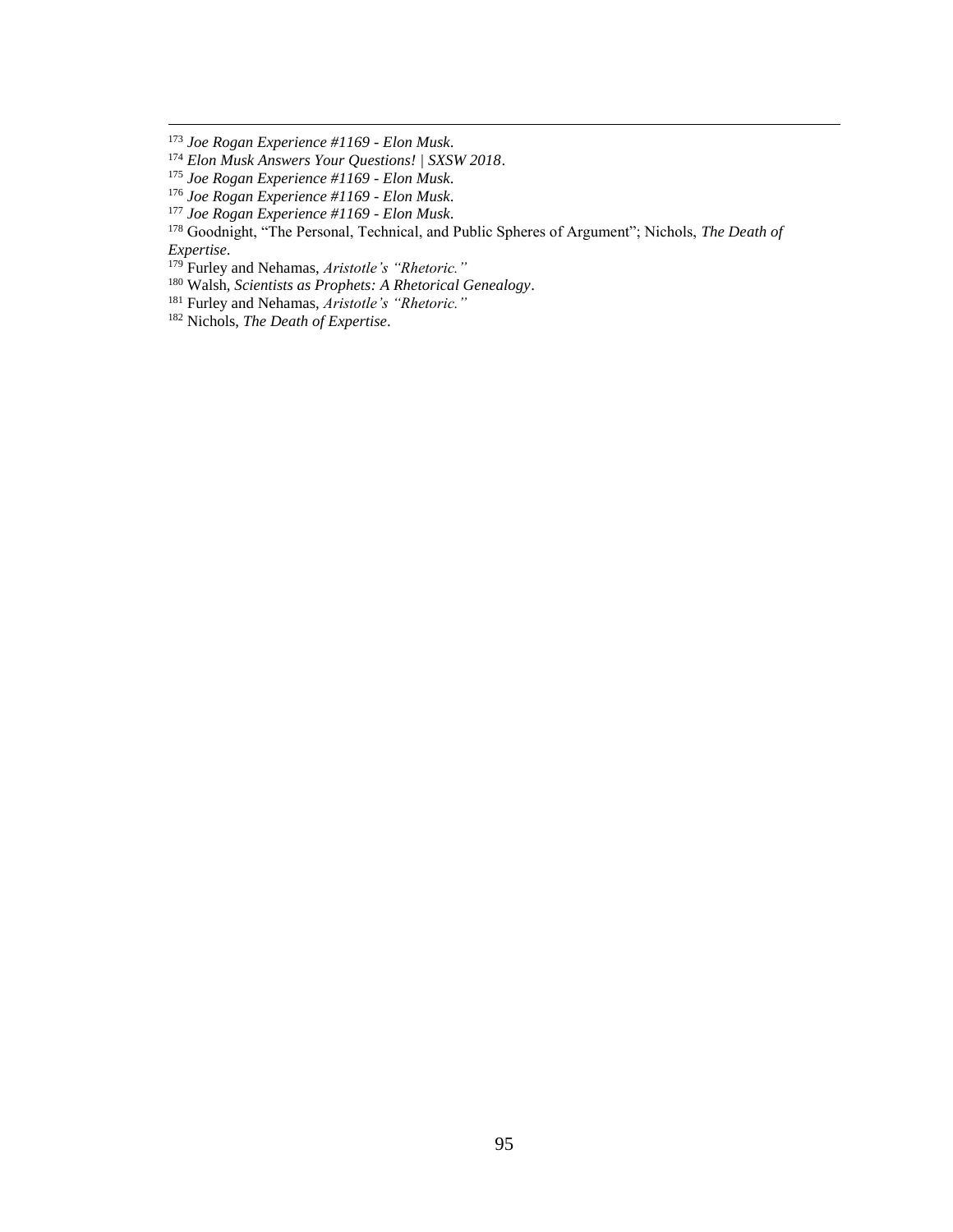[173] *Joe Rogan Experience #1169 - Elon Musk*.

[174] *Elon Musk Answers Your Questions! | SXSW 2018*.

[175] *Joe Rogan Experience #1169 - Elon Musk*.

[176] *Joe Rogan Experience #1169 - Elon Musk*.

[177] *Joe Rogan Experience #1169 - Elon Musk*.

[178] Goodnight, "The Personal, Technical, and Public Spheres of Argument"; Nichols, *The Death of Expertise*.

[179] Furley and Nehamas, *Aristotle's "Rhetoric."*

[180] Walsh, *Scientists as Prophets: A Rhetorical Genealogy*.

[181] Furley and Nehamas, *Aristotle's "Rhetoric."*

[182] Nichols, *The Death of Expertise*.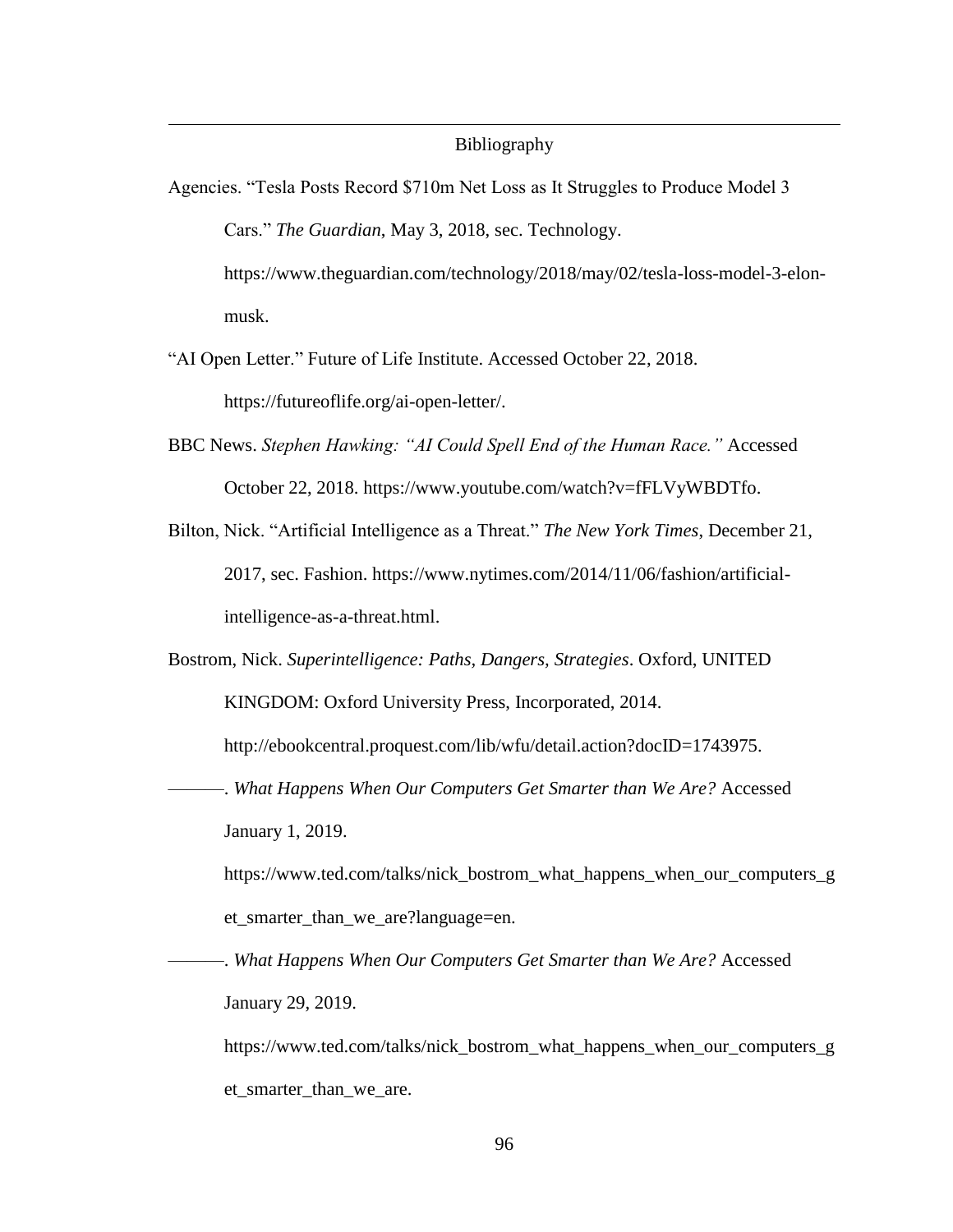# Bibliography

Agencies. "Tesla Posts Record $710m Net Loss as It Struggles to Produce Model 3 Cars." *The Guardian*, May 3, 2018, sec. Technology. https://www.theguardian.com/technology/2018/may/02/tesla-loss-model-3-elon-musk.

"AI Open Letter." Future of Life Institute. Accessed October 22, 2018. https://futureoflife.org/ai-open-letter/.

BBC News. *Stephen Hawking: "AI Could Spell End of the Human Race."* Accessed October 22, 2018. https://www.youtube.com/watch?v=fFLVyWBDTfo.

Bilton, Nick. "Artificial Intelligence as a Threat." *The New York Times*, December 21, 2017, sec. Fashion. https://www.nytimes.com/2014/11/06/fashion/artificial-intelligence-as-a-threat.html.

Bostrom, Nick. *Superintelligence: Paths, Dangers, Strategies*. Oxford, UNITED KINGDOM: Oxford University Press, Incorporated, 2014. http://ebookcentral.proquest.com/lib/wfu/detail.action?docID=1743975.

———. *What Happens When Our Computers Get Smarter than We Are?* Accessed January 1, 2019. https://www.ted.com/talks/nick_bostrom_what_happens_when_our_computers_get_smarter_than_we_are?language=en.

———. *What Happens When Our Computers Get Smarter than We Are?* Accessed January 29, 2019. https://www.ted.com/talks/nick_bostrom_what_happens_when_our_computers_get_smarter_than_we_are.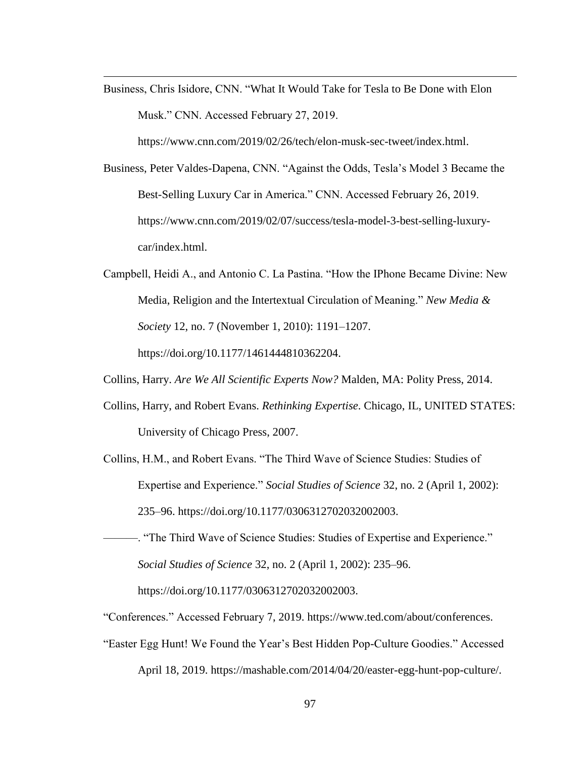Business, Chris Isidore, CNN. “What It Would Take for Tesla to Be Done with Elon Musk.” CNN. Accessed February 27, 2019. https://www.cnn.com/2019/02/26/tech/elon-musk-sec-tweet/index.html.

Business, Peter Valdes-Dapena, CNN. “Against the Odds, Tesla’s Model 3 Became the Best-Selling Luxury Car in America.” CNN. Accessed February 26, 2019. https://www.cnn.com/2019/02/07/success/tesla-model-3-best-selling-luxury-car/index.html.

Campbell, Heidi A., and Antonio C. La Pastina. “How the IPhone Became Divine: New Media, Religion and the Intertextual Circulation of Meaning.” *New Media & Society* 12, no. 7 (November 1, 2010): 1191–1207. https://doi.org/10.1177/1461444810362204.

Collins, Harry. *Are We All Scientific Experts Now?* Malden, MA: Polity Press, 2014.

Collins, Harry, and Robert Evans. *Rethinking Expertise*. Chicago, IL, UNITED STATES: University of Chicago Press, 2007.

Collins, H.M., and Robert Evans. “The Third Wave of Science Studies: Studies of Expertise and Experience.” *Social Studies of Science* 32, no. 2 (April 1, 2002): 235–96. https://doi.org/10.1177/0306312702032002003.

———. “The Third Wave of Science Studies: Studies of Expertise and Experience.” *Social Studies of Science* 32, no. 2 (April 1, 2002): 235–96. https://doi.org/10.1177/0306312702032002003.

“Conferences.” Accessed February 7, 2019. https://www.ted.com/about/conferences.

“Easter Egg Hunt! We Found the Year’s Best Hidden Pop-Culture Goodies.” Accessed April 18, 2019. https://mashable.com/2014/04/20/easter-egg-hunt-pop-culture/.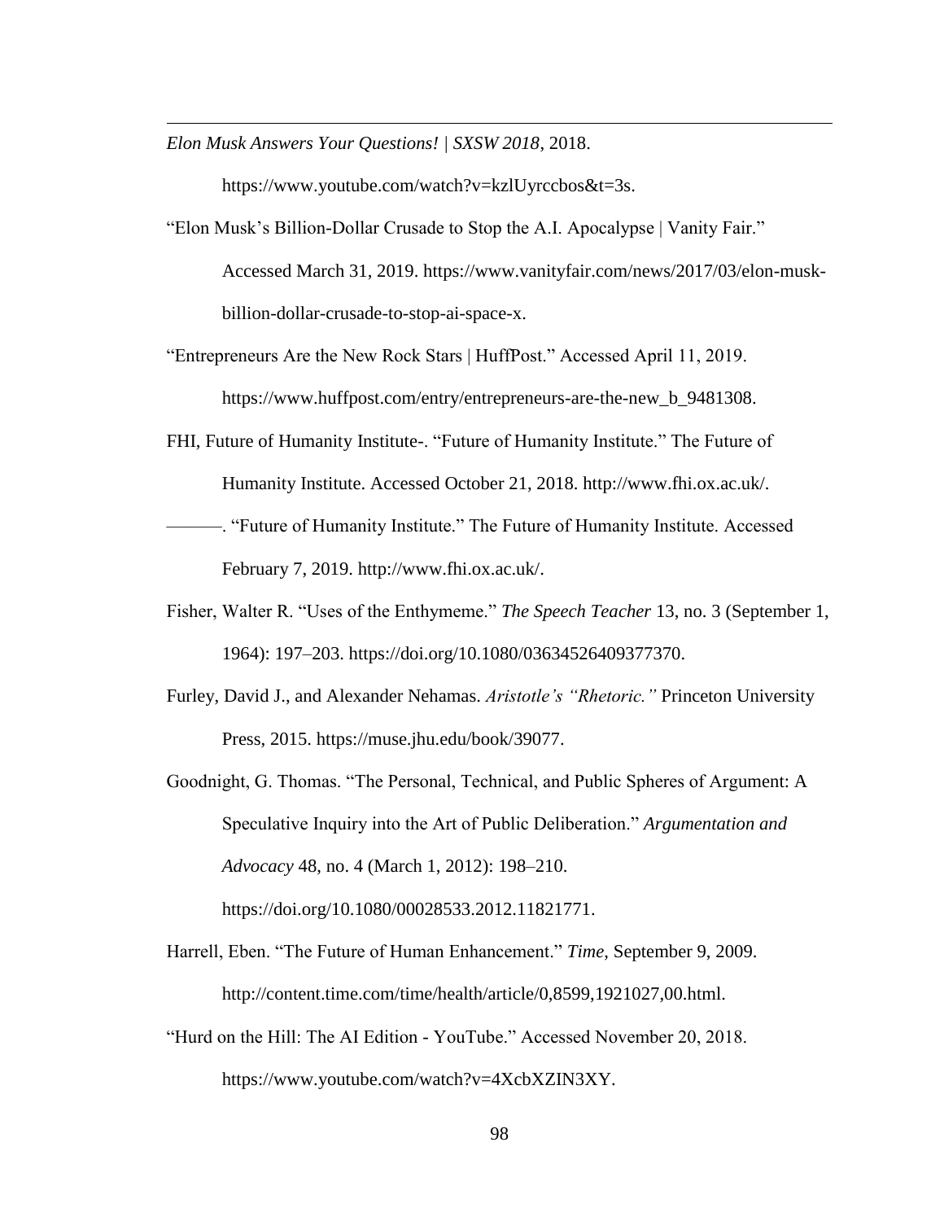*Elon Musk Answers Your Questions! | SXSW 2018*, 2018. https://www.youtube.com/watch?v=kzlUyrccbos&t=3s.

"Elon Musk's Billion-Dollar Crusade to Stop the A.I. Apocalypse | Vanity Fair." Accessed March 31, 2019. https://www.vanityfair.com/news/2017/03/elon-musk-billion-dollar-crusade-to-stop-ai-space-x.

"Entrepreneurs Are the New Rock Stars | HuffPost." Accessed April 11, 2019. https://www.huffpost.com/entry/entrepreneurs-are-the-new_b_9481308.

FHI, Future of Humanity Institute-. "Future of Humanity Institute." The Future of Humanity Institute. Accessed October 21, 2018. http://www.fhi.ox.ac.uk/.

———. "Future of Humanity Institute." The Future of Humanity Institute. Accessed February 7, 2019. http://www.fhi.ox.ac.uk/.

Fisher, Walter R. "Uses of the Enthymeme." *The Speech Teacher* 13, no. 3 (September 1, 1964): 197–203. https://doi.org/10.1080/03634526409377370.

Furley, David J., and Alexander Nehamas. *Aristotle's "Rhetoric."* Princeton University Press, 2015. https://muse.jhu.edu/book/39077.

Goodnight, G. Thomas. "The Personal, Technical, and Public Spheres of Argument: A Speculative Inquiry into the Art of Public Deliberation." *Argumentation and Advocacy* 48, no. 4 (March 1, 2012): 198–210. https://doi.org/10.1080/00028533.2012.11821771.

Harrell, Eben. "The Future of Human Enhancement." *Time*, September 9, 2009. http://content.time.com/time/health/article/0,8599,1921027,00.html.

"Hurd on the Hill: The AI Edition - YouTube." Accessed November 20, 2018. https://www.youtube.com/watch?v=4XcbXZIN3XY.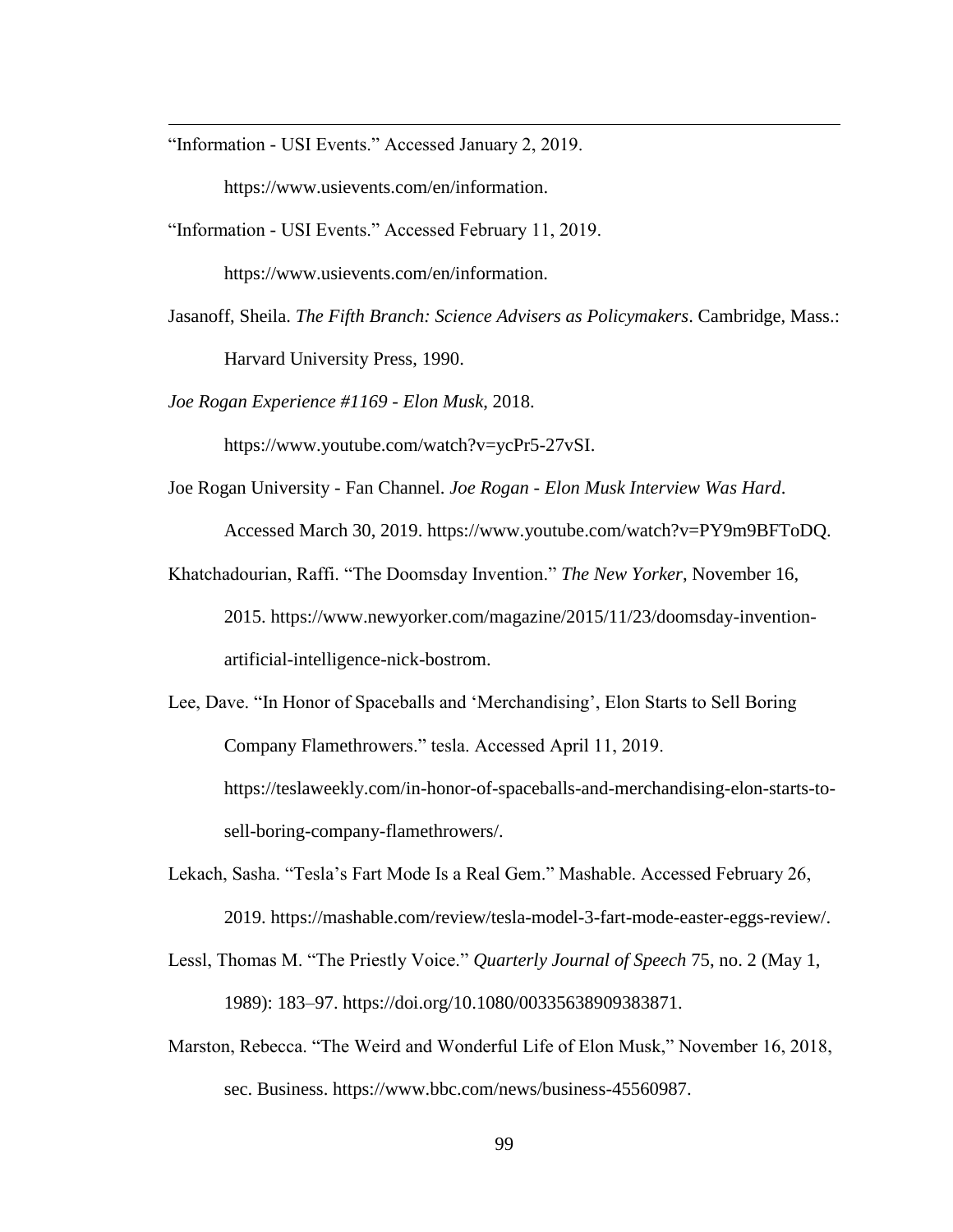"Information - USI Events." Accessed January 2, 2019. https://www.usievents.com/en/information.

"Information - USI Events." Accessed February 11, 2019. https://www.usievents.com/en/information.

Jasanoff, Sheila. *The Fifth Branch: Science Advisers as Policymakers*. Cambridge, Mass.: Harvard University Press, 1990.

*Joe Rogan Experience #1169 - Elon Musk*, 2018. https://www.youtube.com/watch?v=ycPr5-27vSI.

Joe Rogan University - Fan Channel. *Joe Rogan - Elon Musk Interview Was Hard*. Accessed March 30, 2019. https://www.youtube.com/watch?v=PY9m9BFToDQ.

Khatchadourian, Raffi. "The Doomsday Invention." *The New Yorker*, November 16, 2015. https://www.newyorker.com/magazine/2015/11/23/doomsday-invention-artificial-intelligence-nick-bostrom.

Lee, Dave. "In Honor of Spaceballs and 'Merchandising', Elon Starts to Sell Boring Company Flamethrowers." tesla. Accessed April 11, 2019. https://teslaweekly.com/in-honor-of-spaceballs-and-merchandising-elon-starts-to-sell-boring-company-flamethrowers/.

Lekach, Sasha. "Tesla's Fart Mode Is a Real Gem." Mashable. Accessed February 26, 2019. https://mashable.com/review/tesla-model-3-fart-mode-easter-eggs-review/.

Lessl, Thomas M. "The Priestly Voice." *Quarterly Journal of Speech* 75, no. 2 (May 1, 1989): 183–97. https://doi.org/10.1080/00335638909383871.

Marston, Rebecca. "The Weird and Wonderful Life of Elon Musk," November 16, 2018, sec. Business. https://www.bbc.com/news/business-45560987.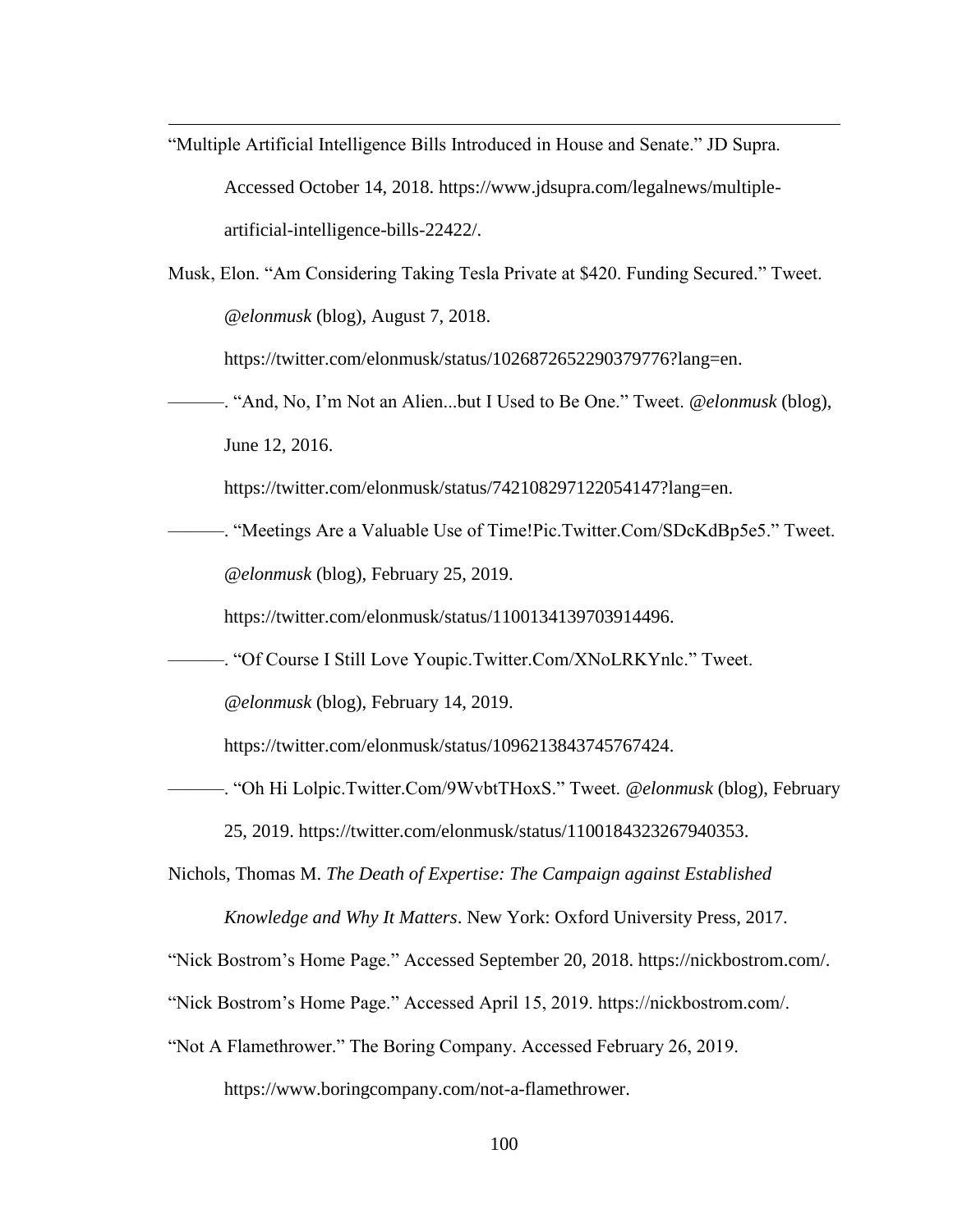“Multiple Artificial Intelligence Bills Introduced in House and Senate.” JD Supra. Accessed October 14, 2018. https://www.jdsupra.com/legalnews/multiple-artificial-intelligence-bills-22422/.

Musk, Elon. “Am Considering Taking Tesla Private at $420. Funding Secured.” Tweet. *@elonmusk* (blog), August 7, 2018. https://twitter.com/elonmusk/status/1026872652290379776?lang=en.

———. “And, No, I’m Not an Alien...but I Used to Be One.” Tweet. *@elonmusk* (blog), June 12, 2016. https://twitter.com/elonmusk/status/742108297122054147?lang=en.

———. “Meetings Are a Valuable Use of Time!Pic.Twitter.Com/SDcKdBp5e5.” Tweet. *@elonmusk* (blog), February 25, 2019. https://twitter.com/elonmusk/status/1100134139703914496.

———. “Of Course I Still Love Youpic.Twitter.Com/XNoLRKYnlc.” Tweet. *@elonmusk* (blog), February 14, 2019. https://twitter.com/elonmusk/status/1096213843745767424.

———. “Oh Hi Lolpic.Twitter.Com/9WvbtTHoxS.” Tweet. *@elonmusk* (blog), February 25, 2019. https://twitter.com/elonmusk/status/1100184323267940353.

Nichols, Thomas M. *The Death of Expertise: The Campaign against Established Knowledge and Why It Matters*. New York: Oxford University Press, 2017.

“Nick Bostrom’s Home Page.” Accessed September 20, 2018. https://nickbostrom.com/.

“Nick Bostrom’s Home Page.” Accessed April 15, 2019. https://nickbostrom.com/.

“Not A Flamethrower.” The Boring Company. Accessed February 26, 2019. https://www.boringcompany.com/not-a-flamethrower.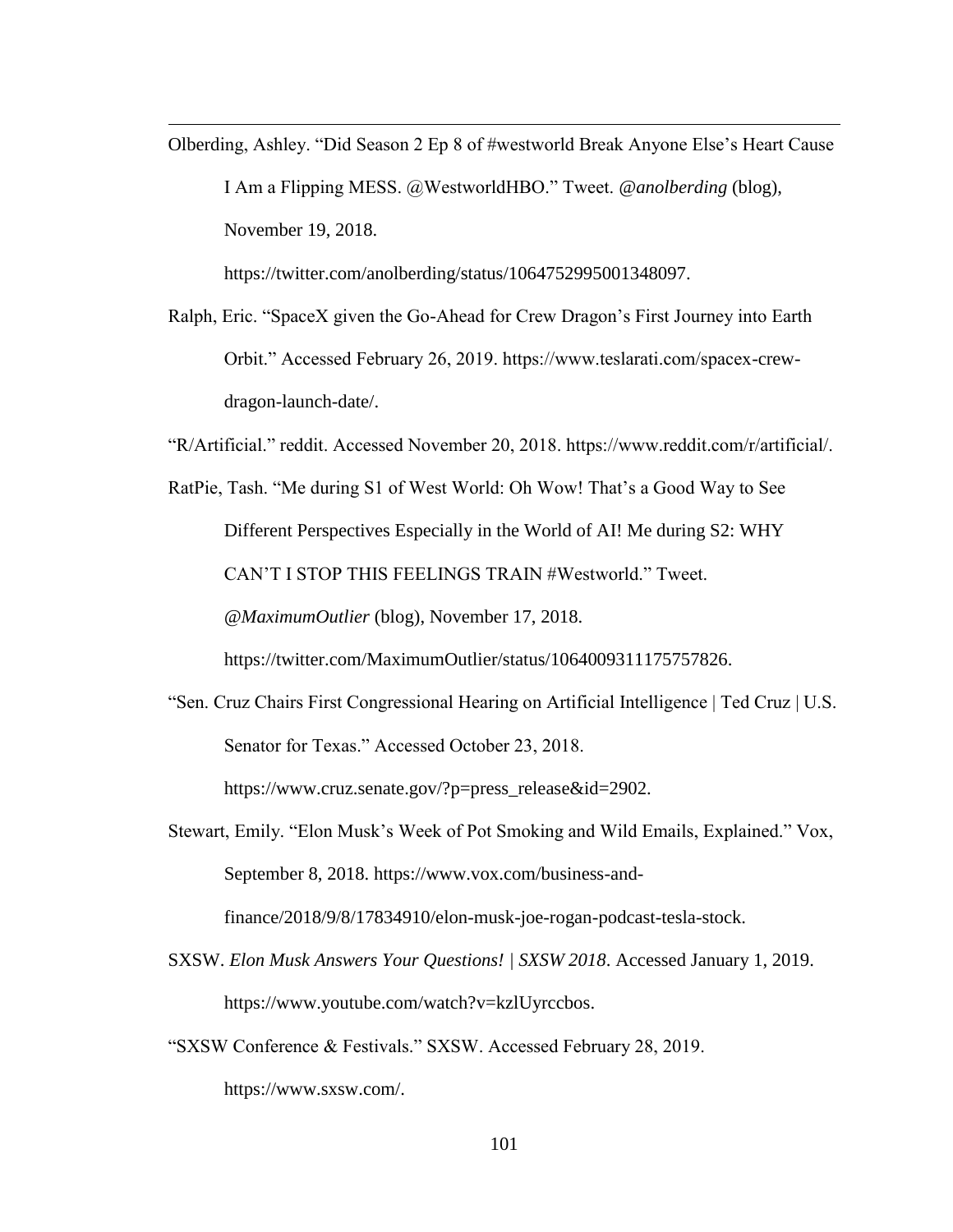Olberding, Ashley. "Did Season 2 Ep 8 of #westworld Break Anyone Else's Heart Cause I Am a Flipping MESS. @WestworldHBO." Tweet. *@anolberding* (blog), November 19, 2018. https://twitter.com/anolberding/status/1064752995001348097.

Ralph, Eric. "SpaceX given the Go-Ahead for Crew Dragon's First Journey into Earth Orbit." Accessed February 26, 2019. https://www.teslarati.com/spacex-crew-dragon-launch-date/.

"R/Artificial." reddit. Accessed November 20, 2018. https://www.reddit.com/r/artificial/.

RatPie, Tash. "Me during S1 of West World: Oh Wow! That's a Good Way to See Different Perspectives Especially in the World of AI! Me during S2: WHY CAN'T I STOP THIS FEELINGS TRAIN #Westworld." Tweet. *@MaximumOutlier* (blog), November 17, 2018. https://twitter.com/MaximumOutlier/status/1064009311175757826.

"Sen. Cruz Chairs First Congressional Hearing on Artificial Intelligence | Ted Cruz | U.S. Senator for Texas." Accessed October 23, 2018. https://www.cruz.senate.gov/?p=press_release&id=2902.

Stewart, Emily. "Elon Musk's Week of Pot Smoking and Wild Emails, Explained." Vox, September 8, 2018. https://www.vox.com/business-and-finance/2018/9/8/17834910/elon-musk-joe-rogan-podcast-tesla-stock.

SXSW. *Elon Musk Answers Your Questions! | SXSW 2018*. Accessed January 1, 2019. https://www.youtube.com/watch?v=kzlUyrccbos.

"SXSW Conference & Festivals." SXSW. Accessed February 28, 2019. https://www.sxsw.com/.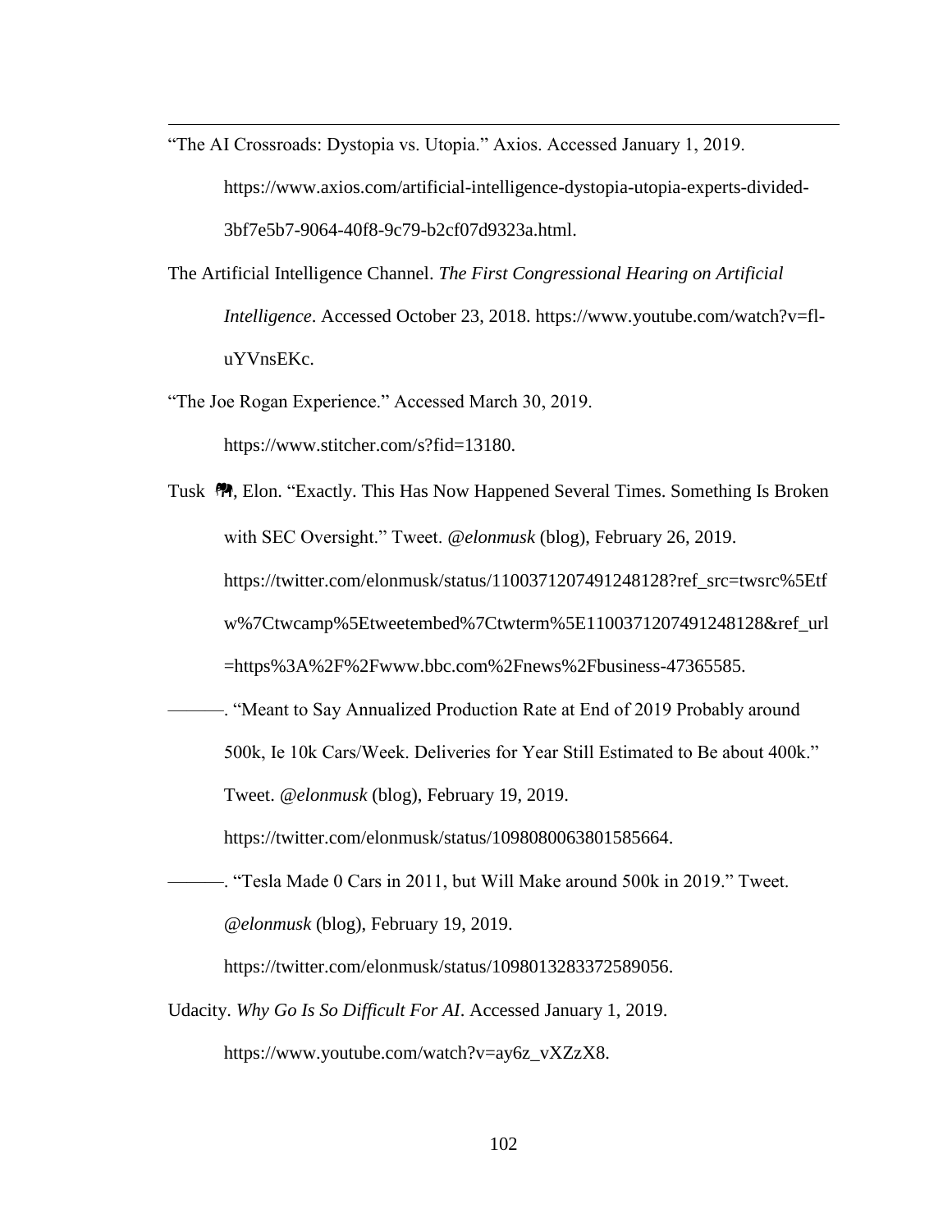"The AI Crossroads: Dystopia vs. Utopia." Axios. Accessed January 1, 2019. https://www.axios.com/artificial-intelligence-dystopia-utopia-experts-divided-3bf7e5b7-9064-40f8-9c79-b2cf07d9323a.html.

The Artificial Intelligence Channel. *The First Congressional Hearing on Artificial Intelligence*. Accessed October 23, 2018. https://www.youtube.com/watch?v=fl-uYVnsEKc.

"The Joe Rogan Experience." Accessed March 30, 2019. https://www.stitcher.com/s?fid=13180.

Tusk 🐘, Elon. "Exactly. This Has Now Happened Several Times. Something Is Broken with SEC Oversight." Tweet. *@elonmusk* (blog), February 26, 2019. https://twitter.com/elonmusk/status/1100371207491248128?ref_src=twsrc%5Etfw%7Ctwcamp%5Etweetembed%7Ctwterm%5E1100371207491248128&ref_url=https%3A%2F%2Fwww.bbc.com%2Fnews%2Fbusiness-47365585.

———. "Meant to Say Annualized Production Rate at End of 2019 Probably around 500k, Ie 10k Cars/Week. Deliveries for Year Still Estimated to Be about 400k." Tweet. *@elonmusk* (blog), February 19, 2019. https://twitter.com/elonmusk/status/1098080063801585664.

———. "Tesla Made 0 Cars in 2011, but Will Make around 500k in 2019." Tweet. *@elonmusk* (blog), February 19, 2019. https://twitter.com/elonmusk/status/1098013283372589056.

Udacity. *Why Go Is So Difficult For AI*. Accessed January 1, 2019. https://www.youtube.com/watch?v=ay6z_vXZzX8.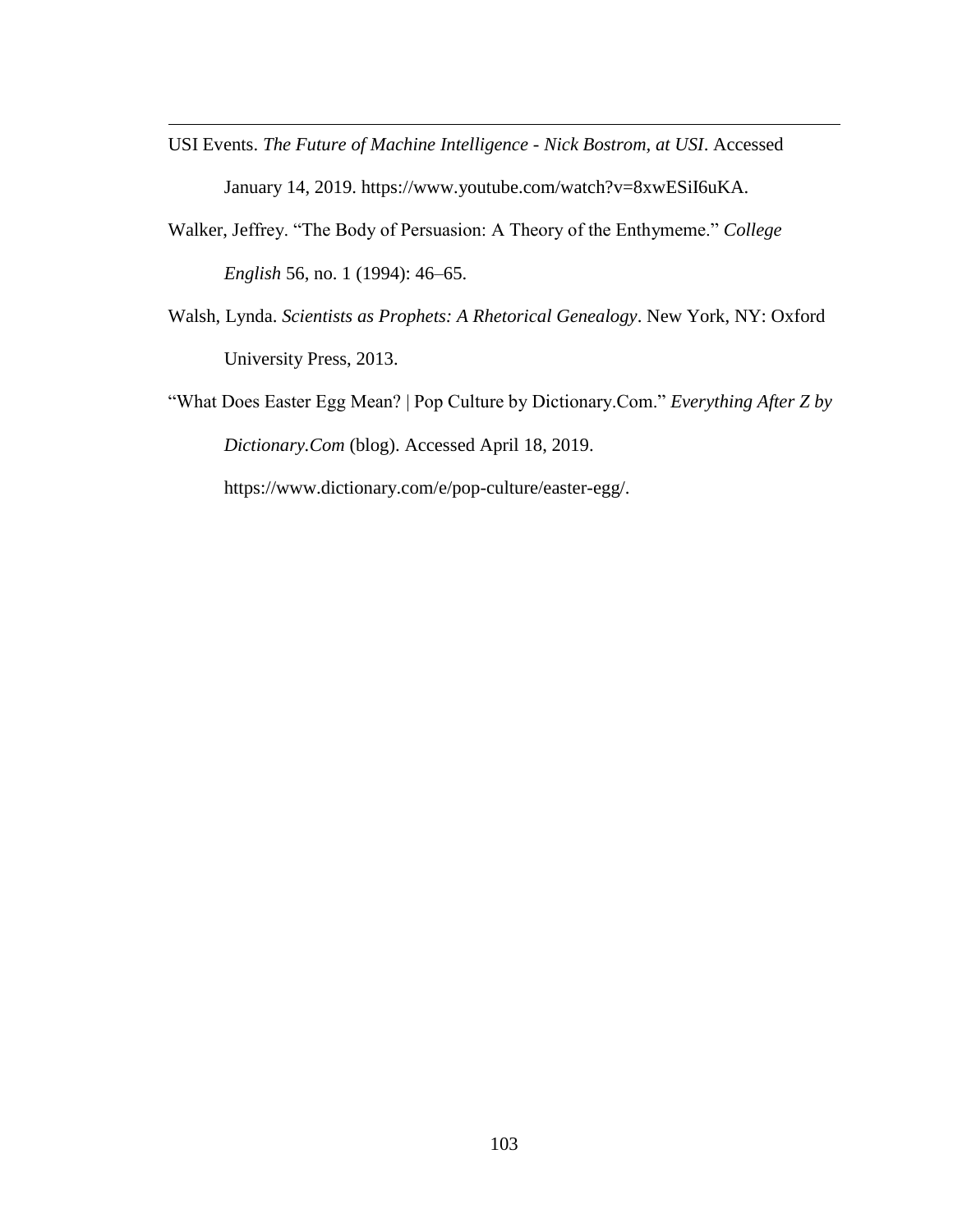USI Events. *The Future of Machine Intelligence - Nick Bostrom, at USI*. Accessed January 14, 2019. https://www.youtube.com/watch?v=8xwESiI6uKA.

Walker, Jeffrey. "The Body of Persuasion: A Theory of the Enthymeme." *College English* 56, no. 1 (1994): 46–65.

Walsh, Lynda. *Scientists as Prophets: A Rhetorical Genealogy*. New York, NY: Oxford University Press, 2013.

"What Does Easter Egg Mean? | Pop Culture by Dictionary.Com." *Everything After Z by Dictionary.Com* (blog). Accessed April 18, 2019. https://www.dictionary.com/e/pop-culture/easter-egg/.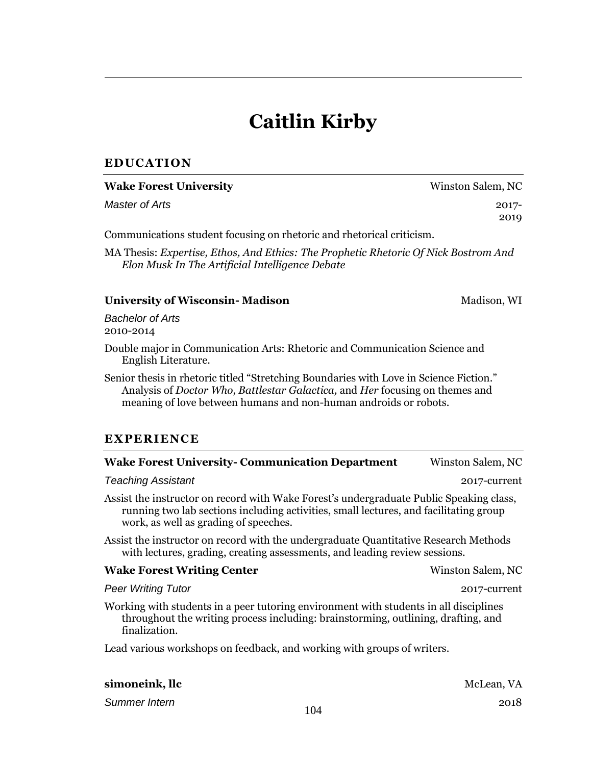# Caitlin Kirby

## EDUCATION

**Wake Forest University** Winston Salem, NC

*Master of Arts* 2017-2019

Communications student focusing on rhetoric and rhetorical criticism.

MA Thesis: *Expertise, Ethos, And Ethics: The Prophetic Rhetoric Of Nick Bostrom And Elon Musk In The Artificial Intelligence Debate*

**University of Wisconsin- Madison** Madison, WI

*Bachelor of Arts*
2010-2014

Double major in Communication Arts: Rhetoric and Communication Science and English Literature.

Senior thesis in rhetoric titled "Stretching Boundaries with Love in Science Fiction." Analysis of *Doctor Who, Battlestar Galactica,* and *Her* focusing on themes and meaning of love between humans and non-human androids or robots.

## EXPERIENCE

**Wake Forest University- Communication Department** Winston Salem, NC

*Teaching Assistant* 2017-current

Assist the instructor on record with Wake Forest's undergraduate Public Speaking class, running two lab sections including activities, small lectures, and facilitating group work, as well as grading of speeches.

Assist the instructor on record with the undergraduate Quantitative Research Methods with lectures, grading, creating assessments, and leading review sessions.

**Wake Forest Writing Center** Winston Salem, NC

*Peer Writing Tutor* 2017-current

Working with students in a peer tutoring environment with students in all disciplines throughout the writing process including: brainstorming, outlining, drafting, and finalization.

Lead various workshops on feedback, and working with groups of writers.

**simoneink, llc** McLean, VA

*Summer Intern* 2018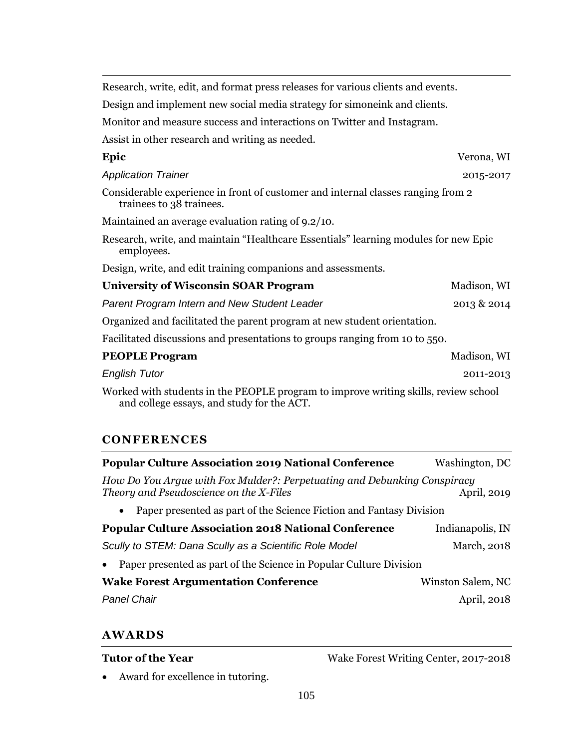Research, write, edit, and format press releases for various clients and events.

Design and implement new social media strategy for simoneink and clients.

Monitor and measure success and interactions on Twitter and Instagram.

Assist in other research and writing as needed.

**Epic** Verona, WI

*Application Trainer* 2015-2017

Considerable experience in front of customer and internal classes ranging from 2 trainees to 38 trainees.

Maintained an average evaluation rating of 9.2/10.

Research, write, and maintain "Healthcare Essentials" learning modules for new Epic employees.

Design, write, and edit training companions and assessments.

**University of Wisconsin SOAR Program** Madison, WI

*Parent Program Intern and New Student Leader* 2013 & 2014

Organized and facilitated the parent program at new student orientation.

Facilitated discussions and presentations to groups ranging from 10 to 550.

**PEOPLE Program** Madison, WI

*English Tutor* 2011-2013

Worked with students in the PEOPLE program to improve writing skills, review school and college essays, and study for the ACT.

## CONFERENCES

**Popular Culture Association 2019 National Conference** Washington, DC

*How Do You Argue with Fox Mulder?: Perpetuating and Debunking Conspiracy Theory and Pseudoscience on the X-Files* April, 2019

- Paper presented as part of the Science Fiction and Fantasy Division

**Popular Culture Association 2018 National Conference** Indianapolis, IN

*Scully to STEM: Dana Scully as a Scientific Role Model* March, 2018

- Paper presented as part of the Science in Popular Culture Division

**Wake Forest Argumentation Conference** Winston Salem, NC

*Panel Chair* April, 2018

## AWARDS

**Tutor of the Year** Wake Forest Writing Center, 2017-2018

- Award for excellence in tutoring.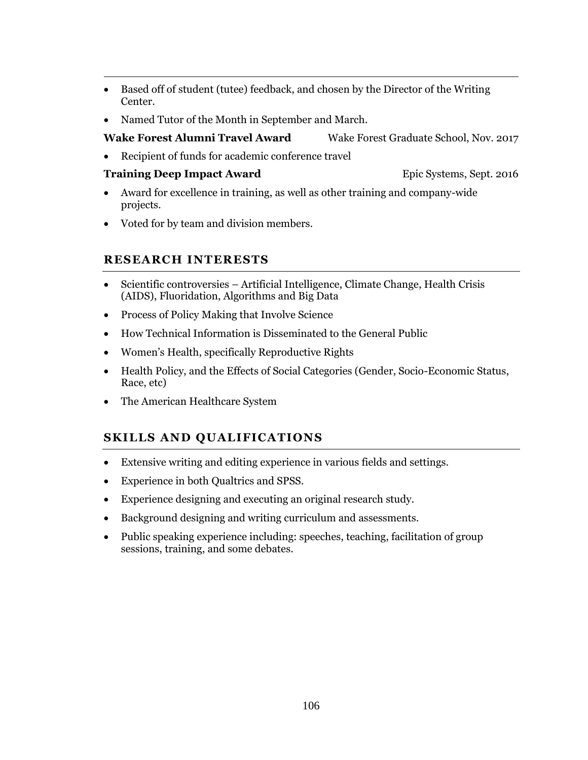- Based off of student (tutee) feedback, and chosen by the Director of the Writing Center.
- Named Tutor of the Month in September and March.

**Wake Forest Alumni Travel Award** Wake Forest Graduate School, Nov. 2017

- Recipient of funds for academic conference travel

**Training Deep Impact Award** Epic Systems, Sept. 2016

- Award for excellence in training, as well as other training and company-wide projects.
- Voted for by team and division members.

## RESEARCH INTERESTS

- Scientific controversies – Artificial Intelligence, Climate Change, Health Crisis (AIDS), Fluoridation, Algorithms and Big Data
- Process of Policy Making that Involve Science
- How Technical Information is Disseminated to the General Public
- Women's Health, specifically Reproductive Rights
- Health Policy, and the Effects of Social Categories (Gender, Socio-Economic Status, Race, etc)
- The American Healthcare System

## SKILLS AND QUALIFICATIONS

- Extensive writing and editing experience in various fields and settings.
- Experience in both Qualtrics and SPSS.
- Experience designing and executing an original research study.
- Background designing and writing curriculum and assessments.
- Public speaking experience including: speeches, teaching, facilitation of group sessions, training, and some debates.